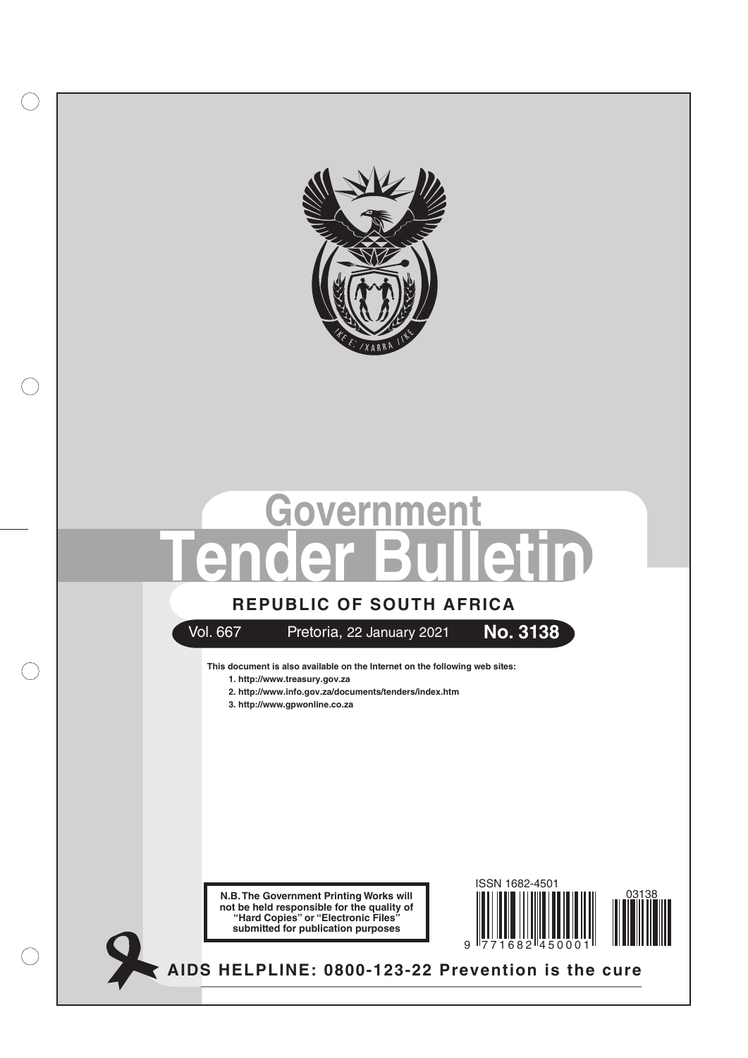# Government Tender Bulletin

## REPUBLIC OF SOUTH AFRICA

Vol. 667 Pretoria, 22 January 2021 **No. 3138**

**This document is also available on the Internet on the following web sites:**

1. http://www.treasury.gov.za
2. http://www.info.gov.za/documents/tenders/index.htm
3. http://www.gpwonline.co.za

**N.B. The Government Printing Works will not be held responsible for the quality of "Hard Copies" or "Electronic Files" submitted for publication purposes**

ISSN 1682-4501

03138

9 771682 450001

**AIDS HELPLINE: 0800-123-22 Prevention is the cure**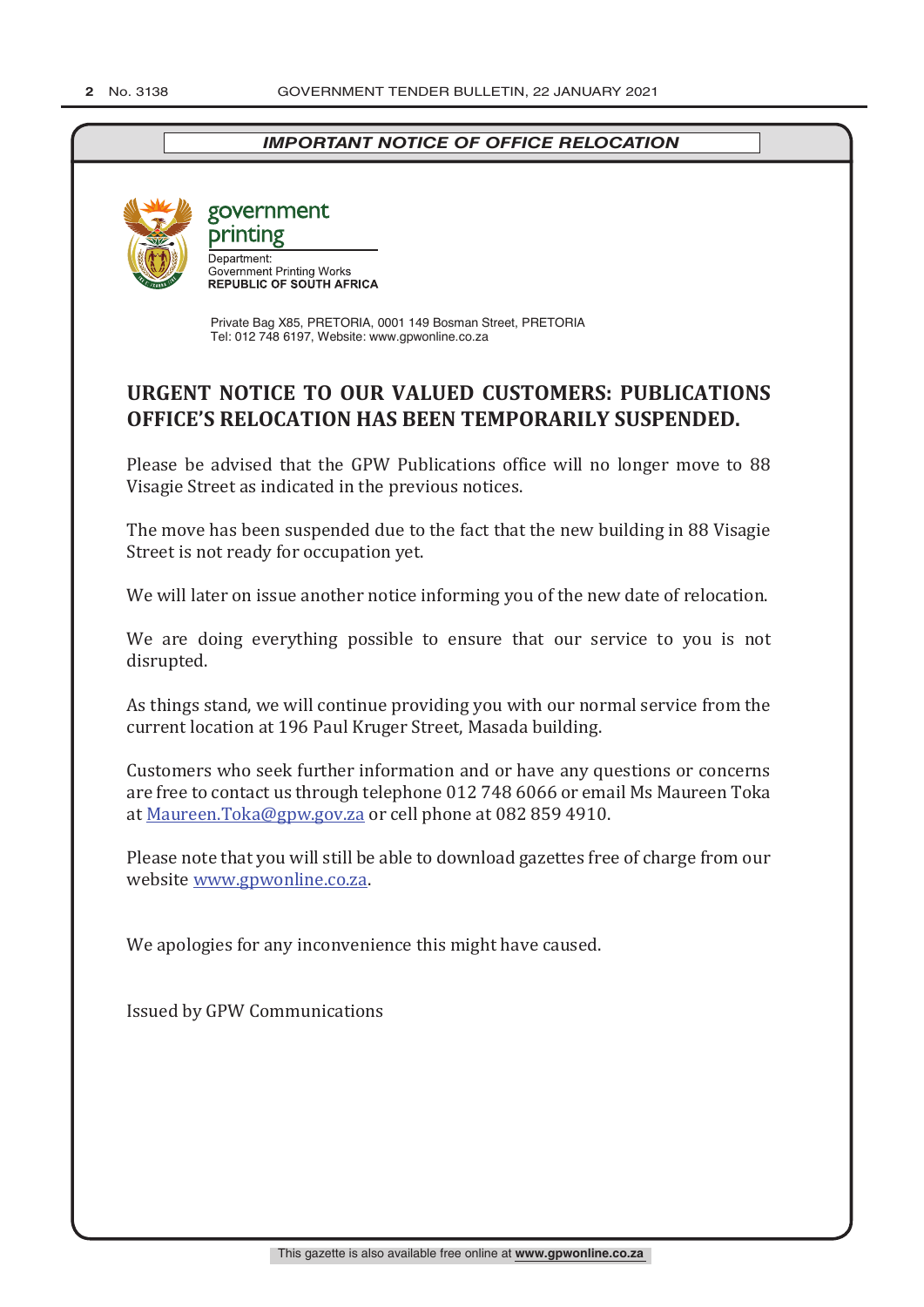*IMPORTANT NOTICE OF OFFICE RELOCATION*

government printing

Department:
Government Printing Works
**REPUBLIC OF SOUTH AFRICA**

Private Bag X85, PRETORIA, 0001 149 Bosman Street, PRETORIA
Tel: 012 748 6197, Website: www.gpwonline.co.za

## URGENT NOTICE TO OUR VALUED CUSTOMERS: PUBLICATIONS OFFICE'S RELOCATION HAS BEEN TEMPORARILY SUSPENDED.

Please be advised that the GPW Publications office will no longer move to 88 Visagie Street as indicated in the previous notices.

The move has been suspended due to the fact that the new building in 88 Visagie Street is not ready for occupation yet.

We will later on issue another notice informing you of the new date of relocation.

We are doing everything possible to ensure that our service to you is not disrupted.

As things stand, we will continue providing you with our normal service from the current location at 196 Paul Kruger Street, Masada building.

Customers who seek further information and or have any questions or concerns are free to contact us through telephone 012 748 6066 or email Ms Maureen Toka at Maureen.Toka@gpw.gov.za or cell phone at 082 859 4910.

Please note that you will still be able to download gazettes free of charge from our website www.gpwonline.co.za.

We apologies for any inconvenience this might have caused.

Issued by GPW Communications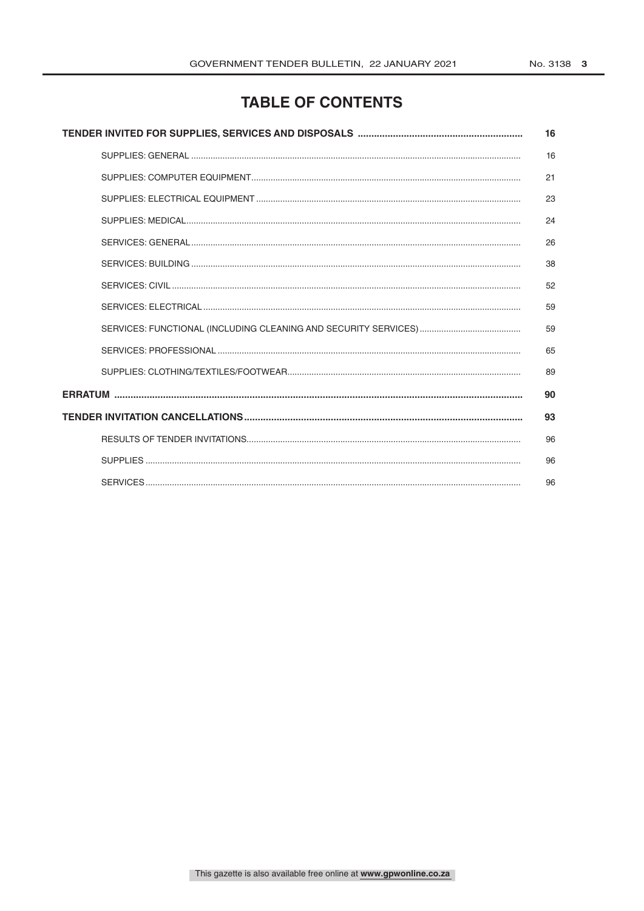# TABLE OF CONTENTS

| | |
|---|---|
| **TENDER INVITED FOR SUPPLIES, SERVICES AND DISPOSALS** | **16** |
| SUPPLIES: GENERAL | 16 |
| SUPPLIES: COMPUTER EQUIPMENT | 21 |
| SUPPLIES: ELECTRICAL EQUIPMENT | 23 |
| SUPPLIES: MEDICAL | 24 |
| SERVICES: GENERAL | 26 |
| SERVICES: BUILDING | 38 |
| SERVICES: CIVIL | 52 |
| SERVICES: ELECTRICAL | 59 |
| SERVICES: FUNCTIONAL (INCLUDING CLEANING AND SECURITY SERVICES) | 59 |
| SERVICES: PROFESSIONAL | 65 |
| SUPPLIES: CLOTHING/TEXTILES/FOOTWEAR | 89 |
| **ERRATUM** | **90** |
| **TENDER INVITATION CANCELLATIONS** | **93** |
| RESULTS OF TENDER INVITATIONS | 96 |
| SUPPLIES | 96 |
| SERVICES | 96 |

This gazette is also available free online at **www.gpwonline.co.za**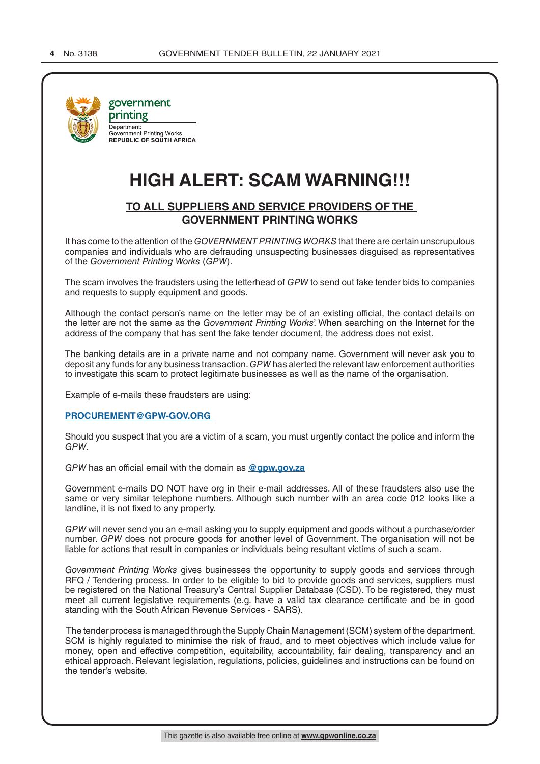government printing

Department:
Government Printing Works
**REPUBLIC OF SOUTH AFRICA**

# HIGH ALERT: SCAM WARNING!!!

## TO ALL SUPPLIERS AND SERVICE PROVIDERS OF THE GOVERNMENT PRINTING WORKS

It has come to the attention of the *GOVERNMENT PRINTING WORKS* that there are certain unscrupulous companies and individuals who are defrauding unsuspecting businesses disguised as representatives of the *Government Printing Works* (*GPW*).

The scam involves the fraudsters using the letterhead of *GPW* to send out fake tender bids to companies and requests to supply equipment and goods.

Although the contact person's name on the letter may be of an existing official, the contact details on the letter are not the same as the *Government Printing Works*'. When searching on the Internet for the address of the company that has sent the fake tender document, the address does not exist.

The banking details are in a private name and not company name. Government will never ask you to deposit any funds for any business transaction. *GPW* has alerted the relevant law enforcement authorities to investigate this scam to protect legitimate businesses as well as the name of the organisation.

Example of e-mails these fraudsters are using:

**PROCUREMENT@GPW-GOV.ORG**

Should you suspect that you are a victim of a scam, you must urgently contact the police and inform the *GPW*.

*GPW* has an official email with the domain as **@gpw.gov.za**

Government e-mails DO NOT have org in their e-mail addresses. All of these fraudsters also use the same or very similar telephone numbers. Although such number with an area code 012 looks like a landline, it is not fixed to any property.

*GPW* will never send you an e-mail asking you to supply equipment and goods without a purchase/order number. *GPW* does not procure goods for another level of Government. The organisation will not be liable for actions that result in companies or individuals being resultant victims of such a scam.

*Government Printing Works* gives businesses the opportunity to supply goods and services through RFQ / Tendering process. In order to be eligible to bid to provide goods and services, suppliers must be registered on the National Treasury's Central Supplier Database (CSD). To be registered, they must meet all current legislative requirements (e.g. have a valid tax clearance certificate and be in good standing with the South African Revenue Services - SARS).

The tender process is managed through the Supply Chain Management (SCM) system of the department. SCM is highly regulated to minimise the risk of fraud, and to meet objectives which include value for money, open and effective competition, equitability, accountability, fair dealing, transparency and an ethical approach. Relevant legislation, regulations, policies, guidelines and instructions can be found on the tender's website.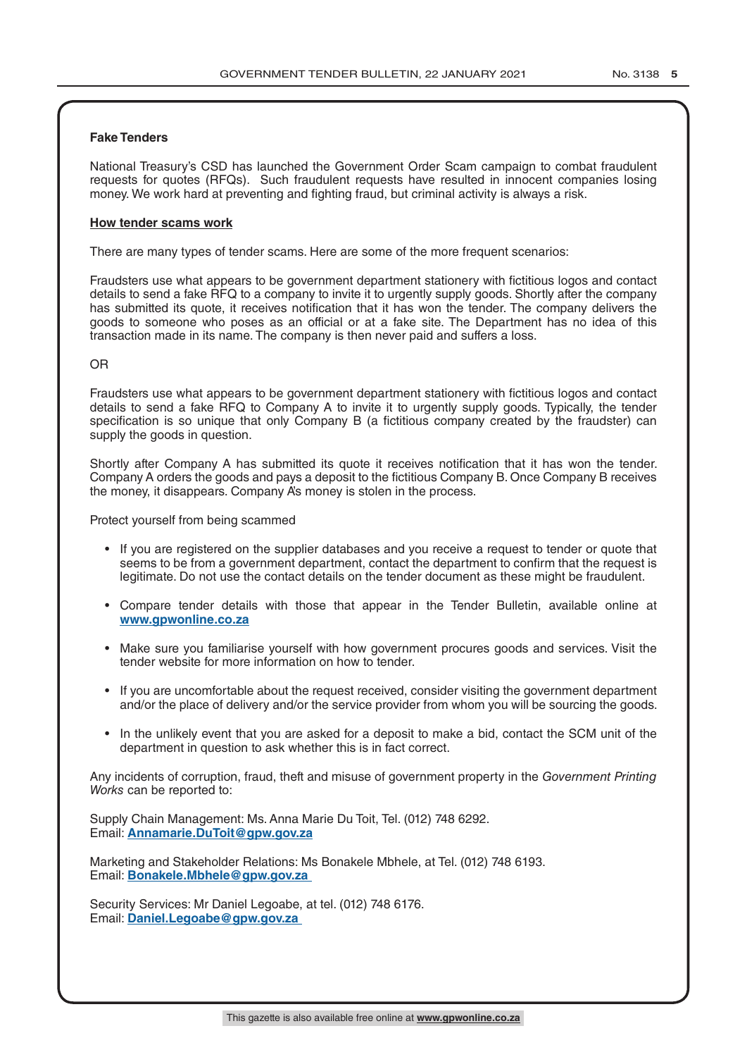**Fake Tenders**

National Treasury's CSD has launched the Government Order Scam campaign to combat fraudulent requests for quotes (RFQs). Such fraudulent requests have resulted in innocent companies losing money. We work hard at preventing and fighting fraud, but criminal activity is always a risk.

**How tender scams work**

There are many types of tender scams. Here are some of the more frequent scenarios:

Fraudsters use what appears to be government department stationery with fictitious logos and contact details to send a fake RFQ to a company to invite it to urgently supply goods. Shortly after the company has submitted its quote, it receives notification that it has won the tender. The company delivers the goods to someone who poses as an official or at a fake site. The Department has no idea of this transaction made in its name. The company is then never paid and suffers a loss.

OR

Fraudsters use what appears to be government department stationery with fictitious logos and contact details to send a fake RFQ to Company A to invite it to urgently supply goods. Typically, the tender specification is so unique that only Company B (a fictitious company created by the fraudster) can supply the goods in question.

Shortly after Company A has submitted its quote it receives notification that it has won the tender. Company A orders the goods and pays a deposit to the fictitious Company B. Once Company B receives the money, it disappears. Company A's money is stolen in the process.

Protect yourself from being scammed

- If you are registered on the supplier databases and you receive a request to tender or quote that seems to be from a government department, contact the department to confirm that the request is legitimate. Do not use the contact details on the tender document as these might be fraudulent.
- Compare tender details with those that appear in the Tender Bulletin, available online at **www.gpwonline.co.za**
- Make sure you familiarise yourself with how government procures goods and services. Visit the tender website for more information on how to tender.
- If you are uncomfortable about the request received, consider visiting the government department and/or the place of delivery and/or the service provider from whom you will be sourcing the goods.
- In the unlikely event that you are asked for a deposit to make a bid, contact the SCM unit of the department in question to ask whether this is in fact correct.

Any incidents of corruption, fraud, theft and misuse of government property in the *Government Printing Works* can be reported to:

Supply Chain Management: Ms. Anna Marie Du Toit, Tel. (012) 748 6292.
Email: **Annamarie.DuToit@gpw.gov.za**

Marketing and Stakeholder Relations: Ms Bonakele Mbhele, at Tel. (012) 748 6193.
Email: **Bonakele.Mbhele@gpw.gov.za**

Security Services: Mr Daniel Legoabe, at tel. (012) 748 6176.
Email: **Daniel.Legoabe@gpw.gov.za**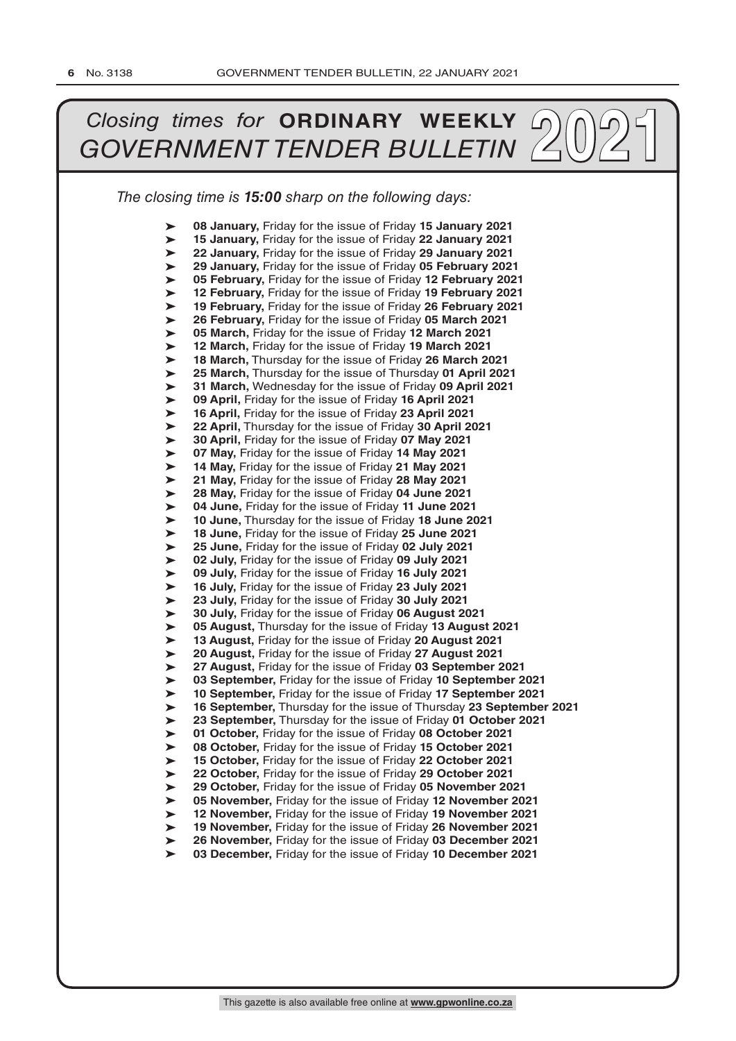# *Closing times for* **ORDINARY WEEKLY** *GOVERNMENT TENDER BULLETIN* 2021

*The closing time is* ***15:00*** *sharp on the following days:*

- **08 January,** Friday for the issue of Friday **15 January 2021**
- **15 January,** Friday for the issue of Friday **22 January 2021**
- **22 January,** Friday for the issue of Friday **29 January 2021**
- **29 January,** Friday for the issue of Friday **05 February 2021**
- **05 February,** Friday for the issue of Friday **12 February 2021**
- **12 February,** Friday for the issue of Friday **19 February 2021**
- **19 February,** Friday for the issue of Friday **26 February 2021**
- **26 February,** Friday for the issue of Friday **05 March 2021**
- **05 March,** Friday for the issue of Friday **12 March 2021**
- **12 March,** Friday for the issue of Friday **19 March 2021**
- **18 March,** Thursday for the issue of Friday **26 March 2021**
- **25 March,** Thursday for the issue of Thursday **01 April 2021**
- **31 March,** Wednesday for the issue of Friday **09 April 2021**
- **09 April,** Friday for the issue of Friday **16 April 2021**
- **16 April,** Friday for the issue of Friday **23 April 2021**
- **22 April,** Thursday for the issue of Friday **30 April 2021**
- **30 April,** Friday for the issue of Friday **07 May 2021**
- **07 May,** Friday for the issue of Friday **14 May 2021**
- **14 May,** Friday for the issue of Friday **21 May 2021**
- **21 May,** Friday for the issue of Friday **28 May 2021**
- **28 May,** Friday for the issue of Friday **04 June 2021**
- **04 June,** Friday for the issue of Friday **11 June 2021**
- **10 June,** Thursday for the issue of Friday **18 June 2021**
- **18 June,** Friday for the issue of Friday **25 June 2021**
- **25 June,** Friday for the issue of Friday **02 July 2021**
- **02 July,** Friday for the issue of Friday **09 July 2021**
- **09 July,** Friday for the issue of Friday **16 July 2021**
- **16 July,** Friday for the issue of Friday **23 July 2021**
- **23 July,** Friday for the issue of Friday **30 July 2021**
- **30 July,** Friday for the issue of Friday **06 August 2021**
- **05 August,** Thursday for the issue of Friday **13 August 2021**
- **13 August,** Friday for the issue of Friday **20 August 2021**
- **20 August,** Friday for the issue of Friday **27 August 2021**
- **27 August,** Friday for the issue of Friday **03 September 2021**
- **03 September,** Friday for the issue of Friday **10 September 2021**
- **10 September,** Friday for the issue of Friday **17 September 2021**
- **16 September,** Thursday for the issue of Thursday **23 September 2021**
- **23 September,** Thursday for the issue of Friday **01 October 2021**
- **01 October,** Friday for the issue of Friday **08 October 2021**
- **08 October,** Friday for the issue of Friday **15 October 2021**
- **15 October,** Friday for the issue of Friday **22 October 2021**
- **22 October,** Friday for the issue of Friday **29 October 2021**
- **29 October,** Friday for the issue of Friday **05 November 2021**
- **05 November,** Friday for the issue of Friday **12 November 2021**
- **12 November,** Friday for the issue of Friday **19 November 2021**
- **19 November,** Friday for the issue of Friday **26 November 2021**
- **26 November,** Friday for the issue of Friday **03 December 2021**
- **03 December,** Friday for the issue of Friday **10 December 2021**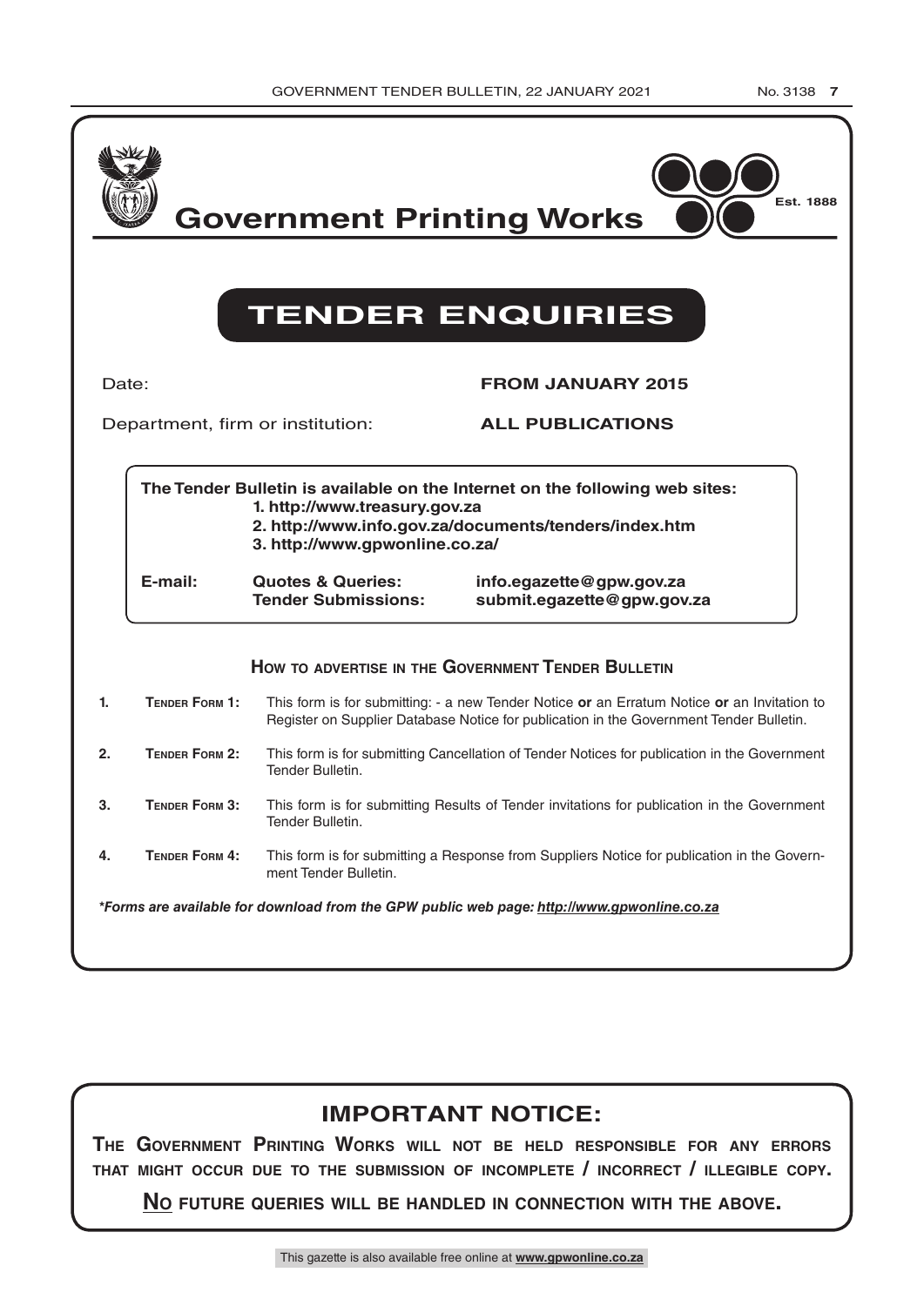# Government Printing Works

Est. 1888

## TENDER ENQUIRIES

Date: **FROM JANUARY 2015**

Department, firm or institution: **ALL PUBLICATIONS**

**The Tender Bulletin is available on the Internet on the following web sites:**

**1. http://www.treasury.gov.za**
**2. http://www.info.gov.za/documents/tenders/index.htm**
**3. http://www.gpwonline.co.za/**

| **E-mail:** | **Quotes & Queries:** | **info.egazette@gpw.gov.za** |
|---|---|---|
| | **Tender Submissions:** | **submit.egazette@gpw.gov.za** |

### How to advertise in the Government Tender Bulletin

1. **Tender Form 1:** This form is for submitting: - a new Tender Notice **or** an Erratum Notice **or** an Invitation to Register on Supplier Database Notice for publication in the Government Tender Bulletin.
2. **Tender Form 2:** This form is for submitting Cancellation of Tender Notices for publication in the Government Tender Bulletin.
3. **Tender Form 3:** This form is for submitting Results of Tender invitations for publication in the Government Tender Bulletin.
4. **Tender Form 4:** This form is for submitting a Response from Suppliers Notice for publication in the Government Tender Bulletin.

***Forms are available for download from the GPW public web page: http://www.gpwonline.co.za***

## IMPORTANT NOTICE:

**The Government Printing Works will not be held responsible for any errors that might occur due to the submission of incomplete / incorrect / illegible copy.**

**No future queries will be handled in connection with the above.**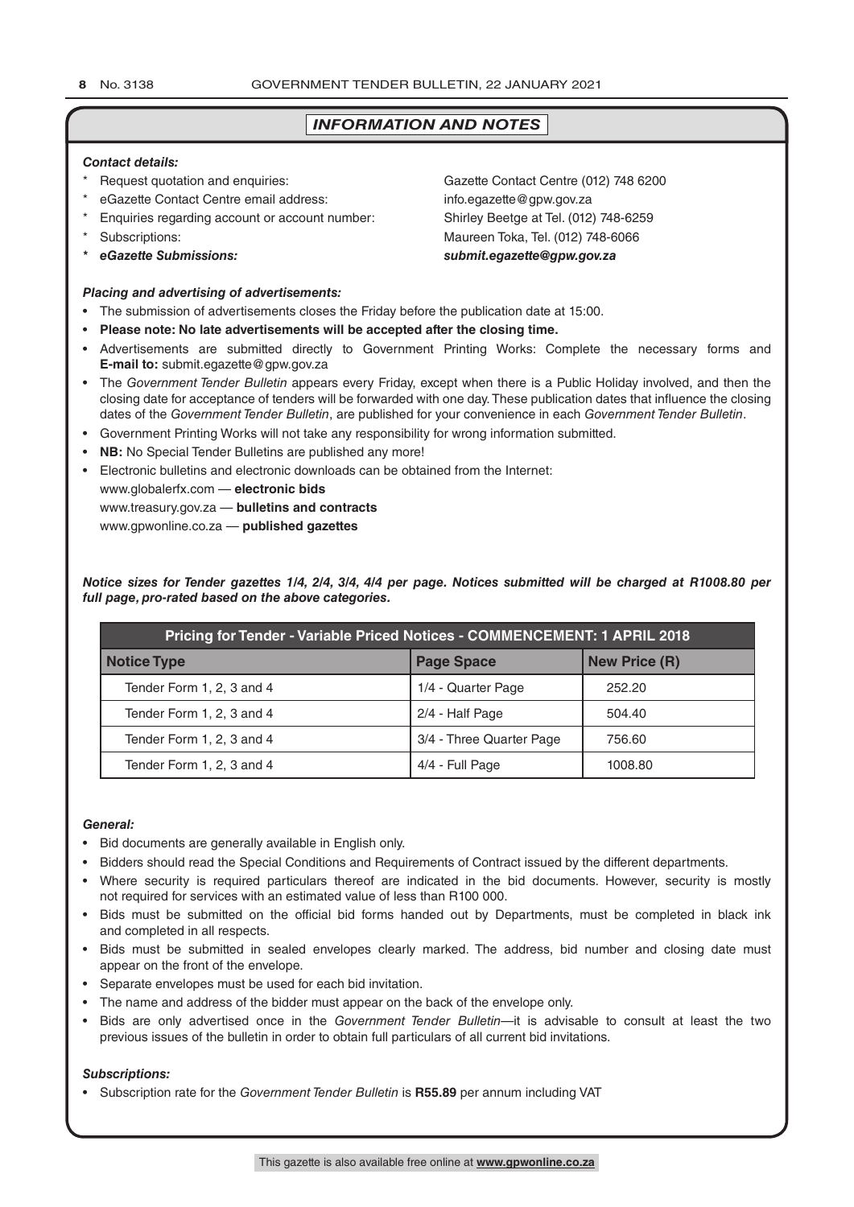## *INFORMATION AND NOTES*

***Contact details:***

- Request quotation and enquiries: Gazette Contact Centre (012) 748 6200
- eGazette Contact Centre email address: info.egazette@gpw.gov.za
- Enquiries regarding account or account number: Shirley Beetge at Tel. (012) 748-6259
- Subscriptions: Maureen Toka, Tel. (012) 748-6066
- ***eGazette Submissions:*** ***submit.egazette@gpw.gov.za***

***Placing and advertising of advertisements:***

- The submission of advertisements closes the Friday before the publication date at 15:00.
- **Please note: No late advertisements will be accepted after the closing time.**
- Advertisements are submitted directly to Government Printing Works: Complete the necessary forms and **E-mail to:** submit.egazette@gpw.gov.za
- The *Government Tender Bulletin* appears every Friday, except when there is a Public Holiday involved, and then the closing date for acceptance of tenders will be forwarded with one day. These publication dates that influence the closing dates of the *Government Tender Bulletin*, are published for your convenience in each *Government Tender Bulletin*.
- Government Printing Works will not take any responsibility for wrong information submitted.
- **NB:** No Special Tender Bulletins are published any more!
- Electronic bulletins and electronic downloads can be obtained from the Internet:
  www.globalerfx.com — **electronic bids**
  www.treasury.gov.za — **bulletins and contracts**
  www.gpwonline.co.za — **published gazettes**

***Notice sizes for Tender gazettes 1/4, 2/4, 3/4, 4/4 per page. Notices submitted will be charged at R1008.80 per full page, pro-rated based on the above categories.***

| Pricing for Tender - Variable Priced Notices - COMMENCEMENT: 1 APRIL 2018 | | |
|---|---|---|
| **Notice Type** | **Page Space** | **New Price (R)** |
| Tender Form 1, 2, 3 and 4 | 1/4 - Quarter Page | 252.20 |
| Tender Form 1, 2, 3 and 4 | 2/4 - Half Page | 504.40 |
| Tender Form 1, 2, 3 and 4 | 3/4 - Three Quarter Page | 756.60 |
| Tender Form 1, 2, 3 and 4 | 4/4 - Full Page | 1008.80 |

***General:***

- Bid documents are generally available in English only.
- Bidders should read the Special Conditions and Requirements of Contract issued by the different departments.
- Where security is required particulars thereof are indicated in the bid documents. However, security is mostly not required for services with an estimated value of less than R100 000.
- Bids must be submitted on the official bid forms handed out by Departments, must be completed in black ink and completed in all respects.
- Bids must be submitted in sealed envelopes clearly marked. The address, bid number and closing date must appear on the front of the envelope.
- Separate envelopes must be used for each bid invitation.
- The name and address of the bidder must appear on the back of the envelope only.
- Bids are only advertised once in the *Government Tender Bulletin*—it is advisable to consult at least the two previous issues of the bulletin in order to obtain full particulars of all current bid invitations.

***Subscriptions:***

- Subscription rate for the *Government Tender Bulletin* is **R55.89** per annum including VAT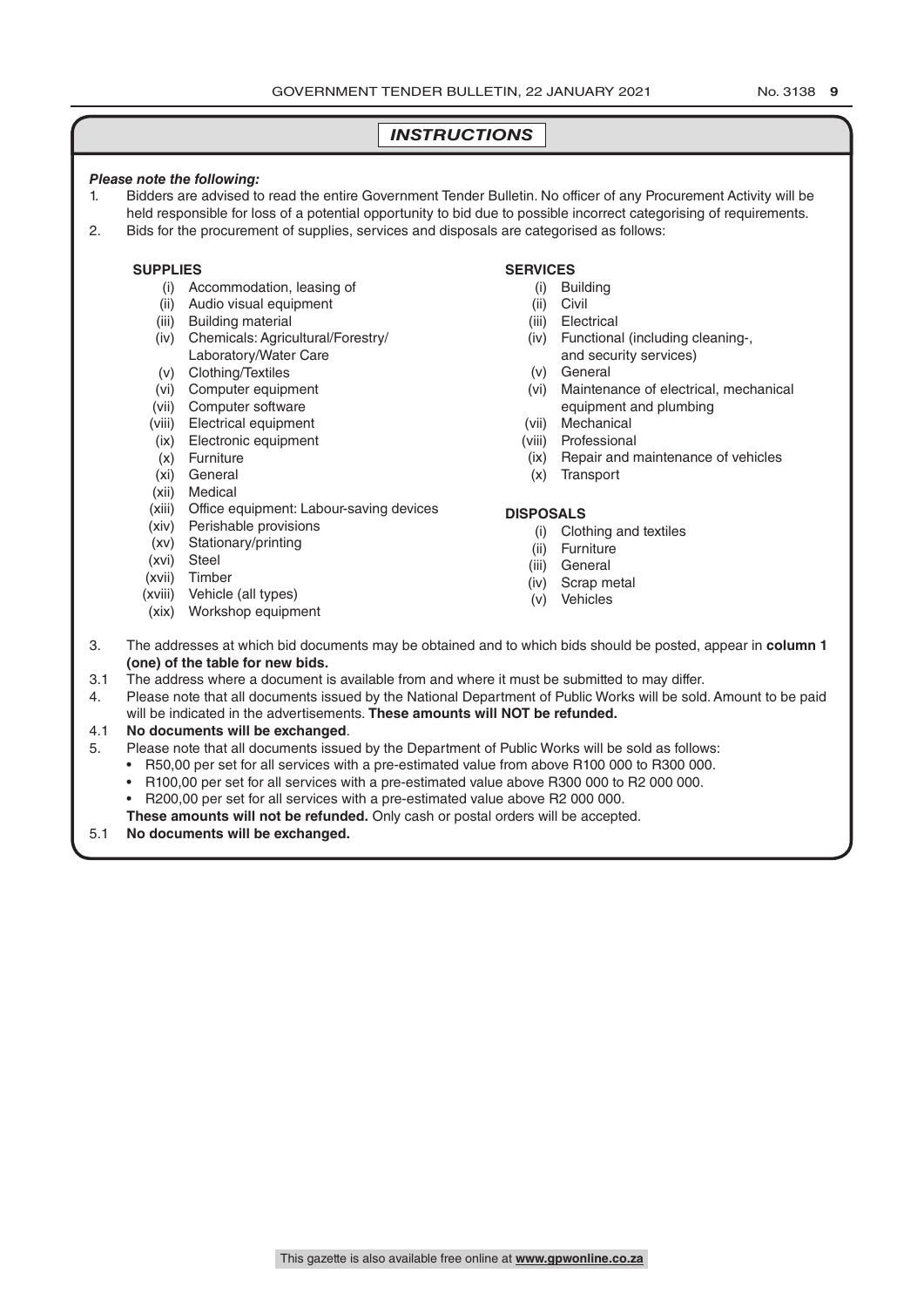# *INSTRUCTIONS*

***Please note the following:***

1. Bidders are advised to read the entire Government Tender Bulletin. No officer of any Procurement Activity will be held responsible for loss of a potential opportunity to bid due to possible incorrect categorising of requirements.
2. Bids for the procurement of supplies, services and disposals are categorised as follows:

**SUPPLIES**

- (i) Accommodation, leasing of
- (ii) Audio visual equipment
- (iii) Building material
- (iv) Chemicals: Agricultural/Forestry/ Laboratory/Water Care
- (v) Clothing/Textiles
- (vi) Computer equipment
- (vii) Computer software
- (viii) Electrical equipment
- (ix) Electronic equipment
- (x) Furniture
- (xi) General
- (xii) Medical
- (xiii) Office equipment: Labour-saving devices
- (xiv) Perishable provisions
- (xv) Stationary/printing
- (xvi) Steel
- (xvii) Timber
- (xviii) Vehicle (all types)
- (xix) Workshop equipment

**SERVICES**

- (i) Building
- (ii) Civil
- (iii) Electrical
- (iv) Functional (including cleaning-, and security services)
- (v) General
- (vi) Maintenance of electrical, mechanical equipment and plumbing
- (vii) Mechanical
- (viii) Professional
- (ix) Repair and maintenance of vehicles
- (x) Transport

**DISPOSALS**

- (i) Clothing and textiles
- (ii) Furniture
- (iii) General
- (iv) Scrap metal
- (v) Vehicles

3. The addresses at which bid documents may be obtained and to which bids should be posted, appear in **column 1 (one) of the table for new bids.**

3.1 The address where a document is available from and where it must be submitted to may differ.

4. Please note that all documents issued by the National Department of Public Works will be sold. Amount to be paid will be indicated in the advertisements. **These amounts will NOT be refunded.**

4.1 **No documents will be exchanged**.

5. Please note that all documents issued by the Department of Public Works will be sold as follows:
   - R50,00 per set for all services with a pre-estimated value from above R100 000 to R300 000.
   - R100,00 per set for all services with a pre-estimated value above R300 000 to R2 000 000.
   - R200,00 per set for all services with a pre-estimated value above R2 000 000.

   **These amounts will not be refunded.** Only cash or postal orders will be accepted.

5.1 **No documents will be exchanged.**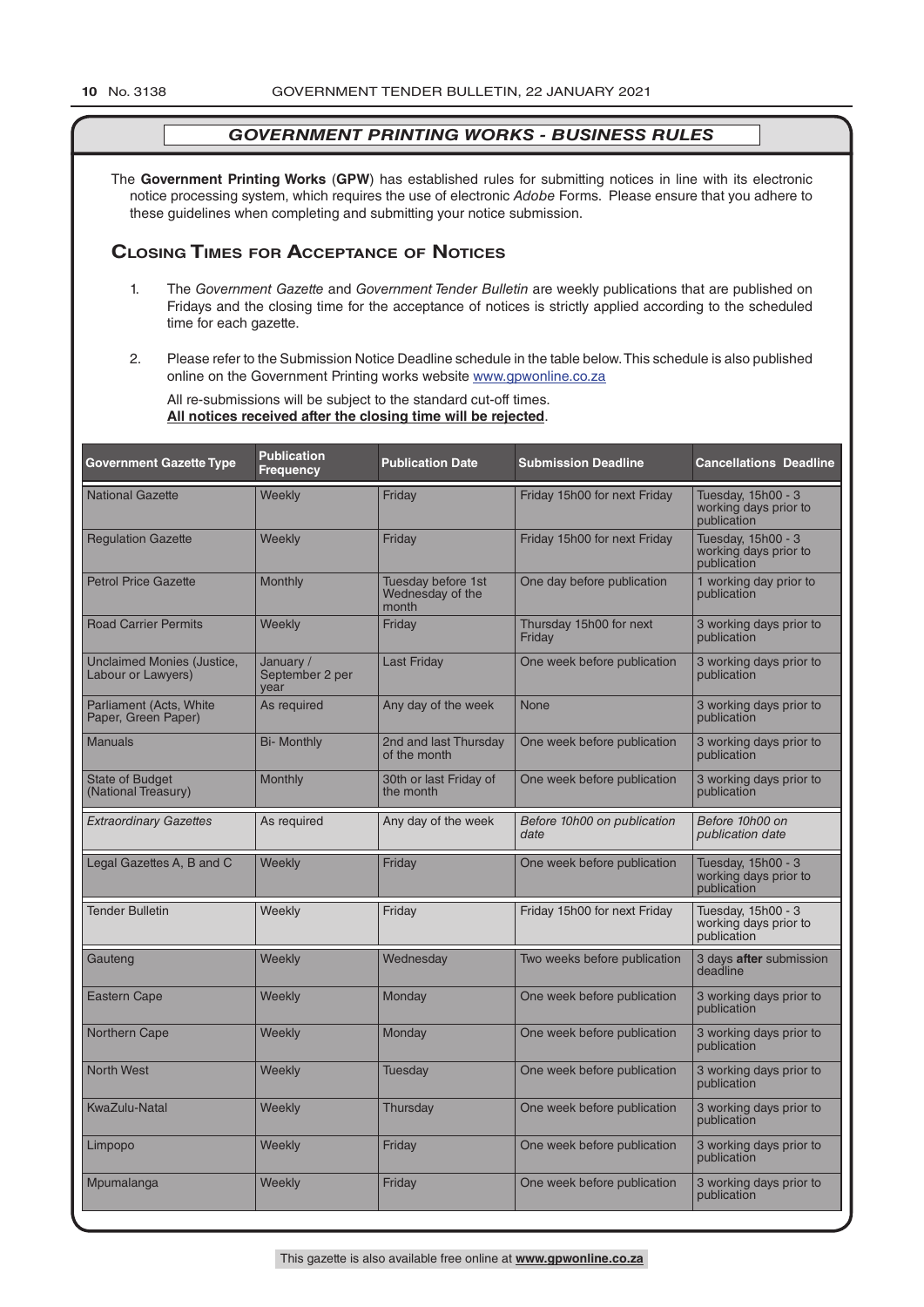## *GOVERNMENT PRINTING WORKS - BUSINESS RULES*

The **Government Printing Works** (**GPW**) has established rules for submitting notices in line with its electronic notice processing system, which requires the use of electronic *Adobe* Forms. Please ensure that you adhere to these guidelines when completing and submitting your notice submission.

## Closing Times for Acceptance of Notices

1. The *Government Gazette* and *Government Tender Bulletin* are weekly publications that are published on Fridays and the closing time for the acceptance of notices is strictly applied according to the scheduled time for each gazette.

2. Please refer to the Submission Notice Deadline schedule in the table below. This schedule is also published online on the Government Printing works website www.gpwonline.co.za

   All re-submissions will be subject to the standard cut-off times.
   **All notices received after the closing time will be rejected**.

| Government Gazette Type | Publication Frequency | Publication Date | Submission Deadline | Cancellations Deadline |
|---|---|---|---|---|
| National Gazette | Weekly | Friday | Friday 15h00 for next Friday | Tuesday, 15h00 - 3 working days prior to publication |
| Regulation Gazette | Weekly | Friday | Friday 15h00 for next Friday | Tuesday, 15h00 - 3 working days prior to publication |
| Petrol Price Gazette | Monthly | Tuesday before 1st Wednesday of the month | One day before publication | 1 working day prior to publication |
| Road Carrier Permits | Weekly | Friday | Thursday 15h00 for next Friday | 3 working days prior to publication |
| Unclaimed Monies (Justice, Labour or Lawyers) | January / September 2 per year | Last Friday | One week before publication | 3 working days prior to publication |
| Parliament (Acts, White Paper, Green Paper) | As required | Any day of the week | None | 3 working days prior to publication |
| Manuals | Bi- Monthly | 2nd and last Thursday of the month | One week before publication | 3 working days prior to publication |
| State of Budget (National Treasury) | Monthly | 30th or last Friday of the month | One week before publication | 3 working days prior to publication |
| *Extraordinary Gazettes* | As required | Any day of the week | *Before 10h00 on publication date* | *Before 10h00 on publication date* |
| Legal Gazettes A, B and C | Weekly | Friday | One week before publication | Tuesday, 15h00 - 3 working days prior to publication |
| Tender Bulletin | Weekly | Friday | Friday 15h00 for next Friday | Tuesday, 15h00 - 3 working days prior to publication |
| Gauteng | Weekly | Wednesday | Two weeks before publication | 3 days **after** submission deadline |
| Eastern Cape | Weekly | Monday | One week before publication | 3 working days prior to publication |
| Northern Cape | Weekly | Monday | One week before publication | 3 working days prior to publication |
| North West | Weekly | Tuesday | One week before publication | 3 working days prior to publication |
| KwaZulu-Natal | Weekly | Thursday | One week before publication | 3 working days prior to publication |
| Limpopo | Weekly | Friday | One week before publication | 3 working days prior to publication |
| Mpumalanga | Weekly | Friday | One week before publication | 3 working days prior to publication |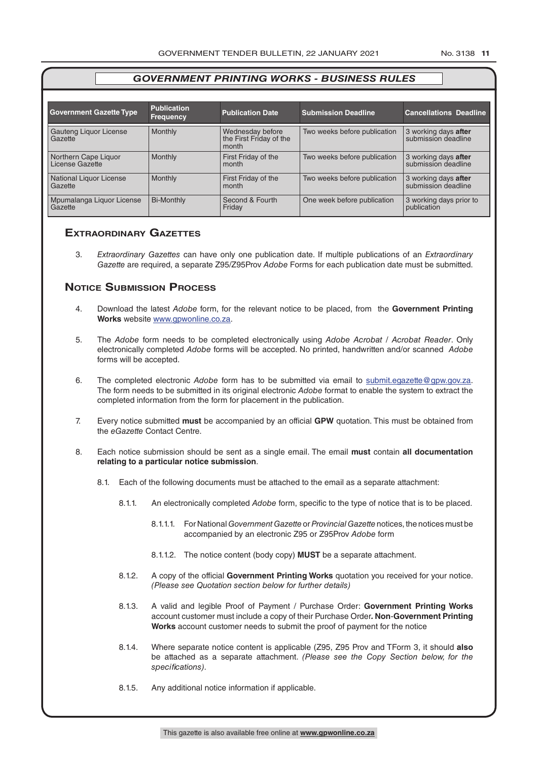## *GOVERNMENT PRINTING WORKS - BUSINESS RULES*

| Government Gazette Type | Publication Frequency | Publication Date | Submission Deadline | Cancellations Deadline |
|---|---|---|---|---|
| Gauteng Liquor License Gazette | Monthly | Wednesday before the First Friday of the month | Two weeks before publication | 3 working days **after** submission deadline |
| Northern Cape Liquor License Gazette | Monthly | First Friday of the month | Two weeks before publication | 3 working days **after** submission deadline |
| National Liquor License Gazette | Monthly | First Friday of the month | Two weeks before publication | 3 working days **after** submission deadline |
| Mpumalanga Liquor License Gazette | Bi-Monthly | Second & Fourth Friday | One week before publication | 3 working days prior to publication |

## Extraordinary Gazettes

3. *Extraordinary Gazettes* can have only one publication date. If multiple publications of an *Extraordinary Gazette* are required, a separate Z95/Z95Prov *Adobe* Forms for each publication date must be submitted.

## Notice Submission Process

4. Download the latest *Adobe* form, for the relevant notice to be placed, from the **Government Printing Works** website www.gpwonline.co.za.

5. The *Adobe* form needs to be completed electronically using *Adobe Acrobat* / *Acrobat Reader*. Only electronically completed *Adobe* forms will be accepted. No printed, handwritten and/or scanned *Adobe* forms will be accepted.

6. The completed electronic *Adobe* form has to be submitted via email to submit.egazette@gpw.gov.za. The form needs to be submitted in its original electronic *Adobe* format to enable the system to extract the completed information from the form for placement in the publication.

7. Every notice submitted **must** be accompanied by an official **GPW** quotation. This must be obtained from the *eGazette* Contact Centre.

8. Each notice submission should be sent as a single email. The email **must** contain **all documentation relating to a particular notice submission**.

   8.1. Each of the following documents must be attached to the email as a separate attachment:

      8.1.1. An electronically completed *Adobe* form, specific to the type of notice that is to be placed.

         8.1.1.1. For National *Government Gazette* or *Provincial Gazette* notices, the notices must be accompanied by an electronic Z95 or Z95Prov *Adobe* form

         8.1.1.2. The notice content (body copy) **MUST** be a separate attachment.

      8.1.2. A copy of the official **Government Printing Works** quotation you received for your notice. *(Please see Quotation section below for further details)*

      8.1.3. A valid and legible Proof of Payment / Purchase Order: **Government Printing Works** account customer must include a copy of their Purchase Order**. Non**-**Government Printing Works** account customer needs to submit the proof of payment for the notice

      8.1.4. Where separate notice content is applicable (Z95, Z95 Prov and TForm 3, it should **also** be attached as a separate attachment. *(Please see the Copy Section below, for the specifications)*.

      8.1.5. Any additional notice information if applicable.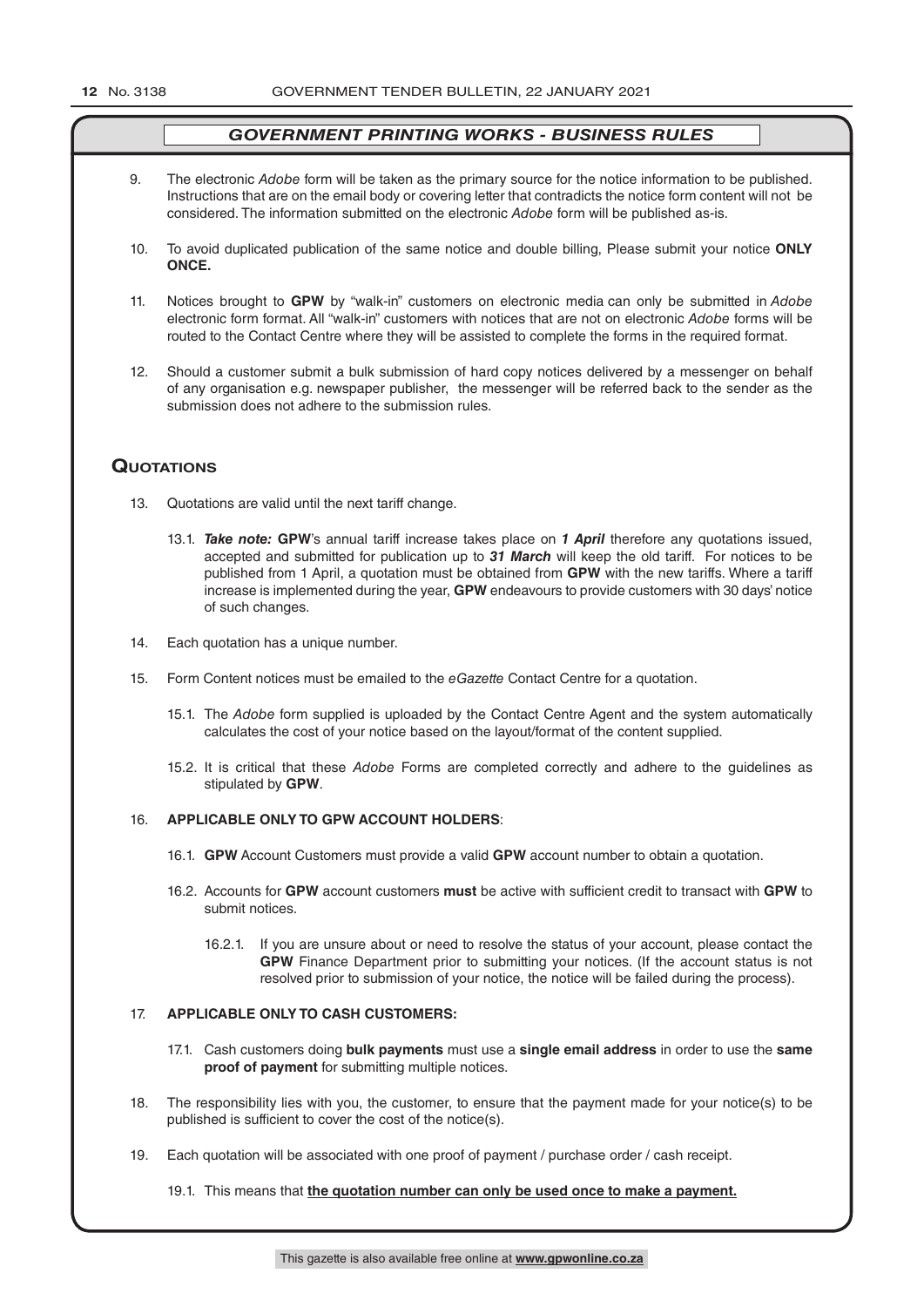## *GOVERNMENT PRINTING WORKS - BUSINESS RULES*

9. The electronic *Adobe* form will be taken as the primary source for the notice information to be published. Instructions that are on the email body or covering letter that contradicts the notice form content will not be considered. The information submitted on the electronic *Adobe* form will be published as-is.

10. To avoid duplicated publication of the same notice and double billing, Please submit your notice **ONLY ONCE.**

11. Notices brought to **GPW** by "walk-in" customers on electronic media can only be submitted in *Adobe* electronic form format. All "walk-in" customers with notices that are not on electronic *Adobe* forms will be routed to the Contact Centre where they will be assisted to complete the forms in the required format.

12. Should a customer submit a bulk submission of hard copy notices delivered by a messenger on behalf of any organisation e.g. newspaper publisher, the messenger will be referred back to the sender as the submission does not adhere to the submission rules.

## Quotations

13. Quotations are valid until the next tariff change.

    13.1. ***Take note:*** **GPW**'s annual tariff increase takes place on ***1 April*** therefore any quotations issued, accepted and submitted for publication up to ***31 March*** will keep the old tariff. For notices to be published from 1 April, a quotation must be obtained from **GPW** with the new tariffs. Where a tariff increase is implemented during the year, **GPW** endeavours to provide customers with 30 days' notice of such changes.

14. Each quotation has a unique number.

15. Form Content notices must be emailed to the *eGazette* Contact Centre for a quotation.

    15.1. The *Adobe* form supplied is uploaded by the Contact Centre Agent and the system automatically calculates the cost of your notice based on the layout/format of the content supplied.

    15.2. It is critical that these *Adobe* Forms are completed correctly and adhere to the guidelines as stipulated by **GPW**.

16. **APPLICABLE ONLY TO GPW ACCOUNT HOLDERS**:

    16.1. **GPW** Account Customers must provide a valid **GPW** account number to obtain a quotation.

    16.2. Accounts for **GPW** account customers **must** be active with sufficient credit to transact with **GPW** to submit notices.

    16.2.1. If you are unsure about or need to resolve the status of your account, please contact the **GPW** Finance Department prior to submitting your notices. (If the account status is not resolved prior to submission of your notice, the notice will be failed during the process).

17. **APPLICABLE ONLY TO CASH CUSTOMERS:**

    17.1. Cash customers doing **bulk payments** must use a **single email address** in order to use the **same proof of payment** for submitting multiple notices.

18. The responsibility lies with you, the customer, to ensure that the payment made for your notice(s) to be published is sufficient to cover the cost of the notice(s).

19. Each quotation will be associated with one proof of payment / purchase order / cash receipt.

    19.1. This means that **the quotation number can only be used once to make a payment.**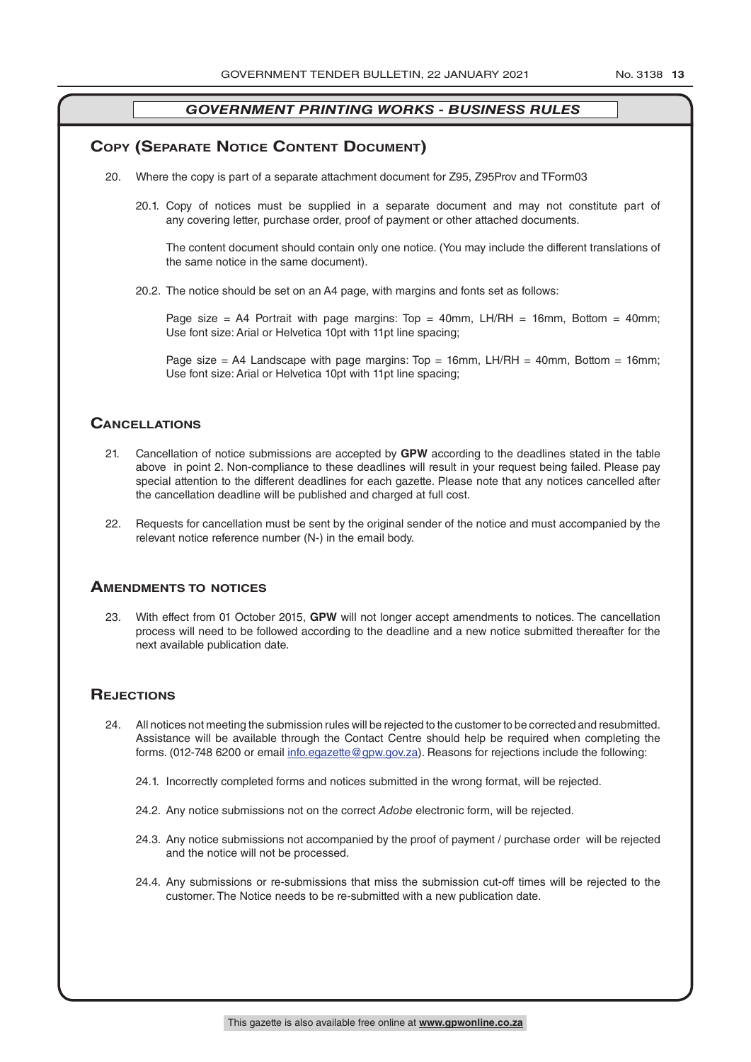## *GOVERNMENT PRINTING WORKS - BUSINESS RULES*

## Copy (Separate Notice Content Document)

20. Where the copy is part of a separate attachment document for Z95, Z95Prov and TForm03

    20.1. Copy of notices must be supplied in a separate document and may not constitute part of any covering letter, purchase order, proof of payment or other attached documents.

    The content document should contain only one notice. (You may include the different translations of the same notice in the same document).

    20.2. The notice should be set on an A4 page, with margins and fonts set as follows:

    Page size = A4 Portrait with page margins: Top = 40mm, LH/RH = 16mm, Bottom = 40mm; Use font size: Arial or Helvetica 10pt with 11pt line spacing;

    Page size = A4 Landscape with page margins: Top = 16mm, LH/RH = 40mm, Bottom = 16mm; Use font size: Arial or Helvetica 10pt with 11pt line spacing;

## Cancellations

21. Cancellation of notice submissions are accepted by **GPW** according to the deadlines stated in the table above in point 2. Non-compliance to these deadlines will result in your request being failed. Please pay special attention to the different deadlines for each gazette. Please note that any notices cancelled after the cancellation deadline will be published and charged at full cost.

22. Requests for cancellation must be sent by the original sender of the notice and must accompanied by the relevant notice reference number (N-) in the email body.

## Amendments to notices

23. With effect from 01 October 2015, **GPW** will not longer accept amendments to notices. The cancellation process will need to be followed according to the deadline and a new notice submitted thereafter for the next available publication date.

## Rejections

24. All notices not meeting the submission rules will be rejected to the customer to be corrected and resubmitted. Assistance will be available through the Contact Centre should help be required when completing the forms. (012-748 6200 or email info.egazette@gpw.gov.za). Reasons for rejections include the following:

    24.1. Incorrectly completed forms and notices submitted in the wrong format, will be rejected.

    24.2. Any notice submissions not on the correct *Adobe* electronic form, will be rejected.

    24.3. Any notice submissions not accompanied by the proof of payment / purchase order will be rejected and the notice will not be processed.

    24.4. Any submissions or re-submissions that miss the submission cut-off times will be rejected to the customer. The Notice needs to be re-submitted with a new publication date.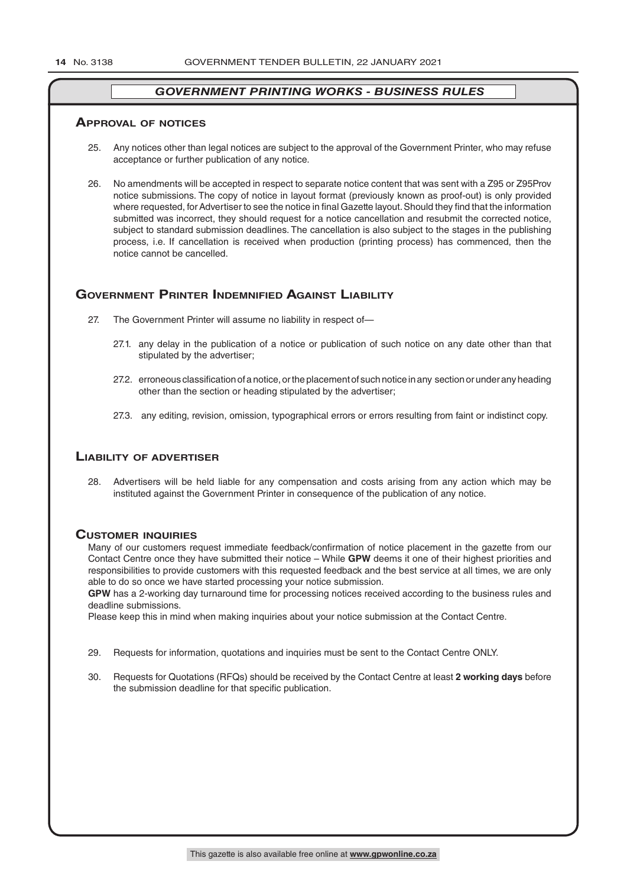## *GOVERNMENT PRINTING WORKS - BUSINESS RULES*

### Approval of notices

25. Any notices other than legal notices are subject to the approval of the Government Printer, who may refuse acceptance or further publication of any notice.

26. No amendments will be accepted in respect to separate notice content that was sent with a Z95 or Z95Prov notice submissions. The copy of notice in layout format (previously known as proof-out) is only provided where requested, for Advertiser to see the notice in final Gazette layout. Should they find that the information submitted was incorrect, they should request for a notice cancellation and resubmit the corrected notice, subject to standard submission deadlines. The cancellation is also subject to the stages in the publishing process, i.e. If cancellation is received when production (printing process) has commenced, then the notice cannot be cancelled.

### Government Printer Indemnified Against Liability

27. The Government Printer will assume no liability in respect of—

    27.1. any delay in the publication of a notice or publication of such notice on any date other than that stipulated by the advertiser;

    27.2. erroneous classification of a notice, or the placement of such notice in any section or under any heading other than the section or heading stipulated by the advertiser;

    27.3. any editing, revision, omission, typographical errors or errors resulting from faint or indistinct copy.

### Liability of advertiser

28. Advertisers will be held liable for any compensation and costs arising from any action which may be instituted against the Government Printer in consequence of the publication of any notice.

### Customer inquiries

Many of our customers request immediate feedback/confirmation of notice placement in the gazette from our Contact Centre once they have submitted their notice – While **GPW** deems it one of their highest priorities and responsibilities to provide customers with this requested feedback and the best service at all times, we are only able to do so once we have started processing your notice submission.

**GPW** has a 2-working day turnaround time for processing notices received according to the business rules and deadline submissions.

Please keep this in mind when making inquiries about your notice submission at the Contact Centre.

29. Requests for information, quotations and inquiries must be sent to the Contact Centre ONLY.

30. Requests for Quotations (RFQs) should be received by the Contact Centre at least **2 working days** before the submission deadline for that specific publication.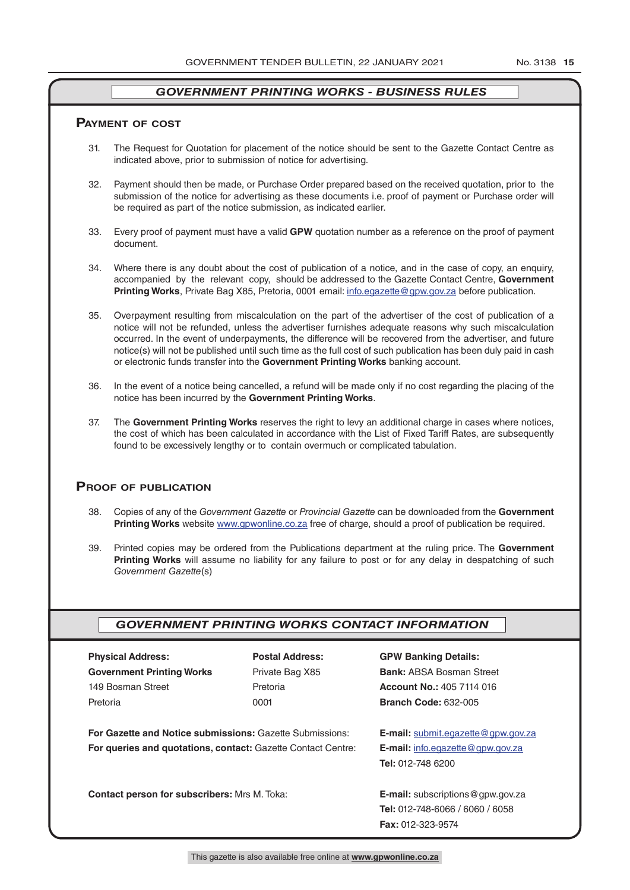## *GOVERNMENT PRINTING WORKS - BUSINESS RULES*

### Payment of cost

31. The Request for Quotation for placement of the notice should be sent to the Gazette Contact Centre as indicated above, prior to submission of notice for advertising.

32. Payment should then be made, or Purchase Order prepared based on the received quotation, prior to the submission of the notice for advertising as these documents i.e. proof of payment or Purchase order will be required as part of the notice submission, as indicated earlier.

33. Every proof of payment must have a valid **GPW** quotation number as a reference on the proof of payment document.

34. Where there is any doubt about the cost of publication of a notice, and in the case of copy, an enquiry, accompanied by the relevant copy, should be addressed to the Gazette Contact Centre, **Government Printing Works**, Private Bag X85, Pretoria, 0001 email: info.egazette@gpw.gov.za before publication.

35. Overpayment resulting from miscalculation on the part of the advertiser of the cost of publication of a notice will not be refunded, unless the advertiser furnishes adequate reasons why such miscalculation occurred. In the event of underpayments, the difference will be recovered from the advertiser, and future notice(s) will not be published until such time as the full cost of such publication has been duly paid in cash or electronic funds transfer into the **Government Printing Works** banking account.

36. In the event of a notice being cancelled, a refund will be made only if no cost regarding the placing of the notice has been incurred by the **Government Printing Works**.

37. The **Government Printing Works** reserves the right to levy an additional charge in cases where notices, the cost of which has been calculated in accordance with the List of Fixed Tariff Rates, are subsequently found to be excessively lengthy or to contain overmuch or complicated tabulation.

### Proof of publication

38. Copies of any of the *Government Gazette* or *Provincial Gazette* can be downloaded from the **Government Printing Works** website www.gpwonline.co.za free of charge, should a proof of publication be required.

39. Printed copies may be ordered from the Publications department at the ruling price. The **Government Printing Works** will assume no liability for any failure to post or for any delay in despatching of such *Government Gazette*(s)

## *GOVERNMENT PRINTING WORKS CONTACT INFORMATION*

**Physical Address:**
**Government Printing Works**
149 Bosman Street
Pretoria

**Postal Address:**
Private Bag X85
Pretoria
0001

**GPW Banking Details:**
**Bank:** ABSA Bosman Street
**Account No.:** 405 7114 016
**Branch Code:** 632-005

**For Gazette and Notice submissions:** Gazette Submissions: **E-mail:** submit.egazette@gpw.gov.za

**For queries and quotations, contact:** Gazette Contact Centre: **E-mail:** info.egazette@gpw.gov.za
**Tel:** 012-748 6200

**Contact person for subscribers:** Mrs M. Toka: **E-mail:** subscriptions@gpw.gov.za
**Tel:** 012-748-6066 / 6060 / 6058
**Fax:** 012-323-9574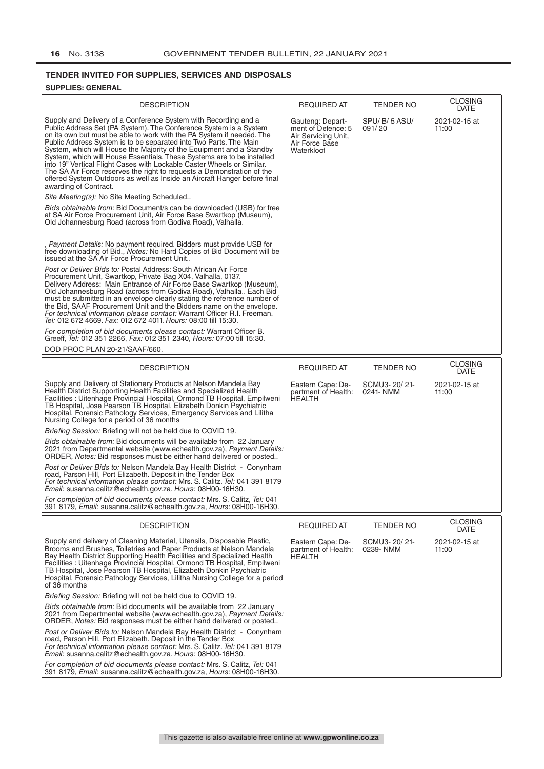## TENDER INVITED FOR SUPPLIES, SERVICES AND DISPOSALS

### SUPPLIES: GENERAL

| DESCRIPTION | REQUIRED AT | TENDER NO | CLOSING DATE |
|---|---|---|---|
| Supply and Delivery of a Conference System with Recording and a Public Address Set (PA System). The Conference System is a System on its own but must be able to work with the PA System if needed. The Public Address System is to be separated into Two Parts. The Main System, which will House the Majority of the Equipment and a Standby System, which will House Essentials. These Systems are to be installed into 19" Vertical Flight Cases with Lockable Caster Wheels or Similar. The SA Air Force reserves the right to requests a Demonstration of the offered System Outdoors as well as Inside an Aircraft Hanger before final awarding of Contract.<br><br>*Site Meeting(s):* No Site Meeting Scheduled..<br><br>*Bids obtainable from:* Bid Document/s can be downloaded (USB) for free at SA Air Force Procurement Unit, Air Force Base Swartkop (Museum), Old Johannesburg Road (across from Godiva Road), Valhalla.<br><br>, *Payment Details:* No payment required. Bidders must provide USB for free downloading of Bid., *Notes:* No Hard Copies of Bid Document will be issued at the SA Air Force Procurement Unit..<br><br>*Post or Deliver Bids to:* Postal Address: South African Air Force Procurement Unit, Swartkop, Private Bag X04, Valhalla, 0137. Delivery Address: Main Entrance of Air Force Base Swartkop (Museum), Old Johannesburg Road (across from Godiva Road), Valhalla.. Each Bid must be submitted in an envelope clearly stating the reference number of the Bid, SAAF Procurement Unit and the Bidders name on the envelope. *For technical information please contact:* Warrant Officer R.I. Freeman. *Tel:* 012 672 4669. *Fax:* 012 672 4011. *Hours:* 08:00 till 15:30.<br><br>*For completion of bid documents please contact:* Warrant Officer B. Greeff, *Tel:* 012 351 2266, *Fax:* 012 351 2340, *Hours:* 07:00 till 15:30.<br><br>DOD PROC PLAN 20-21/SAAF/660. | Gauteng: Department of Defence: 5 Air Servicing Unit, Air Force Base Waterkloof | SPU/ B/ 5 ASU/ 091/ 20 | 2021-02-15 at 11:00 |

| DESCRIPTION | REQUIRED AT | TENDER NO | CLOSING DATE |
|---|---|---|---|
| Supply and Delivery of Stationery Products at Nelson Mandela Bay Health District Supporting Health Facilities and Specialized Health Facilities : Uitenhage Provincial Hospital, Ormond TB Hospital, Empilweni TB Hospital, Jose Pearson TB Hospital, Elizabeth Donkin Psychiatric Hospital, Forensic Pathology Services, Emergency Services and Lilitha Nursing College for a period of 36 months<br><br>*Briefing Session:* Briefing will not be held due to COVID 19.<br><br>*Bids obtainable from:* Bid documents will be available from 22 January 2021 from Departmental website (www.echealth.gov.za), *Payment Details:* ORDER, *Notes:* Bid responses must be either hand delivered or posted..<br><br>*Post or Deliver Bids to:* Nelson Mandela Bay Health District - Conynham road, Parson Hill, Port Elizabeth. Deposit in the Tender Box *For technical information please contact:* Mrs. S. Calitz. *Tel:* 041 391 8179 *Email:* susanna.calitz@echealth.gov.za. *Hours:* 08H00-16H30.<br><br>*For completion of bid documents please contact:* Mrs. S. Calitz, *Tel:* 041 391 8179, *Email:* susanna.calitz@echealth.gov.za, *Hours:* 08H00-16H30. | Eastern Cape: Department of Health: HEALTH | SCMU3- 20/ 21- 0241- NMM | 2021-02-15 at 11:00 |

| DESCRIPTION | REQUIRED AT | TENDER NO | CLOSING DATE |
|---|---|---|---|
| Supply and delivery of Cleaning Material, Utensils, Disposable Plastic, Brooms and Brushes, Toiletries and Paper Products at Nelson Mandela Bay Health District Supporting Health Facilities and Specialized Health Facilities : Uitenhage Provincial Hospital, Ormond TB Hospital, Empilweni TB Hospital, Jose Pearson TB Hospital, Elizabeth Donkin Psychiatric Hospital, Forensic Pathology Services, Lilitha Nursing College for a period of 36 months<br><br>*Briefing Session:* Briefing will not be held due to COVID 19.<br><br>*Bids obtainable from:* Bid documents will be available from 22 January 2021 from Departmental website (www.echealth.gov.za), *Payment Details:* ORDER, *Notes:* Bid responses must be either hand delivered or posted..<br><br>*Post or Deliver Bids to:* Nelson Mandela Bay Health District - Conynham road, Parson Hill, Port Elizabeth. Deposit in the Tender Box *For technical information please contact:* Mrs. S. Calitz. *Tel:* 041 391 8179 *Email:* susanna.calitz@echealth.gov.za. *Hours:* 08H00-16H30.<br><br>*For completion of bid documents please contact:* Mrs. S. Calitz, *Tel:* 041 391 8179, *Email:* susanna.calitz@echealth.gov.za, *Hours:* 08H00-16H30. | Eastern Cape: Department of Health: HEALTH | SCMU3- 20/ 21- 0239- NMM | 2021-02-15 at 11:00 |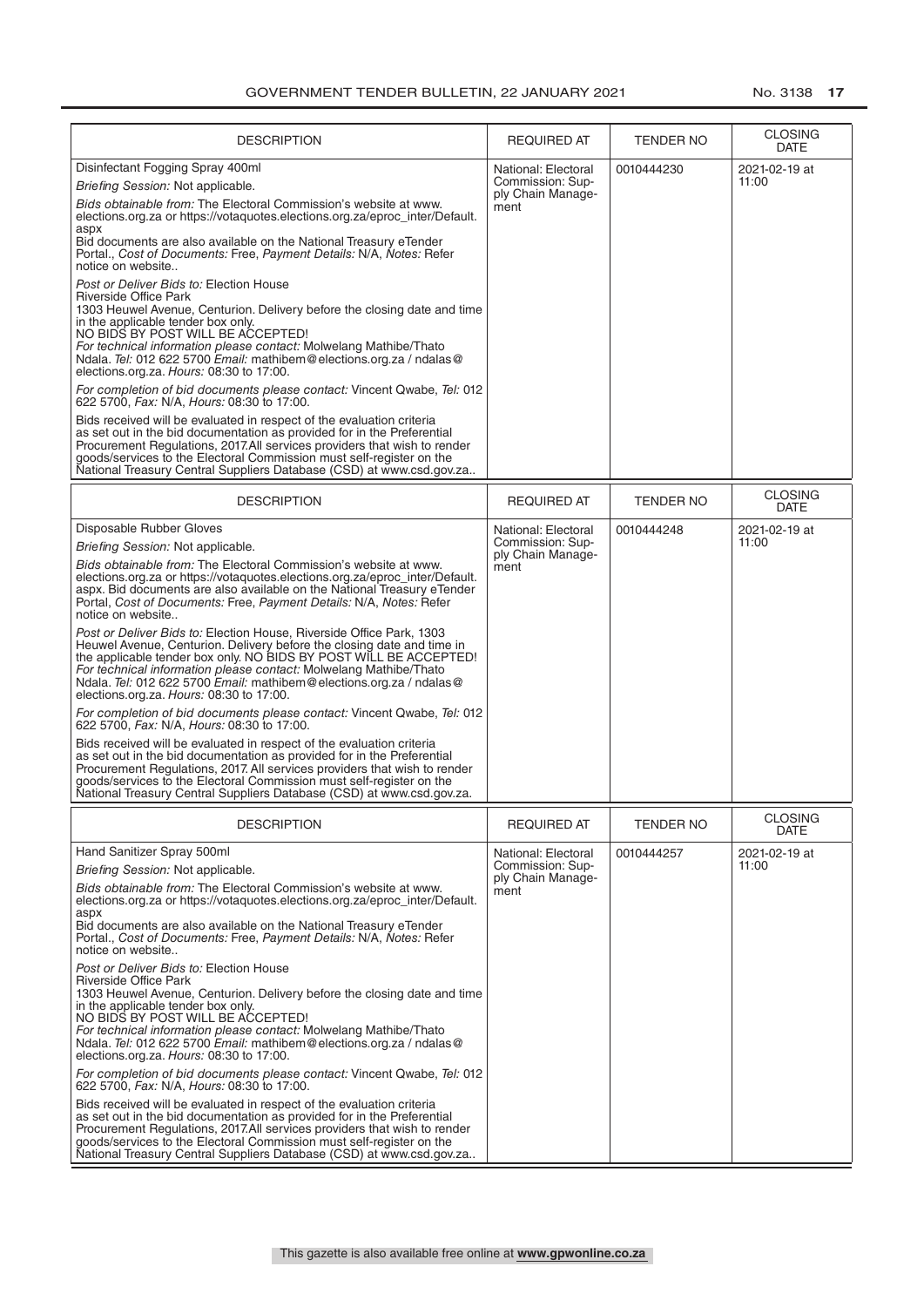| DESCRIPTION | REQUIRED AT | TENDER NO | CLOSING DATE |
|---|---|---|---|
| Disinfectant Fogging Spray 400ml<br>*Briefing Session:* Not applicable.<br>*Bids obtainable from:* The Electoral Commission's website at www.elections.org.za or https://votaquotes.elections.org.za/eproc_inter/Default.aspx<br>Bid documents are also available on the National Treasury eTender Portal., *Cost of Documents:* Free, *Payment Details:* N/A, *Notes:* Refer notice on website..<br>*Post or Deliver Bids to:* Election House<br>Riverside Office Park<br>1303 Heuwel Avenue, Centurion. Delivery before the closing date and time in the applicable tender box only.<br>NO BIDS BY POST WILL BE ACCEPTED!<br>*For technical information please contact:* Molwelang Mathibe/Thato Ndala. *Tel:* 012 622 5700 *Email:* mathibem@elections.org.za / ndalas@elections.org.za. *Hours:* 08:30 to 17:00.<br>*For completion of bid documents please contact:* Vincent Qwabe, *Tel:* 012 622 5700, *Fax:* N/A, *Hours:* 08:30 to 17:00.<br>Bids received will be evaluated in respect of the evaluation criteria as set out in the bid documentation as provided for in the Preferential Procurement Regulations, 2017.All services providers that wish to render goods/services to the Electoral Commission must self-register on the National Treasury Central Suppliers Database (CSD) at www.csd.gov.za.. | National: Electoral Commission: Supply Chain Management | 0010444230 | 2021-02-19 at 11:00 |

| DESCRIPTION | REQUIRED AT | TENDER NO | CLOSING DATE |
|---|---|---|---|
| Disposable Rubber Gloves<br>*Briefing Session:* Not applicable.<br>*Bids obtainable from:* The Electoral Commission's website at www.elections.org.za or https://votaquotes.elections.org.za/eproc_inter/Default.aspx. Bid documents are also available on the National Treasury eTender Portal, *Cost of Documents:* Free, *Payment Details:* N/A, *Notes:* Refer notice on website..<br>*Post or Deliver Bids to:* Election House, Riverside Office Park, 1303 Heuwel Avenue, Centurion. Delivery before the closing date and time in the applicable tender box only. NO BIDS BY POST WILL BE ACCEPTED!<br>*For technical information please contact:* Molwelang Mathibe/Thato Ndala. *Tel:* 012 622 5700 *Email:* mathibem@elections.org.za / ndalas@elections.org.za. *Hours:* 08:30 to 17:00.<br>*For completion of bid documents please contact:* Vincent Qwabe, *Tel:* 012 622 5700, *Fax:* N/A, *Hours:* 08:30 to 17:00.<br>Bids received will be evaluated in respect of the evaluation criteria as set out in the bid documentation as provided for in the Preferential Procurement Regulations, 2017. All services providers that wish to render goods/services to the Electoral Commission must self-register on the National Treasury Central Suppliers Database (CSD) at www.csd.gov.za. | National: Electoral Commission: Supply Chain Management | 0010444248 | 2021-02-19 at 11:00 |

| DESCRIPTION | REQUIRED AT | TENDER NO | CLOSING DATE |
|---|---|---|---|
| Hand Sanitizer Spray 500ml<br>*Briefing Session:* Not applicable.<br>*Bids obtainable from:* The Electoral Commission's website at www.elections.org.za or https://votaquotes.elections.org.za/eproc_inter/Default.aspx<br>Bid documents are also available on the National Treasury eTender Portal., *Cost of Documents:* Free, *Payment Details:* N/A, *Notes:* Refer notice on website..<br>*Post or Deliver Bids to:* Election House<br>Riverside Office Park<br>1303 Heuwel Avenue, Centurion. Delivery before the closing date and time in the applicable tender box only.<br>NO BIDS BY POST WILL BE ACCEPTED!<br>*For technical information please contact:* Molwelang Mathibe/Thato Ndala. *Tel:* 012 622 5700 *Email:* mathibem@elections.org.za / ndalas@elections.org.za. *Hours:* 08:30 to 17:00.<br>*For completion of bid documents please contact:* Vincent Qwabe, *Tel:* 012 622 5700, *Fax:* N/A, *Hours:* 08:30 to 17:00.<br>Bids received will be evaluated in respect of the evaluation criteria as set out in the bid documentation as provided for in the Preferential Procurement Regulations, 2017.All services providers that wish to render goods/services to the Electoral Commission must self-register on the National Treasury Central Suppliers Database (CSD) at www.csd.gov.za.. | National: Electoral Commission: Supply Chain Management | 0010444257 | 2021-02-19 at 11:00 |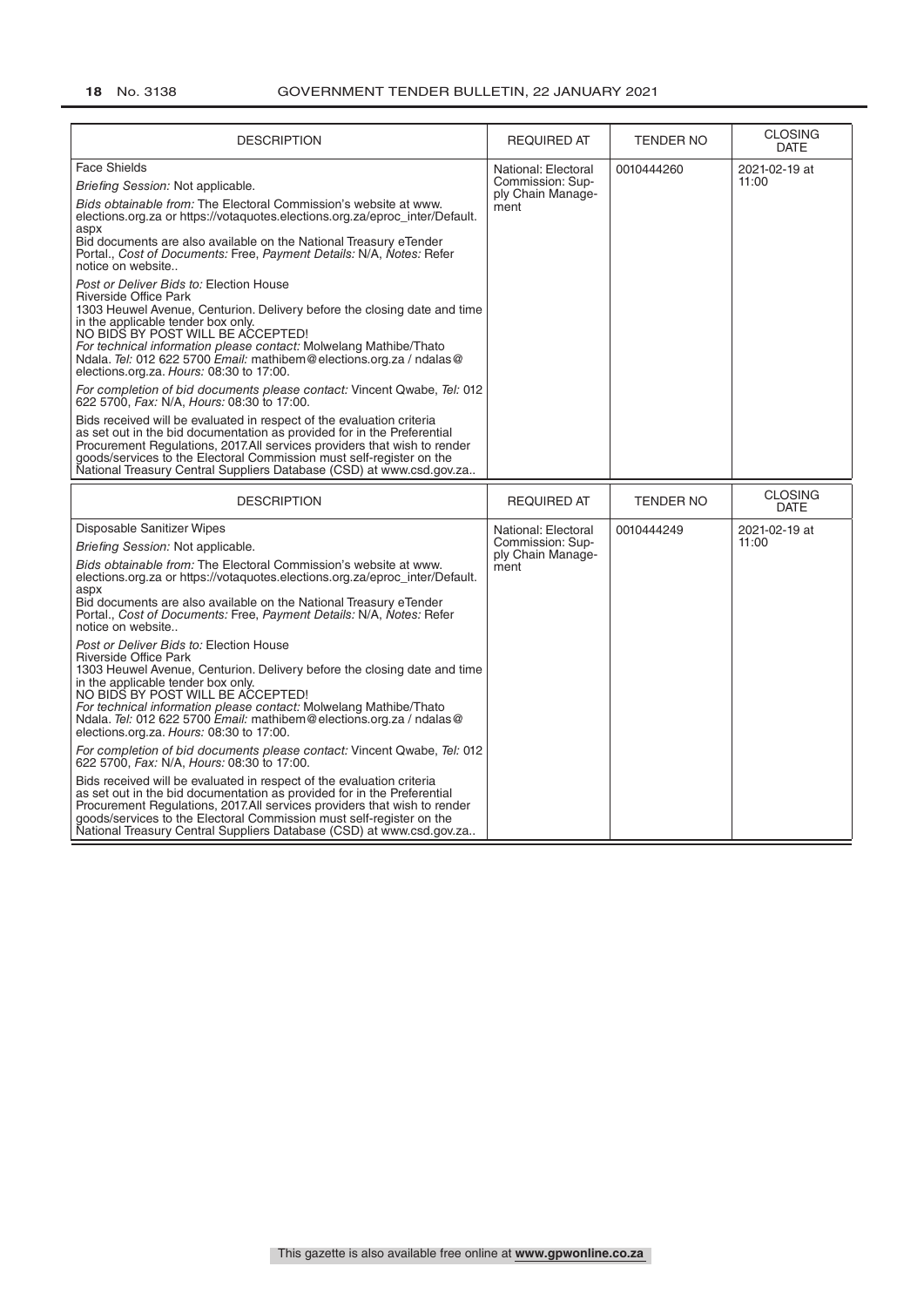| DESCRIPTION | REQUIRED AT | TENDER NO | CLOSING DATE |
|---|---|---|---|
| Face Shields<br>*Briefing Session:* Not applicable.<br>*Bids obtainable from:* The Electoral Commission's website at www.elections.org.za or https://votaquotes.elections.org.za/eproc_inter/Default.aspx<br>Bid documents are also available on the National Treasury eTender Portal., *Cost of Documents:* Free, *Payment Details:* N/A, *Notes:* Refer notice on website..<br>*Post or Deliver Bids to:* Election House<br>Riverside Office Park<br>1303 Heuwel Avenue, Centurion. Delivery before the closing date and time in the applicable tender box only.<br>NO BIDS BY POST WILL BE ACCEPTED!<br>*For technical information please contact:* Molwelang Mathibe/Thato Ndala. *Tel:* 012 622 5700 *Email:* mathibem@elections.org.za / ndalas@elections.org.za. *Hours:* 08:30 to 17:00.<br>*For completion of bid documents please contact:* Vincent Qwabe, *Tel:* 012 622 5700, *Fax:* N/A, *Hours:* 08:30 to 17:00.<br>Bids received will be evaluated in respect of the evaluation criteria as set out in the bid documentation as provided for in the Preferential Procurement Regulations, 2017.All services providers that wish to render goods/services to the Electoral Commission must self-register on the National Treasury Central Suppliers Database (CSD) at www.csd.gov.za.. | National: Electoral Commission: Supply Chain Management | 0010444260 | 2021-02-19 at 11:00 |
| Disposable Sanitizer Wipes<br>*Briefing Session:* Not applicable.<br>*Bids obtainable from:* The Electoral Commission's website at www.elections.org.za or https://votaquotes.elections.org.za/eproc_inter/Default.aspx<br>Bid documents are also available on the National Treasury eTender Portal., *Cost of Documents:* Free, *Payment Details:* N/A, *Notes:* Refer notice on website..<br>*Post or Deliver Bids to:* Election House<br>Riverside Office Park<br>1303 Heuwel Avenue, Centurion. Delivery before the closing date and time in the applicable tender box only.<br>NO BIDS BY POST WILL BE ACCEPTED!<br>*For technical information please contact:* Molwelang Mathibe/Thato Ndala. *Tel:* 012 622 5700 *Email:* mathibem@elections.org.za / ndalas@elections.org.za. *Hours:* 08:30 to 17:00.<br>*For completion of bid documents please contact:* Vincent Qwabe, *Tel:* 012 622 5700, *Fax:* N/A, *Hours:* 08:30 to 17:00.<br>Bids received will be evaluated in respect of the evaluation criteria as set out in the bid documentation as provided for in the Preferential Procurement Regulations, 2017.All services providers that wish to render goods/services to the Electoral Commission must self-register on the National Treasury Central Suppliers Database (CSD) at www.csd.gov.za.. | National: Electoral Commission: Supply Chain Management | 0010444249 | 2021-02-19 at 11:00 |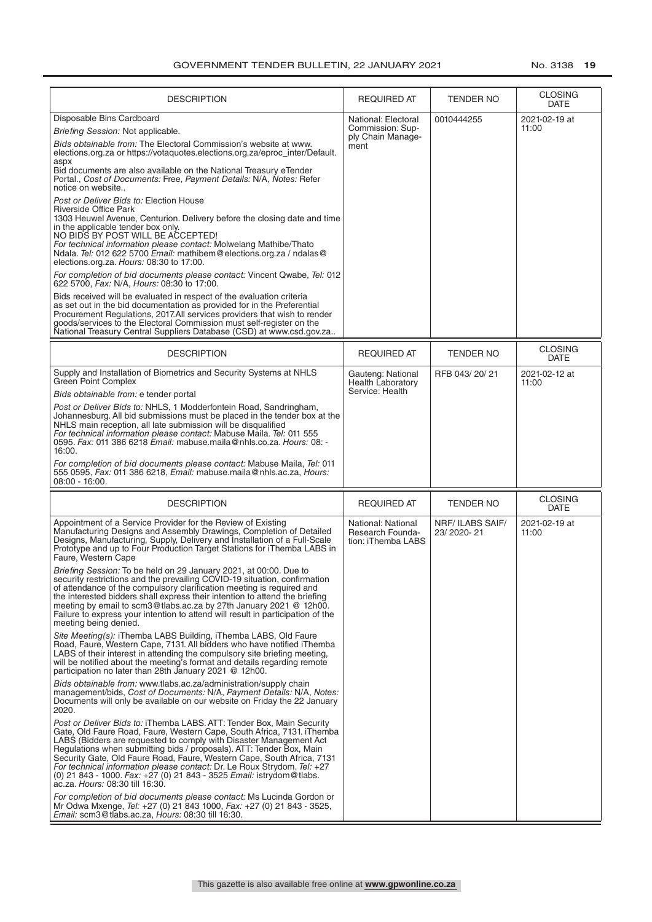| DESCRIPTION | REQUIRED AT | TENDER NO | CLOSING DATE |
|---|---|---|---|
| Disposable Bins Cardboard<br>*Briefing Session:* Not applicable.<br>*Bids obtainable from:* The Electoral Commission's website at www.elections.org.za or https://votaquotes.elections.org.za/eproc_inter/Default.aspx<br>Bid documents are also available on the National Treasury eTender Portal., *Cost of Documents:* Free, *Payment Details:* N/A, *Notes:* Refer notice on website..<br>*Post or Deliver Bids to:* Election House<br>Riverside Office Park<br>1303 Heuwel Avenue, Centurion. Delivery before the closing date and time in the applicable tender box only.<br>NO BIDS BY POST WILL BE ACCEPTED!<br>*For technical information please contact:* Molwelang Mathibe/Thato Ndala. *Tel:* 012 622 5700 *Email:* mathibem@elections.org.za / ndalas@elections.org.za. *Hours:* 08:30 to 17:00.<br>*For completion of bid documents please contact:* Vincent Qwabe, *Tel:* 012 622 5700, *Fax:* N/A, *Hours:* 08:30 to 17:00.<br>Bids received will be evaluated in respect of the evaluation criteria as set out in the bid documentation as provided for in the Preferential Procurement Regulations, 2017.All services providers that wish to render goods/services to the Electoral Commission must self-register on the National Treasury Central Suppliers Database (CSD) at www.csd.gov.za.. | National: Electoral Commission: Supply Chain Management | 0010444255 | 2021-02-19 at 11:00 |

| DESCRIPTION | REQUIRED AT | TENDER NO | CLOSING DATE |
|---|---|---|---|
| Supply and Installation of Biometrics and Security Systems at NHLS Green Point Complex<br>*Bids obtainable from:* e tender portal<br>*Post or Deliver Bids to:* NHLS, 1 Modderfontein Road, Sandringham, Johannesburg. All bid submissions must be placed in the tender box at the NHLS main reception, all late submission will be disqualified<br>*For technical information please contact:* Mabuse Maila. *Tel:* 011 555 0595. *Fax:* 011 386 6218 *Email:* mabuse.maila@nhls.co.za. *Hours:* 08: - 16:00.<br>*For completion of bid documents please contact:* Mabuse Maila, *Tel:* 011 555 0595, *Fax:* 011 386 6218, *Email:* mabuse.maila@nhls.ac.za, *Hours:* 08:00 - 16:00. | Gauteng: National Health Laboratory Service: Health | RFB 043/ 20/ 21 | 2021-02-12 at 11:00 |

| DESCRIPTION | REQUIRED AT | TENDER NO | CLOSING DATE |
|---|---|---|---|
| Appointment of a Service Provider for the Review of Existing Manufacturing Designs and Assembly Drawings, Completion of Detailed Designs, Manufacturing, Supply, Delivery and Installation of a Full-Scale Prototype and up to Four Production Target Stations for iThemba LABS in Faure, Western Cape<br>*Briefing Session:* To be held on 29 January 2021, at 00:00. Due to security restrictions and the prevailing COVID-19 situation, confirmation of attendance of the compulsory clarification meeting is required and the interested bidders shall express their intention to attend the briefing meeting by email to scm3@tlabs.ac.za by 27th January 2021 @ 12h00. Failure to express your intention to attend will result in participation of the meeting being denied.<br>*Site Meeting(s):* iThemba LABS Building, iThemba LABS, Old Faure Road, Faure, Western Cape, 7131. All bidders who have notified iThemba LABS of their interest in attending the compulsory site briefing meeting, will be notified about the meeting's format and details regarding remote participation no later than 28th January 2021 @ 12h00.<br>*Bids obtainable from:* www.tlabs.ac.za/administration/supply chain management/bids, *Cost of Documents:* N/A, *Payment Details:* N/A, *Notes:* Documents will only be available on our website on Friday the 22 January 2020.<br>*Post or Deliver Bids to:* iThemba LABS. ATT: Tender Box, Main Security Gate, Old Faure Road, Faure, Western Cape, South Africa, 7131. iThemba LABS (Bidders are requested to comply with Disaster Management Act Regulations when submitting bids / proposals). ATT: Tender Box, Main Security Gate, Old Faure Road, Faure, Western Cape, South Africa, 7131<br>*For technical information please contact:* Dr. Le Roux Strydom. *Tel:* +27 (0) 21 843 - 1000. *Fax:* +27 (0) 21 843 - 3525 *Email:* istrydom@tlabs.ac.za. *Hours:* 08:30 till 16:30.<br>*For completion of bid documents please contact:* Ms Lucinda Gordon or Mr Odwa Mxenge, *Tel:* +27 (0) 21 843 1000, *Fax:* +27 (0) 21 843 - 3525, *Email:* scm3@tlabs.ac.za, *Hours:* 08:30 till 16:30. | National: National Research Foundation: iThemba LABS | NRF/ ILABS SAIF/ 23/ 2020- 21 | 2021-02-19 at 11:00 |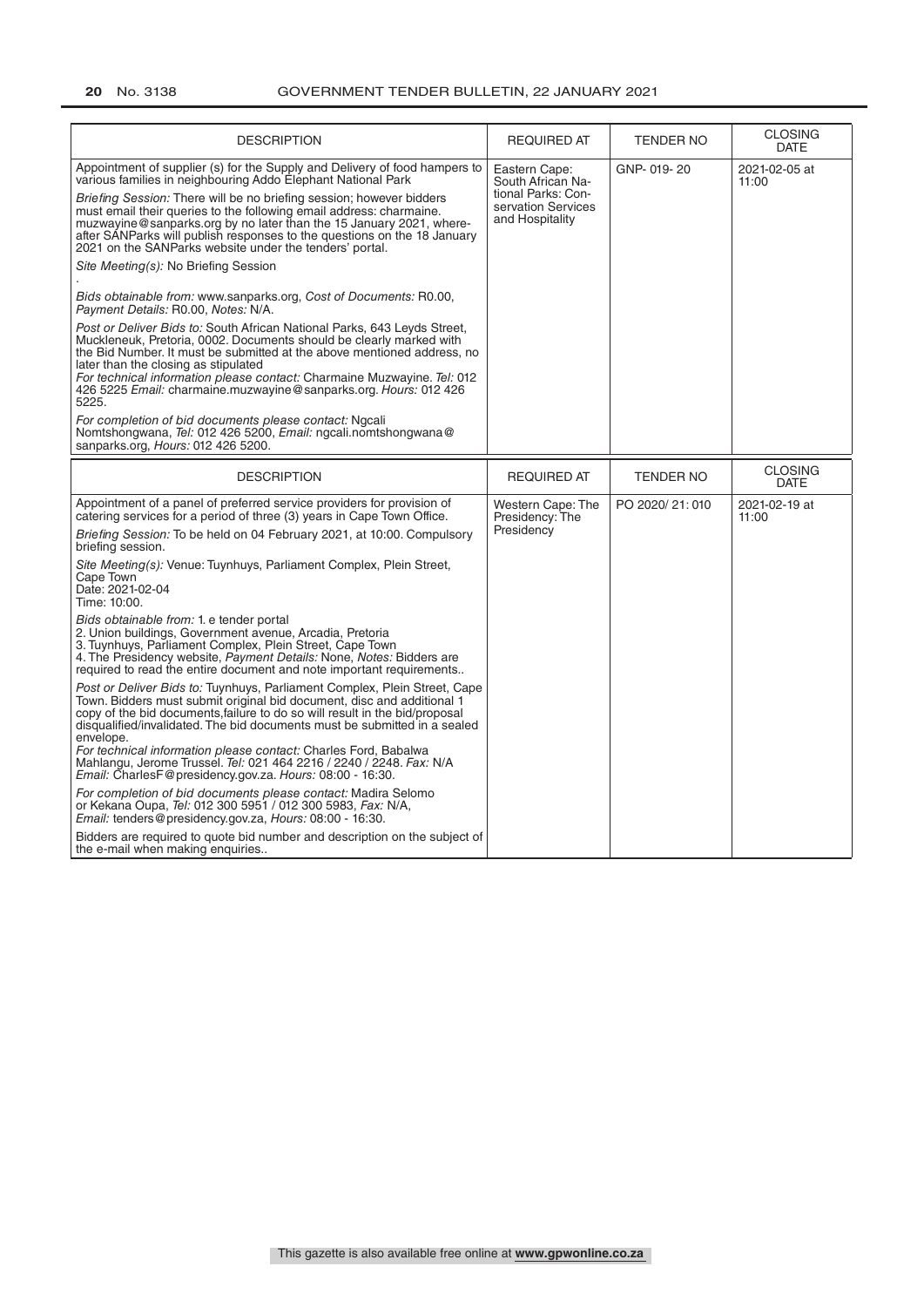| DESCRIPTION | REQUIRED AT | TENDER NO | CLOSING DATE |
|---|---|---|---|
| Appointment of supplier (s) for the Supply and Delivery of food hampers to various families in neighbouring Addo Elephant National Park<br><br>*Briefing Session:* There will be no briefing session; however bidders must email their queries to the following email address: charmaine.muzwayine@sanparks.org by no later than the 15 January 2021, whereafter SANParks will publish responses to the questions on the 18 January 2021 on the SANParks website under the tenders' portal.<br><br>*Site Meeting(s):* No Briefing Session<br>.<br><br>*Bids obtainable from:* www.sanparks.org, *Cost of Documents:* R0.00, *Payment Details:* R0.00, *Notes:* N/A.<br><br>*Post or Deliver Bids to:* South African National Parks, 643 Leyds Street, Muckleneuk, Pretoria, 0002. Documents should be clearly marked with the Bid Number. It must be submitted at the above mentioned address, no later than the closing as stipulated<br>*For technical information please contact:* Charmaine Muzwayine. *Tel:* 012 426 5225 *Email:* charmaine.muzwayine@sanparks.org. *Hours:* 012 426 5225.<br><br>*For completion of bid documents please contact:* Ngcali Nomtshongwana, *Tel:* 012 426 5200, *Email:* ngcali.nomtshongwana@sanparks.org, *Hours:* 012 426 5200. | Eastern Cape: South African National Parks: Conservation Services and Hospitality | GNP- 019- 20 | 2021-02-05 at 11:00 |

| DESCRIPTION | REQUIRED AT | TENDER NO | CLOSING DATE |
|---|---|---|---|
| Appointment of a panel of preferred service providers for provision of catering services for a period of three (3) years in Cape Town Office.<br><br>*Briefing Session:* To be held on 04 February 2021, at 10:00. Compulsory briefing session.<br><br>*Site Meeting(s):* Venue: Tuynhuys, Parliament Complex, Plein Street, Cape Town<br>Date: 2021-02-04<br>Time: 10:00.<br><br>*Bids obtainable from:* 1. e tender portal<br>2. Union buildings, Government avenue, Arcadia, Pretoria<br>3. Tuynhuys, Parliament Complex, Plein Street, Cape Town<br>4. The Presidency website, *Payment Details:* None, *Notes:* Bidders are required to read the entire document and note important requirements..<br><br>*Post or Deliver Bids to:* Tuynhuys, Parliament Complex, Plein Street, Cape Town. Bidders must submit original bid document, disc and additional 1 copy of the bid documents,failure to do so will result in the bid/proposal disqualified/invalidated. The bid documents must be submitted in a sealed envelope.<br>*For technical information please contact:* Charles Ford, Babalwa Mahlangu, Jerome Trussel. *Tel:* 021 464 2216 / 2240 / 2248. *Fax:* N/A *Email:* CharlesF@presidency.gov.za. *Hours:* 08:00 - 16:30.<br><br>*For completion of bid documents please contact:* Madira Selomo or Kekana Oupa, *Tel:* 012 300 5951 / 012 300 5983, *Fax:* N/A, *Email:* tenders@presidency.gov.za, *Hours:* 08:00 - 16:30.<br><br>Bidders are required to quote bid number and description on the subject of the e-mail when making enquiries.. | Western Cape: The Presidency: The Presidency | PO 2020/ 21: 010 | 2021-02-19 at 11:00 |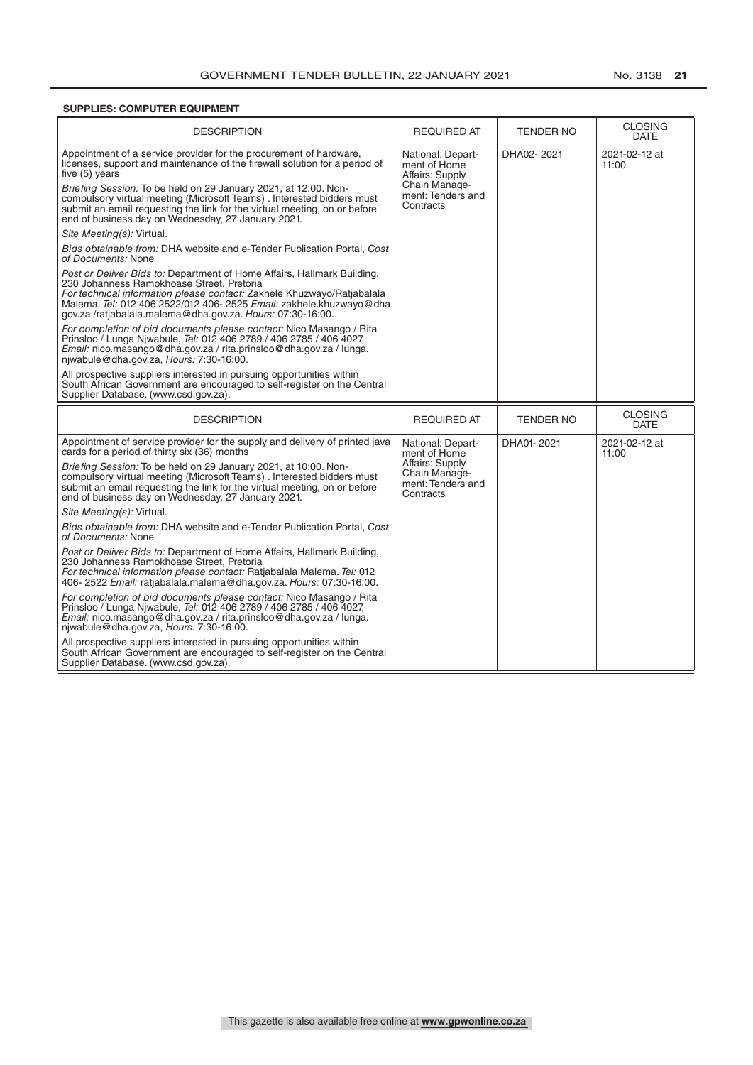**SUPPLIES: COMPUTER EQUIPMENT**

| DESCRIPTION | REQUIRED AT | TENDER NO | CLOSING DATE |
|---|---|---|---|
| Appointment of a service provider for the procurement of hardware, licenses, support and maintenance of the firewall solution for a period of five (5) years<br><br>*Briefing Session:* To be held on 29 January 2021, at 12:00. Non-compulsory virtual meeting (Microsoft Teams) . Interested bidders must submit an email requesting the link for the virtual meeting, on or before end of business day on Wednesday, 27 January 2021.<br><br>*Site Meeting(s):* Virtual.<br><br>*Bids obtainable from:* DHA website and e-Tender Publication Portal, *Cost of Documents:* None<br><br>*Post or Deliver Bids to:* Department of Home Affairs, Hallmark Building, 230 Johanness Ramokhoase Street, Pretoria<br>*For technical information please contact:* Zakhele Khuzwayo/Ratjabalala Malema. *Tel:* 012 406 2522/012 406- 2525 *Email:* zakhele.khuzwayo@dha.gov.za /ratjabalala.malema@dha.gov.za. *Hours:* 07:30-16:00.<br><br>*For completion of bid documents please contact:* Nico Masango / Rita Prinsloo / Lunga Njwabule, *Tel:* 012 406 2789 / 406 2785 / 406 4027, *Email:* nico.masango@dha.gov.za / rita.prinsloo@dha.gov.za / lunga.njwabule@dha.gov.za, *Hours:* 7:30-16:00.<br><br>All prospective suppliers interested in pursuing opportunities within South African Government are encouraged to self-register on the Central Supplier Database. (www.csd.gov.za). | National: Department of Home Affairs: Supply Chain Management: Tenders and Contracts | DHA02- 2021 | 2021-02-12 at 11:00 |

| DESCRIPTION | REQUIRED AT | TENDER NO | CLOSING DATE |
|---|---|---|---|
| Appointment of service provider for the supply and delivery of printed java cards for a period of thirty six (36) months<br><br>*Briefing Session:* To be held on 29 January 2021, at 10:00. Non-compulsory virtual meeting (Microsoft Teams) . Interested bidders must submit an email requesting the link for the virtual meeting, on or before end of business day on Wednesday, 27 January 2021.<br><br>*Site Meeting(s):* Virtual.<br><br>*Bids obtainable from:* DHA website and e-Tender Publication Portal, *Cost of Documents:* None<br><br>*Post or Deliver Bids to:* Department of Home Affairs, Hallmark Building, 230 Johanness Ramokhoase Street, Pretoria<br>*For technical information please contact:* Ratjabalala Malema. *Tel:* 012 406- 2522 *Email:* ratjabalala.malema@dha.gov.za. *Hours:* 07:30-16:00.<br><br>*For completion of bid documents please contact:* Nico Masango / Rita Prinsloo / Lunga Njwabule, *Tel:* 012 406 2789 / 406 2785 / 406 4027, *Email:* nico.masango@dha.gov.za / rita.prinsloo@dha.gov.za / lunga.njwabule@dha.gov.za, *Hours:* 7:30-16:00.<br><br>All prospective suppliers interested in pursuing opportunities within South African Government are encouraged to self-register on the Central Supplier Database. (www.csd.gov.za). | National: Department of Home Affairs: Supply Chain Management: Tenders and Contracts | DHA01- 2021 | 2021-02-12 at 11:00 |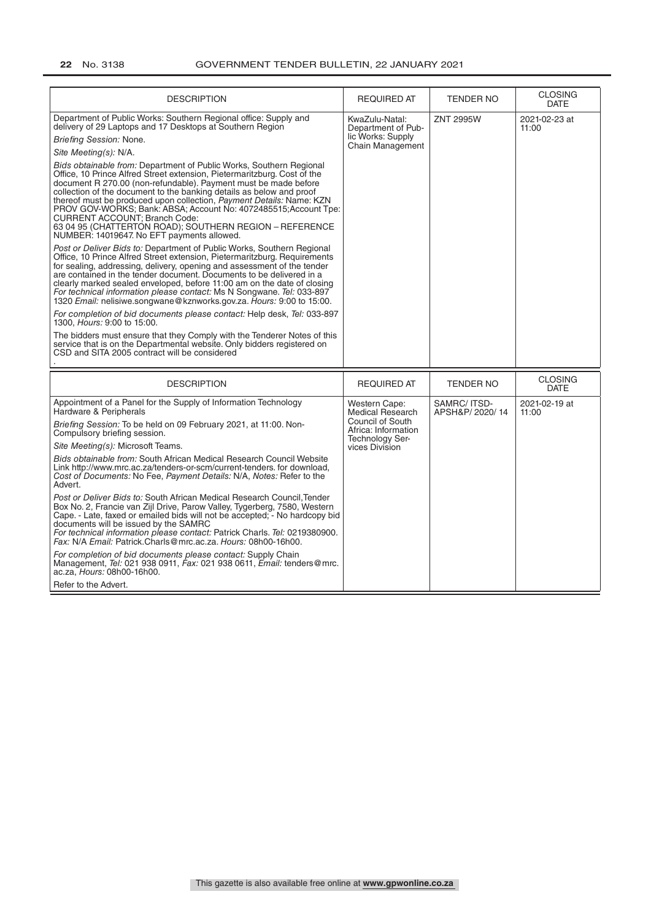| DESCRIPTION | REQUIRED AT | TENDER NO | CLOSING DATE |
|---|---|---|---|
| Department of Public Works: Southern Regional office: Supply and delivery of 29 Laptops and 17 Desktops at Southern Region<br>*Briefing Session:* None.<br>*Site Meeting(s):* N/A.<br>*Bids obtainable from:* Department of Public Works, Southern Regional Office, 10 Prince Alfred Street extension, Pietermaritzburg. Cost of the document R 270.00 (non-refundable). Payment must be made before collection of the document to the banking details as below and proof thereof must be produced upon collection, *Payment Details:* Name: KZN PROV GOV-WORKS; Bank: ABSA; Account No: 4072485515;Account Tpe: CURRENT ACCOUNT; Branch Code: 63 04 95 (CHATTERTON ROAD); SOUTHERN REGION – REFERENCE NUMBER: 14019647. No EFT payments allowed.<br>*Post or Deliver Bids to:* Department of Public Works, Southern Regional Office, 10 Prince Alfred Street extension, Pietermaritzburg. Requirements for sealing, addressing, delivery, opening and assessment of the tender are contained in the tender document. Documents to be delivered in a clearly marked sealed enveloped, before 11:00 am on the date of closing *For technical information please contact:* Ms N Songwane. *Tel:* 033-897 1320 *Email:* nelisiwe.songwane@kznworks.gov.za. *Hours:* 9:00 to 15:00.<br>*For completion of bid documents please contact:* Help desk, *Tel:* 033-897 1300, *Hours:* 9:00 to 15:00.<br>The bidders must ensure that they Comply with the Tenderer Notes of this service that is on the Departmental website. Only bidders registered on CSD and SITA 2005 contract will be considered<br>. | KwaZulu-Natal: Department of Public Works: Supply Chain Management | ZNT 2995W | 2021-02-23 at 11:00 |

| DESCRIPTION | REQUIRED AT | TENDER NO | CLOSING DATE |
|---|---|---|---|
| Appointment of a Panel for the Supply of Information Technology Hardware & Peripherals<br>*Briefing Session:* To be held on 09 February 2021, at 11:00. Non-Compulsory briefing session.<br>*Site Meeting(s):* Microsoft Teams.<br>*Bids obtainable from:* South African Medical Research Council Website Link http://www.mrc.ac.za/tenders-or-scm/current-tenders. for download, *Cost of Documents:* No Fee, *Payment Details:* N/A, *Notes:* Refer to the Advert.<br>*Post or Deliver Bids to:* South African Medical Research Council,Tender Box No. 2, Francie van Zijl Drive, Parow Valley, Tygerberg, 7580, Western Cape. - Late, faxed or emailed bids will not be accepted; - No hardcopy bid documents will be issued by the SAMRC<br>*For technical information please contact:* Patrick Charls. *Tel:* 0219380900. *Fax:* N/A *Email:* Patrick.Charls@mrc.ac.za. *Hours:* 08h00-16h00.<br>*For completion of bid documents please contact:* Supply Chain Management, *Tel:* 021 938 0911, *Fax:* 021 938 0611, *Email:* tenders@mrc.ac.za, *Hours:* 08h00-16h00.<br>Refer to the Advert. | Western Cape: Medical Research Council of South Africa: Information Technology Services Division | SAMRC/ ITSD-APSH&P/ 2020/ 14 | 2021-02-19 at 11:00 |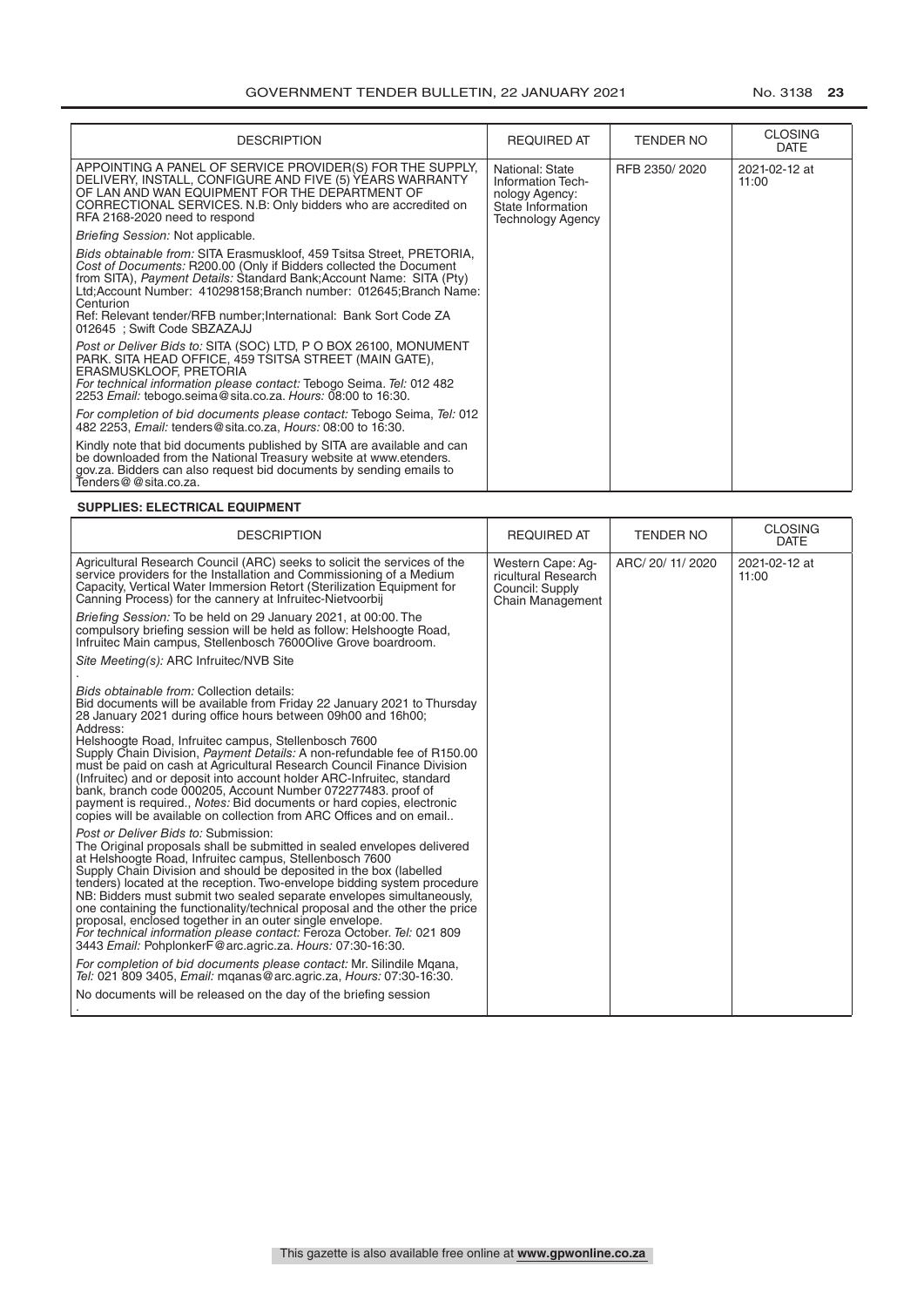| DESCRIPTION | REQUIRED AT | TENDER NO | CLOSING DATE |
|---|---|---|---|
| APPOINTING A PANEL OF SERVICE PROVIDER(S) FOR THE SUPPLY, DELIVERY, INSTALL, CONFIGURE AND FIVE (5) YEARS WARRANTY OF LAN AND WAN EQUIPMENT FOR THE DEPARTMENT OF CORRECTIONAL SERVICES. N.B: Only bidders who are accredited on RFA 2168-2020 need to respond<br><br>*Briefing Session:* Not applicable.<br><br>*Bids obtainable from:* SITA Erasmuskloof, 459 Tsitsa Street, PRETORIA, *Cost of Documents:* R200.00 (Only if Bidders collected the Document from SITA), *Payment Details:* Standard Bank;Account Name: SITA (Pty) Ltd;Account Number: 410298158;Branch number: 012645;Branch Name: Centurion<br>Ref: Relevant tender/RFB number;International: Bank Sort Code ZA 012645 ; Swift Code SBZAZAJJ<br><br>*Post or Deliver Bids to:* SITA (SOC) LTD, P O BOX 26100, MONUMENT PARK. SITA HEAD OFFICE, 459 TSITSA STREET (MAIN GATE), ERASMUSKLOOF, PRETORIA<br>*For technical information please contact:* Tebogo Seima. *Tel:* 012 482 2253 *Email:* tebogo.seima@sita.co.za. *Hours:* 08:00 to 16:30.<br><br>*For completion of bid documents please contact:* Tebogo Seima, *Tel:* 012 482 2253, *Email:* tenders@sita.co.za, *Hours:* 08:00 to 16:30.<br><br>Kindly note that bid documents published by SITA are available and can be downloaded from the National Treasury website at www.etenders.gov.za. Bidders can also request bid documents by sending emails to Tenders@@sita.co.za. | National: State Information Technology Agency: State Information Technology Agency | RFB 2350/ 2020 | 2021-02-12 at 11:00 |

**SUPPLIES: ELECTRICAL EQUIPMENT**

| DESCRIPTION | REQUIRED AT | TENDER NO | CLOSING DATE |
|---|---|---|---|
| Agricultural Research Council (ARC) seeks to solicit the services of the service providers for the Installation and Commissioning of a Medium Capacity, Vertical Water Immersion Retort (Sterilization Equipment for Canning Process) for the cannery at Infruitec-Nietvoorbij<br><br>*Briefing Session:* To be held on 29 January 2021, at 00:00. The compulsory briefing session will be held as follow: Helshoogte Road, Infruitec Main campus, Stellenbosch 7600Olive Grove boardroom.<br><br>*Site Meeting(s):* ARC Infruitec/NVB Site<br>.<br><br>*Bids obtainable from:* Collection details:<br>Bid documents will be available from Friday 22 January 2021 to Thursday 28 January 2021 during office hours between 09h00 and 16h00;<br>Address:<br>Helshoogte Road, Infruitec campus, Stellenbosch 7600<br>Supply Chain Division, *Payment Details:* A non-refundable fee of R150.00 must be paid on cash at Agricultural Research Council Finance Division (Infruitec) and or deposit into account holder ARC-Infruitec, standard bank, branch code 000205, Account Number 072277483. proof of payment is required., *Notes:* Bid documents or hard copies, electronic copies will be available on collection from ARC Offices and on email..<br><br>*Post or Deliver Bids to:* Submission:<br>The Original proposals shall be submitted in sealed envelopes delivered at Helshoogte Road, Infruitec campus, Stellenbosch 7600<br>Supply Chain Division and should be deposited in the box (labelled tenders) located at the reception. Two-envelope bidding system procedure NB: Bidders must submit two sealed separate envelopes simultaneously, one containing the functionality/technical proposal and the other the price proposal, enclosed together in an outer single envelope.<br>*For technical information please contact:* Feroza October. *Tel:* 021 809 3443 *Email:* PohplonkerF@arc.agric.za. *Hours:* 07:30-16:30.<br><br>*For completion of bid documents please contact:* Mr. Silindile Mqana, *Tel:* 021 809 3405, *Email:* mqanas@arc.agric.za, *Hours:* 07:30-16:30.<br><br>No documents will be released on the day of the briefing session<br>. | Western Cape: Agricultural Research Council: Supply Chain Management | ARC/ 20/ 11/ 2020 | 2021-02-12 at 11:00 |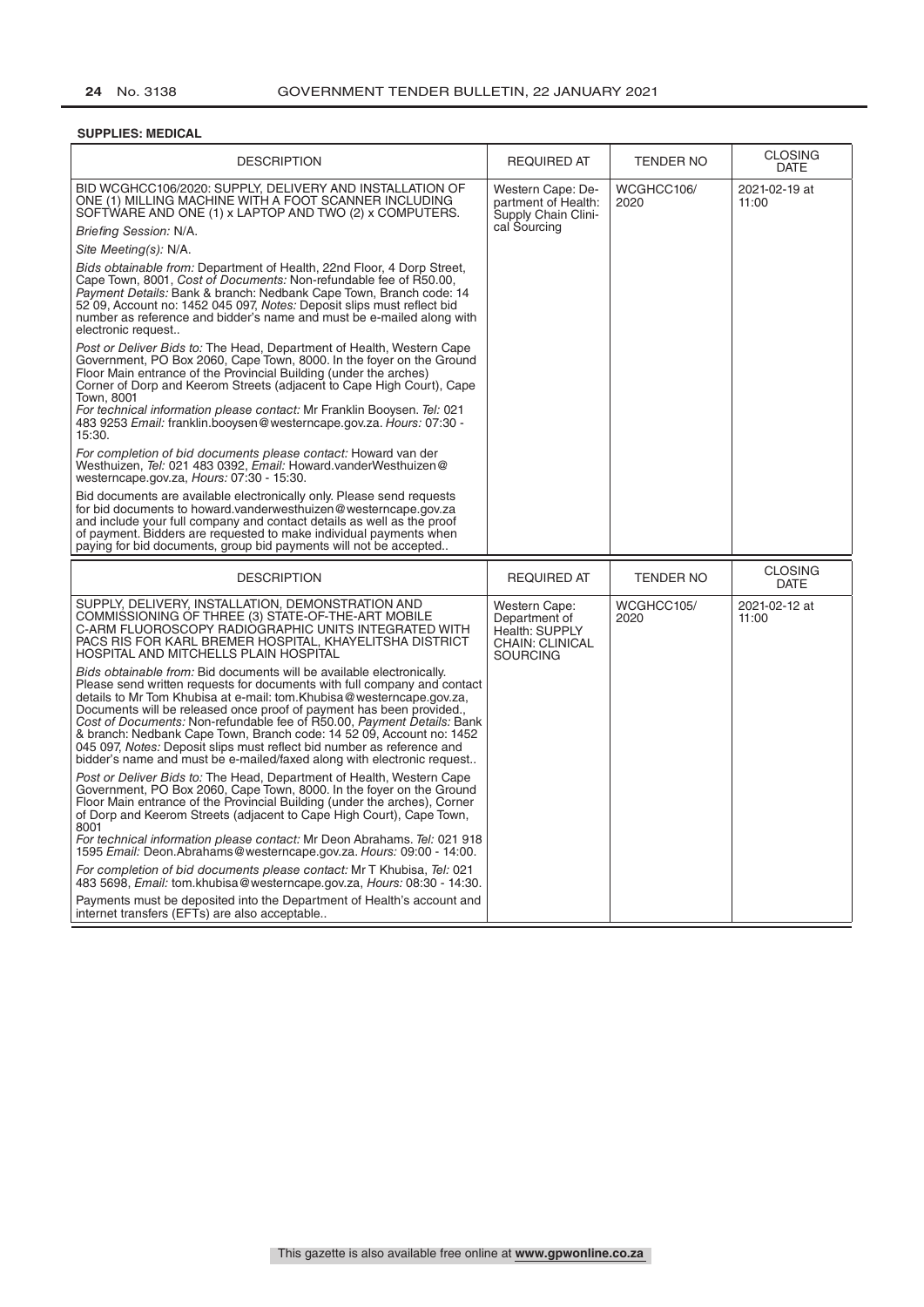**SUPPLIES: MEDICAL**

| DESCRIPTION | REQUIRED AT | TENDER NO | CLOSING DATE |
|---|---|---|---|
| BID WCGHCC106/2020: SUPPLY, DELIVERY AND INSTALLATION OF ONE (1) MILLING MACHINE WITH A FOOT SCANNER INCLUDING SOFTWARE AND ONE (1) x LAPTOP AND TWO (2) x COMPUTERS.<br>*Briefing Session:* N/A.<br>*Site Meeting(s):* N/A.<br>*Bids obtainable from:* Department of Health, 22nd Floor, 4 Dorp Street, Cape Town, 8001, *Cost of Documents:* Non-refundable fee of R50.00, *Payment Details:* Bank & branch: Nedbank Cape Town, Branch code: 14 52 09, Account no: 1452 045 097, *Notes:* Deposit slips must reflect bid number as reference and bidder's name and must be e-mailed along with electronic request..<br>*Post or Deliver Bids to:* The Head, Department of Health, Western Cape Government, PO Box 2060, Cape Town, 8000. In the foyer on the Ground Floor Main entrance of the Provincial Building (under the arches) Corner of Dorp and Keerom Streets (adjacent to Cape High Court), Cape Town, 8001<br>*For technical information please contact:* Mr Franklin Booysen. *Tel:* 021 483 9253 *Email:* franklin.booysen@westerncape.gov.za. *Hours:* 07:30 - 15:30.<br>*For completion of bid documents please contact:* Howard van der Westhuizen, *Tel:* 021 483 0392, *Email:* Howard.vanderWesthuizen@westerncape.gov.za, *Hours:* 07:30 - 15:30.<br>Bid documents are available electronically only. Please send requests for bid documents to howard.vanderwesthuizen@westerncape.gov.za and include your full company and contact details as well as the proof of payment. Bidders are requested to make individual payments when paying for bid documents, group bid payments will not be accepted.. | Western Cape: Department of Health: Supply Chain Clinical Sourcing | WCGHCC106/2020 | 2021-02-19 at 11:00 |
| SUPPLY, DELIVERY, INSTALLATION, DEMONSTRATION AND COMMISSIONING OF THREE (3) STATE-OF-THE-ART MOBILE C-ARM FLUOROSCOPY RADIOGRAPHIC UNITS INTEGRATED WITH PACS RIS FOR KARL BREMER HOSPITAL, KHAYELITSHA DISTRICT HOSPITAL AND MITCHELLS PLAIN HOSPITAL<br>*Bids obtainable from:* Bid documents will be available electronically. Please send written requests for documents with full company and contact details to Mr Tom Khubisa at e-mail: tom.Khubisa@westerncape.gov.za, Documents will be released once proof of payment has been provided., *Cost of Documents:* Non-refundable fee of R50.00, *Payment Details:* Bank & branch: Nedbank Cape Town, Branch code: 14 52 09, Account no: 1452 045 097, *Notes:* Deposit slips must reflect bid number as reference and bidder's name and must be e-mailed/faxed along with electronic request..<br>*Post or Deliver Bids to:* The Head, Department of Health, Western Cape Government, PO Box 2060, Cape Town, 8000. In the foyer on the Ground Floor Main entrance of the Provincial Building (under the arches), Corner of Dorp and Keerom Streets (adjacent to Cape High Court), Cape Town, 8001<br>*For technical information please contact:* Mr Deon Abrahams. *Tel:* 021 918 1595 *Email:* Deon.Abrahams@westerncape.gov.za. *Hours:* 09:00 - 14:00.<br>*For completion of bid documents please contact:* Mr T Khubisa, *Tel:* 021 483 5698, *Email:* tom.khubisa@westerncape.gov.za, *Hours:* 08:30 - 14:30.<br>Payments must be deposited into the Department of Health's account and internet transfers (EFTs) are also acceptable.. | Western Cape: Department of Health: SUPPLY CHAIN: CLINICAL SOURCING | WCGHCC105/2020 | 2021-02-12 at 11:00 |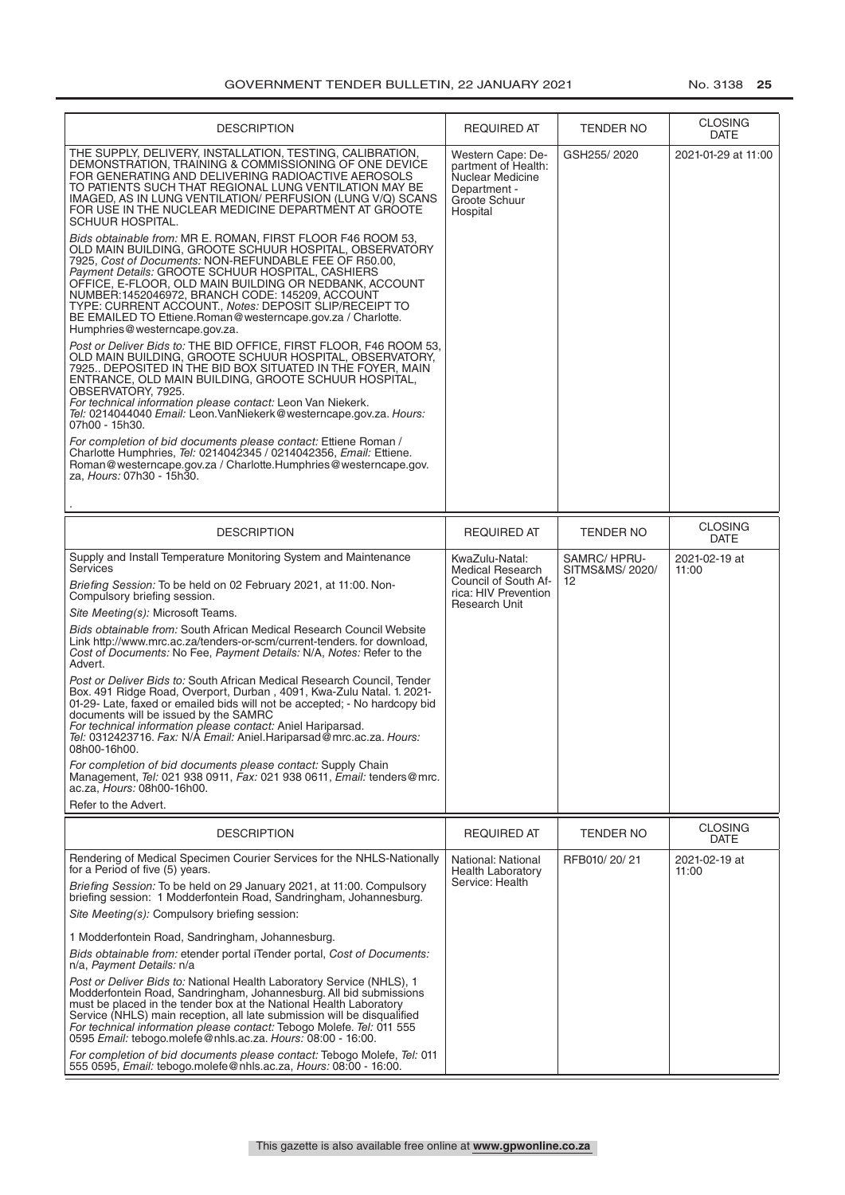| DESCRIPTION | REQUIRED AT | TENDER NO | CLOSING DATE |
|---|---|---|---|
| THE SUPPLY, DELIVERY, INSTALLATION, TESTING, CALIBRATION, DEMONSTRATION, TRAINING & COMMISSIONING OF ONE DEVICE FOR GENERATING AND DELIVERING RADIOACTIVE AEROSOLS TO PATIENTS SUCH THAT REGIONAL LUNG VENTILATION MAY BE IMAGED, AS IN LUNG VENTILATION/ PERFUSION (LUNG V/Q) SCANS FOR USE IN THE NUCLEAR MEDICINE DEPARTMENT AT GROOTE SCHUUR HOSPITAL.<br><br>*Bids obtainable from:* MR E. ROMAN, FIRST FLOOR F46 ROOM 53, OLD MAIN BUILDING, GROOTE SCHUUR HOSPITAL, OBSERVATORY 7925, *Cost of Documents:* NON-REFUNDABLE FEE OF R50.00, *Payment Details:* GROOTE SCHUUR HOSPITAL, CASHIERS OFFICE, E-FLOOR, OLD MAIN BUILDING OR NEDBANK, ACCOUNT NUMBER:1452046972, BRANCH CODE: 145209, ACCOUNT TYPE: CURRENT ACCOUNT., *Notes:* DEPOSIT SLIP/RECEIPT TO BE EMAILED TO Ettiene.Roman@westerncape.gov.za / Charlotte.Humphries@westerncape.gov.za.<br><br>*Post or Deliver Bids to:* THE BID OFFICE, FIRST FLOOR, F46 ROOM 53, OLD MAIN BUILDING, GROOTE SCHUUR HOSPITAL, OBSERVATORY, 7925.. DEPOSITED IN THE BID BOX SITUATED IN THE FOYER, MAIN ENTRANCE, OLD MAIN BUILDING, GROOTE SCHUUR HOSPITAL, OBSERVATORY, 7925.<br>*For technical information please contact:* Leon Van Niekerk. *Tel:* 0214044040 *Email:* Leon.VanNiekerk@westerncape.gov.za. *Hours:* 07h00 - 15h30.<br><br>*For completion of bid documents please contact:* Ettiene Roman / Charlotte Humphries, *Tel:* 0214042345 / 0214042356, *Email:* Ettiene.Roman@westerncape.gov.za / Charlotte.Humphries@westerncape.gov.za, *Hours:* 07h30 - 15h30.<br><br>. | Western Cape: Department of Health: Nuclear Medicine Department - Groote Schuur Hospital | GSH255/ 2020 | 2021-01-29 at 11:00 |

| DESCRIPTION | REQUIRED AT | TENDER NO | CLOSING DATE |
|---|---|---|---|
| Supply and Install Temperature Monitoring System and Maintenance Services<br><br>*Briefing Session:* To be held on 02 February 2021, at 11:00. Non-Compulsory briefing session.<br><br>*Site Meeting(s):* Microsoft Teams.<br><br>*Bids obtainable from:* South African Medical Research Council Website Link http://www.mrc.ac.za/tenders-or-scm/current-tenders. for download, *Cost of Documents:* No Fee, *Payment Details:* N/A, *Notes:* Refer to the Advert.<br><br>*Post or Deliver Bids to:* South African Medical Research Council, Tender Box. 491 Ridge Road, Overport, Durban , 4091, Kwa-Zulu Natal. 1. 2021-01-29- Late, faxed or emailed bids will not be accepted; - No hardcopy bid documents will be issued by the SAMRC<br>*For technical information please contact:* Aniel Hariparsad. *Tel:* 0312423716. *Fax:* N/A *Email:* Aniel.Hariparsad@mrc.ac.za. *Hours:* 08h00-16h00.<br><br>*For completion of bid documents please contact:* Supply Chain Management, *Tel:* 021 938 0911, *Fax:* 021 938 0611, *Email:* tenders@mrc.ac.za, *Hours:* 08h00-16h00.<br><br>Refer to the Advert. | KwaZulu-Natal: Medical Research Council of South Africa: HIV Prevention Research Unit | SAMRC/ HPRU-SITMS&MS/ 2020/ 12 | 2021-02-19 at 11:00 |

| DESCRIPTION | REQUIRED AT | TENDER NO | CLOSING DATE |
|---|---|---|---|
| Rendering of Medical Specimen Courier Services for the NHLS-Nationally for a Period of five (5) years.<br><br>*Briefing Session:* To be held on 29 January 2021, at 11:00. Compulsory briefing session: 1 Modderfontein Road, Sandringham, Johannesburg.<br><br>*Site Meeting(s):* Compulsory briefing session:<br><br>1 Modderfontein Road, Sandringham, Johannesburg.<br><br>*Bids obtainable from:* etender portal iTender portal, *Cost of Documents:* n/a, *Payment Details:* n/a<br><br>*Post or Deliver Bids to:* National Health Laboratory Service (NHLS), 1 Modderfontein Road, Sandringham, Johannesburg. All bid submissions must be placed in the tender box at the National Health Laboratory Service (NHLS) main reception, all late submission will be disqualified<br>*For technical information please contact:* Tebogo Molefe. *Tel:* 011 555 0595 *Email:* tebogo.molefe@nhls.ac.za. *Hours:* 08:00 - 16:00.<br><br>*For completion of bid documents please contact:* Tebogo Molefe, *Tel:* 011 555 0595, *Email:* tebogo.molefe@nhls.ac.za, *Hours:* 08:00 - 16:00. | National: National Health Laboratory Service: Health | RFB010/ 20/ 21 | 2021-02-19 at 11:00 |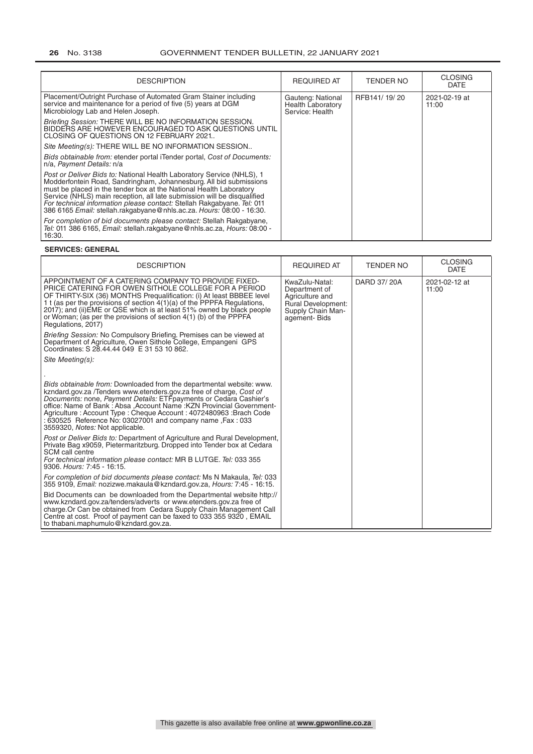| DESCRIPTION | REQUIRED AT | TENDER NO | CLOSING DATE |
|---|---|---|---|
| Placement/Outright Purchase of Automated Gram Stainer including service and maintenance for a period of five (5) years at DGM Microbiology Lab and Helen Joseph.<br>*Briefing Session:* THERE WILL BE NO INFORMATION SESSION. BIDDERS ARE HOWEVER ENCOURAGED TO ASK QUESTIONS UNTIL CLOSING OF QUESTIONS ON 12 FEBRUARY 2021..<br>*Site Meeting(s):* THERE WILL BE NO INFORMATION SESSION..<br>*Bids obtainable from:* etender portal iTender portal, *Cost of Documents:* n/a, *Payment Details:* n/a<br>*Post or Deliver Bids to:* National Health Laboratory Service (NHLS), 1 Modderfontein Road, Sandringham, Johannesburg. All bid submissions must be placed in the tender box at the National Health Laboratory Service (NHLS) main reception, all late submission will be disqualified *For technical information please contact:* Stellah Rakgabyane. *Tel:* 011 386 6165 *Email:* stellah.rakgabyane@nhls.ac.za. *Hours:* 08:00 - 16:30.<br>*For completion of bid documents please contact:* Stellah Rakgabyane, *Tel:* 011 386 6165, *Email:* stellah.rakgabyane@nhls.ac.za, *Hours:* 08:00 - 16:30. | Gauteng: National Health Laboratory Service: Health | RFB141/ 19/ 20 | 2021-02-19 at 11:00 |

**SERVICES: GENERAL**

| DESCRIPTION | REQUIRED AT | TENDER NO | CLOSING DATE |
|---|---|---|---|
| APPOINTMENT OF A CATERING COMPANY TO PROVIDE FIXED-PRICE CATERING FOR OWEN SITHOLE COLLEGE FOR A PERIOD OF THIRTY-SIX (36) MONTHS Prequalification: (i) At least BBBEE level 1 t (as per the provisions of section 4(1)(a) of the PPPFA Regulations, 2017); and (ii)EME or QSE which is at least 51% owned by black people or Woman; (as per the provisions of section 4(1) (b) of the PPPFA Regulations, 2017)<br>*Briefing Session:* No Compulsory Briefing. Premises can be viewed at Department of Agriculture, Owen Sithole College, Empangeni GPS Coordinates: S 28.44.44 049 E 31 53 10 862.<br>*Site Meeting(s):*<br>.<br>*Bids obtainable from:* Downloaded from the departmental website: www.kzndard.gov.za /Tenders www.etenders.gov.za free of charge, *Cost of Documents:* none, *Payment Details:* ETFpayments or Cedara Cashier's office: Name of Bank : Absa ,Account Name :KZN Provincial Government-Agriculture : Account Type : Cheque Account : 4072480963 :Brach Code : 630525 Reference No: 03027001 and company name ,Fax : 033 3559320, *Notes:* Not applicable.<br>*Post or Deliver Bids to:* Department of Agriculture and Rural Development, Private Bag x9059, Pietermaritzburg. Dropped into Tender box at Cedara SCM call centre<br>*For technical information please contact:* MR B LUTGE. *Tel:* 033 355 9306. *Hours:* 7:45 - 16:15.<br>*For completion of bid documents please contact:* Ms N Makaula, *Tel:* 033 355 9109, *Email:* nozizwe.makaula@kzndard.gov.za, *Hours:* 7:45 - 16:15.<br>Bid Documents can be downloaded from the Departmental website http://www.kzndard.gov.za/tenders/adverts or www.etenders.gov.za free of charge.Or Can be obtained from Cedara Supply Chain Management Call Centre at cost. Proof of payment can be faxed to 033 355 9320 , EMAIL to thabani.maphumulo@kzndard.gov.za. | KwaZulu-Natal: Department of Agriculture and Rural Development: Supply Chain Management- Bids | DARD 37/ 20A | 2021-02-12 at 11:00 |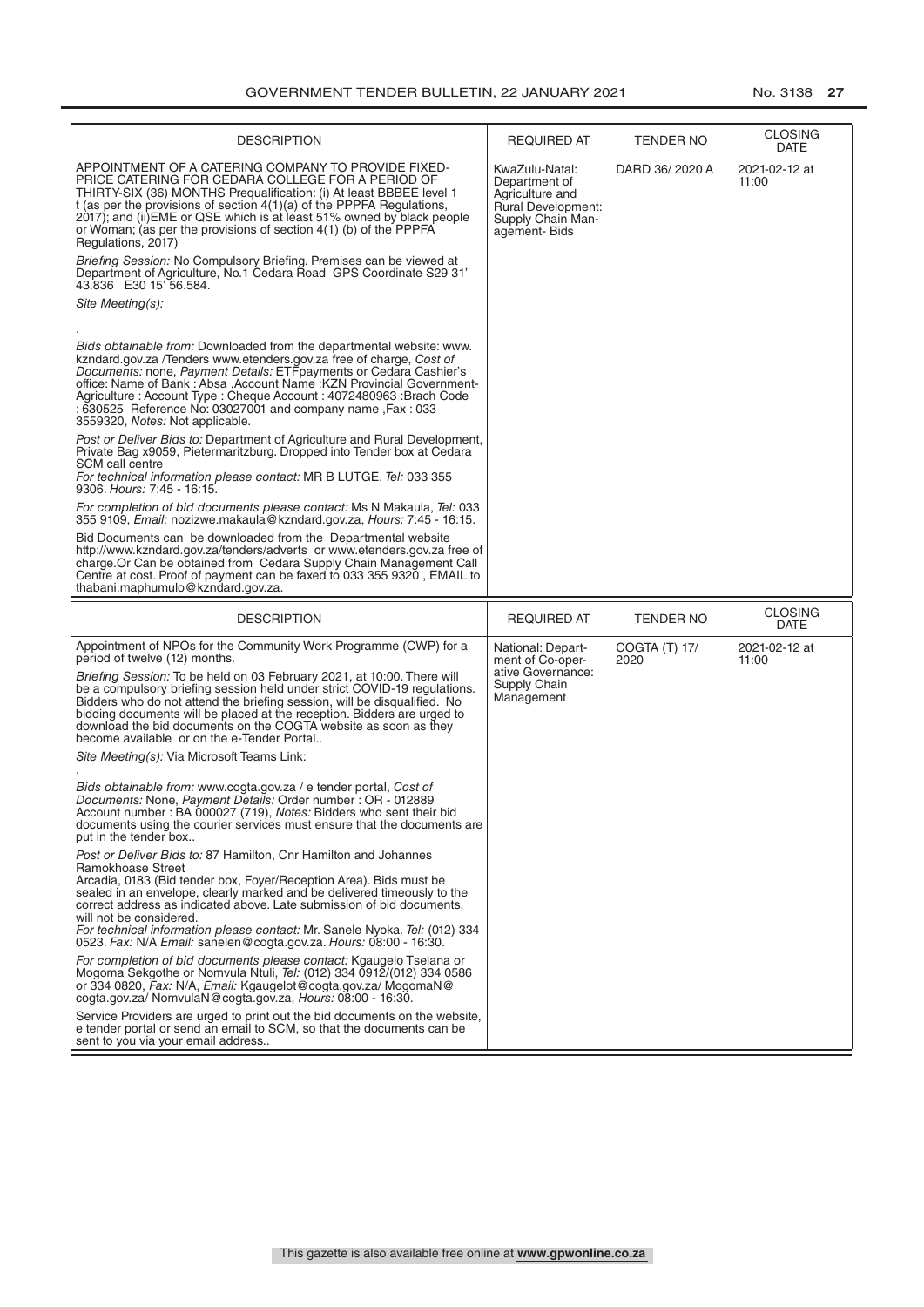| DESCRIPTION | REQUIRED AT | TENDER NO | CLOSING DATE |
|---|---|---|---|
| APPOINTMENT OF A CATERING COMPANY TO PROVIDE FIXED-PRICE CATERING FOR CEDARA COLLEGE FOR A PERIOD OF THIRTY-SIX (36) MONTHS Prequalification: (i) At least BBBEE level 1 t (as per the provisions of section 4(1)(a) of the PPPFA Regulations, 2017); and (ii)EME or QSE which is at least 51% owned by black people or Woman; (as per the provisions of section 4(1) (b) of the PPPFA Regulations, 2017)<br><br>*Briefing Session:* No Compulsory Briefing. Premises can be viewed at Department of Agriculture, No.1 Cedara Road GPS Coordinate S29 31' 43.836 E30 15' 56.584.<br><br>*Site Meeting(s):*<br><br>.<br><br>*Bids obtainable from:* Downloaded from the departmental website: www.kzndard.gov.za /Tenders www.etenders.gov.za free of charge, *Cost of Documents:* none, *Payment Details:* ETFpayments or Cedara Cashier's office: Name of Bank : Absa ,Account Name :KZN Provincial Government-Agriculture : Account Type : Cheque Account : 4072480963 :Brach Code : 630525 Reference No: 03027001 and company name ,Fax : 033 3559320, *Notes:* Not applicable.<br><br>*Post or Deliver Bids to:* Department of Agriculture and Rural Development, Private Bag x9059, Pietermaritzburg. Dropped into Tender box at Cedara SCM call centre<br>*For technical information please contact:* MR B LUTGE. *Tel:* 033 355 9306. *Hours:* 7:45 - 16:15.<br><br>*For completion of bid documents please contact:* Ms N Makaula, *Tel:* 033 355 9109, *Email:* nozizwe.makaula@kzndard.gov.za, *Hours:* 7:45 - 16:15.<br><br>Bid Documents can be downloaded from the Departmental website http://www.kzndard.gov.za/tenders/adverts or www.etenders.gov.za free of charge.Or Can be obtained from Cedara Supply Chain Management Call Centre at cost. Proof of payment can be faxed to 033 355 9320 , EMAIL to thabani.maphumulo@kzndard.gov.za. | KwaZulu-Natal: Department of Agriculture and Rural Development: Supply Chain Management- Bids | DARD 36/ 2020 A | 2021-02-12 at 11:00 |

| DESCRIPTION | REQUIRED AT | TENDER NO | CLOSING DATE |
|---|---|---|---|
| Appointment of NPOs for the Community Work Programme (CWP) for a period of twelve (12) months.<br><br>*Briefing Session:* To be held on 03 February 2021, at 10:00. There will be a compulsory briefing session held under strict COVID-19 regulations. Bidders who do not attend the briefing session, will be disqualified. No bidding documents will be placed at the reception. Bidders are urged to download the bid documents on the COGTA website as soon as they become available or on the e-Tender Portal..<br><br>*Site Meeting(s):* Via Microsoft Teams Link:<br><br>.<br><br>*Bids obtainable from:* www.cogta.gov.za / e tender portal, *Cost of Documents:* None, *Payment Details:* Order number : OR - 012889 Account number : BA 000027 (719), *Notes:* Bidders who sent their bid documents using the courier services must ensure that the documents are put in the tender box..<br><br>*Post or Deliver Bids to:* 87 Hamilton, Cnr Hamilton and Johannes Ramokhoase Street<br>Arcadia, 0183 (Bid tender box, Foyer/Reception Area). Bids must be sealed in an envelope, clearly marked and be delivered timeously to the correct address as indicated above. Late submission of bid documents, will not be considered.<br>*For technical information please contact:* Mr. Sanele Nyoka. *Tel:* (012) 334 0523. *Fax:* N/A *Email:* sanelen@cogta.gov.za. *Hours:* 08:00 - 16:30.<br><br>*For completion of bid documents please contact:* Kgaugelo Tselana or Mogoma Sekgothe or Nomvula Ntuli, *Tel:* (012) 334 0912/(012) 334 0586 or 334 0820, *Fax:* N/A, *Email:* Kgaugelot@cogta.gov.za/ MogomaN@cogta.gov.za/ NomvulaN@cogta.gov.za, *Hours:* 08:00 - 16:30.<br><br>Service Providers are urged to print out the bid documents on the website, e tender portal or send an email to SCM, so that the documents can be sent to you via your email address.. | National: Department of Co-operative Governance: Supply Chain Management | COGTA (T) 17/ 2020 | 2021-02-12 at 11:00 |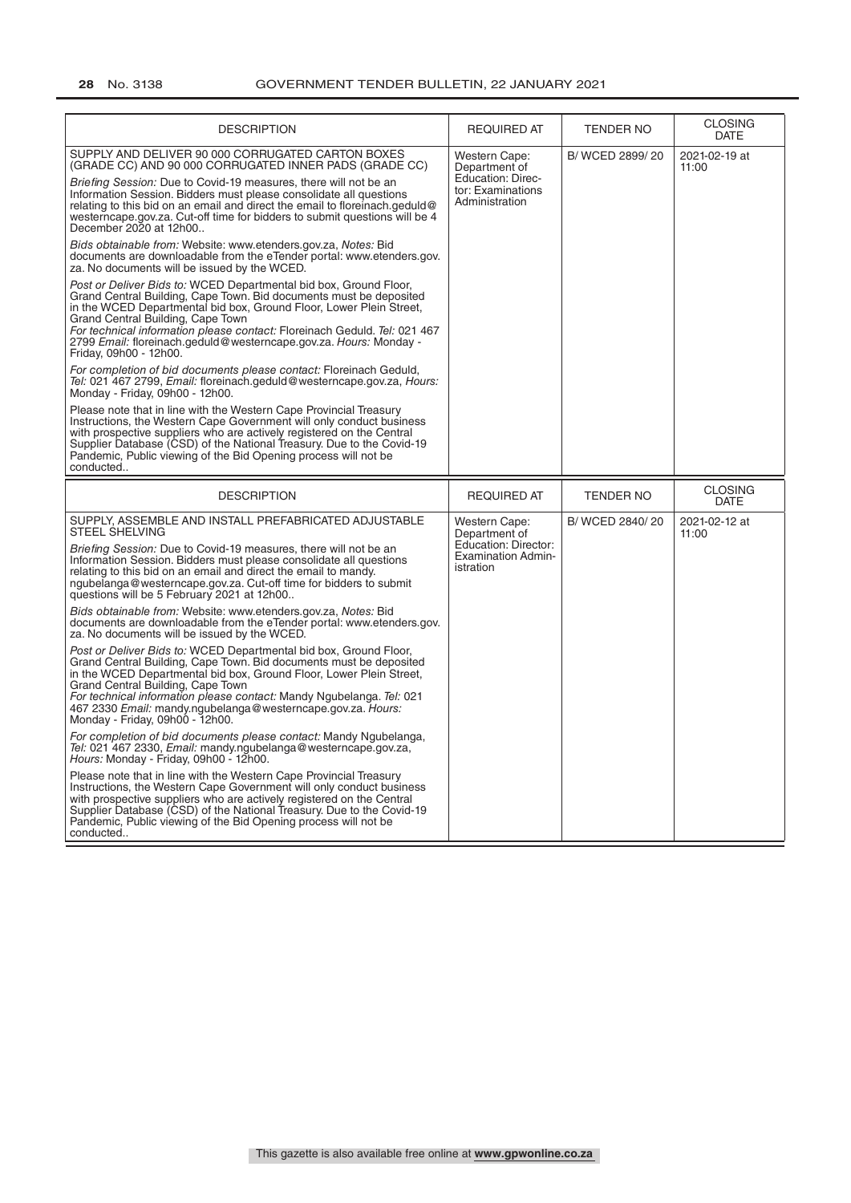| DESCRIPTION | REQUIRED AT | TENDER NO | CLOSING DATE |
|---|---|---|---|
| SUPPLY AND DELIVER 90 000 CORRUGATED CARTON BOXES (GRADE CC) AND 90 000 CORRUGATED INNER PADS (GRADE CC)<br><br>*Briefing Session:* Due to Covid-19 measures, there will not be an Information Session. Bidders must please consolidate all questions relating to this bid on an email and direct the email to floreinach.geduld@westerncape.gov.za. Cut-off time for bidders to submit questions will be 4 December 2020 at 12h00..<br><br>*Bids obtainable from:* Website: www.etenders.gov.za, *Notes:* Bid documents are downloadable from the eTender portal: www.etenders.gov.za. No documents will be issued by the WCED.<br><br>*Post or Deliver Bids to:* WCED Departmental bid box, Ground Floor, Grand Central Building, Cape Town. Bid documents must be deposited in the WCED Departmental bid box, Ground Floor, Lower Plein Street, Grand Central Building, Cape Town<br>*For technical information please contact:* Floreinach Geduld. *Tel:* 021 467 2799 *Email:* floreinach.geduld@westerncape.gov.za. *Hours:* Monday - Friday, 09h00 - 12h00.<br><br>*For completion of bid documents please contact:* Floreinach Geduld, *Tel:* 021 467 2799, *Email:* floreinach.geduld@westerncape.gov.za, *Hours:* Monday - Friday, 09h00 - 12h00.<br><br>Please note that in line with the Western Cape Provincial Treasury Instructions, the Western Cape Government will only conduct business with prospective suppliers who are actively registered on the Central Supplier Database (CSD) of the National Treasury. Due to the Covid-19 Pandemic, Public viewing of the Bid Opening process will not be conducted.. | Western Cape: Department of Education: Director: Examinations Administration | B/ WCED 2899/ 20 | 2021-02-19 at 11:00 |

| DESCRIPTION | REQUIRED AT | TENDER NO | CLOSING DATE |
|---|---|---|---|
| SUPPLY, ASSEMBLE AND INSTALL PREFABRICATED ADJUSTABLE STEEL SHELVING<br><br>*Briefing Session:* Due to Covid-19 measures, there will not be an Information Session. Bidders must please consolidate all questions relating to this bid on an email and direct the email to mandy.ngubelanga@westerncape.gov.za. Cut-off time for bidders to submit questions will be 5 February 2021 at 12h00..<br><br>*Bids obtainable from:* Website: www.etenders.gov.za, *Notes:* Bid documents are downloadable from the eTender portal: www.etenders.gov.za. No documents will be issued by the WCED.<br><br>*Post or Deliver Bids to:* WCED Departmental bid box, Ground Floor, Grand Central Building, Cape Town. Bid documents must be deposited in the WCED Departmental bid box, Ground Floor, Lower Plein Street, Grand Central Building, Cape Town<br>*For technical information please contact:* Mandy Ngubelanga. *Tel:* 021 467 2330 *Email:* mandy.ngubelanga@westerncape.gov.za. *Hours:* Monday - Friday, 09h00 - 12h00.<br><br>*For completion of bid documents please contact:* Mandy Ngubelanga, *Tel:* 021 467 2330, *Email:* mandy.ngubelanga@westerncape.gov.za, *Hours:* Monday - Friday, 09h00 - 12h00.<br><br>Please note that in line with the Western Cape Provincial Treasury Instructions, the Western Cape Government will only conduct business with prospective suppliers who are actively registered on the Central Supplier Database (CSD) of the National Treasury. Due to the Covid-19 Pandemic, Public viewing of the Bid Opening process will not be conducted.. | Western Cape: Department of Education: Director: Examination Administration | B/ WCED 2840/ 20 | 2021-02-12 at 11:00 |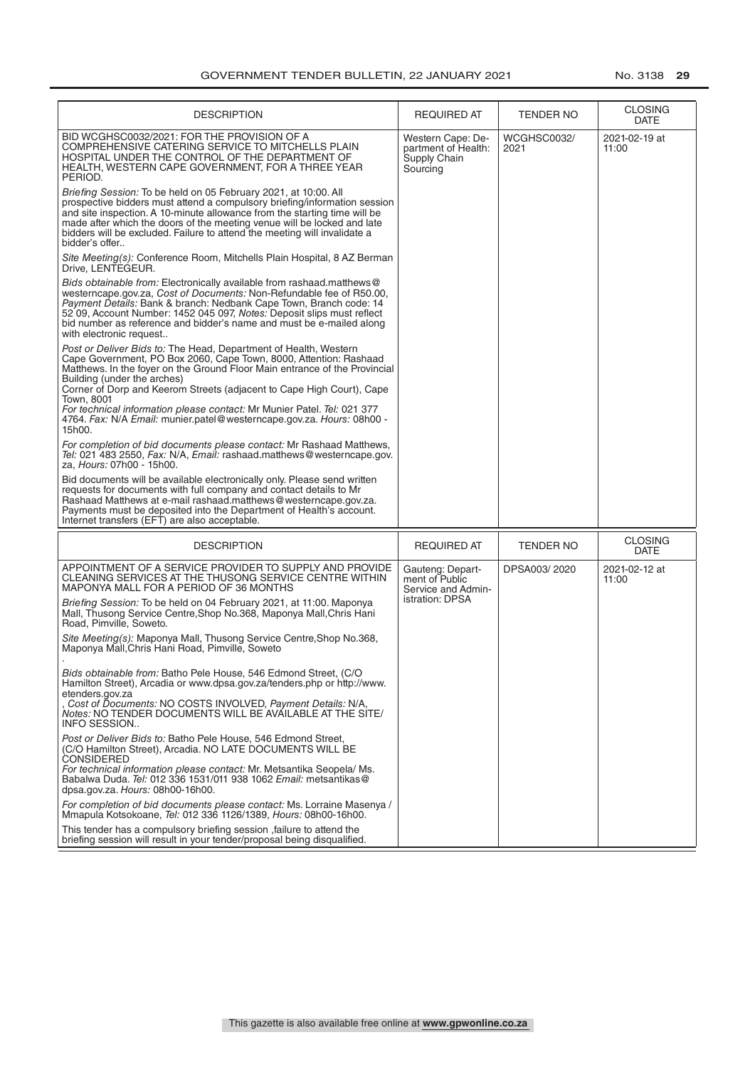| DESCRIPTION | REQUIRED AT | TENDER NO | CLOSING DATE |
|---|---|---|---|
| BID WCGHSC0032/2021: FOR THE PROVISION OF A COMPREHENSIVE CATERING SERVICE TO MITCHELLS PLAIN HOSPITAL UNDER THE CONTROL OF THE DEPARTMENT OF HEALTH, WESTERN CAPE GOVERNMENT, FOR A THREE YEAR PERIOD.<br><br>*Briefing Session:* To be held on 05 February 2021, at 10:00. All prospective bidders must attend a compulsory briefing/information session and site inspection. A 10-minute allowance from the starting time will be made after which the doors of the meeting venue will be locked and late bidders will be excluded. Failure to attend the meeting will invalidate a bidder's offer..<br><br>*Site Meeting(s):* Conference Room, Mitchells Plain Hospital, 8 AZ Berman Drive, LENTEGEUR.<br><br>*Bids obtainable from:* Electronically available from rashaad.matthews@westerncape.gov.za, *Cost of Documents:* Non-Refundable fee of R50.00, *Payment Details:* Bank & branch: Nedbank Cape Town, Branch code: 14 52 09, Account Number: 1452 045 097, *Notes:* Deposit slips must reflect bid number as reference and bidder's name and must be e-mailed along with electronic request..<br><br>*Post or Deliver Bids to:* The Head, Department of Health, Western Cape Government, PO Box 2060, Cape Town, 8000, Attention: Rashaad Matthews. In the foyer on the Ground Floor Main entrance of the Provincial Building (under the arches)<br>Corner of Dorp and Keerom Streets (adjacent to Cape High Court), Cape Town, 8001<br>*For technical information please contact:* Mr Munier Patel. *Tel:* 021 377 4764. *Fax:* N/A *Email:* munier.patel@westerncape.gov.za. *Hours:* 08h00 - 15h00.<br><br>*For completion of bid documents please contact:* Mr Rashaad Matthews, *Tel:* 021 483 2550, *Fax:* N/A, *Email:* rashaad.matthews@westerncape.gov.za, *Hours:* 07h00 - 15h00.<br><br>Bid documents will be available electronically only. Please send written requests for documents with full company and contact details to Mr Rashaad Matthews at e-mail rashaad.matthews@westerncape.gov.za. Payments must be deposited into the Department of Health's account. Internet transfers (EFT) are also acceptable. | Western Cape: Department of Health: Supply Chain Sourcing | WCGHSC0032/ 2021 | 2021-02-19 at 11:00 |

| DESCRIPTION | REQUIRED AT | TENDER NO | CLOSING DATE |
|---|---|---|---|
| APPOINTMENT OF A SERVICE PROVIDER TO SUPPLY AND PROVIDE CLEANING SERVICES AT THE THUSONG SERVICE CENTRE WITHIN MAPONYA MALL FOR A PERIOD OF 36 MONTHS<br><br>*Briefing Session:* To be held on 04 February 2021, at 11:00. Maponya Mall, Thusong Service Centre,Shop No.368, Maponya Mall,Chris Hani Road, Pimville, Soweto.<br><br>*Site Meeting(s):* Maponya Mall, Thusong Service Centre,Shop No.368, Maponya Mall,Chris Hani Road, Pimville, Soweto<br>.<br><br>*Bids obtainable from:* Batho Pele House, 546 Edmond Street, (C/O Hamilton Street), Arcadia or www.dpsa.gov.za/tenders.php or http://www.etenders.gov.za<br>, *Cost of Documents:* NO COSTS INVOLVED, *Payment Details:* N/A, *Notes:* NO TENDER DOCUMENTS WILL BE AVAILABLE AT THE SITE/ INFO SESSION..<br><br>*Post or Deliver Bids to:* Batho Pele House, 546 Edmond Street, (C/O Hamilton Street), Arcadia. NO LATE DOCUMENTS WILL BE CONSIDERED<br>*For technical information please contact:* Mr. Metsantika Seopela/ Ms. Babalwa Duda. *Tel:* 012 336 1531/011 938 1062 *Email:* metsantikas@dpsa.gov.za. *Hours:* 08h00-16h00.<br><br>*For completion of bid documents please contact:* Ms. Lorraine Masenya / Mmapula Kotsokoane, *Tel:* 012 336 1126/1389, *Hours:* 08h00-16h00.<br><br>This tender has a compulsory briefing session ,failure to attend the briefing session will result in your tender/proposal being disqualified. | Gauteng: Department of Public Service and Administration: DPSA | DPSA003/ 2020 | 2021-02-12 at 11:00 |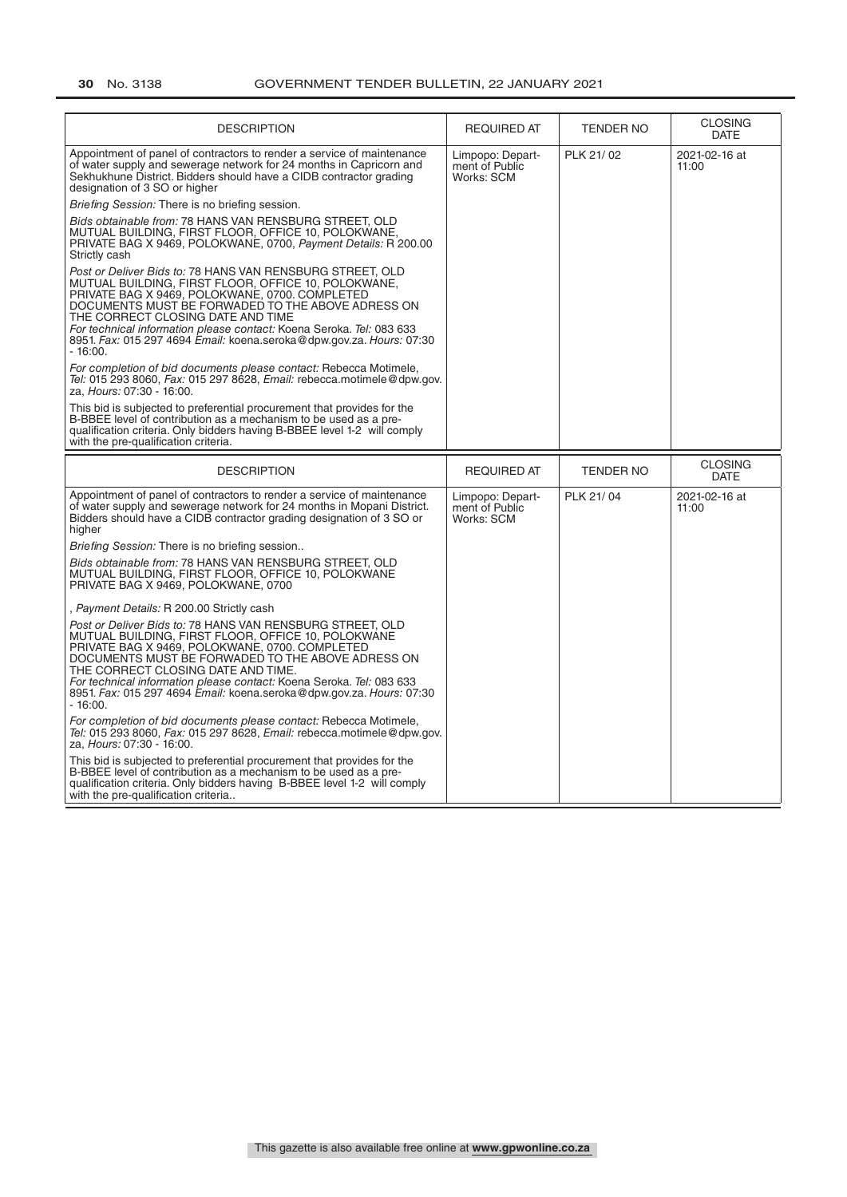| DESCRIPTION | REQUIRED AT | TENDER NO | CLOSING DATE |
|---|---|---|---|
| Appointment of panel of contractors to render a service of maintenance of water supply and sewerage network for 24 months in Capricorn and Sekhukhune District. Bidders should have a CIDB contractor grading designation of 3 SO or higher<br><br>*Briefing Session:* There is no briefing session.<br><br>*Bids obtainable from:* 78 HANS VAN RENSBURG STREET, OLD MUTUAL BUILDING, FIRST FLOOR, OFFICE 10, POLOKWANE, PRIVATE BAG X 9469, POLOKWANE, 0700, *Payment Details:* R 200.00 Strictly cash<br><br>*Post or Deliver Bids to:* 78 HANS VAN RENSBURG STREET, OLD MUTUAL BUILDING, FIRST FLOOR, OFFICE 10, POLOKWANE, PRIVATE BAG X 9469, POLOKWANE, 0700. COMPLETED DOCUMENTS MUST BE FORWADED TO THE ABOVE ADRESS ON THE CORRECT CLOSING DATE AND TIME<br>*For technical information please contact:* Koena Seroka. *Tel:* 083 633 8951. *Fax:* 015 297 4694 *Email:* koena.seroka@dpw.gov.za. *Hours:* 07:30 - 16:00.<br><br>*For completion of bid documents please contact:* Rebecca Motimele, *Tel:* 015 293 8060, *Fax:* 015 297 8628, *Email:* rebecca.motimele@dpw.gov.za, *Hours:* 07:30 - 16:00.<br><br>This bid is subjected to preferential procurement that provides for the B-BBEE level of contribution as a mechanism to be used as a pre-qualification criteria. Only bidders having B-BBEE level 1-2 will comply with the pre-qualification criteria. | Limpopo: Department of Public Works: SCM | PLK 21/ 02 | 2021-02-16 at 11:00 |

| DESCRIPTION | REQUIRED AT | TENDER NO | CLOSING DATE |
|---|---|---|---|
| Appointment of panel of contractors to render a service of maintenance of water supply and sewerage network for 24 months in Mopani District. Bidders should have a CIDB contractor grading designation of 3 SO or higher<br><br>*Briefing Session:* There is no briefing session..<br><br>*Bids obtainable from:* 78 HANS VAN RENSBURG STREET, OLD MUTUAL BUILDING, FIRST FLOOR, OFFICE 10, POLOKWANE PRIVATE BAG X 9469, POLOKWANE, 0700<br><br>, *Payment Details:* R 200.00 Strictly cash<br><br>*Post or Deliver Bids to:* 78 HANS VAN RENSBURG STREET, OLD MUTUAL BUILDING, FIRST FLOOR, OFFICE 10, POLOKWANE PRIVATE BAG X 9469, POLOKWANE, 0700. COMPLETED DOCUMENTS MUST BE FORWADED TO THE ABOVE ADRESS ON THE CORRECT CLOSING DATE AND TIME.<br>*For technical information please contact:* Koena Seroka. *Tel:* 083 633 8951. *Fax:* 015 297 4694 *Email:* koena.seroka@dpw.gov.za. *Hours:* 07:30 - 16:00.<br><br>*For completion of bid documents please contact:* Rebecca Motimele, *Tel:* 015 293 8060, *Fax:* 015 297 8628, *Email:* rebecca.motimele@dpw.gov.za, *Hours:* 07:30 - 16:00.<br><br>This bid is subjected to preferential procurement that provides for the B-BBEE level of contribution as a mechanism to be used as a pre-qualification criteria. Only bidders having B-BBEE level 1-2 will comply with the pre-qualification criteria.. | Limpopo: Department of Public Works: SCM | PLK 21/ 04 | 2021-02-16 at 11:00 |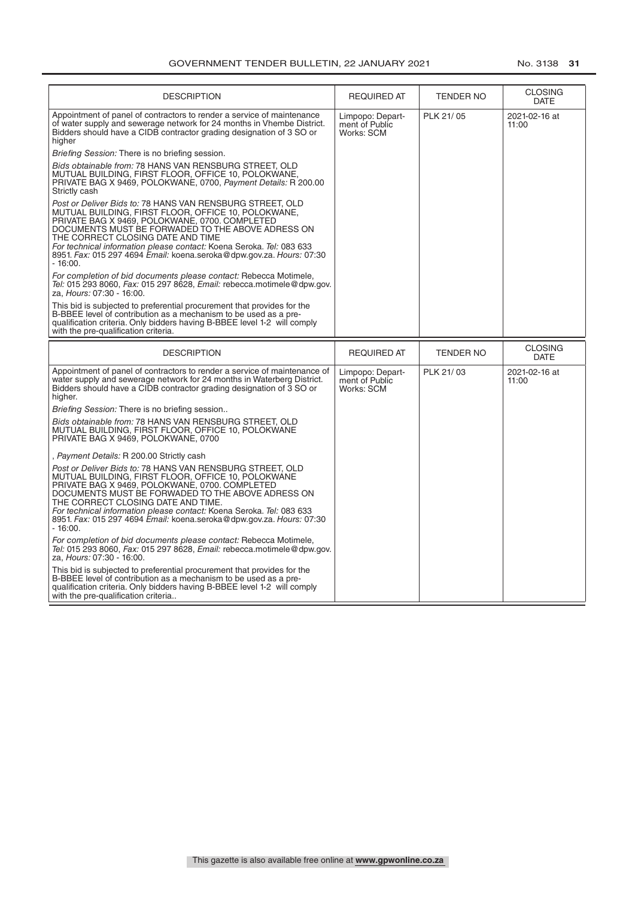| DESCRIPTION | REQUIRED AT | TENDER NO | CLOSING DATE |
|---|---|---|---|
| Appointment of panel of contractors to render a service of maintenance of water supply and sewerage network for 24 months in Vhembe District. Bidders should have a CIDB contractor grading designation of 3 SO or higher<br><br>*Briefing Session:* There is no briefing session.<br><br>*Bids obtainable from:* 78 HANS VAN RENSBURG STREET, OLD MUTUAL BUILDING, FIRST FLOOR, OFFICE 10, POLOKWANE, PRIVATE BAG X 9469, POLOKWANE, 0700, *Payment Details:* R 200.00 Strictly cash<br><br>*Post or Deliver Bids to:* 78 HANS VAN RENSBURG STREET, OLD MUTUAL BUILDING, FIRST FLOOR, OFFICE 10, POLOKWANE, PRIVATE BAG X 9469, POLOKWANE, 0700. COMPLETED DOCUMENTS MUST BE FORWADED TO THE ABOVE ADRESS ON THE CORRECT CLOSING DATE AND TIME<br>*For technical information please contact:* Koena Seroka. *Tel:* 083 633 8951. *Fax:* 015 297 4694 *Email:* koena.seroka@dpw.gov.za. *Hours:* 07:30 - 16:00.<br><br>*For completion of bid documents please contact:* Rebecca Motimele, *Tel:* 015 293 8060, *Fax:* 015 297 8628, *Email:* rebecca.motimele@dpw.gov.za, *Hours:* 07:30 - 16:00.<br><br>This bid is subjected to preferential procurement that provides for the B-BBEE level of contribution as a mechanism to be used as a pre-qualification criteria. Only bidders having B-BBEE level 1-2 will comply with the pre-qualification criteria. | Limpopo: Department of Public Works: SCM | PLK 21/ 05 | 2021-02-16 at 11:00 |

| DESCRIPTION | REQUIRED AT | TENDER NO | CLOSING DATE |
|---|---|---|---|
| Appointment of panel of contractors to render a service of maintenance of water supply and sewerage network for 24 months in Waterberg District. Bidders should have a CIDB contractor grading designation of 3 SO or higher.<br><br>*Briefing Session:* There is no briefing session..<br><br>*Bids obtainable from:* 78 HANS VAN RENSBURG STREET, OLD MUTUAL BUILDING, FIRST FLOOR, OFFICE 10, POLOKWANE PRIVATE BAG X 9469, POLOKWANE, 0700<br><br>, *Payment Details:* R 200.00 Strictly cash<br><br>*Post or Deliver Bids to:* 78 HANS VAN RENSBURG STREET, OLD MUTUAL BUILDING, FIRST FLOOR, OFFICE 10, POLOKWANE PRIVATE BAG X 9469, POLOKWANE, 0700. COMPLETED DOCUMENTS MUST BE FORWADED TO THE ABOVE ADRESS ON THE CORRECT CLOSING DATE AND TIME.<br>*For technical information please contact:* Koena Seroka. *Tel:* 083 633 8951. *Fax:* 015 297 4694 *Email:* koena.seroka@dpw.gov.za. *Hours:* 07:30 - 16:00.<br><br>*For completion of bid documents please contact:* Rebecca Motimele, *Tel:* 015 293 8060, *Fax:* 015 297 8628, *Email:* rebecca.motimele@dpw.gov.za, *Hours:* 07:30 - 16:00.<br><br>This bid is subjected to preferential procurement that provides for the B-BBEE level of contribution as a mechanism to be used as a pre-qualification criteria. Only bidders having B-BBEE level 1-2 will comply with the pre-qualification criteria.. | Limpopo: Department of Public Works: SCM | PLK 21/ 03 | 2021-02-16 at 11:00 |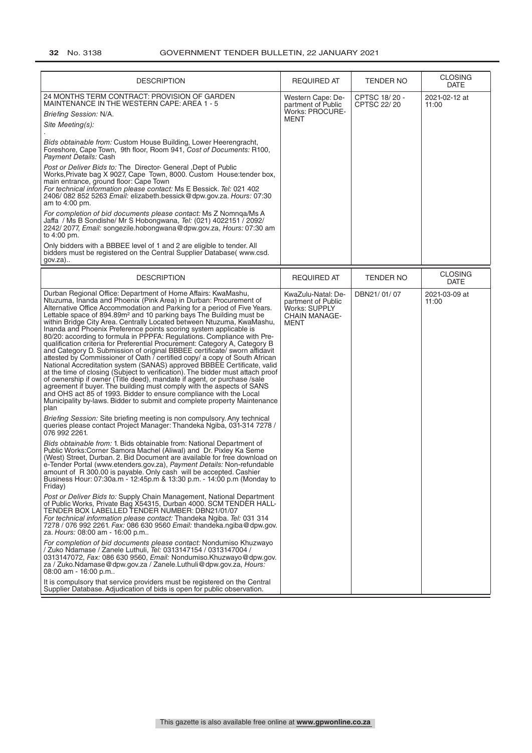| DESCRIPTION | REQUIRED AT | TENDER NO | CLOSING DATE |
|---|---|---|---|
| 24 MONTHS TERM CONTRACT: PROVISION OF GARDEN MAINTENANCE IN THE WESTERN CAPE: AREA 1 - 5<br>*Briefing Session:* N/A.<br>*Site Meeting(s):*<br>.<br>*Bids obtainable from:* Custom House Building, Lower Heerengracht, Foreshore, Cape Town, 9th floor, Room 941, *Cost of Documents:* R100, *Payment Details:* Cash<br>*Post or Deliver Bids to:* The Director- General ,Dept of Public Works,Private bag X 9027, Cape Town, 8000. Custom House:tender box, main entrance, ground floor: Cape Town<br>*For technical information please contact:* Ms E Bessick. *Tel:* 021 402 2406/ 082 852 5263 *Email:* elizabeth.bessick@dpw.gov.za. *Hours:* 07:30 am to 4:00 pm.<br>*For completion of bid documents please contact:* Ms Z Nomnqa/Ms A Jaffa / Ms B Sondishe/ Mr S Hobongwana, *Tel:* (021) 4022151 / 2092/ 2242/ 2077, *Email:* songezile.hobongwana@dpw.gov.za, *Hours:* 07:30 am to 4:00 pm.<br>Only bidders with a BBBEE level of 1 and 2 are eligible to tender. All bidders must be registered on the Central Supplier Database( www.csd.gov.za).. | Western Cape: Department of Public Works: PROCUREMENT | CPTSC 18/ 20 - CPTSC 22/ 20 | 2021-02-12 at 11:00 |

| DESCRIPTION | REQUIRED AT | TENDER NO | CLOSING DATE |
|---|---|---|---|
| Durban Regional Office: Department of Home Affairs: KwaMashu, Ntuzuma, Inanda and Phoenix (Pink Area) in Durban: Procurement of Alternative Office Accommodation and Parking for a period of Five Years. Lettable space of 894.89m² and 10 parking bays The Building must be within Bridge City Area. Centrally Located between Ntuzuma, KwaMashu, Inanda and Phoenix Preference points scoring system applicable is 80/20: according to formula in PPPFA: Regulations. Compliance with Pre-qualification criteria for Preferential Procurement: Category A, Category B and Category D. Submission of original BBBEE certificate/ sworn affidavit attested by Commissioner of Oath / certified copy/ a copy of South African National Accreditation system (SANAS) approved BBBEE Certificate, valid at the time of closing (Subject to verification). The bidder must attach proof of ownership if owner (Title deed), mandate if agent, or purchase /sale agreement if buyer. The building must comply with the aspects of SANS and OHS act 85 of 1993. Bidder to ensure compliance with the Local Municipality by-laws. Bidder to submit and complete property Maintenance plan<br>*Briefing Session:* Site briefing meeting is non compulsory. Any technical queries please contact Project Manager: Thandeka Ngiba, 031-314 7278 / 076 992 2261.<br>*Bids obtainable from:* 1. Bids obtainable from: National Department of Public Works:Corner Samora Machel (Aliwal) and Dr. Pixley Ka Seme (West) Street, Durban. 2. Bid Document are available for free download on e-Tender Portal (www.etenders.gov.za), *Payment Details:* Non-refundable amount of R 300.00 is payable. Only cash will be accepted. Cashier Business Hour: 07:30a.m - 12:45p.m & 13:30 p.m. - 14:00 p.m (Monday to Friday)<br>*Post or Deliver Bids to:* Supply Chain Management, National Department of Public Works, Private Bag X54315, Durban 4000. SCM TENDER HALL-TENDER BOX LABELLED TENDER NUMBER: DBN21/01/07<br>*For technical information please contact:* Thandeka Ngiba. *Tel:* 031 314 7278 / 076 992 2261. *Fax:* 086 630 9560 *Email:* thandeka.ngiba@dpw.gov.za. *Hours:* 08:00 am - 16:00 p.m..<br>*For completion of bid documents please contact:* Nondumiso Khuzwayo / Zuko Ndamase / Zanele Luthuli, *Tel:* 0313147154 / 0313147004 / 0313147072, *Fax:* 086 630 9560, *Email:* Nondumiso.Khuzwayo@dpw.gov.za / Zuko.Ndamase@dpw.gov.za / Zanele.Luthuli@dpw.gov.za, *Hours:* 08:00 am - 16:00 p.m..<br>It is compulsory that service providers must be registered on the Central Supplier Database. Adjudication of bids is open for public observation. | KwaZulu-Natal: Department of Public Works: SUPPLY CHAIN MANAGEMENT | DBN21/ 01/ 07 | 2021-03-09 at 11:00 |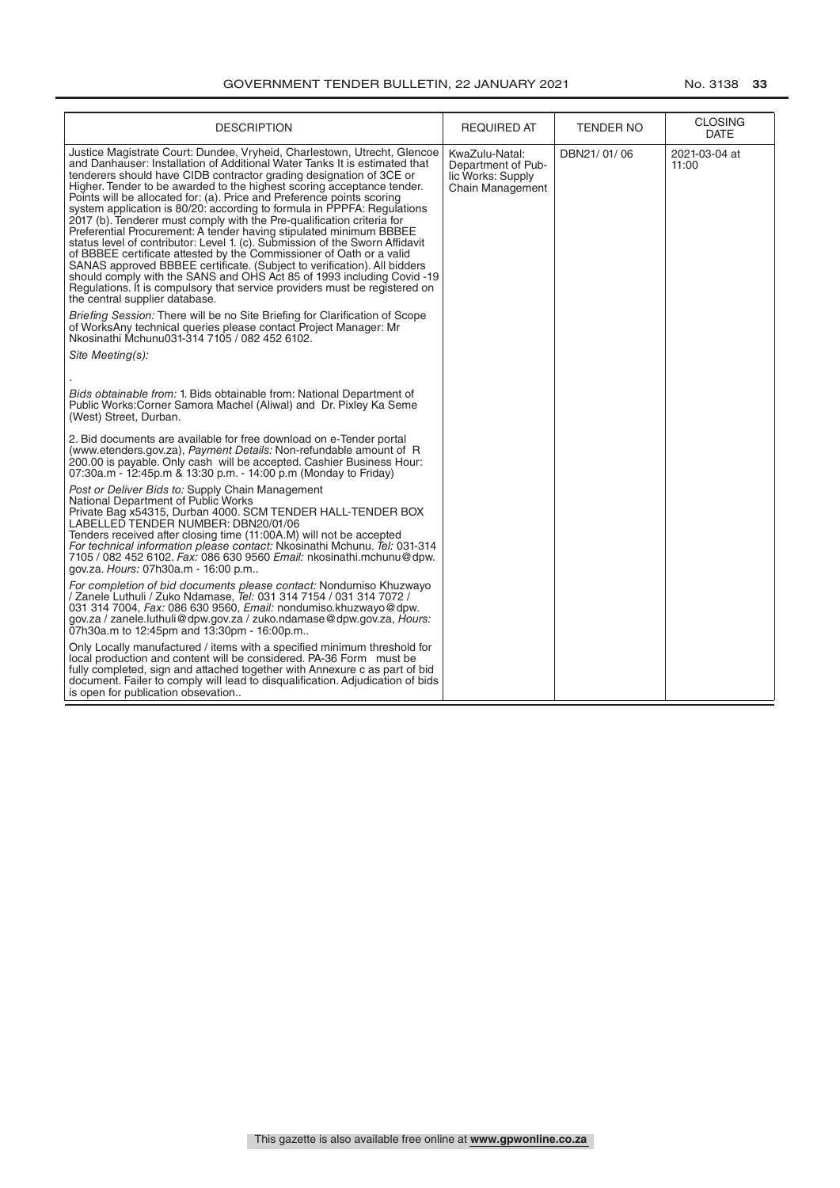| DESCRIPTION | REQUIRED AT | TENDER NO | CLOSING DATE |
|---|---|---|---|
| Justice Magistrate Court: Dundee, Vryheid, Charlestown, Utrecht, Glencoe and Danhauser: Installation of Additional Water Tanks It is estimated that tenderers should have CIDB contractor grading designation of 3CE or Higher. Tender to be awarded to the highest scoring acceptance tender. Points will be allocated for: (a). Price and Preference points scoring system application is 80/20: according to formula in PPPFA: Regulations 2017 (b). Tenderer must comply with the Pre-qualification criteria for Preferential Procurement: A tender having stipulated minimum BBBEE status level of contributor: Level 1. (c). Submission of the Sworn Affidavit of BBBEE certificate attested by the Commissioner of Oath or a valid SANAS approved BBBEE certificate. (Subject to verification). All bidders should comply with the SANS and OHS Act 85 of 1993 including Covid -19 Regulations. It is compulsory that service providers must be registered on the central supplier database.<br><br>*Briefing Session:* There will be no Site Briefing for Clarification of Scope of WorksAny technical queries please contact Project Manager: Mr Nkosinathi Mchunu031-314 7105 / 082 452 6102.<br><br>*Site Meeting(s):*<br><br>.<br><br>*Bids obtainable from:* 1. Bids obtainable from: National Department of Public Works:Corner Samora Machel (Aliwal) and Dr. Pixley Ka Seme (West) Street, Durban.<br><br>2. Bid documents are available for free download on e-Tender portal (www.etenders.gov.za), *Payment Details:* Non-refundable amount of R 200.00 is payable. Only cash will be accepted. Cashier Business Hour: 07:30a.m - 12:45p.m & 13:30 p.m. - 14:00 p.m (Monday to Friday)<br><br>*Post or Deliver Bids to:* Supply Chain Management National Department of Public Works Private Bag x54315, Durban 4000. SCM TENDER HALL-TENDER BOX LABELLED TENDER NUMBER: DBN20/01/06 Tenders received after closing time (11:00A.M) will not be accepted<br>*For technical information please contact:* Nkosinathi Mchunu. *Tel:* 031-314 7105 / 082 452 6102. *Fax:* 086 630 9560 *Email:* nkosinathi.mchunu@dpw.gov.za. *Hours:* 07h30a.m - 16:00 p.m..<br><br>*For completion of bid documents please contact:* Nondumiso Khuzwayo / Zanele Luthuli / Zuko Ndamase, *Tel:* 031 314 7154 / 031 314 7072 / 031 314 7004, *Fax:* 086 630 9560, *Email:* nondumiso.khuzwayo@dpw.gov.za / zanele.luthuli@dpw.gov.za / zuko.ndamase@dpw.gov.za, *Hours:* 07h30a.m to 12:45pm and 13:30pm - 16:00p.m..<br><br>Only Locally manufactured / items with a specified minimum threshold for local production and content will be considered. PA-36 Form must be fully completed, sign and attached together with Annexure c as part of bid document. Failer to comply will lead to disqualification. Adjudication of bids is open for publication obsevation.. | KwaZulu-Natal: Department of Public Works: Supply Chain Management | DBN21/ 01/ 06 | 2021-03-04 at 11:00 |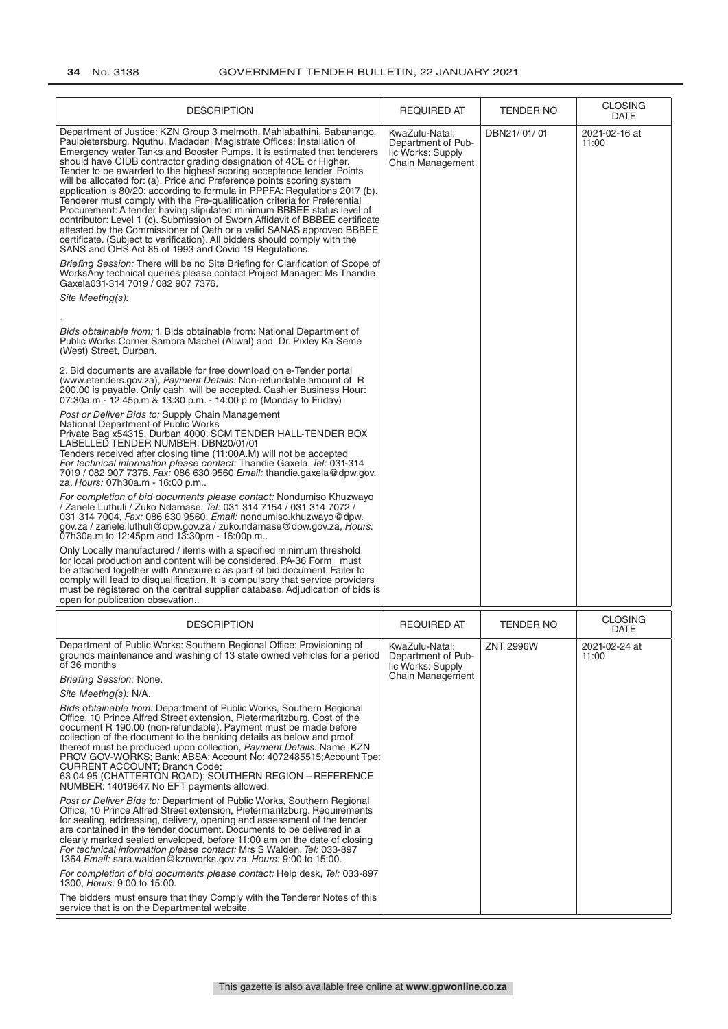| DESCRIPTION | REQUIRED AT | TENDER NO | CLOSING DATE |
|---|---|---|---|
| Department of Justice: KZN Group 3 melmoth, Mahlabathini, Babanango, Paulpietersburg, Nquthu, Madadeni Magistrate Offices: Installation of Emergency water Tanks and Booster Pumps. It is estimated that tenderers should have CIDB contractor grading designation of 4CE or Higher. Tender to be awarded to the highest scoring acceptance tender. Points will be allocated for: (a). Price and Preference points scoring system application is 80/20: according to formula in PPPFA: Regulations 2017 (b). Tenderer must comply with the Pre-qualification criteria for Preferential Procurement: A tender having stipulated minimum BBBEE status level of contributor: Level 1 (c). Submission of Sworn Affidavit of BBBEE certificate attested by the Commissioner of Oath or a valid SANAS approved BBBEE certificate. (Subject to verification). All bidders should comply with the SANS and OHS Act 85 of 1993 and Covid 19 Regulations.<br><br>*Briefing Session:* There will be no Site Briefing for Clarification of Scope of WorksAny technical queries please contact Project Manager: Ms Thandie Gaxela031-314 7019 / 082 907 7376.<br><br>*Site Meeting(s):*<br><br>.<br><br>*Bids obtainable from:* 1. Bids obtainable from: National Department of Public Works:Corner Samora Machel (Aliwal) and Dr. Pixley Ka Seme (West) Street, Durban.<br><br>2. Bid documents are available for free download on e-Tender portal (www.etenders.gov.za), *Payment Details:* Non-refundable amount of R 200.00 is payable. Only cash will be accepted. Cashier Business Hour: 07:30a.m - 12:45p.m & 13:30 p.m. - 14:00 p.m (Monday to Friday)<br><br>*Post or Deliver Bids to:* Supply Chain Management National Department of Public Works Private Bag x54315, Durban 4000. SCM TENDER HALL-TENDER BOX LABELLED TENDER NUMBER: DBN20/01/01 Tenders received after closing time (11:00A.M) will not be accepted *For technical information please contact:* Thandie Gaxela. *Tel:* 031-314 7019 / 082 907 7376. *Fax:* 086 630 9560 *Email:* thandie.gaxela@dpw.gov.za. *Hours:* 07h30a.m - 16:00 p.m..<br><br>*For completion of bid documents please contact:* Nondumiso Khuzwayo / Zanele Luthuli / Zuko Ndamase, *Tel:* 031 314 7154 / 031 314 7072 / 031 314 7004, *Fax:* 086 630 9560, *Email:* nondumiso.khuzwayo@dpw.gov.za / zanele.luthuli@dpw.gov.za / zuko.ndamase@dpw.gov.za, *Hours:* 07h30a.m to 12:45pm and 13:30pm - 16:00p.m..<br><br>Only Locally manufactured / items with a specified minimum threshold for local production and content will be considered. PA-36 Form must be attached together with Annexure c as part of bid document. Failer to comply will lead to disqualification. It is compulsory that service providers must be registered on the central supplier database. Adjudication of bids is open for publication obsevation.. | KwaZulu-Natal: Department of Public Works: Supply Chain Management | DBN21/ 01/ 01 | 2021-02-16 at 11:00 |

| DESCRIPTION | REQUIRED AT | TENDER NO | CLOSING DATE |
|---|---|---|---|
| Department of Public Works: Southern Regional Office: Provisioning of grounds maintenance and washing of 13 state owned vehicles for a period of 36 months<br><br>*Briefing Session:* None.<br><br>*Site Meeting(s):* N/A.<br><br>*Bids obtainable from:* Department of Public Works, Southern Regional Office, 10 Prince Alfred Street extension, Pietermaritzburg. Cost of the document R 190.00 (non-refundable). Payment must be made before collection of the document to the banking details as below and proof thereof must be produced upon collection, *Payment Details:* Name: KZN PROV GOV-WORKS; Bank: ABSA; Account No: 4072485515;Account Tpe: CURRENT ACCOUNT; Branch Code: 63 04 95 (CHATTERTON ROAD); SOUTHERN REGION – REFERENCE NUMBER: 14019647. No EFT payments allowed.<br><br>*Post or Deliver Bids to:* Department of Public Works, Southern Regional Office, 10 Prince Alfred Street extension, Pietermaritzburg. Requirements for sealing, addressing, delivery, opening and assessment of the tender are contained in the tender document. Documents to be delivered in a clearly marked sealed enveloped, before 11:00 am on the date of closing *For technical information please contact:* Mrs S Walden. *Tel:* 033-897 1364 *Email:* sara.walden@kznworks.gov.za. *Hours:* 9:00 to 15:00.<br><br>*For completion of bid documents please contact:* Help desk, *Tel:* 033-897 1300, *Hours:* 9:00 to 15:00.<br><br>The bidders must ensure that they Comply with the Tenderer Notes of this service that is on the Departmental website. | KwaZulu-Natal: Department of Public Works: Supply Chain Management | ZNT 2996W | 2021-02-24 at 11:00 |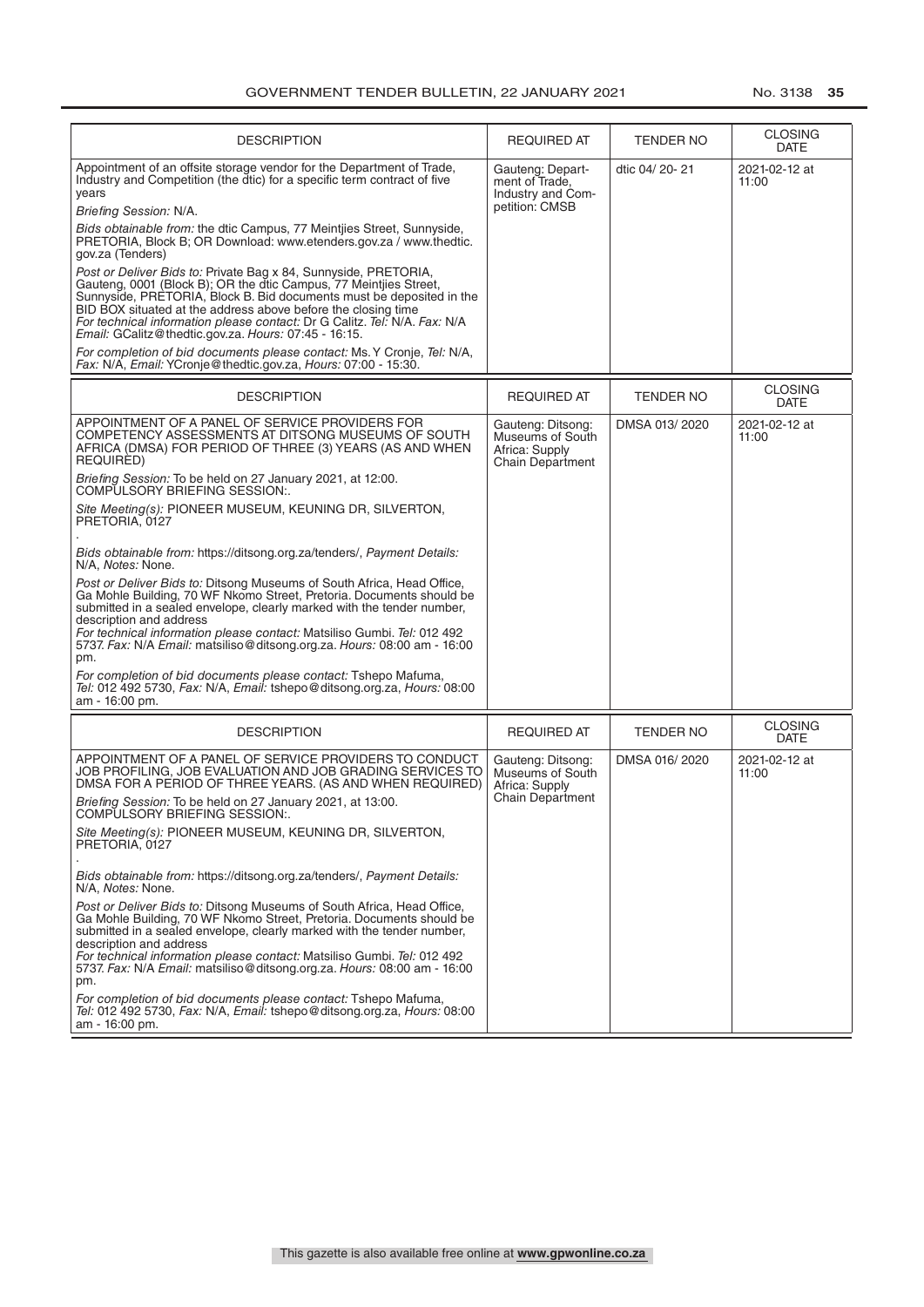| DESCRIPTION | REQUIRED AT | TENDER NO | CLOSING DATE |
|---|---|---|---|
| Appointment of an offsite storage vendor for the Department of Trade, Industry and Competition (the dtic) for a specific term contract of five years<br>*Briefing Session:* N/A.<br>*Bids obtainable from:* the dtic Campus, 77 Meintjies Street, Sunnyside, PRETORIA, Block B; OR Download: www.etenders.gov.za / www.thedtic.gov.za (Tenders)<br>*Post or Deliver Bids to:* Private Bag x 84, Sunnyside, PRETORIA, Gauteng, 0001 (Block B); OR the dtic Campus, 77 Meintjies Street, Sunnyside, PRETORIA, Block B. Bid documents must be deposited in the BID BOX situated at the address above before the closing time<br>*For technical information please contact:* Dr G Calitz. *Tel:* N/A. *Fax:* N/A *Email:* GCalitz@thedtic.gov.za. *Hours:* 07:45 - 16:15.<br>*For completion of bid documents please contact:* Ms. Y Cronje, *Tel:* N/A, *Fax:* N/A, *Email:* YCronje@thedtic.gov.za, *Hours:* 07:00 - 15:30. | Gauteng: Department of Trade, Industry and Competition: CMSB | dtic 04/ 20- 21 | 2021-02-12 at 11:00 |

| DESCRIPTION | REQUIRED AT | TENDER NO | CLOSING DATE |
|---|---|---|---|
| APPOINTMENT OF A PANEL OF SERVICE PROVIDERS FOR COMPETENCY ASSESSMENTS AT DITSONG MUSEUMS OF SOUTH AFRICA (DMSA) FOR PERIOD OF THREE (3) YEARS (AS AND WHEN REQUIRED)<br>*Briefing Session:* To be held on 27 January 2021, at 12:00. COMPULSORY BRIEFING SESSION:.<br>*Site Meeting(s):* PIONEER MUSEUM, KEUNING DR, SILVERTON, PRETORIA, 0127<br>.<br>*Bids obtainable from:* https://ditsong.org.za/tenders/, *Payment Details:* N/A, *Notes:* None.<br>*Post or Deliver Bids to:* Ditsong Museums of South Africa, Head Office, Ga Mohle Building, 70 WF Nkomo Street, Pretoria. Documents should be submitted in a sealed envelope, clearly marked with the tender number, description and address<br>*For technical information please contact:* Matsiliso Gumbi. *Tel:* 012 492 5737. *Fax:* N/A *Email:* matsiliso@ditsong.org.za. *Hours:* 08:00 am - 16:00 pm.<br>*For completion of bid documents please contact:* Tshepo Mafuma, *Tel:* 012 492 5730, *Fax:* N/A, *Email:* tshepo@ditsong.org.za, *Hours:* 08:00 am - 16:00 pm. | Gauteng: Ditsong: Museums of South Africa: Supply Chain Department | DMSA 013/ 2020 | 2021-02-12 at 11:00 |

| DESCRIPTION | REQUIRED AT | TENDER NO | CLOSING DATE |
|---|---|---|---|
| APPOINTMENT OF A PANEL OF SERVICE PROVIDERS TO CONDUCT JOB PROFILING, JOB EVALUATION AND JOB GRADING SERVICES TO DMSA FOR A PERIOD OF THREE YEARS. (AS AND WHEN REQUIRED)<br>*Briefing Session:* To be held on 27 January 2021, at 13:00. COMPULSORY BRIEFING SESSION:.<br>*Site Meeting(s):* PIONEER MUSEUM, KEUNING DR, SILVERTON, PRETORIA, 0127<br>.<br>*Bids obtainable from:* https://ditsong.org.za/tenders/, *Payment Details:* N/A, *Notes:* None.<br>*Post or Deliver Bids to:* Ditsong Museums of South Africa, Head Office, Ga Mohle Building, 70 WF Nkomo Street, Pretoria. Documents should be submitted in a sealed envelope, clearly marked with the tender number, description and address<br>*For technical information please contact:* Matsiliso Gumbi. *Tel:* 012 492 5737. *Fax:* N/A *Email:* matsiliso@ditsong.org.za. *Hours:* 08:00 am - 16:00 pm.<br>*For completion of bid documents please contact:* Tshepo Mafuma, *Tel:* 012 492 5730, *Fax:* N/A, *Email:* tshepo@ditsong.org.za, *Hours:* 08:00 am - 16:00 pm. | Gauteng: Ditsong: Museums of South Africa: Supply Chain Department | DMSA 016/ 2020 | 2021-02-12 at 11:00 |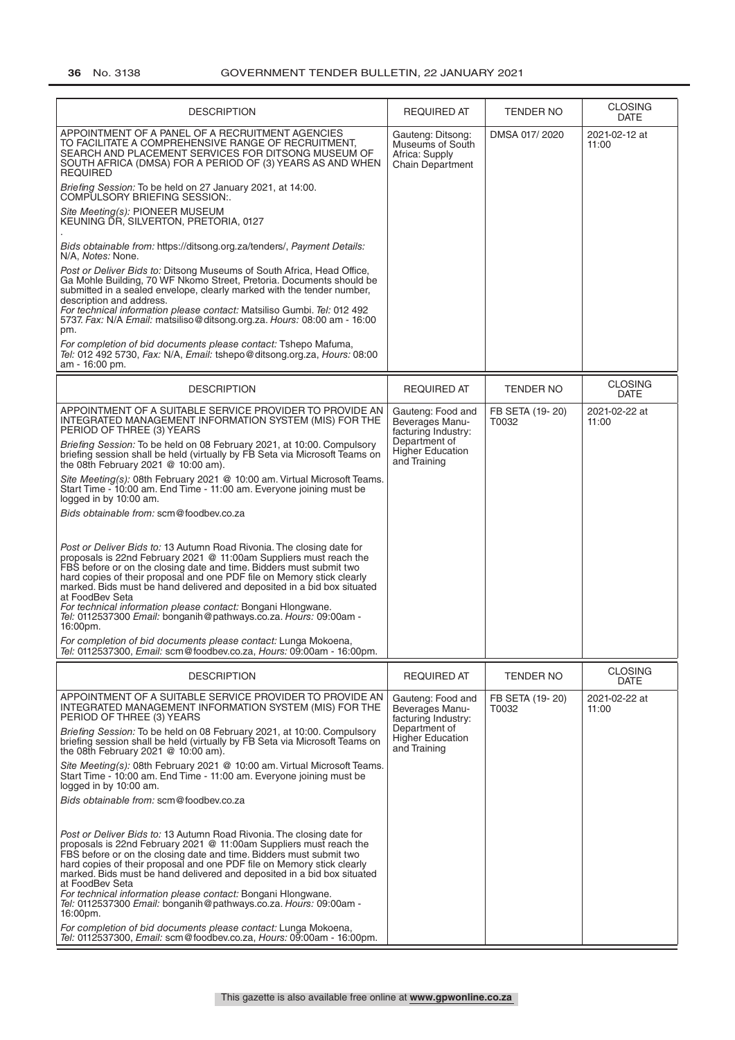| DESCRIPTION | REQUIRED AT | TENDER NO | CLOSING DATE |
|---|---|---|---|
| APPOINTMENT OF A PANEL OF A RECRUITMENT AGENCIES TO FACILITATE A COMPREHENSIVE RANGE OF RECRUITMENT, SEARCH AND PLACEMENT SERVICES FOR DITSONG MUSEUM OF SOUTH AFRICA (DMSA) FOR A PERIOD OF (3) YEARS AS AND WHEN REQUIRED<br><br>*Briefing Session:* To be held on 27 January 2021, at 14:00. COMPULSORY BRIEFING SESSION:.<br><br>*Site Meeting(s):* PIONEER MUSEUM KEUNING DR, SILVERTON, PRETORIA, 0127<br><br>.<br><br>*Bids obtainable from:* https://ditsong.org.za/tenders/, *Payment Details:* N/A, *Notes:* None.<br><br>*Post or Deliver Bids to:* Ditsong Museums of South Africa, Head Office, Ga Mohle Building, 70 WF Nkomo Street, Pretoria. Documents should be submitted in a sealed envelope, clearly marked with the tender number, description and address.<br>*For technical information please contact:* Matsiliso Gumbi. *Tel:* 012 492 5737. *Fax:* N/A *Email:* matsiliso@ditsong.org.za. *Hours:* 08:00 am - 16:00 pm.<br><br>*For completion of bid documents please contact:* Tshepo Mafuma, *Tel:* 012 492 5730, *Fax:* N/A, *Email:* tshepo@ditsong.org.za, *Hours:* 08:00 am - 16:00 pm. | Gauteng: Ditsong: Museums of South Africa: Supply Chain Department | DMSA 017/ 2020 | 2021-02-12 at 11:00 |

| DESCRIPTION | REQUIRED AT | TENDER NO | CLOSING DATE |
|---|---|---|---|
| APPOINTMENT OF A SUITABLE SERVICE PROVIDER TO PROVIDE AN INTEGRATED MANAGEMENT INFORMATION SYSTEM (MIS) FOR THE PERIOD OF THREE (3) YEARS<br><br>*Briefing Session:* To be held on 08 February 2021, at 10:00. Compulsory briefing session shall be held (virtually by FB Seta via Microsoft Teams on the 08th February 2021 @ 10:00 am).<br><br>*Site Meeting(s):* 08th February 2021 @ 10:00 am. Virtual Microsoft Teams. Start Time - 10:00 am. End Time - 11:00 am. Everyone joining must be logged in by 10:00 am.<br><br>*Bids obtainable from:* scm@foodbev.co.za<br><br>*Post or Deliver Bids to:* 13 Autumn Road Rivonia. The closing date for proposals is 22nd February 2021 @ 11:00am Suppliers must reach the FBS before or on the closing date and time. Bidders must submit two hard copies of their proposal and one PDF file on Memory stick clearly marked. Bids must be hand delivered and deposited in a bid box situated at FoodBev Seta<br>*For technical information please contact:* Bongani Hlongwane. *Tel:* 0112537300 *Email:* bonganih@pathways.co.za. *Hours:* 09:00am - 16:00pm.<br><br>*For completion of bid documents please contact:* Lunga Mokoena, *Tel:* 0112537300, *Email:* scm@foodbev.co.za, *Hours:* 09:00am - 16:00pm. | Gauteng: Food and Beverages Manufacturing Industry: Department of Higher Education and Training | FB SETA (19- 20) T0032 | 2021-02-22 at 11:00 |

| DESCRIPTION | REQUIRED AT | TENDER NO | CLOSING DATE |
|---|---|---|---|
| APPOINTMENT OF A SUITABLE SERVICE PROVIDER TO PROVIDE AN INTEGRATED MANAGEMENT INFORMATION SYSTEM (MIS) FOR THE PERIOD OF THREE (3) YEARS<br><br>*Briefing Session:* To be held on 08 February 2021, at 10:00. Compulsory briefing session shall be held (virtually by FB Seta via Microsoft Teams on the 08th February 2021 @ 10:00 am).<br><br>*Site Meeting(s):* 08th February 2021 @ 10:00 am. Virtual Microsoft Teams. Start Time - 10:00 am. End Time - 11:00 am. Everyone joining must be logged in by 10:00 am.<br><br>*Bids obtainable from:* scm@foodbev.co.za<br><br>*Post or Deliver Bids to:* 13 Autumn Road Rivonia. The closing date for proposals is 22nd February 2021 @ 11:00am Suppliers must reach the FBS before or on the closing date and time. Bidders must submit two hard copies of their proposal and one PDF file on Memory stick clearly marked. Bids must be hand delivered and deposited in a bid box situated at FoodBev Seta<br>*For technical information please contact:* Bongani Hlongwane. *Tel:* 0112537300 *Email:* bonganih@pathways.co.za. *Hours:* 09:00am - 16:00pm.<br><br>*For completion of bid documents please contact:* Lunga Mokoena, *Tel:* 0112537300, *Email:* scm@foodbev.co.za, *Hours:* 09:00am - 16:00pm. | Gauteng: Food and Beverages Manufacturing Industry: Department of Higher Education and Training | FB SETA (19- 20) T0032 | 2021-02-22 at 11:00 |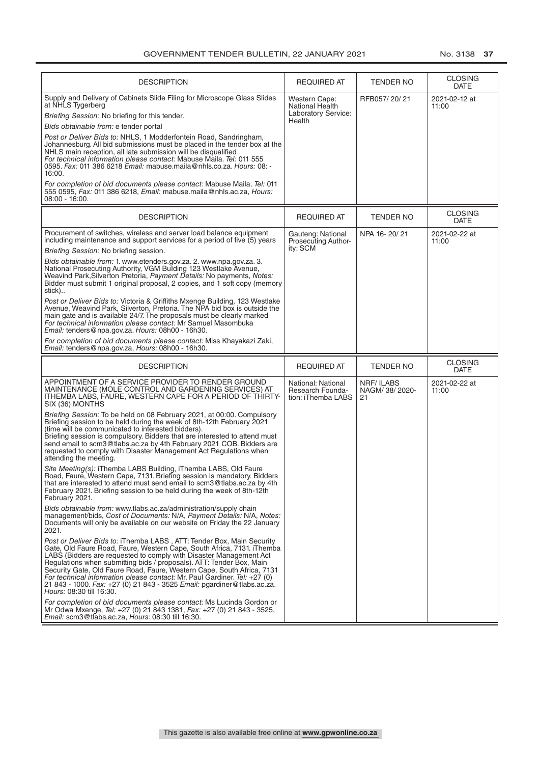| DESCRIPTION | REQUIRED AT | TENDER NO | CLOSING DATE |
|---|---|---|---|
| Supply and Delivery of Cabinets Slide Filing for Microscope Glass Slides at NHLS Tygerberg<br>*Briefing Session:* No briefing for this tender.<br>*Bids obtainable from:* e tender portal<br>*Post or Deliver Bids to:* NHLS, 1 Modderfontein Road, Sandringham, Johannesburg. All bid submissions must be placed in the tender box at the NHLS main reception, all late submission will be disqualified<br>*For technical information please contact:* Mabuse Maila. *Tel:* 011 555 0595. *Fax:* 011 386 6218 *Email:* mabuse.maila@nhls.co.za. *Hours:* 08: - 16:00.<br>*For completion of bid documents please contact:* Mabuse Maila, *Tel:* 011 555 0595, *Fax:* 011 386 6218, *Email:* mabuse.maila@nhls.ac.za, *Hours:* 08:00 - 16:00. | Western Cape: National Health Laboratory Service: Health | RFB057/ 20/ 21 | 2021-02-12 at 11:00 |

| DESCRIPTION | REQUIRED AT | TENDER NO | CLOSING DATE |
|---|---|---|---|
| Procurement of switches, wireless and server load balance equipment including maintenance and support services for a period of five (5) years<br>*Briefing Session:* No briefing session.<br>*Bids obtainable from:* 1. www.etenders.gov.za. 2. www.npa.gov.za. 3. National Prosecuting Authority, VGM Bulding 123 Westlake Avenue, Weavind Park,Silverton Pretoria, *Payment Details:* No payments, *Notes:* Bidder must submit 1 original proposal, 2 copies, and 1 soft copy (memory stick)..<br>*Post or Deliver Bids to:* Victoria & Griffiths Mxenge Building, 123 Westlake Avenue, Weavind Park, Silverton, Pretoria. The NPA bid box is outside the main gate and is available 24/7. The proposals must be clearly marked<br>*For technical information please contact:* Mr Samuel Masombuka *Email:* tenders@npa.gov.za. *Hours:* 08h00 - 16h30.<br>*For completion of bid documents please contact:* Miss Khayakazi Zaki, *Email:* tenders@npa.gov.za, *Hours:* 08h00 - 16h30. | Gauteng: National Prosecuting Authority: SCM | NPA 16- 20/ 21 | 2021-02-22 at 11:00 |

| DESCRIPTION | REQUIRED AT | TENDER NO | CLOSING DATE |
|---|---|---|---|
| APPOINTMENT OF A SERVICE PROVIDER TO RENDER GROUND MAINTENANCE (MOLE CONTROL AND GARDENING SERVICES) AT ITHEMBA LABS, FAURE, WESTERN CAPE FOR A PERIOD OF THIRTY-SIX (36) MONTHS<br>*Briefing Session:* To be held on 08 February 2021, at 00:00. Compulsory Briefing session to be held during the week of 8th-12th February 2021 (time will be communicated to interested bidders).<br>Briefing session is compulsory. Bidders that are interested to attend must send email to scm3@tlabs.ac.za by 4th February 2021 COB. Bidders are requested to comply with Disaster Management Act Regulations when attending the meeting.<br>*Site Meeting(s):* iThemba LABS Building, iThemba LABS, Old Faure Road, Faure, Western Cape, 7131. Briefing session is mandatory. Bidders that are interested to attend must send email to scm3@tlabs.ac.za by 4th February 2021. Briefing session to be held during the week of 8th-12th February 2021.<br>*Bids obtainable from:* www.tlabs.ac.za/administration/supply chain management/bids, *Cost of Documents:* N/A, *Payment Details:* N/A, *Notes:* Documents will only be available on our website on Friday the 22 January 2021.<br>*Post or Deliver Bids to:* iThemba LABS , ATT: Tender Box, Main Security Gate, Old Faure Road, Faure, Western Cape, South Africa, 7131. iThemba LABS (Bidders are requested to comply with Disaster Management Act Regulations when submitting bids / proposals). ATT: Tender Box, Main Security Gate, Old Faure Road, Faure, Western Cape, South Africa, 7131<br>*For technical information please contact:* Mr. Paul Gardiner. *Tel:* +27 (0) 21 843 - 1000. *Fax:* +27 (0) 21 843 - 3525 *Email:* pgardiner@tlabs.ac.za. *Hours:* 08:30 till 16:30.<br>*For completion of bid documents please contact:* Ms Lucinda Gordon or Mr Odwa Mxenge, *Tel:* +27 (0) 21 843 1381, *Fax:* +27 (0) 21 843 - 3525, *Email:* scm3@tlabs.ac.za, *Hours:* 08:30 till 16:30. | National: National Research Foundation: iThemba LABS | NRF/ ILABS NAGM/ 38/ 2020-21 | 2021-02-22 at 11:00 |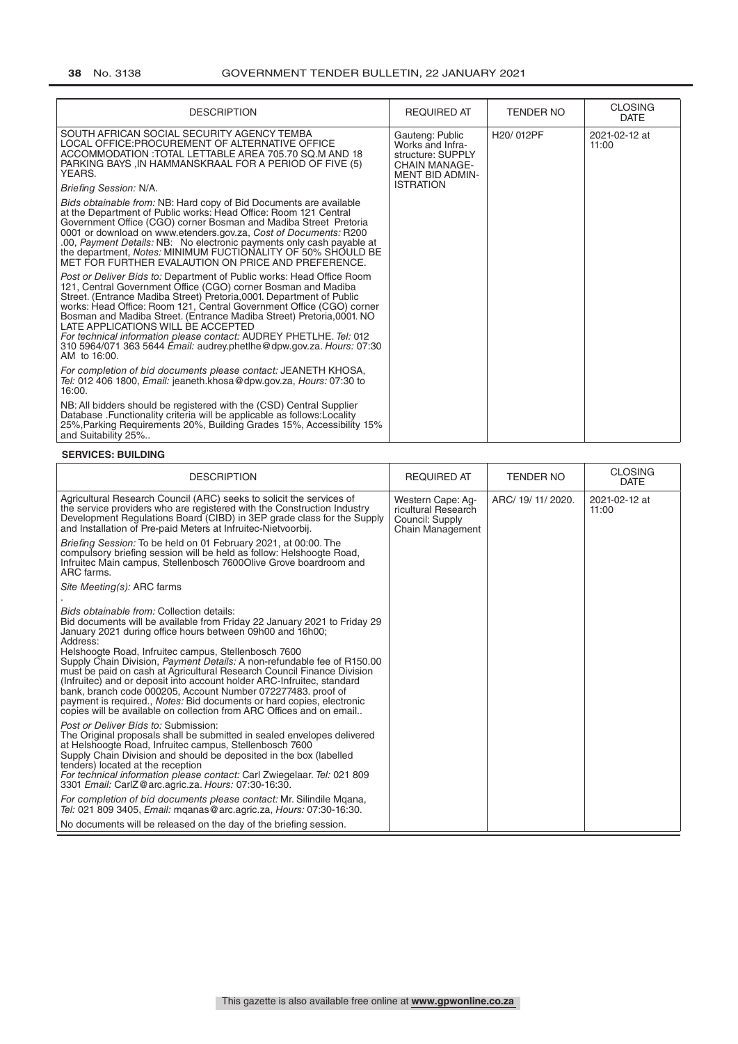| DESCRIPTION | REQUIRED AT | TENDER NO | CLOSING DATE |
|---|---|---|---|
| SOUTH AFRICAN SOCIAL SECURITY AGENCY TEMBA LOCAL OFFICE:PROCUREMENT OF ALTERNATIVE OFFICE ACCOMMODATION :TOTAL LETTABLE AREA 705.70 SQ.M AND 18 PARKING BAYS ,IN HAMMANSKRAAL FOR A PERIOD OF FIVE (5) YEARS.<br><br>*Briefing Session:* N/A.<br><br>*Bids obtainable from:* NB: Hard copy of Bid Documents are available at the Department of Public works: Head Office: Room 121 Central Government Office (CGO) corner Bosman and Madiba Street Pretoria 0001 or download on www.etenders.gov.za, *Cost of Documents:* R200 .00, *Payment Details:* NB: No electronic payments only cash payable at the department, *Notes:* MINIMUM FUCTIONALITY OF 50% SHOULD BE MET FOR FURTHER EVALAUTION ON PRICE AND PREFERENCE.<br><br>*Post or Deliver Bids to:* Department of Public works: Head Office Room 121, Central Government Office (CGO) corner Bosman and Madiba Street. (Entrance Madiba Street) Pretoria,0001. Department of Public works: Head Office: Room 121, Central Government Office (CGO) corner Bosman and Madiba Street. (Entrance Madiba Street) Pretoria,0001. NO LATE APPLICATIONS WILL BE ACCEPTED<br>*For technical information please contact:* AUDREY PHETLHE. *Tel:* 012 310 5964/071 363 5644 *Email:* audrey.phetlhe@dpw.gov.za. *Hours:* 07:30 AM to 16:00.<br><br>*For completion of bid documents please contact:* JEANETH KHOSA, *Tel:* 012 406 1800, *Email:* jeaneth.khosa@dpw.gov.za, *Hours:* 07:30 to 16:00.<br><br>NB: All bidders should be registered with the (CSD) Central Supplier Database .Functionality criteria will be applicable as follows:Locality 25%,Parking Requirements 20%, Building Grades 15%, Accessibility 15% and Suitability 25%.. | Gauteng: Public Works and Infrastructure: SUPPLY CHAIN MANAGEMENT BID ADMINISTRATION | H20/ 012PF | 2021-02-12 at 11:00 |

**SERVICES: BUILDING**

| DESCRIPTION | REQUIRED AT | TENDER NO | CLOSING DATE |
|---|---|---|---|
| Agricultural Research Council (ARC) seeks to solicit the services of the service providers who are registered with the Construction Industry Development Regulations Board (CIBD) in 3EP grade class for the Supply and Installation of Pre-paid Meters at Infruitec-Nietvoorbij.<br><br>*Briefing Session:* To be held on 01 February 2021, at 00:00. The compulsory briefing session will be held as follow: Helshoogte Road, Infruitec Main campus, Stellenbosch 7600Olive Grove boardroom and ARC farms.<br><br>*Site Meeting(s):* ARC farms<br>.<br><br>*Bids obtainable from:* Collection details:<br>Bid documents will be available from Friday 22 January 2021 to Friday 29 January 2021 during office hours between 09h00 and 16h00;<br>Address:<br>Helshoogte Road, Infruitec campus, Stellenbosch 7600<br>Supply Chain Division, *Payment Details:* A non-refundable fee of R150.00 must be paid on cash at Agricultural Research Council Finance Division (Infruitec) and or deposit into account holder ARC-Infruitec, standard bank, branch code 000205, Account Number 072277483. proof of payment is required., *Notes:* Bid documents or hard copies, electronic copies will be available on collection from ARC Offices and on email..<br><br>*Post or Deliver Bids to:* Submission:<br>The Original proposals shall be submitted in sealed envelopes delivered at Helshoogte Road, Infruitec campus, Stellenbosch 7600<br>Supply Chain Division and should be deposited in the box (labelled tenders) located at the reception<br>*For technical information please contact:* Carl Zwiegelaar. *Tel:* 021 809 3301 *Email:* CarlZ@arc.agric.za. *Hours:* 07:30-16:30.<br><br>*For completion of bid documents please contact:* Mr. Silindile Mqana, *Tel:* 021 809 3405, *Email:* mqanas@arc.agric.za, *Hours:* 07:30-16:30.<br><br>No documents will be released on the day of the briefing session. | Western Cape: Agricultural Research Council: Supply Chain Management | ARC/ 19/ 11/ 2020. | 2021-02-12 at 11:00 |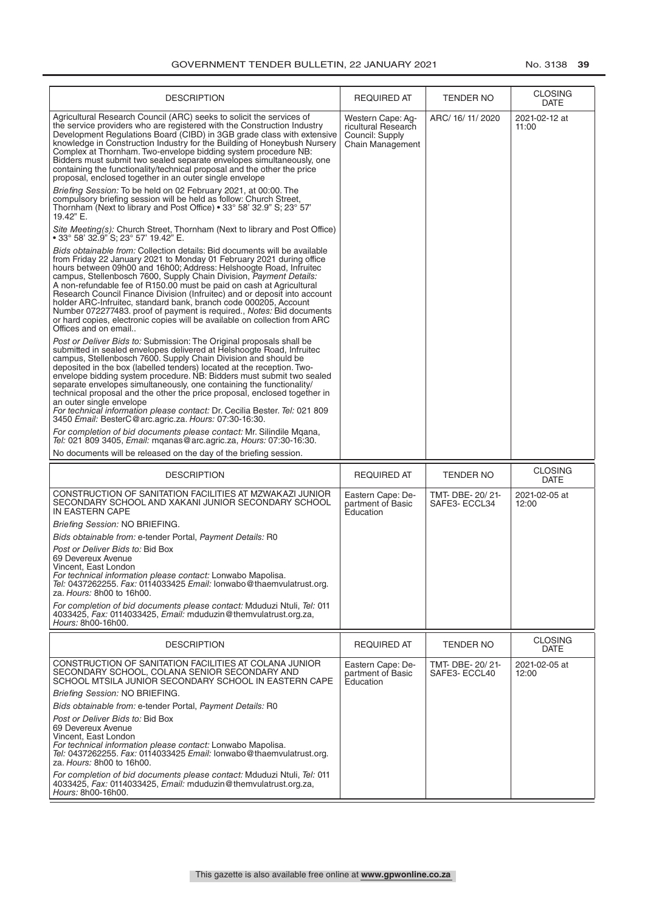| DESCRIPTION | REQUIRED AT | TENDER NO | CLOSING DATE |
|---|---|---|---|
| Agricultural Research Council (ARC) seeks to solicit the services of the service providers who are registered with the Construction Industry Development Regulations Board (CIBD) in 3GB grade class with extensive knowledge in Construction Industry for the Building of Honeybush Nursery Complex at Thornham. Two-envelope bidding system procedure NB: Bidders must submit two sealed separate envelopes simultaneously, one containing the functionality/technical proposal and the other the price proposal, enclosed together in an outer single envelope<br><br>*Briefing Session:* To be held on 02 February 2021, at 00:00. The compulsory briefing session will be held as follow: Church Street, Thornham (Next to library and Post Office) • 33° 58' 32.9" S; 23° 57' 19.42" E.<br><br>*Site Meeting(s):* Church Street, Thornham (Next to library and Post Office) • 33° 58' 32.9" S; 23° 57' 19.42" E.<br><br>*Bids obtainable from:* Collection details: Bid documents will be available from Friday 22 January 2021 to Monday 01 February 2021 during office hours between 09h00 and 16h00; Address: Helshoogte Road, Infruitec campus, Stellenbosch 7600, Supply Chain Division, *Payment Details:* A non-refundable fee of R150.00 must be paid on cash at Agricultural Research Council Finance Division (Infruitec) and or deposit into account holder ARC-Infruitec, standard bank, branch code 000205, Account Number 072277483. proof of payment is required., *Notes:* Bid documents or hard copies, electronic copies will be available on collection from ARC Offices and on email..<br><br>*Post or Deliver Bids to:* Submission: The Original proposals shall be submitted in sealed envelopes delivered at Helshoogte Road, Infruitec campus, Stellenbosch 7600. Supply Chain Division and should be deposited in the box (labelled tenders) located at the reception. Two-envelope bidding system procedure. NB: Bidders must submit two sealed separate envelopes simultaneously, one containing the functionality/ technical proposal and the other the price proposal, enclosed together in an outer single envelope<br>*For technical information please contact:* Dr. Cecilia Bester. *Tel:* 021 809 3450 *Email:* BesterC@arc.agric.za. *Hours:* 07:30-16:30.<br><br>*For completion of bid documents please contact:* Mr. Silindile Mqana, *Tel:* 021 809 3405, *Email:* mqanas@arc.agric.za, *Hours:* 07:30-16:30.<br><br>No documents will be released on the day of the briefing session. | Western Cape: Agricultural Research Council: Supply Chain Management | ARC/ 16/ 11/ 2020 | 2021-02-12 at 11:00 |

| DESCRIPTION | REQUIRED AT | TENDER NO | CLOSING DATE |
|---|---|---|---|
| CONSTRUCTION OF SANITATION FACILITIES AT MZWAKAZI JUNIOR SECONDARY SCHOOL AND XAKANI JUNIOR SECONDARY SCHOOL IN EASTERN CAPE<br><br>*Briefing Session:* NO BRIEFING.<br><br>*Bids obtainable from:* e-tender Portal, *Payment Details:* R0<br><br>*Post or Deliver Bids to:* Bid Box<br>69 Devereux Avenue<br>Vincent, East London<br>*For technical information please contact:* Lonwabo Mapolisa. *Tel:* 0437262255. *Fax:* 0114033425 *Email:* lonwabo@thaemvulatrust.org.za. *Hours:* 8h00 to 16h00.<br><br>*For completion of bid documents please contact:* Mduduzi Ntuli, *Tel:* 011 4033425, *Fax:* 0114033425, *Email:* mduduzin@themvulatrust.org.za, *Hours:* 8h00-16h00. | Eastern Cape: Department of Basic Education | TMT- DBE- 20/ 21- SAFE3- ECCL34 | 2021-02-05 at 12:00 |

| DESCRIPTION | REQUIRED AT | TENDER NO | CLOSING DATE |
|---|---|---|---|
| CONSTRUCTION OF SANITATION FACILITIES AT COLANA JUNIOR SECONDARY SCHOOL, COLANA SENIOR SECONDARY AND SCHOOL MTSILA JUNIOR SECONDARY SCHOOL IN EASTERN CAPE<br><br>*Briefing Session:* NO BRIEFING.<br><br>*Bids obtainable from:* e-tender Portal, *Payment Details:* R0<br><br>*Post or Deliver Bids to:* Bid Box<br>69 Devereux Avenue<br>Vincent, East London<br>*For technical information please contact:* Lonwabo Mapolisa. *Tel:* 0437262255. *Fax:* 0114033425 *Email:* lonwabo@thaemvulatrust.org.za. *Hours:* 8h00 to 16h00.<br><br>*For completion of bid documents please contact:* Mduduzi Ntuli, *Tel:* 011 4033425, *Fax:* 0114033425, *Email:* mduduzin@themvulatrust.org.za, *Hours:* 8h00-16h00. | Eastern Cape: Department of Basic Education | TMT- DBE- 20/ 21- SAFE3- ECCL40 | 2021-02-05 at 12:00 |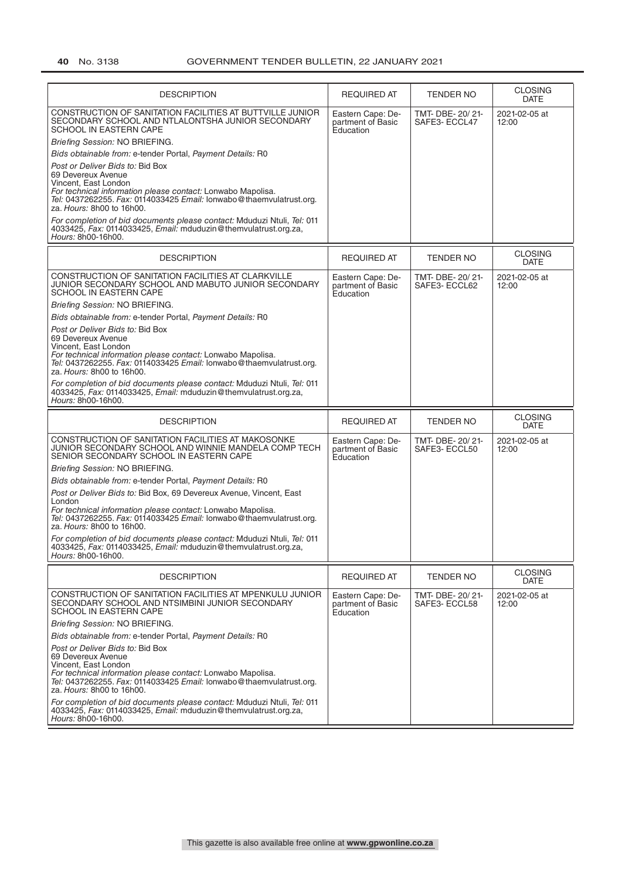| DESCRIPTION | REQUIRED AT | TENDER NO | CLOSING DATE |
|---|---|---|---|
| CONSTRUCTION OF SANITATION FACILITIES AT BUTTVILLE JUNIOR SECONDARY SCHOOL AND NTLALONTSHA JUNIOR SECONDARY SCHOOL IN EASTERN CAPE<br>*Briefing Session:* NO BRIEFING.<br>*Bids obtainable from:* e-tender Portal, *Payment Details:* R0<br>*Post or Deliver Bids to:* Bid Box<br>69 Devereux Avenue<br>Vincent, East London<br>*For technical information please contact:* Lonwabo Mapolisa.<br>*Tel:* 0437262255. *Fax:* 0114033425 *Email:* lonwabo@thaemvulatrust.org.za. *Hours:* 8h00 to 16h00.<br>*For completion of bid documents please contact:* Mduduzi Ntuli, *Tel:* 011 4033425, *Fax:* 0114033425, *Email:* mduduzin@themvulatrust.org.za, *Hours:* 8h00-16h00. | Eastern Cape: Department of Basic Education | TMT- DBE- 20/ 21-SAFE3- ECCL47 | 2021-02-05 at 12:00 |

| DESCRIPTION | REQUIRED AT | TENDER NO | CLOSING DATE |
|---|---|---|---|
| CONSTRUCTION OF SANITATION FACILITIES AT CLARKVILLE JUNIOR SECONDARY SCHOOL AND MABUTO JUNIOR SECONDARY SCHOOL IN EASTERN CAPE<br>*Briefing Session:* NO BRIEFING.<br>*Bids obtainable from:* e-tender Portal, *Payment Details:* R0<br>*Post or Deliver Bids to:* Bid Box<br>69 Devereux Avenue<br>Vincent, East London<br>*For technical information please contact:* Lonwabo Mapolisa.<br>*Tel:* 0437262255. *Fax:* 0114033425 *Email:* lonwabo@thaemvulatrust.org.za. *Hours:* 8h00 to 16h00.<br>*For completion of bid documents please contact:* Mduduzi Ntuli, *Tel:* 011 4033425, *Fax:* 0114033425, *Email:* mduduzin@themvulatrust.org.za, *Hours:* 8h00-16h00. | Eastern Cape: Department of Basic Education | TMT- DBE- 20/ 21-SAFE3- ECCL62 | 2021-02-05 at 12:00 |

| DESCRIPTION | REQUIRED AT | TENDER NO | CLOSING DATE |
|---|---|---|---|
| CONSTRUCTION OF SANITATION FACILITIES AT MAKOSONKE JUNIOR SECONDARY SCHOOL AND WINNIE MANDELA COMP TECH SENIOR SECONDARY SCHOOL IN EASTERN CAPE<br>*Briefing Session:* NO BRIEFING.<br>*Bids obtainable from:* e-tender Portal, *Payment Details:* R0<br>*Post or Deliver Bids to:* Bid Box, 69 Devereux Avenue, Vincent, East London<br>*For technical information please contact:* Lonwabo Mapolisa.<br>*Tel:* 0437262255. *Fax:* 0114033425 *Email:* lonwabo@thaemvulatrust.org.za. *Hours:* 8h00 to 16h00.<br>*For completion of bid documents please contact:* Mduduzi Ntuli, *Tel:* 011 4033425, *Fax:* 0114033425, *Email:* mduduzin@themvulatrust.org.za, *Hours:* 8h00-16h00. | Eastern Cape: Department of Basic Education | TMT- DBE- 20/ 21-SAFE3- ECCL50 | 2021-02-05 at 12:00 |

| DESCRIPTION | REQUIRED AT | TENDER NO | CLOSING DATE |
|---|---|---|---|
| CONSTRUCTION OF SANITATION FACILITIES AT MPENKULU JUNIOR SECONDARY SCHOOL AND NTSIMBINI JUNIOR SECONDARY SCHOOL IN EASTERN CAPE<br>*Briefing Session:* NO BRIEFING.<br>*Bids obtainable from:* e-tender Portal, *Payment Details:* R0<br>*Post or Deliver Bids to:* Bid Box<br>69 Devereux Avenue<br>Vincent, East London<br>*For technical information please contact:* Lonwabo Mapolisa.<br>*Tel:* 0437262255. *Fax:* 0114033425 *Email:* lonwabo@thaemvulatrust.org.za. *Hours:* 8h00 to 16h00.<br>*For completion of bid documents please contact:* Mduduzi Ntuli, *Tel:* 011 4033425, *Fax:* 0114033425, *Email:* mduduzin@themvulatrust.org.za, *Hours:* 8h00-16h00. | Eastern Cape: Department of Basic Education | TMT- DBE- 20/ 21-SAFE3- ECCL58 | 2021-02-05 at 12:00 |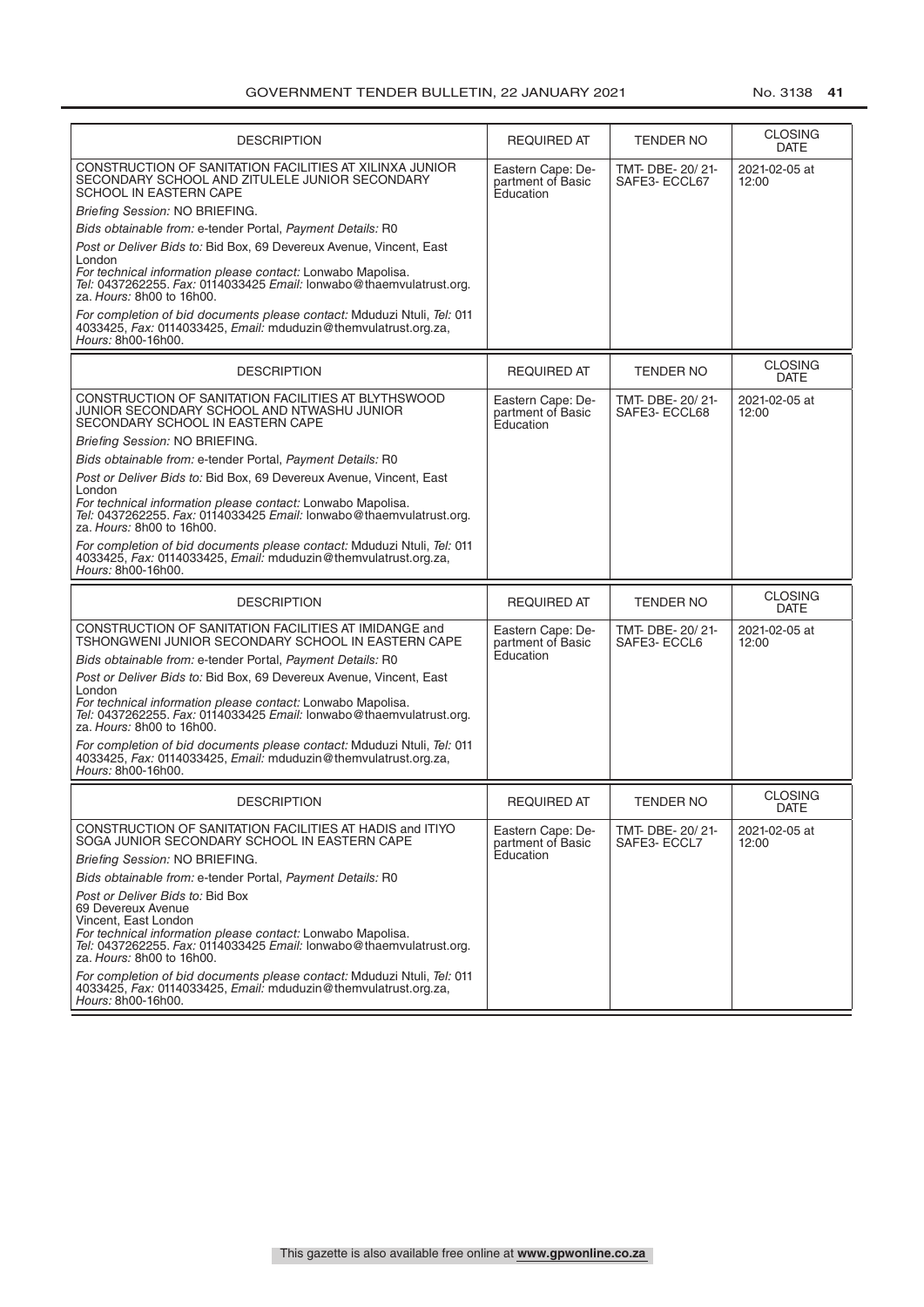| DESCRIPTION | REQUIRED AT | TENDER NO | CLOSING DATE |
|---|---|---|---|
| CONSTRUCTION OF SANITATION FACILITIES AT XILINXA JUNIOR SECONDARY SCHOOL AND ZITULELE JUNIOR SECONDARY SCHOOL IN EASTERN CAPE<br>*Briefing Session:* NO BRIEFING.<br>*Bids obtainable from:* e-tender Portal, *Payment Details:* R0<br>*Post or Deliver Bids to:* Bid Box, 69 Devereux Avenue, Vincent, East London<br>*For technical information please contact:* Lonwabo Mapolisa. *Tel:* 0437262255. *Fax:* 0114033425 *Email:* lonwabo@thaemvulatrust.org.za. *Hours:* 8h00 to 16h00.<br>*For completion of bid documents please contact:* Mduduzi Ntuli, *Tel:* 011 4033425, *Fax:* 0114033425, *Email:* mduduzin@themvulatrust.org.za, *Hours:* 8h00-16h00. | Eastern Cape: Department of Basic Education | TMT- DBE- 20/ 21- SAFE3- ECCL67 | 2021-02-05 at 12:00 |

| DESCRIPTION | REQUIRED AT | TENDER NO | CLOSING DATE |
|---|---|---|---|
| CONSTRUCTION OF SANITATION FACILITIES AT BLYTHSWOOD JUNIOR SECONDARY SCHOOL AND NTWASHU JUNIOR SECONDARY SCHOOL IN EASTERN CAPE<br>*Briefing Session:* NO BRIEFING.<br>*Bids obtainable from:* e-tender Portal, *Payment Details:* R0<br>*Post or Deliver Bids to:* Bid Box, 69 Devereux Avenue, Vincent, East London<br>*For technical information please contact:* Lonwabo Mapolisa. *Tel:* 0437262255. *Fax:* 0114033425 *Email:* lonwabo@thaemvulatrust.org.za. *Hours:* 8h00 to 16h00.<br>*For completion of bid documents please contact:* Mduduzi Ntuli, *Tel:* 011 4033425, *Fax:* 0114033425, *Email:* mduduzin@themvulatrust.org.za, *Hours:* 8h00-16h00. | Eastern Cape: Department of Basic Education | TMT- DBE- 20/ 21- SAFE3- ECCL68 | 2021-02-05 at 12:00 |

| DESCRIPTION | REQUIRED AT | TENDER NO | CLOSING DATE |
|---|---|---|---|
| CONSTRUCTION OF SANITATION FACILITIES AT IMIDANGE and TSHONGWENI JUNIOR SECONDARY SCHOOL IN EASTERN CAPE<br>*Bids obtainable from:* e-tender Portal, *Payment Details:* R0<br>*Post or Deliver Bids to:* Bid Box, 69 Devereux Avenue, Vincent, East London<br>*For technical information please contact:* Lonwabo Mapolisa. *Tel:* 0437262255. *Fax:* 0114033425 *Email:* lonwabo@thaemvulatrust.org.za. *Hours:* 8h00 to 16h00.<br>*For completion of bid documents please contact:* Mduduzi Ntuli, *Tel:* 011 4033425, *Fax:* 0114033425, *Email:* mduduzin@themvulatrust.org.za, *Hours:* 8h00-16h00. | Eastern Cape: Department of Basic Education | TMT- DBE- 20/ 21- SAFE3- ECCL6 | 2021-02-05 at 12:00 |

| DESCRIPTION | REQUIRED AT | TENDER NO | CLOSING DATE |
|---|---|---|---|
| CONSTRUCTION OF SANITATION FACILITIES AT HADIS and ITIYO SOGA JUNIOR SECONDARY SCHOOL IN EASTERN CAPE<br>*Briefing Session:* NO BRIEFING.<br>*Bids obtainable from:* e-tender Portal, *Payment Details:* R0<br>*Post or Deliver Bids to:* Bid Box<br>69 Devereux Avenue<br>Vincent, East London<br>*For technical information please contact:* Lonwabo Mapolisa. *Tel:* 0437262255. *Fax:* 0114033425 *Email:* lonwabo@thaemvulatrust.org.za. *Hours:* 8h00 to 16h00.<br>*For completion of bid documents please contact:* Mduduzi Ntuli, *Tel:* 011 4033425, *Fax:* 0114033425, *Email:* mduduzin@themvulatrust.org.za, *Hours:* 8h00-16h00. | Eastern Cape: Department of Basic Education | TMT- DBE- 20/ 21- SAFE3- ECCL7 | 2021-02-05 at 12:00 |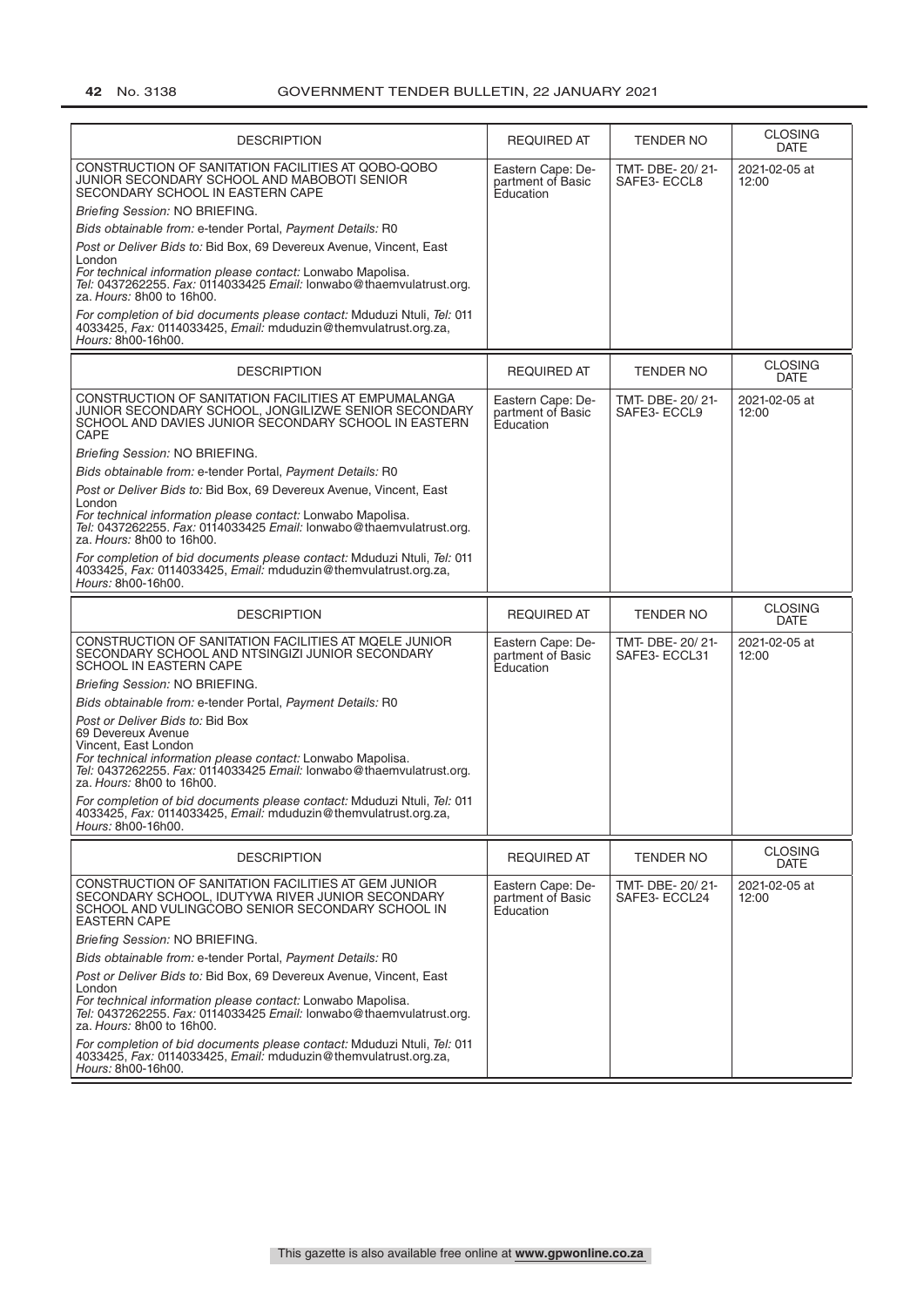| DESCRIPTION | REQUIRED AT | TENDER NO | CLOSING DATE |
|---|---|---|---|
| CONSTRUCTION OF SANITATION FACILITIES AT QOBO-QOBO JUNIOR SECONDARY SCHOOL AND MABOBOTI SENIOR SECONDARY SCHOOL IN EASTERN CAPE<br>*Briefing Session:* NO BRIEFING.<br>*Bids obtainable from:* e-tender Portal, *Payment Details:* R0<br>*Post or Deliver Bids to:* Bid Box, 69 Devereux Avenue, Vincent, East London<br>*For technical information please contact:* Lonwabo Mapolisa. *Tel:* 0437262255. *Fax:* 0114033425 *Email:* lonwabo@thaemvulatrust.org.za. *Hours:* 8h00 to 16h00.<br>*For completion of bid documents please contact:* Mduduzi Ntuli, *Tel:* 011 4033425, *Fax:* 0114033425, *Email:* mduduzin@themvulatrust.org.za, *Hours:* 8h00-16h00. | Eastern Cape: Department of Basic Education | TMT- DBE- 20/ 21- SAFE3- ECCL8 | 2021-02-05 at 12:00 |

| DESCRIPTION | REQUIRED AT | TENDER NO | CLOSING DATE |
|---|---|---|---|
| CONSTRUCTION OF SANITATION FACILITIES AT EMPUMALANGA JUNIOR SECONDARY SCHOOL, JONGILIZWE SENIOR SECONDARY SCHOOL AND DAVIES JUNIOR SECONDARY SCHOOL IN EASTERN CAPE<br>*Briefing Session:* NO BRIEFING.<br>*Bids obtainable from:* e-tender Portal, *Payment Details:* R0<br>*Post or Deliver Bids to:* Bid Box, 69 Devereux Avenue, Vincent, East London<br>*For technical information please contact:* Lonwabo Mapolisa. *Tel:* 0437262255. *Fax:* 0114033425 *Email:* lonwabo@thaemvulatrust.org.za. *Hours:* 8h00 to 16h00.<br>*For completion of bid documents please contact:* Mduduzi Ntuli, *Tel:* 011 4033425, *Fax:* 0114033425, *Email:* mduduzin@themvulatrust.org.za, *Hours:* 8h00-16h00. | Eastern Cape: Department of Basic Education | TMT- DBE- 20/ 21- SAFE3- ECCL9 | 2021-02-05 at 12:00 |

| DESCRIPTION | REQUIRED AT | TENDER NO | CLOSING DATE |
|---|---|---|---|
| CONSTRUCTION OF SANITATION FACILITIES AT MQELE JUNIOR SECONDARY SCHOOL AND NTSINGIZI JUNIOR SECONDARY SCHOOL IN EASTERN CAPE<br>*Briefing Session:* NO BRIEFING.<br>*Bids obtainable from:* e-tender Portal, *Payment Details:* R0<br>*Post or Deliver Bids to:* Bid Box<br>69 Devereux Avenue<br>Vincent, East London<br>*For technical information please contact:* Lonwabo Mapolisa. *Tel:* 0437262255. *Fax:* 0114033425 *Email:* lonwabo@thaemvulatrust.org.za. *Hours:* 8h00 to 16h00.<br>*For completion of bid documents please contact:* Mduduzi Ntuli, *Tel:* 011 4033425, *Fax:* 0114033425, *Email:* mduduzin@themvulatrust.org.za, *Hours:* 8h00-16h00. | Eastern Cape: Department of Basic Education | TMT- DBE- 20/ 21- SAFE3- ECCL31 | 2021-02-05 at 12:00 |

| DESCRIPTION | REQUIRED AT | TENDER NO | CLOSING DATE |
|---|---|---|---|
| CONSTRUCTION OF SANITATION FACILITIES AT GEM JUNIOR SECONDARY SCHOOL, IDUTYWA RIVER JUNIOR SECONDARY SCHOOL AND VULINGCOBO SENIOR SECONDARY SCHOOL IN EASTERN CAPE<br>*Briefing Session:* NO BRIEFING.<br>*Bids obtainable from:* e-tender Portal, *Payment Details:* R0<br>*Post or Deliver Bids to:* Bid Box, 69 Devereux Avenue, Vincent, East London<br>*For technical information please contact:* Lonwabo Mapolisa. *Tel:* 0437262255. *Fax:* 0114033425 *Email:* lonwabo@thaemvulatrust.org.za. *Hours:* 8h00 to 16h00.<br>*For completion of bid documents please contact:* Mduduzi Ntuli, *Tel:* 011 4033425, *Fax:* 0114033425, *Email:* mduduzin@themvulatrust.org.za, *Hours:* 8h00-16h00. | Eastern Cape: Department of Basic Education | TMT- DBE- 20/ 21- SAFE3- ECCL24 | 2021-02-05 at 12:00 |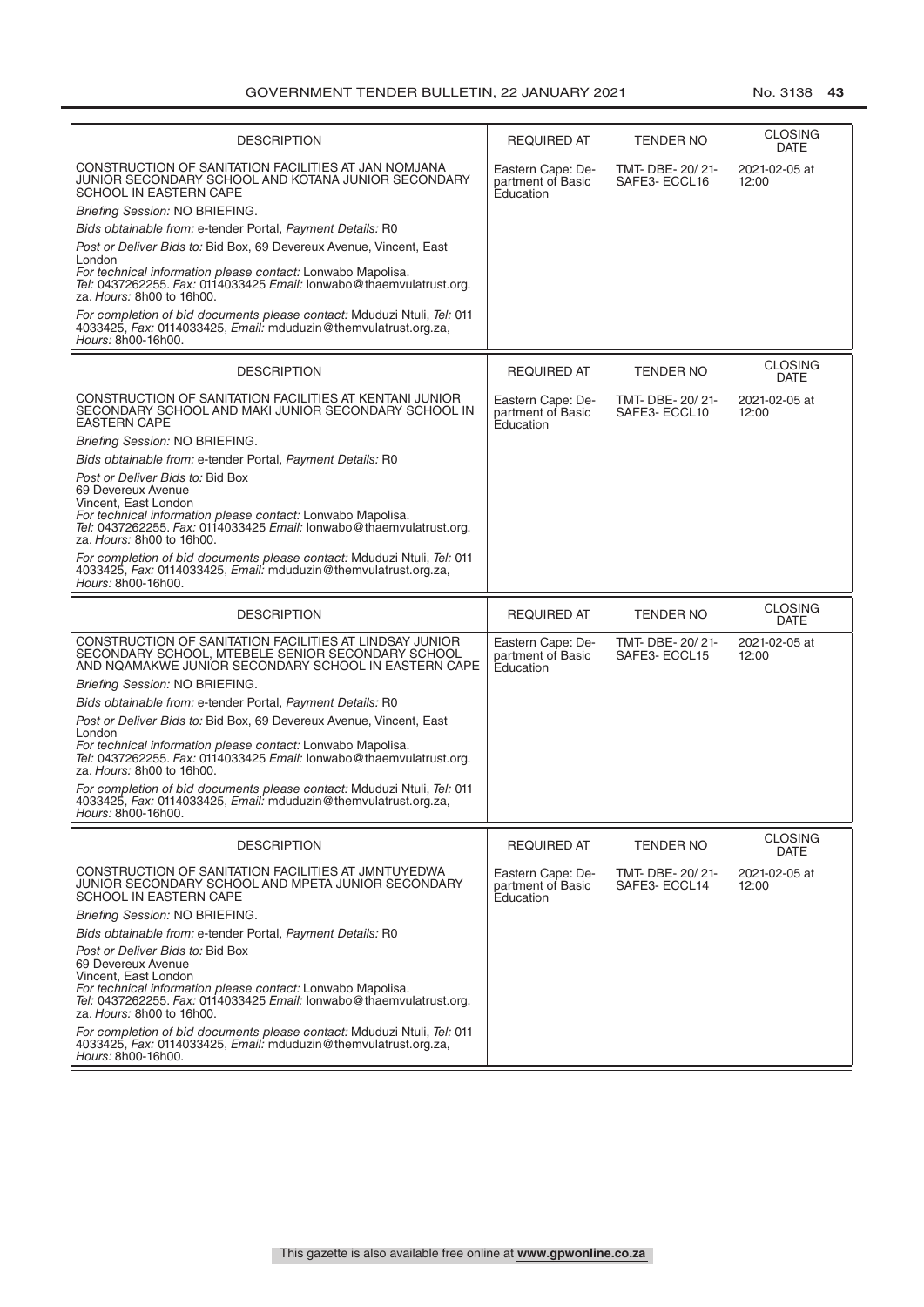| DESCRIPTION | REQUIRED AT | TENDER NO | CLOSING DATE |
|---|---|---|---|
| CONSTRUCTION OF SANITATION FACILITIES AT JAN NOMJANA JUNIOR SECONDARY SCHOOL AND KOTANA JUNIOR SECONDARY SCHOOL IN EASTERN CAPE<br>*Briefing Session:* NO BRIEFING.<br>*Bids obtainable from:* e-tender Portal, *Payment Details:* R0<br>*Post or Deliver Bids to:* Bid Box, 69 Devereux Avenue, Vincent, East London<br>*For technical information please contact:* Lonwabo Mapolisa. *Tel:* 0437262255. *Fax:* 0114033425 *Email:* lonwabo@thaemvulatrust.org.za. *Hours:* 8h00 to 16h00.<br>*For completion of bid documents please contact:* Mduduzi Ntuli, *Tel:* 011 4033425, *Fax:* 0114033425, *Email:* mduduzin@themvulatrust.org.za, *Hours:* 8h00-16h00. | Eastern Cape: Department of Basic Education | TMT- DBE- 20/ 21- SAFE3- ECCL16 | 2021-02-05 at 12:00 |

| DESCRIPTION | REQUIRED AT | TENDER NO | CLOSING DATE |
|---|---|---|---|
| CONSTRUCTION OF SANITATION FACILITIES AT KENTANI JUNIOR SECONDARY SCHOOL AND MAKI JUNIOR SECONDARY SCHOOL IN EASTERN CAPE<br>*Briefing Session:* NO BRIEFING.<br>*Bids obtainable from:* e-tender Portal, *Payment Details:* R0<br>*Post or Deliver Bids to:* Bid Box<br>69 Devereux Avenue<br>Vincent, East London<br>*For technical information please contact:* Lonwabo Mapolisa. *Tel:* 0437262255. *Fax:* 0114033425 *Email:* lonwabo@thaemvulatrust.org.za. *Hours:* 8h00 to 16h00.<br>*For completion of bid documents please contact:* Mduduzi Ntuli, *Tel:* 011 4033425, *Fax:* 0114033425, *Email:* mduduzin@themvulatrust.org.za, *Hours:* 8h00-16h00. | Eastern Cape: Department of Basic Education | TMT- DBE- 20/ 21- SAFE3- ECCL10 | 2021-02-05 at 12:00 |

| DESCRIPTION | REQUIRED AT | TENDER NO | CLOSING DATE |
|---|---|---|---|
| CONSTRUCTION OF SANITATION FACILITIES AT LINDSAY JUNIOR SECONDARY SCHOOL, MTEBELE SENIOR SECONDARY SCHOOL AND NQAMAKWE JUNIOR SECONDARY SCHOOL IN EASTERN CAPE<br>*Briefing Session:* NO BRIEFING.<br>*Bids obtainable from:* e-tender Portal, *Payment Details:* R0<br>*Post or Deliver Bids to:* Bid Box, 69 Devereux Avenue, Vincent, East London<br>*For technical information please contact:* Lonwabo Mapolisa. *Tel:* 0437262255. *Fax:* 0114033425 *Email:* lonwabo@thaemvulatrust.org.za. *Hours:* 8h00 to 16h00.<br>*For completion of bid documents please contact:* Mduduzi Ntuli, *Tel:* 011 4033425, *Fax:* 0114033425, *Email:* mduduzin@themvulatrust.org.za, *Hours:* 8h00-16h00. | Eastern Cape: Department of Basic Education | TMT- DBE- 20/ 21- SAFE3- ECCL15 | 2021-02-05 at 12:00 |

| DESCRIPTION | REQUIRED AT | TENDER NO | CLOSING DATE |
|---|---|---|---|
| CONSTRUCTION OF SANITATION FACILITIES AT JMNTUYEDWA JUNIOR SECONDARY SCHOOL AND MPETA JUNIOR SECONDARY SCHOOL IN EASTERN CAPE<br>*Briefing Session:* NO BRIEFING.<br>*Bids obtainable from:* e-tender Portal, *Payment Details:* R0<br>*Post or Deliver Bids to:* Bid Box<br>69 Devereux Avenue<br>Vincent, East London<br>*For technical information please contact:* Lonwabo Mapolisa. *Tel:* 0437262255. *Fax:* 0114033425 *Email:* lonwabo@thaemvulatrust.org.za. *Hours:* 8h00 to 16h00.<br>*For completion of bid documents please contact:* Mduduzi Ntuli, *Tel:* 011 4033425, *Fax:* 0114033425, *Email:* mduduzin@themvulatrust.org.za, *Hours:* 8h00-16h00. | Eastern Cape: Department of Basic Education | TMT- DBE- 20/ 21- SAFE3- ECCL14 | 2021-02-05 at 12:00 |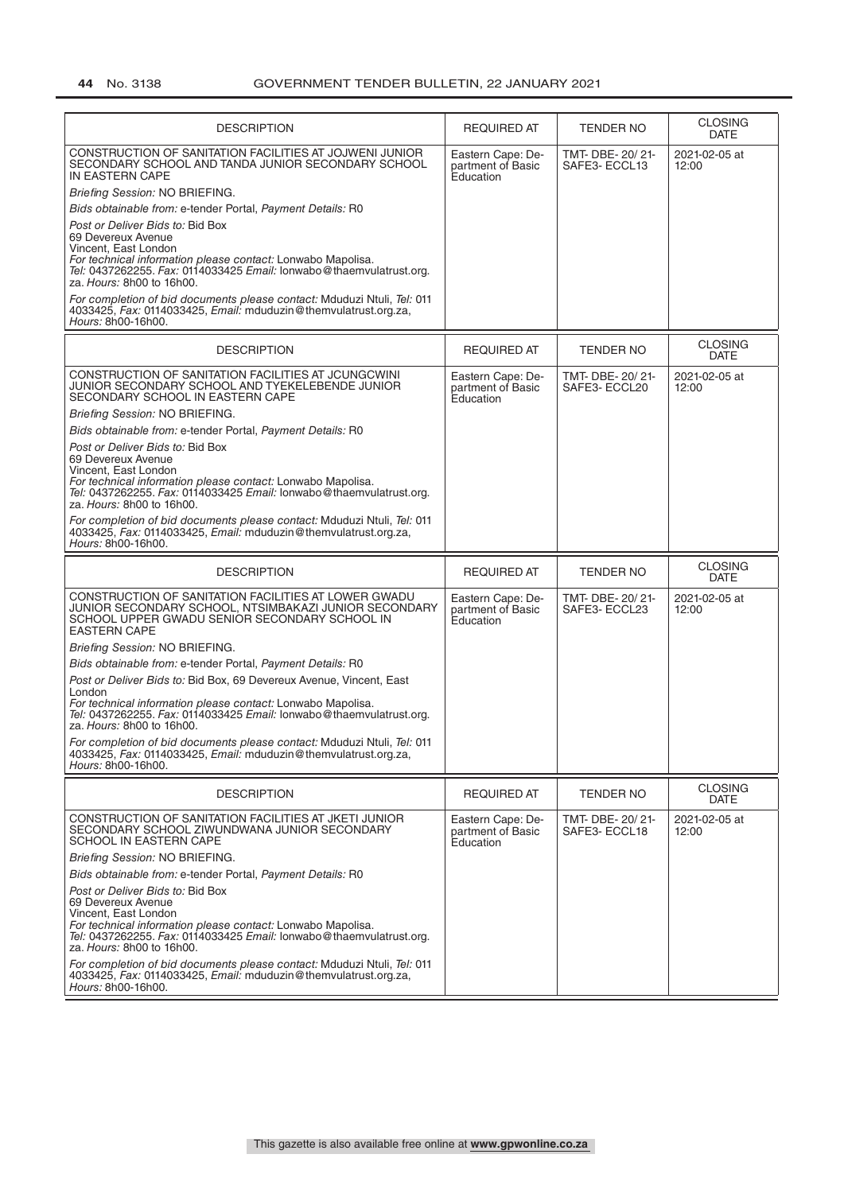| DESCRIPTION | REQUIRED AT | TENDER NO | CLOSING DATE |
|---|---|---|---|
| CONSTRUCTION OF SANITATION FACILITIES AT JOJWENI JUNIOR SECONDARY SCHOOL AND TANDA JUNIOR SECONDARY SCHOOL IN EASTERN CAPE<br>*Briefing Session:* NO BRIEFING.<br>*Bids obtainable from:* e-tender Portal, *Payment Details:* R0<br>*Post or Deliver Bids to:* Bid Box<br>69 Devereux Avenue<br>Vincent, East London<br>*For technical information please contact:* Lonwabo Mapolisa. *Tel:* 0437262255. *Fax:* 0114033425 *Email:* lonwabo@thaemvulatrust.org.za. *Hours:* 8h00 to 16h00.<br>*For completion of bid documents please contact:* Mduduzi Ntuli, *Tel:* 011 4033425, *Fax:* 0114033425, *Email:* mduduzin@themvulatrust.org.za, *Hours:* 8h00-16h00. | Eastern Cape: Department of Basic Education | TMT- DBE- 20/ 21- SAFE3- ECCL13 | 2021-02-05 at 12:00 |

| DESCRIPTION | REQUIRED AT | TENDER NO | CLOSING DATE |
|---|---|---|---|
| CONSTRUCTION OF SANITATION FACILITIES AT JCUNGCWINI JUNIOR SECONDARY SCHOOL AND TYEKELEBENDE JUNIOR SECONDARY SCHOOL IN EASTERN CAPE<br>*Briefing Session:* NO BRIEFING.<br>*Bids obtainable from:* e-tender Portal, *Payment Details:* R0<br>*Post or Deliver Bids to:* Bid Box<br>69 Devereux Avenue<br>Vincent, East London<br>*For technical information please contact:* Lonwabo Mapolisa. *Tel:* 0437262255. *Fax:* 0114033425 *Email:* lonwabo@thaemvulatrust.org.za. *Hours:* 8h00 to 16h00.<br>*For completion of bid documents please contact:* Mduduzi Ntuli, *Tel:* 011 4033425, *Fax:* 0114033425, *Email:* mduduzin@themvulatrust.org.za, *Hours:* 8h00-16h00. | Eastern Cape: Department of Basic Education | TMT- DBE- 20/ 21- SAFE3- ECCL20 | 2021-02-05 at 12:00 |

| DESCRIPTION | REQUIRED AT | TENDER NO | CLOSING DATE |
|---|---|---|---|
| CONSTRUCTION OF SANITATION FACILITIES AT LOWER GWADU JUNIOR SECONDARY SCHOOL, NTSIMBAKAZI JUNIOR SECONDARY SCHOOL UPPER GWADU SENIOR SECONDARY SCHOOL IN EASTERN CAPE<br>*Briefing Session:* NO BRIEFING.<br>*Bids obtainable from:* e-tender Portal, *Payment Details:* R0<br>*Post or Deliver Bids to:* Bid Box, 69 Devereux Avenue, Vincent, East London<br>*For technical information please contact:* Lonwabo Mapolisa. *Tel:* 0437262255. *Fax:* 0114033425 *Email:* lonwabo@thaemvulatrust.org.za. *Hours:* 8h00 to 16h00.<br>*For completion of bid documents please contact:* Mduduzi Ntuli, *Tel:* 011 4033425, *Fax:* 0114033425, *Email:* mduduzin@themvulatrust.org.za, *Hours:* 8h00-16h00. | Eastern Cape: Department of Basic Education | TMT- DBE- 20/ 21- SAFE3- ECCL23 | 2021-02-05 at 12:00 |

| DESCRIPTION | REQUIRED AT | TENDER NO | CLOSING DATE |
|---|---|---|---|
| CONSTRUCTION OF SANITATION FACILITIES AT JKETI JUNIOR SECONDARY SCHOOL ZIWUNDWANA JUNIOR SECONDARY SCHOOL IN EASTERN CAPE<br>*Briefing Session:* NO BRIEFING.<br>*Bids obtainable from:* e-tender Portal, *Payment Details:* R0<br>*Post or Deliver Bids to:* Bid Box<br>69 Devereux Avenue<br>Vincent, East London<br>*For technical information please contact:* Lonwabo Mapolisa. *Tel:* 0437262255. *Fax:* 0114033425 *Email:* lonwabo@thaemvulatrust.org.za. *Hours:* 8h00 to 16h00.<br>*For completion of bid documents please contact:* Mduduzi Ntuli, *Tel:* 011 4033425, *Fax:* 0114033425, *Email:* mduduzin@themvulatrust.org.za, *Hours:* 8h00-16h00. | Eastern Cape: Department of Basic Education | TMT- DBE- 20/ 21- SAFE3- ECCL18 | 2021-02-05 at 12:00 |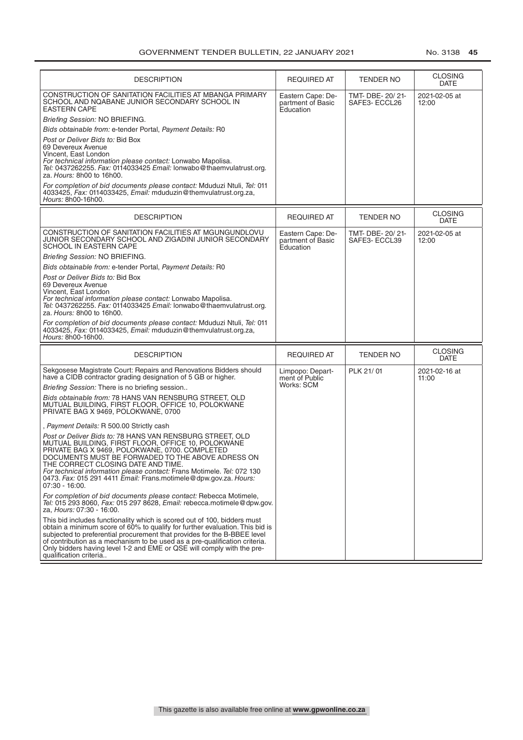| DESCRIPTION | REQUIRED AT | TENDER NO | CLOSING DATE |
|---|---|---|---|
| CONSTRUCTION OF SANITATION FACILITIES AT MBANGA PRIMARY SCHOOL AND NQABANE JUNIOR SECONDARY SCHOOL IN EASTERN CAPE<br>*Briefing Session:* NO BRIEFING.<br>*Bids obtainable from:* e-tender Portal, *Payment Details:* R0<br>*Post or Deliver Bids to:* Bid Box 69 Devereux Avenue Vincent, East London<br>*For technical information please contact:* Lonwabo Mapolisa. *Tel:* 0437262255. *Fax:* 0114033425 *Email:* lonwabo@thaemvulatrust.org.za. *Hours:* 8h00 to 16h00.<br>*For completion of bid documents please contact:* Mduduzi Ntuli, *Tel:* 011 4033425, *Fax:* 0114033425, *Email:* mduduzin@themvulatrust.org.za, *Hours:* 8h00-16h00. | Eastern Cape: Department of Basic Education | TMT- DBE- 20/ 21- SAFE3- ECCL26 | 2021-02-05 at 12:00 |

| DESCRIPTION | REQUIRED AT | TENDER NO | CLOSING DATE |
|---|---|---|---|
| CONSTRUCTION OF SANITATION FACILITIES AT MGUNGUNDLOVU JUNIOR SECONDARY SCHOOL AND ZIGADINI JUNIOR SECONDARY SCHOOL IN EASTERN CAPE<br>*Briefing Session:* NO BRIEFING.<br>*Bids obtainable from:* e-tender Portal, *Payment Details:* R0<br>*Post or Deliver Bids to:* Bid Box 69 Devereux Avenue Vincent, East London<br>*For technical information please contact:* Lonwabo Mapolisa. *Tel:* 0437262255. *Fax:* 0114033425 *Email:* lonwabo@thaemvulatrust.org.za. *Hours:* 8h00 to 16h00.<br>*For completion of bid documents please contact:* Mduduzi Ntuli, *Tel:* 011 4033425, *Fax:* 0114033425, *Email:* mduduzin@themvulatrust.org.za, *Hours:* 8h00-16h00. | Eastern Cape: Department of Basic Education | TMT- DBE- 20/ 21- SAFE3- ECCL39 | 2021-02-05 at 12:00 |

| DESCRIPTION | REQUIRED AT | TENDER NO | CLOSING DATE |
|---|---|---|---|
| Sekgosese Magistrate Court: Repairs and Renovations Bidders should have a CIDB contractor grading designation of 5 GB or higher.<br>*Briefing Session:* There is no briefing session..<br>*Bids obtainable from:* 78 HANS VAN RENSBURG STREET, OLD MUTUAL BUILDING, FIRST FLOOR, OFFICE 10, POLOKWANE PRIVATE BAG X 9469, POLOKWANE, 0700<br>, *Payment Details:* R 500.00 Strictly cash<br>*Post or Deliver Bids to:* 78 HANS VAN RENSBURG STREET, OLD MUTUAL BUILDING, FIRST FLOOR, OFFICE 10, POLOKWANE PRIVATE BAG X 9469, POLOKWANE, 0700. COMPLETED DOCUMENTS MUST BE FORWADED TO THE ABOVE ADRESS ON THE CORRECT CLOSING DATE AND TIME.<br>*For technical information please contact:* Frans Motimele. *Tel:* 072 130 0473. *Fax:* 015 291 4411 *Email:* Frans.motimele@dpw.gov.za. *Hours:* 07:30 - 16:00.<br>*For completion of bid documents please contact:* Rebecca Motimele, *Tel:* 015 293 8060, *Fax:* 015 297 8628, *Email:* rebecca.motimele@dpw.gov.za, *Hours:* 07:30 - 16:00.<br>This bid includes functionality which is scored out of 100, bidders must obtain a minimum score of 60% to qualify for further evaluation. This bid is subjected to preferential procurement that provides for the B-BBEE level of contribution as a mechanism to be used as a pre-qualification criteria. Only bidders having level 1-2 and EME or QSE will comply with the pre-qualification criteria.. | Limpopo: Department of Public Works: SCM | PLK 21/ 01 | 2021-02-16 at 11:00 |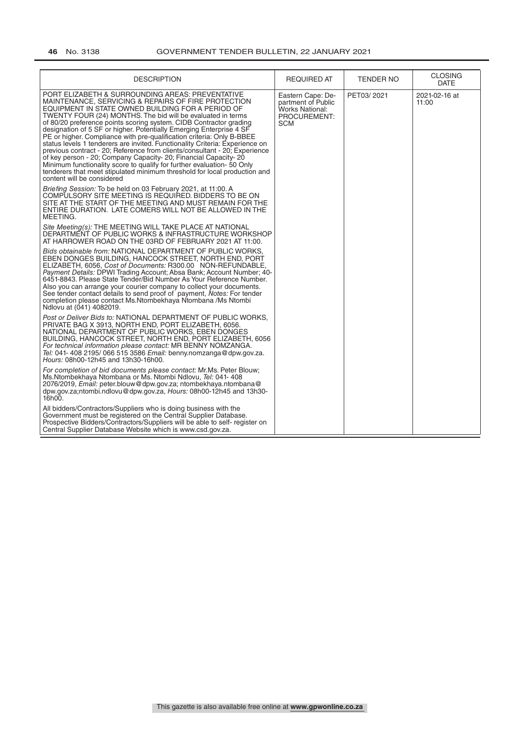| DESCRIPTION | REQUIRED AT | TENDER NO | CLOSING DATE |
|---|---|---|---|
| PORT ELIZABETH & SURROUNDING AREAS: PREVENTATIVE MAINTENANCE, SERVICING & REPAIRS OF FIRE PROTECTION EQUIPMENT IN STATE OWNED BUILDING FOR A PERIOD OF TWENTY FOUR (24) MONTHS. The bid will be evaluated in terms of 80/20 preference points scoring system. CIDB Contractor grading designation of 5 SF or higher. Potentially Emerging Enterprise 4 SF PE or higher. Compliance with pre-qualification criteria: Only B-BBEE status levels 1 tenderers are invited. Functionality Criteria: Experience on previous contract - 20; Reference from clients/consultant - 20; Experience of key person - 20; Company Capacity- 20; Financial Capacity- 20 Minimum functionality score to qualify for further evaluation- 50 Only tenderers that meet stipulated minimum threshold for local production and content will be considered<br><br>*Briefing Session:* To be held on 03 February 2021, at 11:00. A COMPULSORY SITE MEETING IS REQUIRED. BIDDERS TO BE ON SITE AT THE START OF THE MEETING AND MUST REMAIN FOR THE ENTIRE DURATION. LATE COMERS WILL NOT BE ALLOWED IN THE MEETING.<br><br>*Site Meeting(s):* THE MEETING WILL TAKE PLACE AT NATIONAL DEPARTMENT OF PUBLIC WORKS & INFRASTRUCTURE WORKSHOP AT HARROWER ROAD ON THE 03RD OF FEBRUARY 2021 AT 11:00.<br><br>*Bids obtainable from:* NATIONAL DEPARTMENT OF PUBLIC WORKS, EBEN DONGES BUILDING, HANCOCK STREET, NORTH END, PORT ELIZABETH, 6056, *Cost of Documents:* R300.00 NON-REFUNDABLE, *Payment Details:* DPWI Trading Account; Absa Bank; Account Number; 40-6451-8843. Please State Tender/Bid Number As Your Reference Number. Also you can arrange your courier company to collect your documents. See tender contact details to send proof of payment, *Notes:* For tender completion please contact Ms.Ntombekhaya Ntombana /Ms Ntombi Ndlovu at (041) 4082019.<br><br>*Post or Deliver Bids to:* NATIONAL DEPARTMENT OF PUBLIC WORKS, PRIVATE BAG X 3913, NORTH END, PORT ELIZABETH, 6056. NATIONAL DEPARTMENT OF PUBLIC WORKS, EBEN DONGES BUILDING, HANCOCK STREET, NORTH END, PORT ELIZABETH, 6056 *For technical information please contact:* MR BENNY NOMZANGA. *Tel:* 041- 408 2195/ 066 515 3586 *Email:* benny.nomzanga@dpw.gov.za. *Hours:* 08h00-12h45 and 13h30-16h00.<br><br>*For completion of bid documents please contact:* Mr.Ms. Peter Blouw; Ms.Ntombekhaya Ntombana or Ms. Ntombi Ndlovu, *Tel:* 041- 408 2076/2019, *Email:* peter.blouw@dpw.gov.za; ntombekhaya.ntombana@dpw.gov.za;ntombi.ndlovu@dpw.gov.za, *Hours:* 08h00-12h45 and 13h30-16h00.<br><br>All bidders/Contractors/Suppliers who is doing business with the Government must be registered on the Central Supplier Database. Prospective Bidders/Contractors/Suppliers will be able to self- register on Central Supplier Database Website which is www.csd.gov.za. | Eastern Cape: Department of Public Works National: PROCUREMENT: SCM | PET03/ 2021 | 2021-02-16 at 11:00 |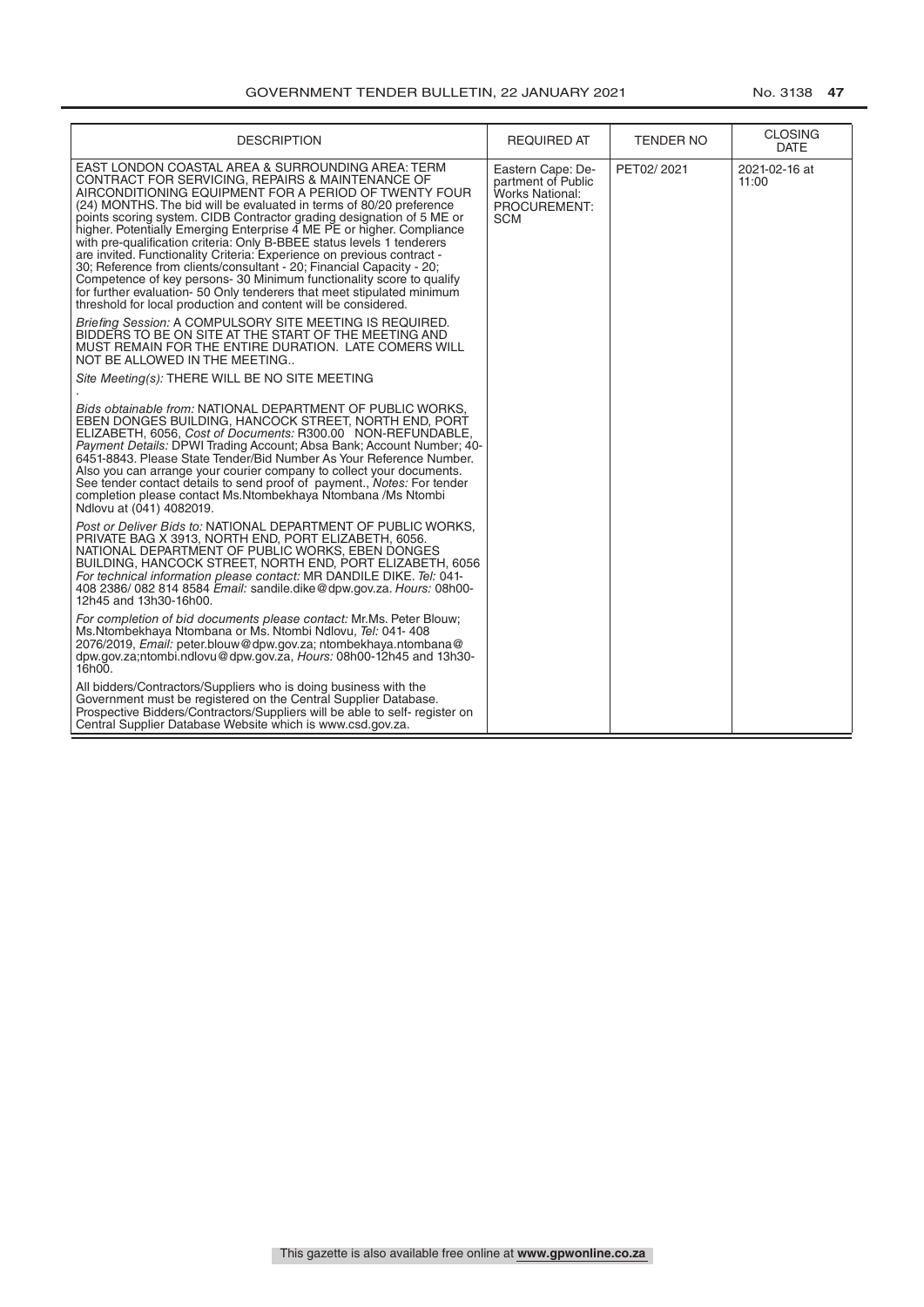| DESCRIPTION | REQUIRED AT | TENDER NO | CLOSING DATE |
|---|---|---|---|
| EAST LONDON COASTAL AREA & SURROUNDING AREA: TERM CONTRACT FOR SERVICING, REPAIRS & MAINTENANCE OF AIRCONDITIONING EQUIPMENT FOR A PERIOD OF TWENTY FOUR (24) MONTHS. The bid will be evaluated in terms of 80/20 preference points scoring system. CIDB Contractor grading designation of 5 ME or higher. Potentially Emerging Enterprise 4 ME PE or higher. Compliance with pre-qualification criteria: Only B-BBEE status levels 1 tenderers are invited. Functionality Criteria: Experience on previous contract - 30; Reference from clients/consultant - 20; Financial Capacity - 20; Competence of key persons- 30 Minimum functionality score to qualify for further evaluation- 50 Only tenderers that meet stipulated minimum threshold for local production and content will be considered.<br><br>*Briefing Session:* A COMPULSORY SITE MEETING IS REQUIRED. BIDDERS TO BE ON SITE AT THE START OF THE MEETING AND MUST REMAIN FOR THE ENTIRE DURATION. LATE COMERS WILL NOT BE ALLOWED IN THE MEETING..<br><br>*Site Meeting(s):* THERE WILL BE NO SITE MEETING<br>.<br><br>*Bids obtainable from:* NATIONAL DEPARTMENT OF PUBLIC WORKS, EBEN DONGES BUILDING, HANCOCK STREET, NORTH END, PORT ELIZABETH, 6056, *Cost of Documents:* R300.00 NON-REFUNDABLE, *Payment Details:* DPWI Trading Account; Absa Bank; Account Number; 40-6451-8843. Please State Tender/Bid Number As Your Reference Number. Also you can arrange your courier company to collect your documents. See tender contact details to send proof of payment., *Notes:* For tender completion please contact Ms.Ntombekhaya Ntombana /Ms Ntombi Ndlovu at (041) 4082019.<br><br>*Post or Deliver Bids to:* NATIONAL DEPARTMENT OF PUBLIC WORKS, PRIVATE BAG X 3913, NORTH END, PORT ELIZABETH, 6056. NATIONAL DEPARTMENT OF PUBLIC WORKS, EBEN DONGES BUILDING, HANCOCK STREET, NORTH END, PORT ELIZABETH, 6056 *For technical information please contact:* MR DANDILE DIKE. *Tel:* 041-408 2386/ 082 814 8584 *Email:* sandile.dike@dpw.gov.za. *Hours:* 08h00-12h45 and 13h30-16h00.<br><br>*For completion of bid documents please contact:* Mr.Ms. Peter Blouw; Ms.Ntombekhaya Ntombana or Ms. Ntombi Ndlovu, *Tel:* 041- 408 2076/2019, *Email:* peter.blouw@dpw.gov.za; ntombekhaya.ntombana@dpw.gov.za;ntombi.ndlovu@dpw.gov.za, *Hours:* 08h00-12h45 and 13h30-16h00.<br><br>All bidders/Contractors/Suppliers who is doing business with the Government must be registered on the Central Supplier Database. Prospective Bidders/Contractors/Suppliers will be able to self- register on Central Supplier Database Website which is www.csd.gov.za. | Eastern Cape: Department of Public Works National: PROCUREMENT: SCM | PET02/ 2021 | 2021-02-16 at 11:00 |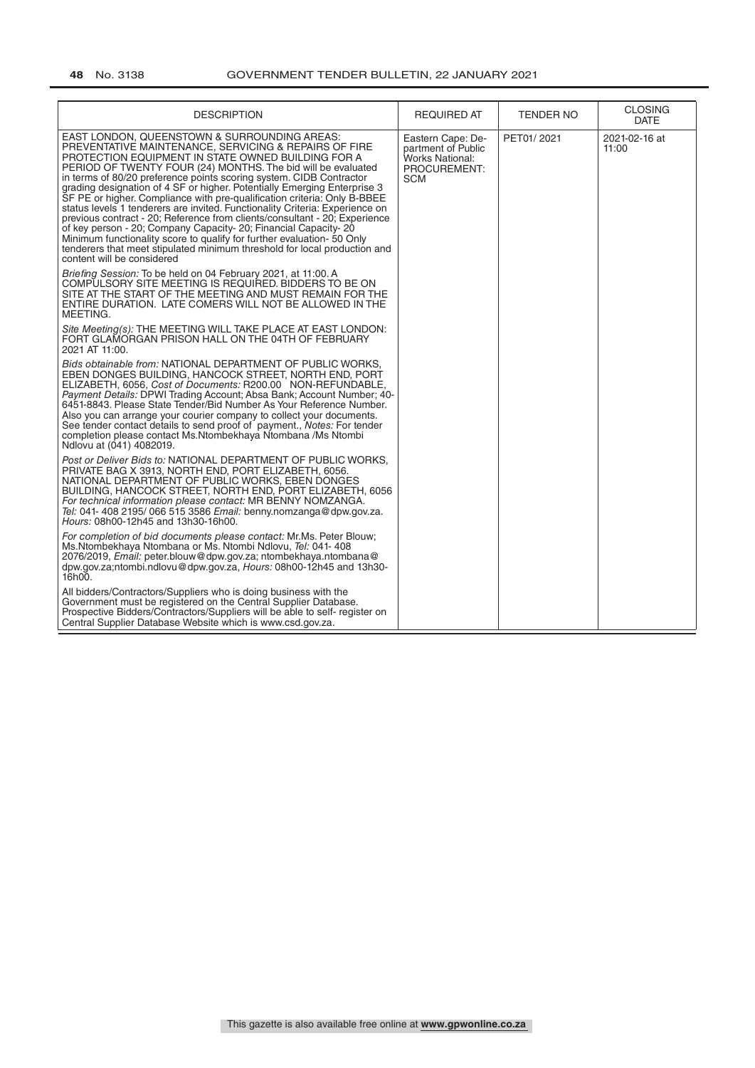| DESCRIPTION | REQUIRED AT | TENDER NO | CLOSING DATE |
|---|---|---|---|
| EAST LONDON, QUEENSTOWN & SURROUNDING AREAS: PREVENTATIVE MAINTENANCE, SERVICING & REPAIRS OF FIRE PROTECTION EQUIPMENT IN STATE OWNED BUILDING FOR A PERIOD OF TWENTY FOUR (24) MONTHS. The bid will be evaluated in terms of 80/20 preference points scoring system. CIDB Contractor grading designation of 4 SF or higher. Potentially Emerging Enterprise 3 SF PE or higher. Compliance with pre-qualification criteria: Only B-BBEE status levels 1 tenderers are invited. Functionality Criteria: Experience on previous contract - 20; Reference from clients/consultant - 20; Experience of key person - 20; Company Capacity- 20; Financial Capacity- 20 Minimum functionality score to qualify for further evaluation- 50 Only tenderers that meet stipulated minimum threshold for local production and content will be considered<br><br>*Briefing Session:* To be held on 04 February 2021, at 11:00. A COMPULSORY SITE MEETING IS REQUIRED. BIDDERS TO BE ON SITE AT THE START OF THE MEETING AND MUST REMAIN FOR THE ENTIRE DURATION. LATE COMERS WILL NOT BE ALLOWED IN THE MEETING.<br><br>*Site Meeting(s):* THE MEETING WILL TAKE PLACE AT EAST LONDON: FORT GLAMORGAN PRISON HALL ON THE 04TH OF FEBRUARY 2021 AT 11:00.<br><br>*Bids obtainable from:* NATIONAL DEPARTMENT OF PUBLIC WORKS, EBEN DONGES BUILDING, HANCOCK STREET, NORTH END, PORT ELIZABETH, 6056, *Cost of Documents:* R200.00 NON-REFUNDABLE, *Payment Details:* DPWI Trading Account; Absa Bank; Account Number; 40-6451-8843. Please State Tender/Bid Number As Your Reference Number. Also you can arrange your courier company to collect your documents. See tender contact details to send proof of payment., *Notes:* For tender completion please contact Ms.Ntombekhaya Ntombana /Ms Ntombi Ndlovu at (041) 4082019.<br><br>*Post or Deliver Bids to:* NATIONAL DEPARTMENT OF PUBLIC WORKS, PRIVATE BAG X 3913, NORTH END, PORT ELIZABETH, 6056. NATIONAL DEPARTMENT OF PUBLIC WORKS, EBEN DONGES BUILDING, HANCOCK STREET, NORTH END, PORT ELIZABETH, 6056 *For technical information please contact:* MR BENNY NOMZANGA. *Tel:* 041- 408 2195/ 066 515 3586 *Email:* benny.nomzanga@dpw.gov.za. *Hours:* 08h00-12h45 and 13h30-16h00.<br><br>*For completion of bid documents please contact:* Mr.Ms. Peter Blouw; Ms.Ntombekhaya Ntombana or Ms. Ntombi Ndlovu, *Tel:* 041- 408 2076/2019, *Email:* peter.blouw@dpw.gov.za; ntombekhaya.ntombana@dpw.gov.za;ntombi.ndlovu@dpw.gov.za, *Hours:* 08h00-12h45 and 13h30-16h00.<br><br>All bidders/Contractors/Suppliers who is doing business with the Government must be registered on the Central Supplier Database. Prospective Bidders/Contractors/Suppliers will be able to self- register on Central Supplier Database Website which is www.csd.gov.za. | Eastern Cape: Department of Public Works National: PROCUREMENT: SCM | PET01/ 2021 | 2021-02-16 at 11:00 |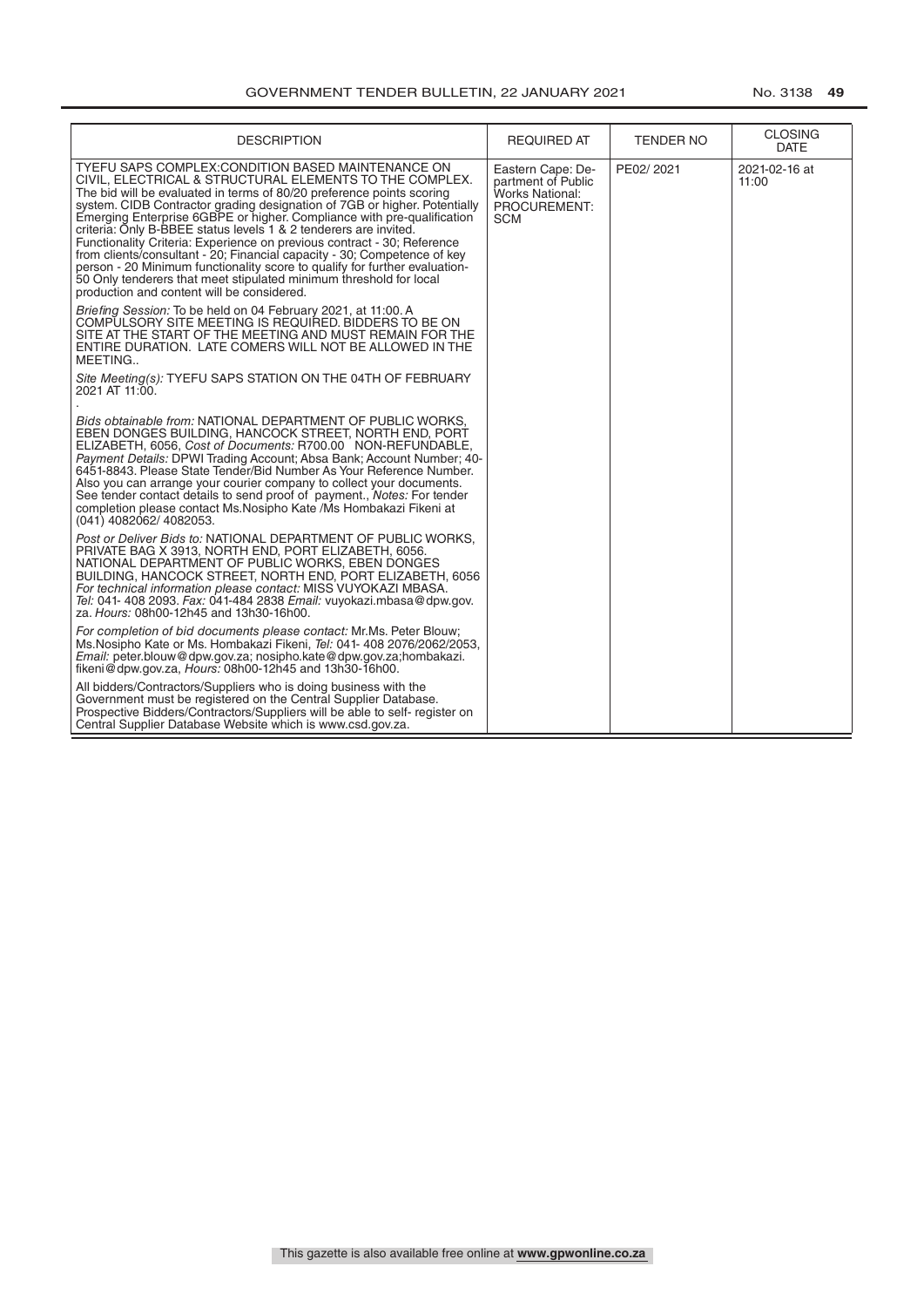| DESCRIPTION | REQUIRED AT | TENDER NO | CLOSING DATE |
|---|---|---|---|
| TYEFU SAPS COMPLEX:CONDITION BASED MAINTENANCE ON CIVIL, ELECTRICAL & STRUCTURAL ELEMENTS TO THE COMPLEX. The bid will be evaluated in terms of 80/20 preference points scoring system. CIDB Contractor grading designation of 7GB or higher. Potentially Emerging Enterprise 6GBPE or higher. Compliance with pre-qualification criteria: Only B-BBEE status levels 1 & 2 tenderers are invited. Functionality Criteria: Experience on previous contract - 30; Reference from clients/consultant - 20; Financial capacity - 30; Competence of key person - 20 Minimum functionality score to qualify for further evaluation- 50 Only tenderers that meet stipulated minimum threshold for local production and content will be considered.<br><br>*Briefing Session:* To be held on 04 February 2021, at 11:00. A COMPULSORY SITE MEETING IS REQUIRED. BIDDERS TO BE ON SITE AT THE START OF THE MEETING AND MUST REMAIN FOR THE ENTIRE DURATION. LATE COMERS WILL NOT BE ALLOWED IN THE MEETING..<br><br>*Site Meeting(s):* TYEFU SAPS STATION ON THE 04TH OF FEBRUARY 2021 AT 11:00.<br>.<br><br>*Bids obtainable from:* NATIONAL DEPARTMENT OF PUBLIC WORKS, EBEN DONGES BUILDING, HANCOCK STREET, NORTH END, PORT ELIZABETH, 6056, *Cost of Documents:* R700.00 NON-REFUNDABLE, *Payment Details:* DPWI Trading Account; Absa Bank; Account Number; 40-6451-8843. Please State Tender/Bid Number As Your Reference Number. Also you can arrange your courier company to collect your documents. See tender contact details to send proof of payment., *Notes:* For tender completion please contact Ms.Nosipho Kate /Ms Hombakazi Fikeni at (041) 4082062/ 4082053.<br><br>*Post or Deliver Bids to:* NATIONAL DEPARTMENT OF PUBLIC WORKS, PRIVATE BAG X 3913, NORTH END, PORT ELIZABETH, 6056. NATIONAL DEPARTMENT OF PUBLIC WORKS, EBEN DONGES BUILDING, HANCOCK STREET, NORTH END, PORT ELIZABETH, 6056 *For technical information please contact:* MISS VUYOKAZI MBASA. *Tel:* 041- 408 2093. *Fax:* 041-484 2838 *Email:* vuyokazi.mbasa@dpw.gov.za. *Hours:* 08h00-12h45 and 13h30-16h00.<br><br>*For completion of bid documents please contact:* Mr.Ms. Peter Blouw; Ms.Nosipho Kate or Ms. Hombakazi Fikeni, *Tel:* 041- 408 2076/2062/2053, *Email:* peter.blouw@dpw.gov.za; nosipho.kate@dpw.gov.za;hombakazi.fikeni@dpw.gov.za, *Hours:* 08h00-12h45 and 13h30-16h00.<br><br>All bidders/Contractors/Suppliers who is doing business with the Government must be registered on the Central Supplier Database. Prospective Bidders/Contractors/Suppliers will be able to self- register on Central Supplier Database Website which is www.csd.gov.za. | Eastern Cape: Department of Public Works National: PROCUREMENT: SCM | PE02/ 2021 | 2021-02-16 at 11:00 |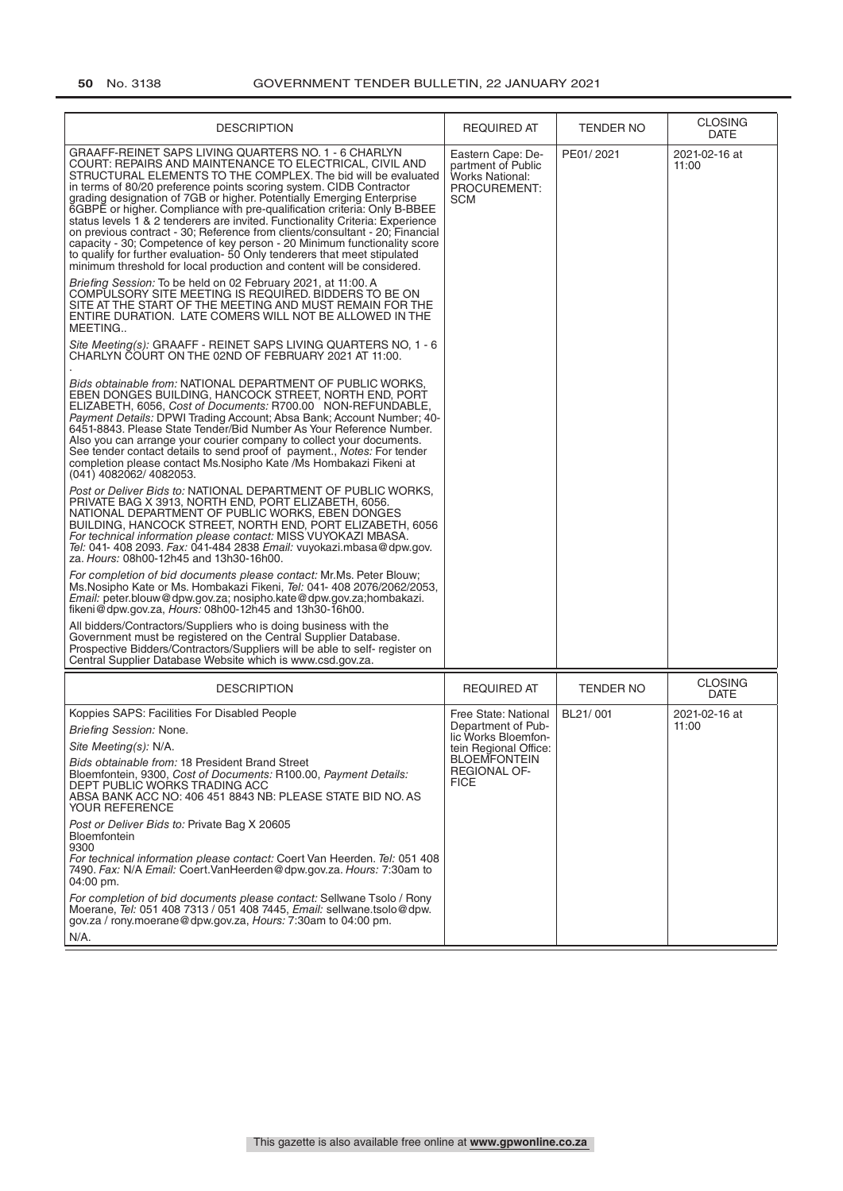| DESCRIPTION | REQUIRED AT | TENDER NO | CLOSING DATE |
|---|---|---|---|
| GRAAFF-REINET SAPS LIVING QUARTERS NO. 1 - 6 CHARLYN COURT: REPAIRS AND MAINTENANCE TO ELECTRICAL, CIVIL AND STRUCTURAL ELEMENTS TO THE COMPLEX. The bid will be evaluated in terms of 80/20 preference points scoring system. CIDB Contractor grading designation of 7GB or higher. Potentially Emerging Enterprise 6GBPE or higher. Compliance with pre-qualification criteria: Only B-BBEE status levels 1 & 2 tenderers are invited. Functionality Criteria: Experience on previous contract - 30; Reference from clients/consultant - 20; Financial capacity - 30; Competence of key person - 20 Minimum functionality score to qualify for further evaluation- 50 Only tenderers that meet stipulated minimum threshold for local production and content will be considered.<br><br>*Briefing Session:* To be held on 02 February 2021, at 11:00. A COMPULSORY SITE MEETING IS REQUIRED. BIDDERS TO BE ON SITE AT THE START OF THE MEETING AND MUST REMAIN FOR THE ENTIRE DURATION. LATE COMERS WILL NOT BE ALLOWED IN THE MEETING..<br><br>*Site Meeting(s):* GRAAFF - REINET SAPS LIVING QUARTERS NO, 1 - 6 CHARLYN COURT ON THE 02ND OF FEBRUARY 2021 AT 11:00.<br>.<br><br>*Bids obtainable from:* NATIONAL DEPARTMENT OF PUBLIC WORKS, EBEN DONGES BUILDING, HANCOCK STREET, NORTH END, PORT ELIZABETH, 6056, *Cost of Documents:* R700.00 NON-REFUNDABLE, *Payment Details:* DPWI Trading Account; Absa Bank; Account Number; 40-6451-8843. Please State Tender/Bid Number As Your Reference Number. Also you can arrange your courier company to collect your documents. See tender contact details to send proof of payment., *Notes:* For tender completion please contact Ms.Nosipho Kate /Ms Hombakazi Fikeni at (041) 4082062/ 4082053.<br><br>*Post or Deliver Bids to:* NATIONAL DEPARTMENT OF PUBLIC WORKS, PRIVATE BAG X 3913, NORTH END, PORT ELIZABETH, 6056. NATIONAL DEPARTMENT OF PUBLIC WORKS, EBEN DONGES BUILDING, HANCOCK STREET, NORTH END, PORT ELIZABETH, 6056 *For technical information please contact:* MISS VUYOKAZI MBASA. *Tel:* 041- 408 2093. *Fax:* 041-484 2838 *Email:* vuyokazi.mbasa@dpw.gov.za. *Hours:* 08h00-12h45 and 13h30-16h00.<br><br>*For completion of bid documents please contact:* Mr.Ms. Peter Blouw; Ms.Nosipho Kate or Ms. Hombakazi Fikeni, *Tel:* 041- 408 2076/2062/2053, *Email:* peter.blouw@dpw.gov.za; nosipho.kate@dpw.gov.za;hombakazi.fikeni@dpw.gov.za, *Hours:* 08h00-12h45 and 13h30-16h00.<br><br>All bidders/Contractors/Suppliers who is doing business with the Government must be registered on the Central Supplier Database. Prospective Bidders/Contractors/Suppliers will be able to self- register on Central Supplier Database Website which is www.csd.gov.za. | Eastern Cape: Department of Public Works National: PROCUREMENT: SCM | PE01/ 2021 | 2021-02-16 at 11:00 |

| DESCRIPTION | REQUIRED AT | TENDER NO | CLOSING DATE |
|---|---|---|---|
| Koppies SAPS: Facilities For Disabled People<br><br>*Briefing Session:* None.<br><br>*Site Meeting(s):* N/A.<br><br>*Bids obtainable from:* 18 President Brand Street Bloemfontein, 9300, *Cost of Documents:* R100.00, *Payment Details:* DEPT PUBLIC WORKS TRADING ACC ABSA BANK ACC NO: 406 451 8843 NB: PLEASE STATE BID NO. AS YOUR REFERENCE<br><br>*Post or Deliver Bids to:* Private Bag X 20605 Bloemfontein 9300 *For technical information please contact:* Coert Van Heerden. *Tel:* 051 408 7490. *Fax:* N/A *Email:* Coert.VanHeerden@dpw.gov.za. *Hours:* 7:30am to 04:00 pm.<br><br>*For completion of bid documents please contact:* Sellwane Tsolo / Rony Moerane, *Tel:* 051 408 7313 / 051 408 7445, *Email:* sellwane.tsolo@dpw.gov.za / rony.moerane@dpw.gov.za, *Hours:* 7:30am to 04:00 pm.<br><br>N/A. | Free State: National Department of Public Works Bloemfontein Regional Office: BLOEMFONTEIN REGIONAL OFFICE | BL21/ 001 | 2021-02-16 at 11:00 |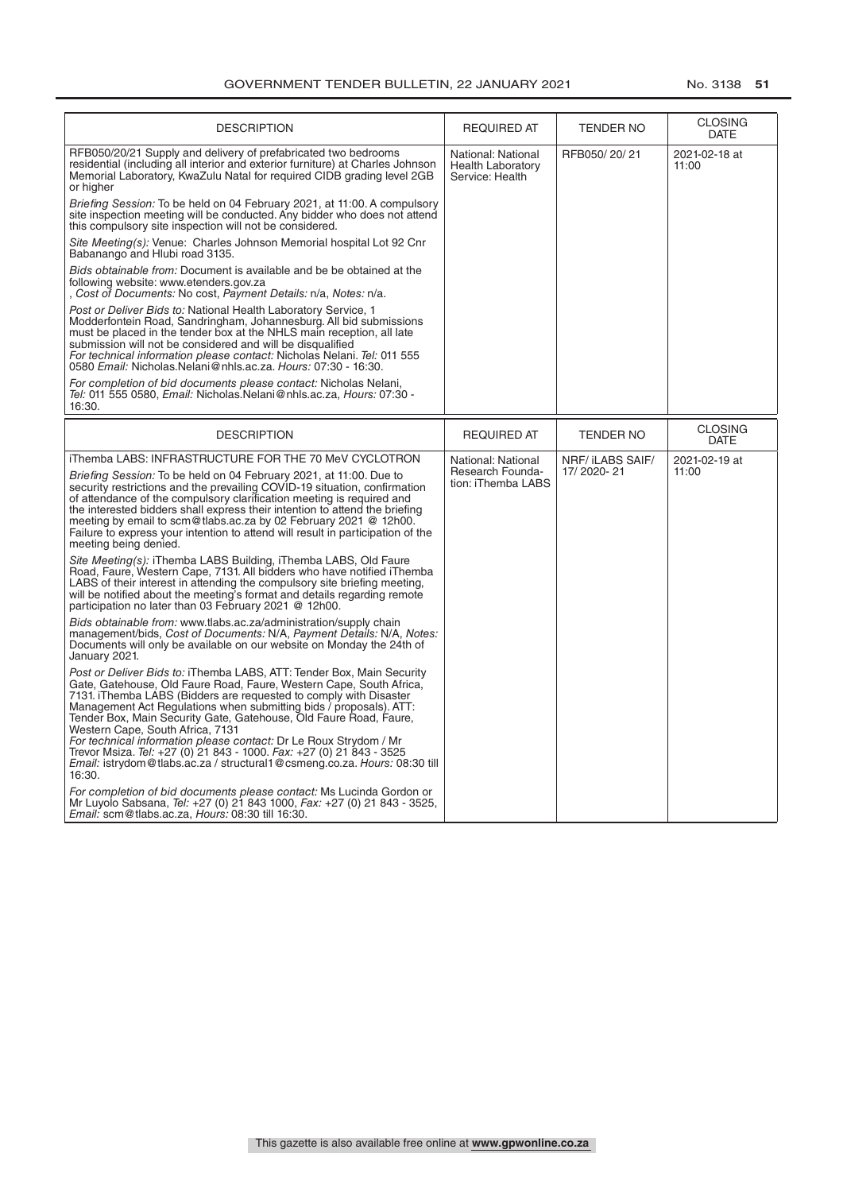| DESCRIPTION | REQUIRED AT | TENDER NO | CLOSING DATE |
|---|---|---|---|
| RFB050/20/21 Supply and delivery of prefabricated two bedrooms residential (including all interior and exterior furniture) at Charles Johnson Memorial Laboratory, KwaZulu Natal for required CIDB grading level 2GB or higher<br><br>*Briefing Session:* To be held on 04 February 2021, at 11:00. A compulsory site inspection meeting will be conducted. Any bidder who does not attend this compulsory site inspection will not be considered.<br><br>*Site Meeting(s):* Venue: Charles Johnson Memorial hospital Lot 92 Cnr Babanango and Hlubi road 3135.<br><br>*Bids obtainable from:* Document is available and be be obtained at the following website: www.etenders.gov.za<br>, *Cost of Documents:* No cost, *Payment Details:* n/a, *Notes:* n/a.<br><br>*Post or Deliver Bids to:* National Health Laboratory Service, 1 Modderfontein Road, Sandringham, Johannesburg. All bid submissions must be placed in the tender box at the NHLS main reception, all late submission will not be considered and will be disqualified<br>*For technical information please contact:* Nicholas Nelani. *Tel:* 011 555 0580 *Email:* Nicholas.Nelani@nhls.ac.za. *Hours:* 07:30 - 16:30.<br><br>*For completion of bid documents please contact:* Nicholas Nelani, *Tel:* 011 555 0580, *Email:* Nicholas.Nelani@nhls.ac.za, *Hours:* 07:30 - 16:30. | National: National Health Laboratory Service: Health | RFB050/ 20/ 21 | 2021-02-18 at 11:00 |

| DESCRIPTION | REQUIRED AT | TENDER NO | CLOSING DATE |
|---|---|---|---|
| iThemba LABS: INFRASTRUCTURE FOR THE 70 MeV CYCLOTRON<br><br>*Briefing Session:* To be held on 04 February 2021, at 11:00. Due to security restrictions and the prevailing COVID-19 situation, confirmation of attendance of the compulsory clarification meeting is required and the interested bidders shall express their intention to attend the briefing meeting by email to scm@tlabs.ac.za by 02 February 2021 @ 12h00. Failure to express your intention to attend will result in participation of the meeting being denied.<br><br>*Site Meeting(s):* iThemba LABS Building, iThemba LABS, Old Faure Road, Faure, Western Cape, 7131. All bidders who have notified iThemba LABS of their interest in attending the compulsory site briefing meeting, will be notified about the meeting's format and details regarding remote participation no later than 03 February 2021 @ 12h00.<br><br>*Bids obtainable from:* www.tlabs.ac.za/administration/supply chain management/bids, *Cost of Documents:* N/A, *Payment Details:* N/A, *Notes:* Documents will only be available on our website on Monday the 24th of January 2021.<br><br>*Post or Deliver Bids to:* iThemba LABS, ATT: Tender Box, Main Security Gate, Gatehouse, Old Faure Road, Faure, Western Cape, South Africa, 7131. iThemba LABS (Bidders are requested to comply with Disaster Management Act Regulations when submitting bids / proposals). ATT: Tender Box, Main Security Gate, Gatehouse, Old Faure Road, Faure, Western Cape, South Africa, 7131<br>*For technical information please contact:* Dr Le Roux Strydom / Mr Trevor Msiza. *Tel:* +27 (0) 21 843 - 1000. *Fax:* +27 (0) 21 843 - 3525 *Email:* istrydom@tlabs.ac.za / structural1@csmeng.co.za. *Hours:* 08:30 till 16:30.<br><br>*For completion of bid documents please contact:* Ms Lucinda Gordon or Mr Luyolo Sabsana, *Tel:* +27 (0) 21 843 1000, *Fax:* +27 (0) 21 843 - 3525, *Email:* scm@tlabs.ac.za, *Hours:* 08:30 till 16:30. | National: National Research Foundation: iThemba LABS | NRF/ iLABS SAIF/ 17/ 2020- 21 | 2021-02-19 at 11:00 |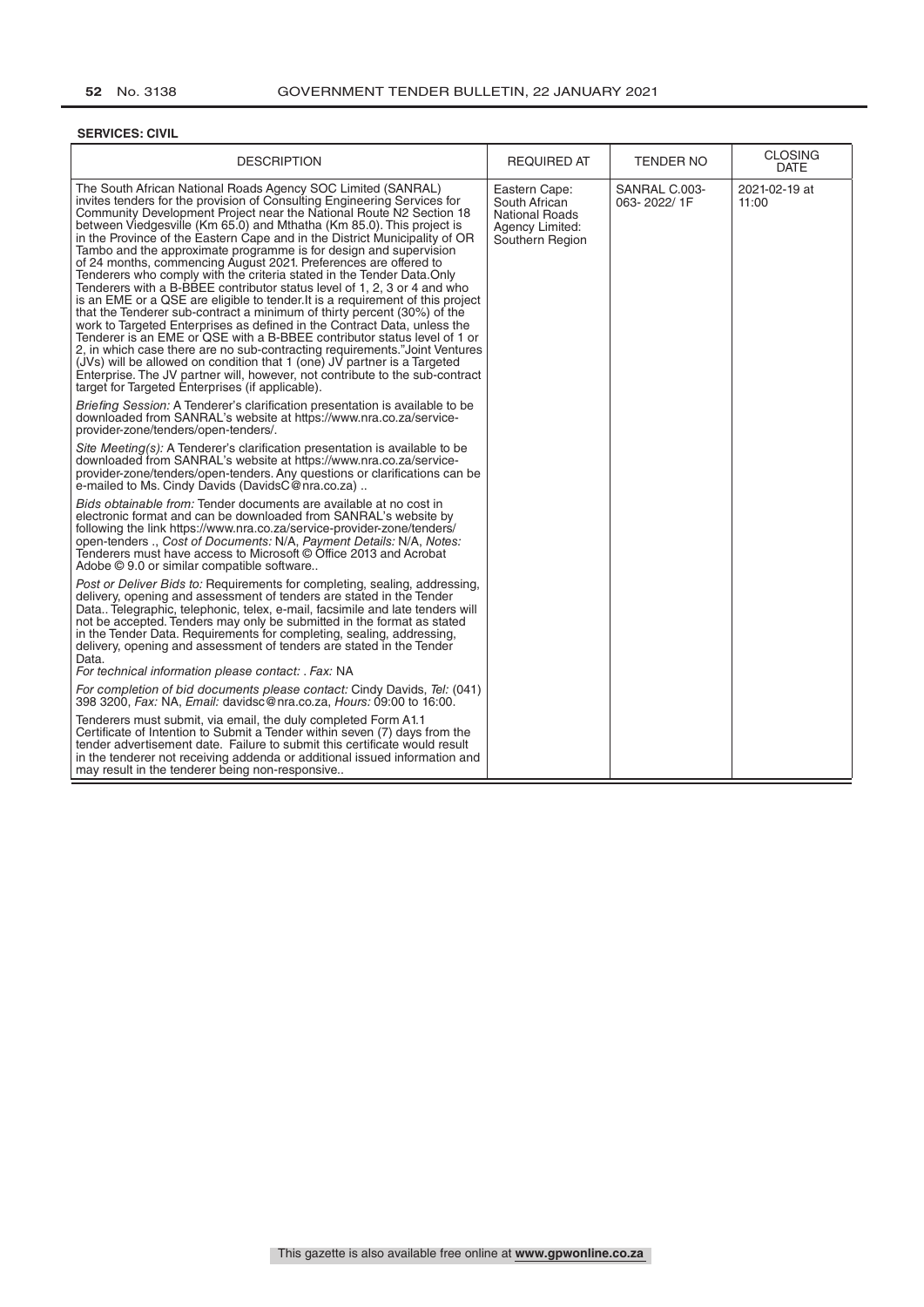**SERVICES: CIVIL**

| DESCRIPTION | REQUIRED AT | TENDER NO | CLOSING DATE |
|---|---|---|---|
| The South African National Roads Agency SOC Limited (SANRAL) invites tenders for the provision of Consulting Engineering Services for Community Development Project near the National Route N2 Section 18 between Viedgesville (Km 65.0) and Mthatha (Km 85.0). This project is in the Province of the Eastern Cape and in the District Municipality of OR Tambo and the approximate programme is for design and supervision of 24 months, commencing August 2021. Preferences are offered to Tenderers who comply with the criteria stated in the Tender Data.Only Tenderers with a B-BBEE contributor status level of 1, 2, 3 or 4 and who is an EME or a QSE are eligible to tender.It is a requirement of this project that the Tenderer sub-contract a minimum of thirty percent (30%) of the work to Targeted Enterprises as defined in the Contract Data, unless the Tenderer is an EME or QSE with a B-BBEE contributor status level of 1 or 2, in which case there are no sub-contracting requirements."Joint Ventures (JVs) will be allowed on condition that 1 (one) JV partner is a Targeted Enterprise. The JV partner will, however, not contribute to the sub-contract target for Targeted Enterprises (if applicable).<br><br>*Briefing Session:* A Tenderer's clarification presentation is available to be downloaded from SANRAL's website at https://www.nra.co.za/service-provider-zone/tenders/open-tenders/.<br><br>*Site Meeting(s):* A Tenderer's clarification presentation is available to be downloaded from SANRAL's website at https://www.nra.co.za/service-provider-zone/tenders/open-tenders. Any questions or clarifications can be e-mailed to Ms. Cindy Davids (DavidsC@nra.co.za) ..<br><br>*Bids obtainable from:* Tender documents are available at no cost in electronic format and can be downloaded from SANRAL's website by following the link https://www.nra.co.za/service-provider-zone/tenders/open-tenders ., *Cost of Documents:* N/A, *Payment Details:* N/A, *Notes:* Tenderers must have access to Microsoft © Office 2013 and Acrobat Adobe © 9.0 or similar compatible software..<br><br>*Post or Deliver Bids to:* Requirements for completing, sealing, addressing, delivery, opening and assessment of tenders are stated in the Tender Data.. Telegraphic, telephonic, telex, e-mail, facsimile and late tenders will not be accepted. Tenders may only be submitted in the format as stated in the Tender Data. Requirements for completing, sealing, addressing, delivery, opening and assessment of tenders are stated in the Tender Data.<br>*For technical information please contact:* . *Fax:* NA<br><br>*For completion of bid documents please contact:* Cindy Davids, *Tel:* (041) 398 3200, *Fax:* NA, *Email:* davidsc@nra.co.za, *Hours:* 09:00 to 16:00.<br><br>Tenderers must submit, via email, the duly completed Form A1.1 Certificate of Intention to Submit a Tender within seven (7) days from the tender advertisement date. Failure to submit this certificate would result in the tenderer not receiving addenda or additional issued information and may result in the tenderer being non-responsive.. | Eastern Cape: South African National Roads Agency Limited: Southern Region | SANRAL C.003-063- 2022/ 1F | 2021-02-19 at 11:00 |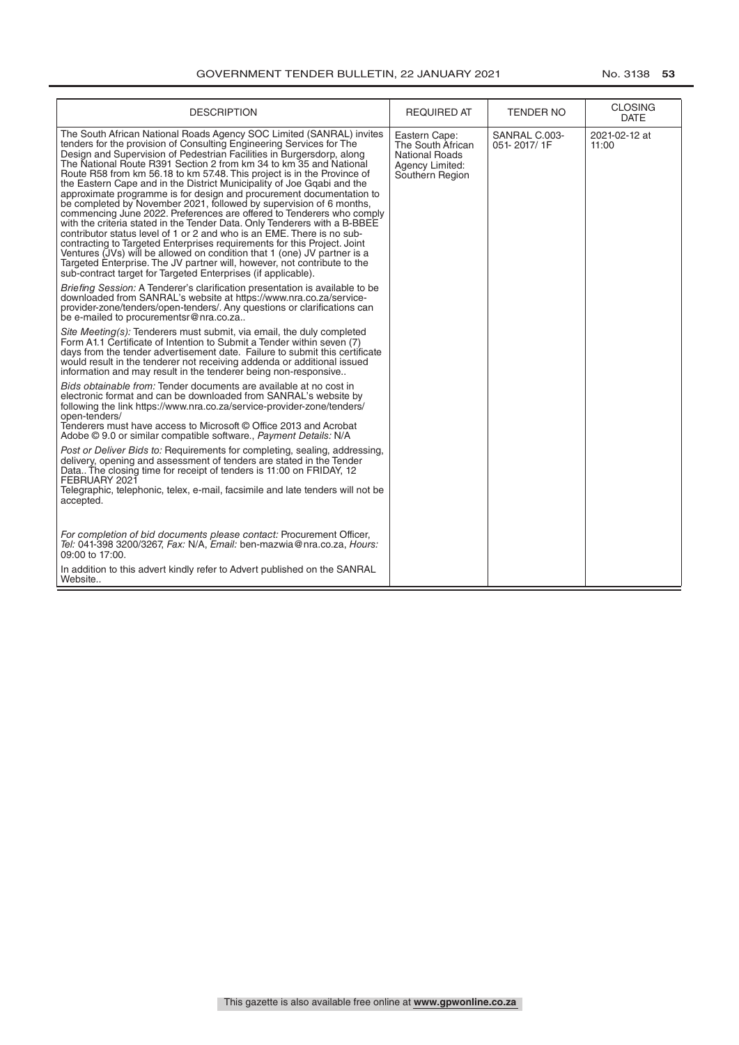| DESCRIPTION | REQUIRED AT | TENDER NO | CLOSING DATE |
|---|---|---|---|
| The South African National Roads Agency SOC Limited (SANRAL) invites tenders for the provision of Consulting Engineering Services for The Design and Supervision of Pedestrian Facilities in Burgersdorp, along The National Route R391 Section 2 from km 34 to km 35 and National Route R58 from km 56.18 to km 57.48. This project is in the Province of the Eastern Cape and in the District Municipality of Joe Gqabi and the approximate programme is for design and procurement documentation to be completed by November 2021, followed by supervision of 6 months, commencing June 2022. Preferences are offered to Tenderers who comply with the criteria stated in the Tender Data. Only Tenderers with a B-BBEE contributor status level of 1 or 2 and who is an EME. There is no sub-contracting to Targeted Enterprises requirements for this Project. Joint Ventures (JVs) will be allowed on condition that 1 (one) JV partner is a Targeted Enterprise. The JV partner will, however, not contribute to the sub-contract target for Targeted Enterprises (if applicable).<br><br>*Briefing Session:* A Tenderer's clarification presentation is available to be downloaded from SANRAL's website at https://www.nra.co.za/service-provider-zone/tenders/open-tenders/. Any questions or clarifications can be e-mailed to procurementsr@nra.co.za..<br><br>*Site Meeting(s):* Tenderers must submit, via email, the duly completed Form A1.1 Certificate of Intention to Submit a Tender within seven (7) days from the tender advertisement date. Failure to submit this certificate would result in the tenderer not receiving addenda or additional issued information and may result in the tenderer being non-responsive..<br><br>*Bids obtainable from:* Tender documents are available at no cost in electronic format and can be downloaded from SANRAL's website by following the link https://www.nra.co.za/service-provider-zone/tenders/open-tenders/<br>Tenderers must have access to Microsoft © Office 2013 and Acrobat Adobe © 9.0 or similar compatible software., *Payment Details:* N/A<br><br>*Post or Deliver Bids to:* Requirements for completing, sealing, addressing, delivery, opening and assessment of tenders are stated in the Tender Data.. The closing time for receipt of tenders is 11:00 on FRIDAY, 12 FEBRUARY 2021<br>Telegraphic, telephonic, telex, e-mail, facsimile and late tenders will not be accepted.<br><br>*For completion of bid documents please contact:* Procurement Officer, *Tel:* 041-398 3200/3267, *Fax:* N/A, *Email:* ben-mazwia@nra.co.za, *Hours:* 09:00 to 17:00.<br><br>In addition to this advert kindly refer to Advert published on the SANRAL Website.. | Eastern Cape: The South African National Roads Agency Limited: Southern Region | SANRAL C.003-051- 2017/ 1F | 2021-02-12 at 11:00 |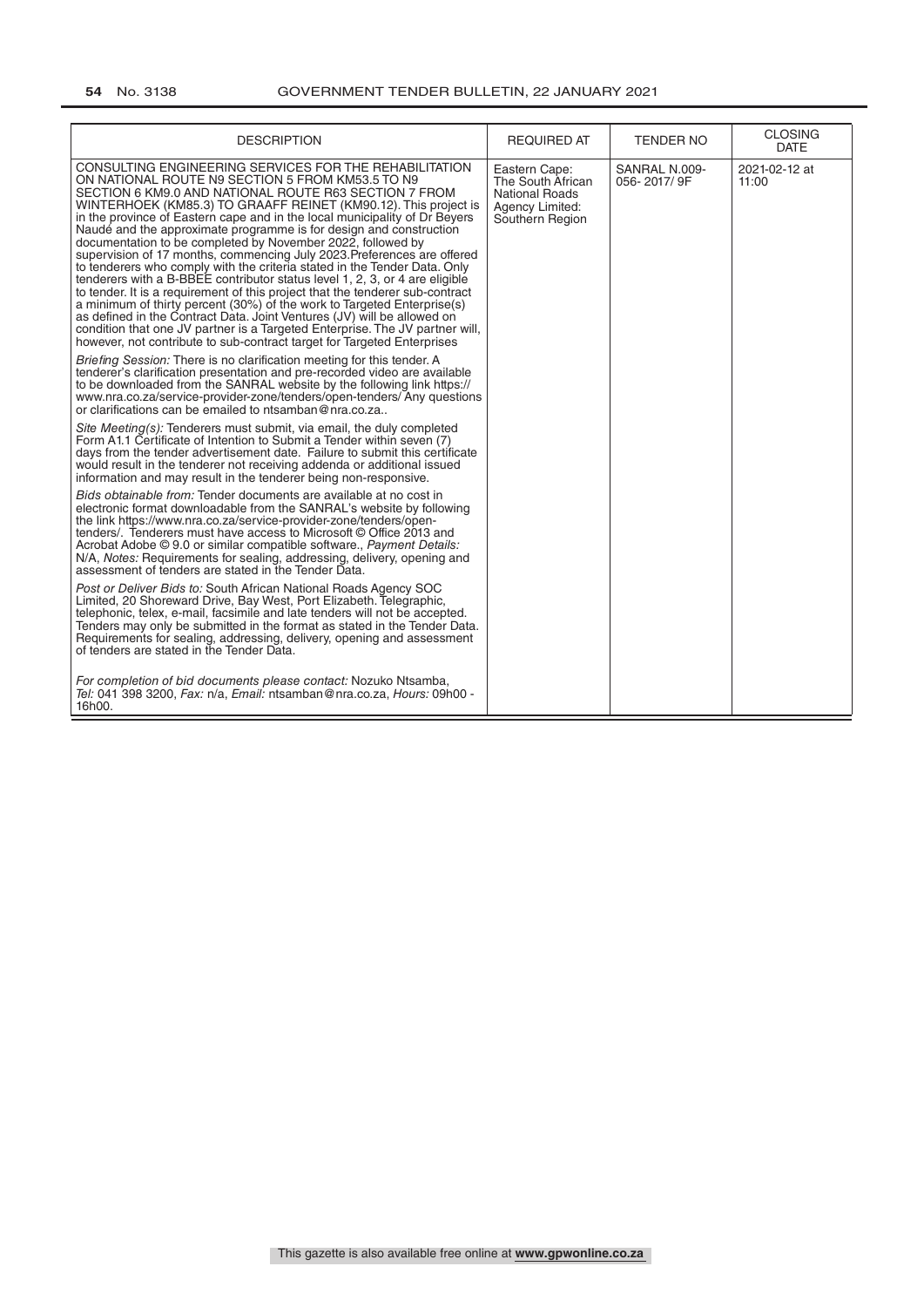| DESCRIPTION | REQUIRED AT | TENDER NO | CLOSING DATE |
|---|---|---|---|
| CONSULTING ENGINEERING SERVICES FOR THE REHABILITATION ON NATIONAL ROUTE N9 SECTION 5 FROM KM53.5 TO N9 SECTION 6 KM9.0 AND NATIONAL ROUTE R63 SECTION 7 FROM WINTERHOEK (KM85.3) TO GRAAFF REINET (KM90.12). This project is in the province of Eastern cape and in the local municipality of Dr Beyers Naudé and the approximate programme is for design and construction documentation to be completed by November 2022, followed by supervision of 17 months, commencing July 2023.Preferences are offered to tenderers who comply with the criteria stated in the Tender Data. Only tenderers with a B-BBEE contributor status level 1, 2, 3, or 4 are eligible to tender. It is a requirement of this project that the tenderer sub-contract a minimum of thirty percent (30%) of the work to Targeted Enterprise(s) as defined in the Contract Data. Joint Ventures (JV) will be allowed on condition that one JV partner is a Targeted Enterprise. The JV partner will, however, not contribute to sub-contract target for Targeted Enterprises<br><br>*Briefing Session:* There is no clarification meeting for this tender. A tenderer's clarification presentation and pre-recorded video are available to be downloaded from the SANRAL website by the following link https://www.nra.co.za/service-provider-zone/tenders/open-tenders/ Any questions or clarifications can be emailed to ntsamban@nra.co.za..<br><br>*Site Meeting(s):* Tenderers must submit, via email, the duly completed Form A1.1 Certificate of Intention to Submit a Tender within seven (7) days from the tender advertisement date. Failure to submit this certificate would result in the tenderer not receiving addenda or additional issued information and may result in the tenderer being non-responsive.<br><br>*Bids obtainable from:* Tender documents are available at no cost in electronic format downloadable from the SANRAL's website by following the link https://www.nra.co.za/service-provider-zone/tenders/open-tenders/. Tenderers must have access to Microsoft © Office 2013 and Acrobat Adobe © 9.0 or similar compatible software., *Payment Details:* N/A, *Notes:* Requirements for sealing, addressing, delivery, opening and assessment of tenders are stated in the Tender Data.<br><br>*Post or Deliver Bids to:* South African National Roads Agency SOC Limited, 20 Shoreward Drive, Bay West, Port Elizabeth. Telegraphic, telephonic, telex, e-mail, facsimile and late tenders will not be accepted. Tenders may only be submitted in the format as stated in the Tender Data. Requirements for sealing, addressing, delivery, opening and assessment of tenders are stated in the Tender Data.<br><br>*For completion of bid documents please contact:* Nozuko Ntsamba, *Tel:* 041 398 3200, *Fax:* n/a, *Email:* ntsamban@nra.co.za, *Hours:* 09h00 - 16h00. | Eastern Cape: The South African National Roads Agency Limited: Southern Region | SANRAL N.009-056- 2017/ 9F | 2021-02-12 at 11:00 |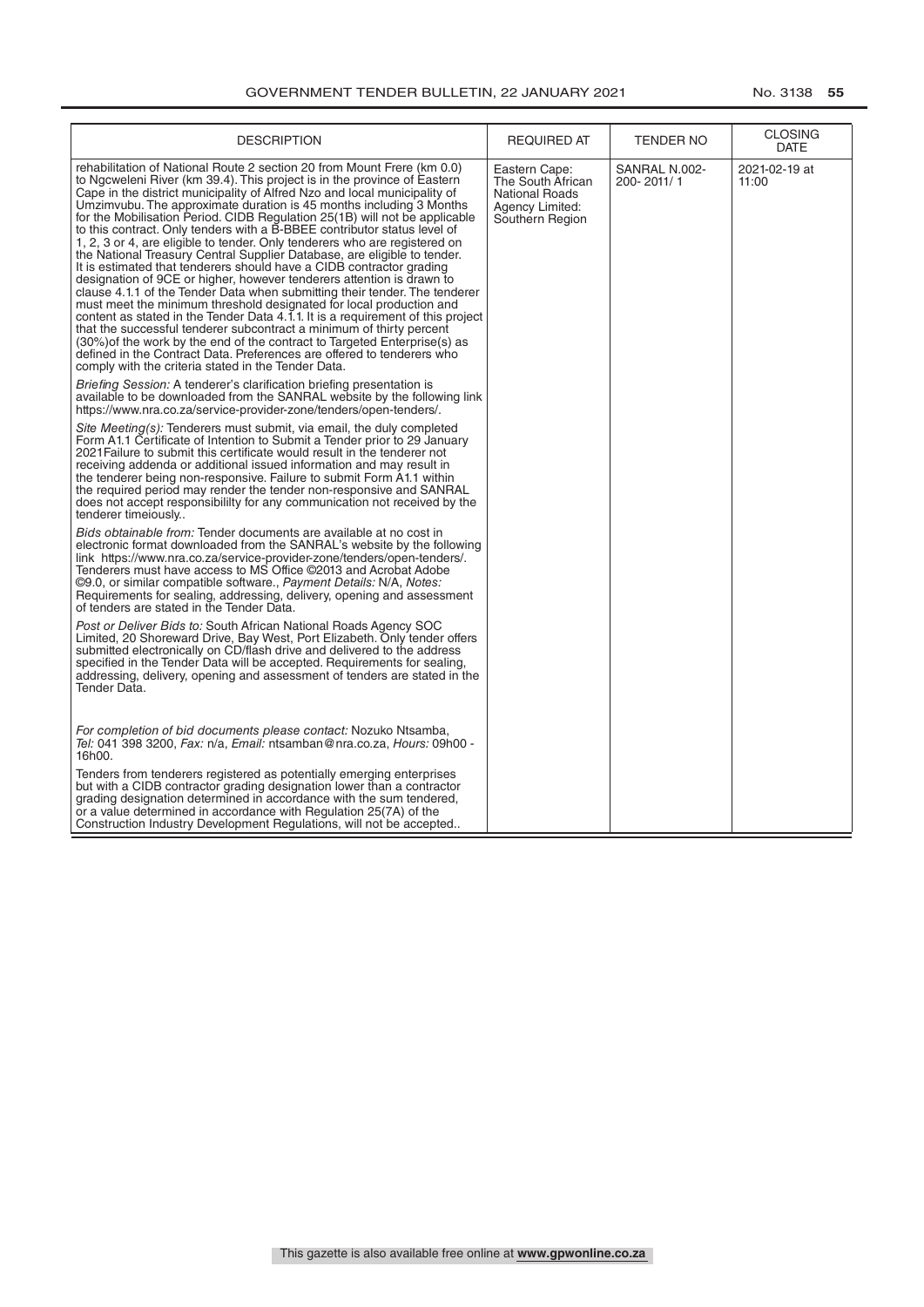| DESCRIPTION | REQUIRED AT | TENDER NO | CLOSING DATE |
|---|---|---|---|
| rehabilitation of National Route 2 section 20 from Mount Frere (km 0.0) to Ngcweleni River (km 39.4). This project is in the province of Eastern Cape in the district municipality of Alfred Nzo and local municipality of Umzimvubu. The approximate duration is 45 months including 3 Months for the Mobilisation Period. CIDB Regulation 25(1B) will not be applicable to this contract. Only tenders with a B-BBEE contributor status level of 1, 2, 3 or 4, are eligible to tender. Only tenderers who are registered on the National Treasury Central Supplier Database, are eligible to tender. It is estimated that tenderers should have a CIDB contractor grading designation of 9CE or higher, however tenderers attention is drawn to clause 4.1.1 of the Tender Data when submitting their tender. The tenderer must meet the minimum threshold designated for local production and content as stated in the Tender Data 4.1.1. It is a requirement of this project that the successful tenderer subcontract a minimum of thirty percent (30%)of the work by the end of the contract to Targeted Enterprise(s) as defined in the Contract Data. Preferences are offered to tenderers who comply with the criteria stated in the Tender Data.<br><br>*Briefing Session:* A tenderer's clarification briefing presentation is available to be downloaded from the SANRAL website by the following link https://www.nra.co.za/service-provider-zone/tenders/open-tenders/.<br><br>*Site Meeting(s):* Tenderers must submit, via email, the duly completed Form A1.1 Certificate of Intention to Submit a Tender prior to 29 January 2021Failure to submit this certificate would result in the tenderer not receiving addenda or additional issued information and may result in the tenderer being non-responsive. Failure to submit Form A1.1 within the required period may render the tender non-responsive and SANRAL does not accept responsibility for any communication not received by the tenderer timeiously..<br><br>*Bids obtainable from:* Tender documents are available at no cost in electronic format downloaded from the SANRAL's website by the following link https://www.nra.co.za/service-provider-zone/tenders/open-tenders/. Tenderers must have access to MS Office ©2013 and Acrobat Adobe ©9.0, or similar compatible software., *Payment Details:* N/A, *Notes:* Requirements for sealing, addressing, delivery, opening and assessment of tenders are stated in the Tender Data.<br><br>*Post or Deliver Bids to:* South African National Roads Agency SOC Limited, 20 Shoreward Drive, Bay West, Port Elizabeth. Only tender offers submitted electronically on CD/flash drive and delivered to the address specified in the Tender Data will be accepted. Requirements for sealing, addressing, delivery, opening and assessment of tenders are stated in the Tender Data.<br><br>*For completion of bid documents please contact:* Nozuko Ntsamba, *Tel:* 041 398 3200, *Fax:* n/a, *Email:* ntsamban@nra.co.za, *Hours:* 09h00 - 16h00.<br><br>Tenders from tenderers registered as potentially emerging enterprises but with a CIDB contractor grading designation lower than a contractor grading designation determined in accordance with the sum tendered, or a value determined in accordance with Regulation 25(7A) of the Construction Industry Development Regulations, will not be accepted.. | Eastern Cape: The South African National Roads Agency Limited: Southern Region | SANRAL N.002-200- 2011/ 1 | 2021-02-19 at 11:00 |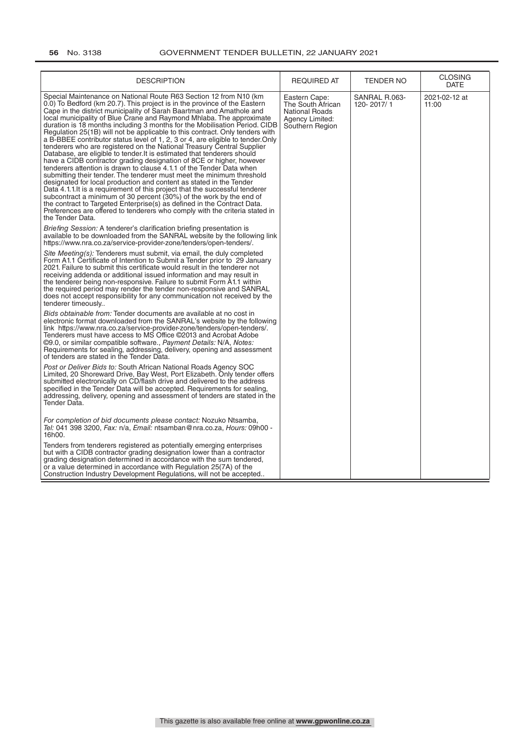| DESCRIPTION | REQUIRED AT | TENDER NO | CLOSING DATE |
|---|---|---|---|
| Special Maintenance on National Route R63 Section 12 from N10 (km 0.0) To Bedford (km 20.7). This project is in the province of the Eastern Cape in the district municipality of Sarah Baartman and Amathole and local municipality of Blue Crane and Raymond Mhlaba. The approximate duration is 18 months including 3 months for the Mobilisation Period. CIDB Regulation 25(1B) will not be applicable to this contract. Only tenders with a B-BBEE contributor status level of 1, 2, 3 or 4, are eligible to tender.Only tenderers who are registered on the National Treasury Central Supplier Database, are eligible to tender.It is estimated that tenderers should have a CIDB contractor grading designation of 8CE or higher, however tenderers attention is drawn to clause 4.1.1 of the Tender Data when submitting their tender. The tenderer must meet the minimum threshold designated for local production and content as stated in the Tender Data 4.1.1.It is a requirement of this project that the successful tenderer subcontract a minimum of 30 percent (30%) of the work by the end of the contract to Targeted Enterprise(s) as defined in the Contract Data. Preferences are offered to tenderers who comply with the criteria stated in the Tender Data.<br><br>*Briefing Session:* A tenderer's clarification briefing presentation is available to be downloaded from the SANRAL website by the following link https://www.nra.co.za/service-provider-zone/tenders/open-tenders/.<br><br>*Site Meeting(s):* Tenderers must submit, via email, the duly completed Form A1.1 Certificate of Intention to Submit a Tender prior to 29 January 2021. Failure to submit this certificate would result in the tenderer not receiving addenda or additional issued information and may result in the tenderer being non-responsive. Failure to submit Form A1.1 within the required period may render the tender non-responsive and SANRAL does not accept responsibility for any communication not received by the tenderer timeously..<br><br>*Bids obtainable from:* Tender documents are available at no cost in electronic format downloaded from the SANRAL's website by the following link https://www.nra.co.za/service-provider-zone/tenders/open-tenders/. Tenderers must have access to MS Office ©2013 and Acrobat Adobe ©9.0, or similar compatible software., *Payment Details:* N/A, *Notes:* Requirements for sealing, addressing, delivery, opening and assessment of tenders are stated in the Tender Data.<br><br>*Post or Deliver Bids to:* South African National Roads Agency SOC Limited, 20 Shoreward Drive, Bay West, Port Elizabeth. Only tender offers submitted electronically on CD/flash drive and delivered to the address specified in the Tender Data will be accepted. Requirements for sealing, addressing, delivery, opening and assessment of tenders are stated in the Tender Data.<br><br>*For completion of bid documents please contact:* Nozuko Ntsamba, *Tel:* 041 398 3200, *Fax:* n/a, *Email:* ntsamban@nra.co.za, *Hours:* 09h00 - 16h00.<br><br>Tenders from tenderers registered as potentially emerging enterprises but with a CIDB contractor grading designation lower than a contractor grading designation determined in accordance with the sum tendered, or a value determined in accordance with Regulation 25(7A) of the Construction Industry Development Regulations, will not be accepted.. | Eastern Cape: The South African National Roads Agency Limited: Southern Region | SANRAL R.063-120- 2017/ 1 | 2021-02-12 at 11:00 |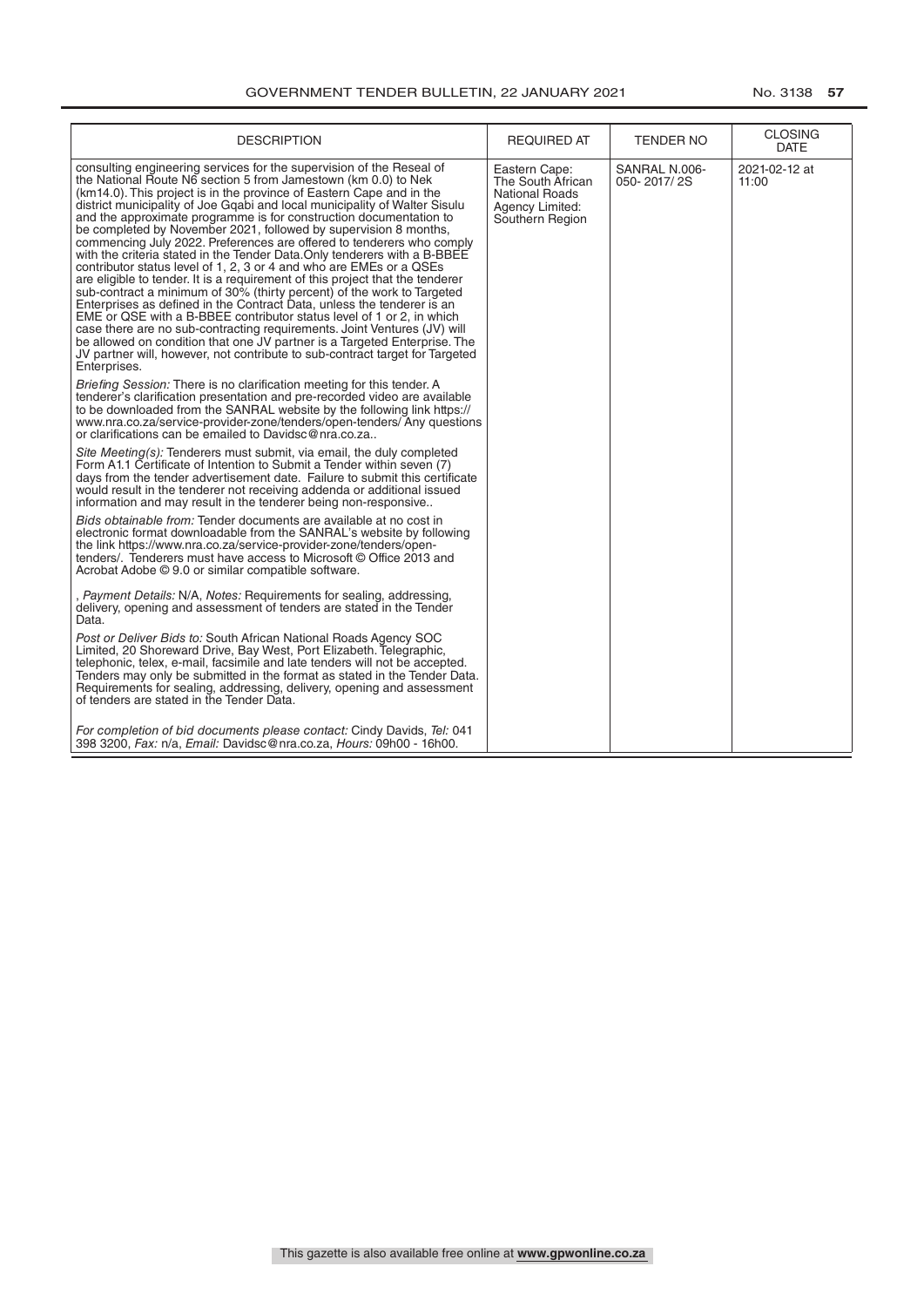| DESCRIPTION | REQUIRED AT | TENDER NO | CLOSING DATE |
|---|---|---|---|
| consulting engineering services for the supervision of the Reseal of the National Route N6 section 5 from Jamestown (km 0.0) to Nek (km14.0). This project is in the province of Eastern Cape and in the district municipality of Joe Gqabi and local municipality of Walter Sisulu and the approximate programme is for construction documentation to be completed by November 2021, followed by supervision 8 months, commencing July 2022. Preferences are offered to tenderers who comply with the criteria stated in the Tender Data.Only tenderers with a B-BBEE contributor status level of 1, 2, 3 or 4 and who are EMEs or a QSEs are eligible to tender. It is a requirement of this project that the tenderer sub-contract a minimum of 30% (thirty percent) of the work to Targeted Enterprises as defined in the Contract Data, unless the tenderer is an EME or QSE with a B-BBEE contributor status level of 1 or 2, in which case there are no sub-contracting requirements. Joint Ventures (JV) will be allowed on condition that one JV partner is a Targeted Enterprise. The JV partner will, however, not contribute to sub-contract target for Targeted Enterprises.<br><br>*Briefing Session:* There is no clarification meeting for this tender. A tenderer's clarification presentation and pre-recorded video are available to be downloaded from the SANRAL website by the following link https://www.nra.co.za/service-provider-zone/tenders/open-tenders/ Any questions or clarifications can be emailed to Davidsc@nra.co.za..<br><br>*Site Meeting(s):* Tenderers must submit, via email, the duly completed Form A1.1 Certificate of Intention to Submit a Tender within seven (7) days from the tender advertisement date. Failure to submit this certificate would result in the tenderer not receiving addenda or additional issued information and may result in the tenderer being non-responsive..<br><br>*Bids obtainable from:* Tender documents are available at no cost in electronic format downloadable from the SANRAL's website by following the link https://www.nra.co.za/service-provider-zone/tenders/open-tenders/. Tenderers must have access to Microsoft © Office 2013 and Acrobat Adobe © 9.0 or similar compatible software.<br><br>, *Payment Details:* N/A, *Notes:* Requirements for sealing, addressing, delivery, opening and assessment of tenders are stated in the Tender Data.<br><br>*Post or Deliver Bids to:* South African National Roads Agency SOC Limited, 20 Shoreward Drive, Bay West, Port Elizabeth. Telegraphic, telephonic, telex, e-mail, facsimile and late tenders will not be accepted. Tenders may only be submitted in the format as stated in the Tender Data. Requirements for sealing, addressing, delivery, opening and assessment of tenders are stated in the Tender Data.<br><br>*For completion of bid documents please contact:* Cindy Davids, *Tel:* 041 398 3200, *Fax:* n/a, *Email:* Davidsc@nra.co.za, *Hours:* 09h00 - 16h00. | Eastern Cape: The South African National Roads Agency Limited: Southern Region | SANRAL N.006-050- 2017/ 2S | 2021-02-12 at 11:00 |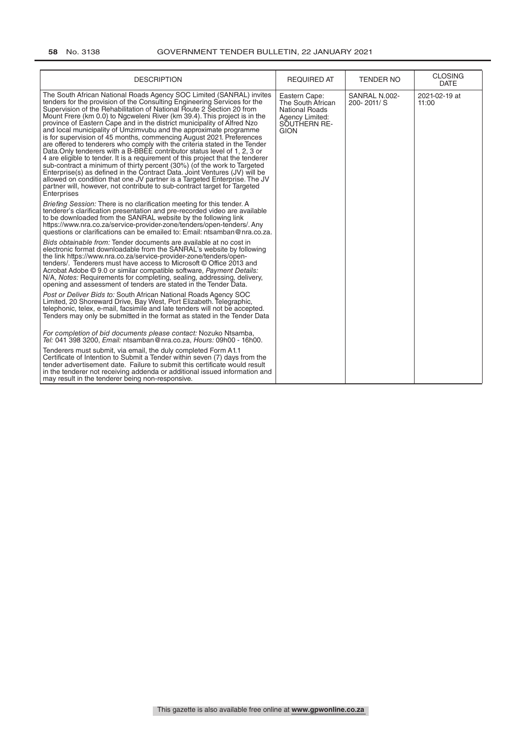| DESCRIPTION | REQUIRED AT | TENDER NO | CLOSING DATE |
|---|---|---|---|
| The South African National Roads Agency SOC Limited (SANRAL) invites tenders for the provision of the Consulting Engineering Services for the Supervision of the Rehabilitation of National Route 2 Section 20 from Mount Frere (km 0.0) to Ngcweleni River (km 39.4). This project is in the province of Eastern Cape and in the district municipality of Alfred Nzo and local municipality of Umzimvubu and the approximate programme is for supervision of 45 months, commencing August 2021. Preferences are offered to tenderers who comply with the criteria stated in the Tender Data.Only tenderers with a B-BBEE contributor status level of 1, 2, 3 or 4 are eligible to tender. It is a requirement of this project that the tenderer sub-contract a minimum of thirty percent (30%) (of the work to Targeted Enterprise(s) as defined in the Contract Data. Joint Ventures (JV) will be allowed on condition that one JV partner is a Targeted Enterprise. The JV partner will, however, not contribute to sub-contract target for Targeted Enterprises<br><br>*Briefing Session:* There is no clarification meeting for this tender. A tenderer's clarification presentation and pre-recorded video are available to be downloaded from the SANRAL website by the following link https://www.nra.co.za/service-provider-zone/tenders/open-tenders/. Any questions or clarifications can be emailed to: Email: ntsamban@nra.co.za.<br><br>*Bids obtainable from:* Tender documents are available at no cost in electronic format downloadable from the SANRAL's website by following the link https://www.nra.co.za/service-provider-zone/tenders/open-tenders/. Tenderers must have access to Microsoft © Office 2013 and Acrobat Adobe © 9.0 or similar compatible software, *Payment Details:* N/A, *Notes:* Requirements for completing, sealing, addressing, delivery, opening and assessment of tenders are stated in the Tender Data.<br><br>*Post or Deliver Bids to:* South African National Roads Agency SOC Limited, 20 Shoreward Drive, Bay West, Port Elizabeth. Telegraphic, telephonic, telex, e-mail, facsimile and late tenders will not be accepted. Tenders may only be submitted in the format as stated in the Tender Data<br><br>*For completion of bid documents please contact:* Nozuko Ntsamba, *Tel:* 041 398 3200, *Email:* ntsamban@nra.co.za, *Hours:* 09h00 - 16h00.<br><br>Tenderers must submit, via email, the duly completed Form A1.1 Certificate of Intention to Submit a Tender within seven (7) days from the tender advertisement date. Failure to submit this certificate would result in the tenderer not receiving addenda or additional issued information and may result in the tenderer being non-responsive. | Eastern Cape: The South African National Roads Agency Limited: SOUTHERN REGION | SANRAL N.002-200- 2011/ S | 2021-02-19 at 11:00 |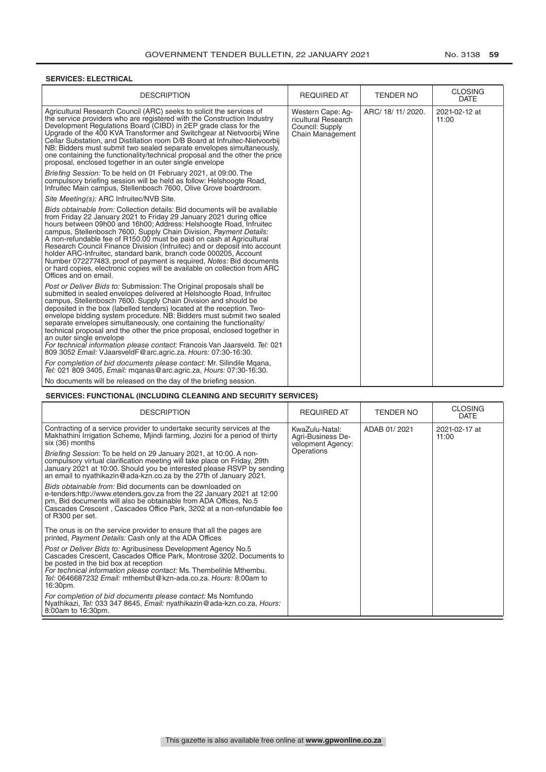**SERVICES: ELECTRICAL**

| DESCRIPTION | REQUIRED AT | TENDER NO | CLOSING DATE |
|---|---|---|---|
| Agricultural Research Council (ARC) seeks to solicit the services of the service providers who are registered with the Construction Industry Development Regulations Board (CIBD) in 2EP grade class for the Upgrade of the 400 KVA Transformer and Switchgear at Nietvoorbij Wine Cellar Substation, and Distillation room D/B Board at Infruitec-Nietvoorbij NB: Bidders must submit two sealed separate envelopes simultaneously, one containing the functionality/technical proposal and the other the price proposal, enclosed together in an outer single envelope<br><br>*Briefing Session:* To be held on 01 February 2021, at 09:00. The compulsory briefing session will be held as follow: Helshoogte Road, Infruitec Main campus, Stellenbosch 7600, Olive Grove boardroom.<br><br>*Site Meeting(s):* ARC Infruitec/NVB Site.<br><br>*Bids obtainable from:* Collection details: Bid documents will be available from Friday 22 January 2021 to Friday 29 January 2021 during office hours between 09h00 and 16h00; Address: Helshoogte Road, Infruitec campus, Stellenbosch 7600, Supply Chain Division, *Payment Details:* A non-refundable fee of R150.00 must be paid on cash at Agricultural Research Council Finance Division (Infruitec) and or deposit into account holder ARC-Infruitec, standard bank, branch code 000205, Account Number 072277483. proof of payment is required, *Notes:* Bid documents or hard copies, electronic copies will be available on collection from ARC Offices and on email.<br><br>*Post or Deliver Bids to:* Submission: The Original proposals shall be submitted in sealed envelopes delivered at Helshoogte Road, Infruitec campus, Stellenbosch 7600. Supply Chain Division and should be deposited in the box (labelled tenders) located at the reception. Two-envelope bidding system procedure. NB: Bidders must submit two sealed separate envelopes simultaneously, one containing the functionality/ technical proposal and the other the price proposal, enclosed together in an outer single envelope<br>*For technical information please contact:* Francois Van Jaarsveld. *Tel:* 021 809 3052 *Email:* VJaarsveldF@arc.agric.za. *Hours:* 07:30-16:30.<br><br>*For completion of bid documents please contact:* Mr. Silindile Mqana, *Tel:* 021 809 3405, *Email:* mqanas@arc.agric.za, *Hours:* 07:30-16:30.<br><br>No documents will be released on the day of the briefing session. | Western Cape: Agricultural Research Council: Supply Chain Management | ARC/ 18/ 11/ 2020. | 2021-02-12 at 11:00 |

**SERVICES: FUNCTIONAL (INCLUDING CLEANING AND SECURITY SERVICES)**

| DESCRIPTION | REQUIRED AT | TENDER NO | CLOSING DATE |
|---|---|---|---|
| Contracting of a service provider to undertake security services at the Makhathini Irrigation Scheme, Mjindi farming, Jozini for a period of thirty six (36) months<br><br>*Briefing Session:* To be held on 29 January 2021, at 10:00. A non-compulsory virtual clarification meeting will take place on Friday, 29th January 2021 at 10:00. Should you be interested please RSVP by sending an email to nyathikazin@ada-kzn.co.za by the 27th of January 2021.<br><br>*Bids obtainable from:* Bid documents can be downloaded on e-tenders:http://www.etenders.gov.za from the 22 January 2021 at 12:00 pm, Bid documents will also be obtainable from ADA Offices, No.5 Cascades Crescent , Cascades Office Park, 3202 at a non-refundable fee of R300 per set.<br><br>The onus is on the service provider to ensure that all the pages are printed, *Payment Details:* Cash only at the ADA Offices<br><br>*Post or Deliver Bids to:* Agribusiness Development Agency No.5 Cascades Crescent, Cascades Office Park, Montrose 3202. Documents to be posted in the bid box at reception<br>*For technical information please contact:* Ms. Thembelihle Mthembu. *Tel:* 0646687232 *Email:* mthembut@kzn-ada.co.za. *Hours:* 8:00am to 16:30pm.<br><br>*For completion of bid documents please contact:* Ms Nomfundo Nyathikazi, *Tel:* 033 347 8645, *Email:* nyathikazin@ada-kzn.co.za, *Hours:* 8:00am to 16:30pm. | KwaZulu-Natal: Agri-Business Development Agency: Operations | ADAB 01/ 2021 | 2021-02-17 at 11:00 |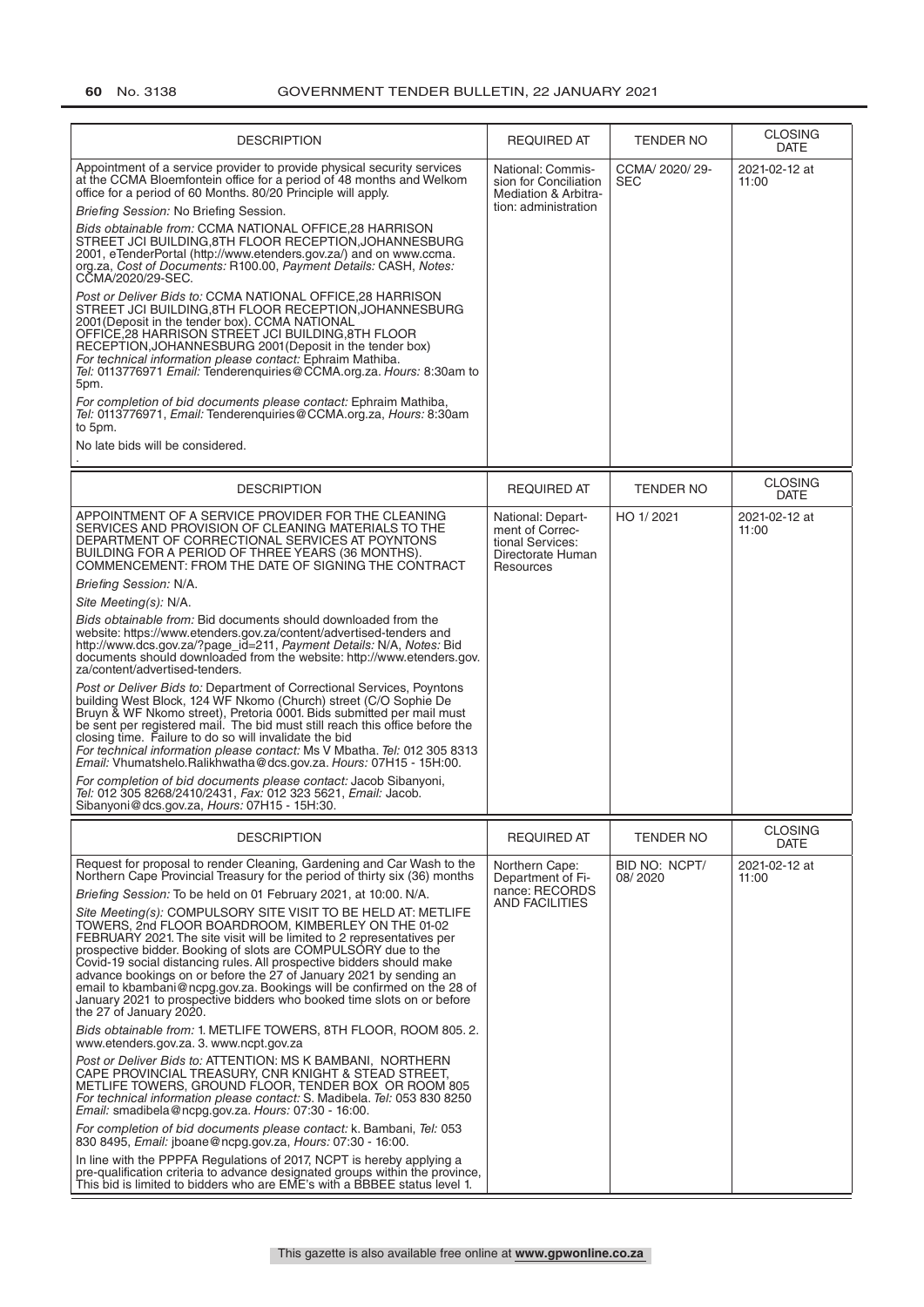| DESCRIPTION | REQUIRED AT | TENDER NO | CLOSING DATE |
|---|---|---|---|
| Appointment of a service provider to provide physical security services at the CCMA Bloemfontein office for a period of 48 months and Welkom office for a period of 60 Months. 80/20 Principle will apply.<br>*Briefing Session:* No Briefing Session.<br>*Bids obtainable from:* CCMA NATIONAL OFFICE,28 HARRISON STREET JCI BUILDING,8TH FLOOR RECEPTION,JOHANNESBURG 2001, eTenderPortal (http://www.etenders.gov.za/) and on www.ccma.org.za, *Cost of Documents:* R100.00, *Payment Details:* CASH, *Notes:* CCMA/2020/29-SEC.<br>*Post or Deliver Bids to:* CCMA NATIONAL OFFICE,28 HARRISON STREET JCI BUILDING,8TH FLOOR RECEPTION,JOHANNESBURG 2001(Deposit in the tender box). CCMA NATIONAL OFFICE,28 HARRISON STREET JCI BUILDING,8TH FLOOR RECEPTION,JOHANNESBURG 2001(Deposit in the tender box)<br>*For technical information please contact:* Ephraim Mathiba. *Tel:* 0113776971 *Email:* Tenderenquiries@CCMA.org.za. *Hours:* 8:30am to 5pm.<br>*For completion of bid documents please contact:* Ephraim Mathiba, *Tel:* 0113776971, *Email:* Tenderenquiries@CCMA.org.za, *Hours:* 8:30am to 5pm.<br>No late bids will be considered.<br>. | National: Commission for Conciliation Mediation & Arbitration: administration | CCMA/ 2020/ 29-SEC | 2021-02-12 at 11:00 |

| DESCRIPTION | REQUIRED AT | TENDER NO | CLOSING DATE |
|---|---|---|---|
| APPOINTMENT OF A SERVICE PROVIDER FOR THE CLEANING SERVICES AND PROVISION OF CLEANING MATERIALS TO THE DEPARTMENT OF CORRECTIONAL SERVICES AT POYNTONS BUILDING FOR A PERIOD OF THREE YEARS (36 MONTHS). COMMENCEMENT: FROM THE DATE OF SIGNING THE CONTRACT<br>*Briefing Session:* N/A.<br>*Site Meeting(s):* N/A.<br>*Bids obtainable from:* Bid documents should downloaded from the website: https://www.etenders.gov.za/content/advertised-tenders and http://www.dcs.gov.za/?page_id=211, *Payment Details:* N/A, *Notes:* Bid documents should downloaded from the website: http://www.etenders.gov.za/content/advertised-tenders.<br>*Post or Deliver Bids to:* Department of Correctional Services, Poyntons building West Block, 124 WF Nkomo (Church) street (C/O Sophie De Bruyn & WF Nkomo street), Pretoria 0001. Bids submitted per mail must be sent per registered mail. The bid must still reach this office before the closing time. Failure to do so will invalidate the bid<br>*For technical information please contact:* Ms V Mbatha. *Tel:* 012 305 8313 *Email:* Vhumatshelo.Ralikhwatha@dcs.gov.za. *Hours:* 07H15 - 15H:00.<br>*For completion of bid documents please contact:* Jacob Sibanyoni, *Tel:* 012 305 8268/2410/2431, *Fax:* 012 323 5621, *Email:* Jacob.Sibanyoni@dcs.gov.za, *Hours:* 07H15 - 15H:30. | National: Department of Correctional Services: Directorate Human Resources | HO 1/ 2021 | 2021-02-12 at 11:00 |

| DESCRIPTION | REQUIRED AT | TENDER NO | CLOSING DATE |
|---|---|---|---|
| Request for proposal to render Cleaning, Gardening and Car Wash to the Northern Cape Provincial Treasury for the period of thirty six (36) months<br>*Briefing Session:* To be held on 01 February 2021, at 10:00. N/A.<br>*Site Meeting(s):* COMPULSORY SITE VISIT TO BE HELD AT: METLIFE TOWERS, 2nd FLOOR BOARDROOM, KIMBERLEY ON THE 01-02 FEBRUARY 2021. The site visit will be limited to 2 representatives per prospective bidder. Booking of slots are COMPULSORY due to the Covid-19 social distancing rules. All prospective bidders should make advance bookings on or before the 27 of January 2021 by sending an email to kbambani@ncpg.gov.za. Bookings will be confirmed on the 28 of January 2021 to prospective bidders who booked time slots on or before the 27 of January 2020.<br>*Bids obtainable from:* 1. METLIFE TOWERS, 8TH FLOOR, ROOM 805. 2. www.etenders.gov.za. 3. www.ncpt.gov.za<br>*Post or Deliver Bids to:* ATTENTION: MS K BAMBANI, NORTHERN CAPE PROVINCIAL TREASURY, CNR KNIGHT & STEAD STREET, METLIFE TOWERS, GROUND FLOOR, TENDER BOX OR ROOM 805<br>*For technical information please contact:* S. Madibela. *Tel:* 053 830 8250 *Email:* smadibela@ncpg.gov.za. *Hours:* 07:30 - 16:00.<br>*For completion of bid documents please contact:* k. Bambani, *Tel:* 053 830 8495, *Email:* jboane@ncpg.gov.za, *Hours:* 07:30 - 16:00.<br>In line with the PPPFA Regulations of 2017, NCPT is hereby applying a pre-qualification criteria to advance designated groups within the province, This bid is limited to bidders who are EME's with a BBBEE status level 1. | Northern Cape: Department of Finance: RECORDS AND FACILITIES | BID NO: NCPT/ 08/ 2020 | 2021-02-12 at 11:00 |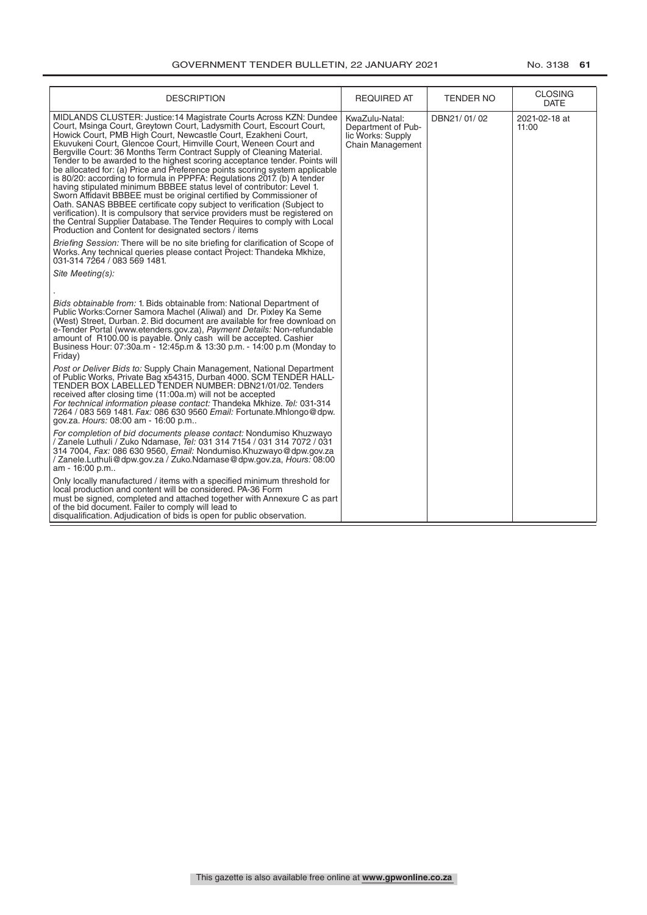| DESCRIPTION | REQUIRED AT | TENDER NO | CLOSING DATE |
|---|---|---|---|
| MIDLANDS CLUSTER: Justice:14 Magistrate Courts Across KZN: Dundee Court, Msinga Court, Greytown Court, Ladysmith Court, Escourt Court, Howick Court, PMB High Court, Newcastle Court, Ezakheni Court, Ekuvukeni Court, Glencoe Court, Himville Court, Weneen Court and Bergville Court: 36 Months Term Contract Supply of Cleaning Material. Tender to be awarded to the highest scoring acceptance tender. Points will be allocated for: (a) Price and Preference points scoring system applicable is 80/20: according to formula in PPPFA: Regulations 2017. (b) A tender having stipulated minimum BBBEE status level of contributor: Level 1. Sworn Affidavit BBBEE must be original certified by Commissioner of Oath. SANAS BBBEE certificate copy subject to verification (Subject to verification). It is compulsory that service providers must be registered on the Central Supplier Database. The Tender Requires to comply with Local Production and Content for designated sectors / items<br><br>*Briefing Session:* There will be no site briefing for clarification of Scope of Works. Any technical queries please contact Project: Thandeka Mkhize, 031-314 7264 / 083 569 1481.<br><br>*Site Meeting(s):*<br><br>.<br><br>*Bids obtainable from:* 1. Bids obtainable from: National Department of Public Works:Corner Samora Machel (Aliwal) and Dr. Pixley Ka Seme (West) Street, Durban. 2. Bid document are available for free download on e-Tender Portal (www.etenders.gov.za), *Payment Details:* Non-refundable amount of R100.00 is payable. Only cash will be accepted. Cashier Business Hour: 07:30a.m - 12:45p.m & 13:30 p.m. - 14:00 p.m (Monday to Friday)<br><br>*Post or Deliver Bids to:* Supply Chain Management, National Department of Public Works, Private Bag x54315, Durban 4000. SCM TENDER HALL-TENDER BOX LABELLED TENDER NUMBER: DBN21/01/02. Tenders received after closing time (11:00a.m) will not be accepted<br>*For technical information please contact:* Thandeka Mkhize. *Tel:* 031-314 7264 / 083 569 1481. *Fax:* 086 630 9560 *Email:* Fortunate.Mhlongo@dpw.gov.za. *Hours:* 08:00 am - 16:00 p.m..<br><br>*For completion of bid documents please contact:* Nondumiso Khuzwayo / Zanele Luthuli / Zuko Ndamase, *Tel:* 031 314 7154 / 031 314 7072 / 031 314 7004, *Fax:* 086 630 9560, *Email:* Nondumiso.Khuzwayo@dpw.gov.za / Zanele.Luthuli@dpw.gov.za / Zuko.Ndamase@dpw.gov.za, *Hours:* 08:00 am - 16:00 p.m..<br><br>Only locally manufactured / items with a specified minimum threshold for local production and content will be considered. PA-36 Form must be signed, completed and attached together with Annexure C as part of the bid document. Failer to comply will lead to disqualification. Adjudication of bids is open for public observation. | KwaZulu-Natal: Department of Public Works: Supply Chain Management | DBN21/ 01/ 02 | 2021-02-18 at 11:00 |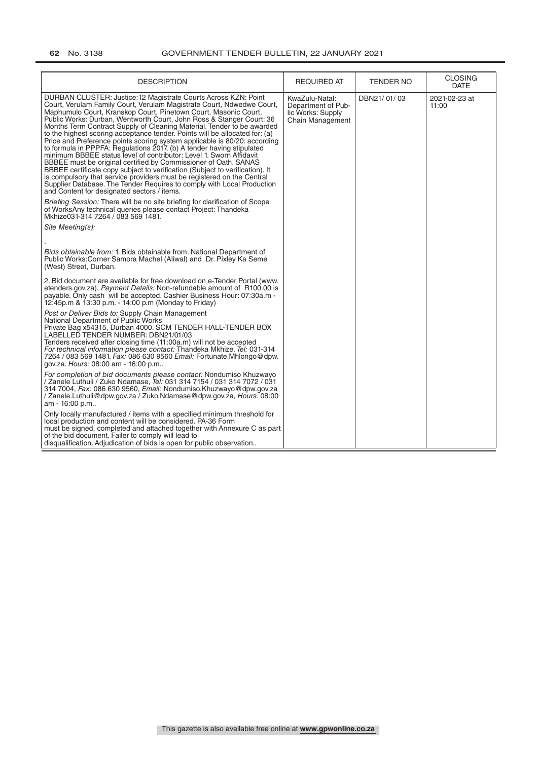| DESCRIPTION | REQUIRED AT | TENDER NO | CLOSING DATE |
|---|---|---|---|
| DURBAN CLUSTER: Justice:12 Magistrate Courts Across KZN: Point Court, Verulam Family Court, Verulam Magistrate Court, Ndwedwe Court, Maphumulo Court, Kranskop Court, Pinetown Court, Masonic Court, Public Works: Durban, Wentworth Court, John Ross & Stanger Court: 36 Months Term Contract Supply of Cleaning Material. Tender to be awarded to the highest scoring acceptance tender. Points will be allocated for: (a) Price and Preference points scoring system applicable is 80/20: according to formula in PPPFA: Regulations 2017. (b) A tender having stipulated minimum BBBEE status level of contributor: Level 1. Sworn Affidavit BBBEE must be original certified by Commissioner of Oath. SANAS BBBEE certificate copy subject to verification (Subject to verification). It is compulsory that service providers must be registered on the Central Supplier Database. The Tender Requires to comply with Local Production and Content for designated sectors / items.<br><br>*Briefing Session:* There will be no site briefing for clarification of Scope of WorksAny technical queries please contact Project: Thandeka Mkhize031-314 7264 / 083 569 1481.<br><br>*Site Meeting(s):*<br><br>.<br><br>*Bids obtainable from:* 1. Bids obtainable from: National Department of Public Works:Corner Samora Machel (Aliwal) and Dr. Pixley Ka Seme (West) Street, Durban.<br><br>2. Bid document are available for free download on e-Tender Portal (www.etenders.gov.za), *Payment Details:* Non-refundable amount of R100.00 is payable. Only cash will be accepted. Cashier Business Hour: 07:30a.m - 12:45p.m & 13:30 p.m. - 14:00 p.m (Monday to Friday)<br><br>*Post or Deliver Bids to:* Supply Chain Management<br>National Department of Public Works<br>Private Bag x54315, Durban 4000. SCM TENDER HALL-TENDER BOX LABELLED TENDER NUMBER: DBN21/01/03<br>Tenders received after closing time (11:00a.m) will not be accepted<br>*For technical information please contact:* Thandeka Mkhize. *Tel:* 031-314 7264 / 083 569 1481. *Fax:* 086 630 9560 *Email:* Fortunate.Mhlongo@dpw.gov.za. *Hours:* 08:00 am - 16:00 p.m..<br><br>*For completion of bid documents please contact:* Nondumiso Khuzwayo / Zanele Luthuli / Zuko Ndamase, *Tel:* 031 314 7154 / 031 314 7072 / 031 314 7004, *Fax:* 086 630 9560, *Email:* Nondumiso.Khuzwayo@dpw.gov.za / Zanele.Luthuli@dpw.gov.za / Zuko.Ndamase@dpw.gov.za, *Hours:* 08:00 am - 16:00 p.m..<br><br>Only locally manufactured / items with a specified minimum threshold for local production and content will be considered. PA-36 Form must be signed, completed and attached together with Annexure C as part of the bid document. Failer to comply will lead to disqualification. Adjudication of bids is open for public observation.. | KwaZulu-Natal: Department of Public Works: Supply Chain Management | DBN21/ 01/ 03 | 2021-02-23 at 11:00 |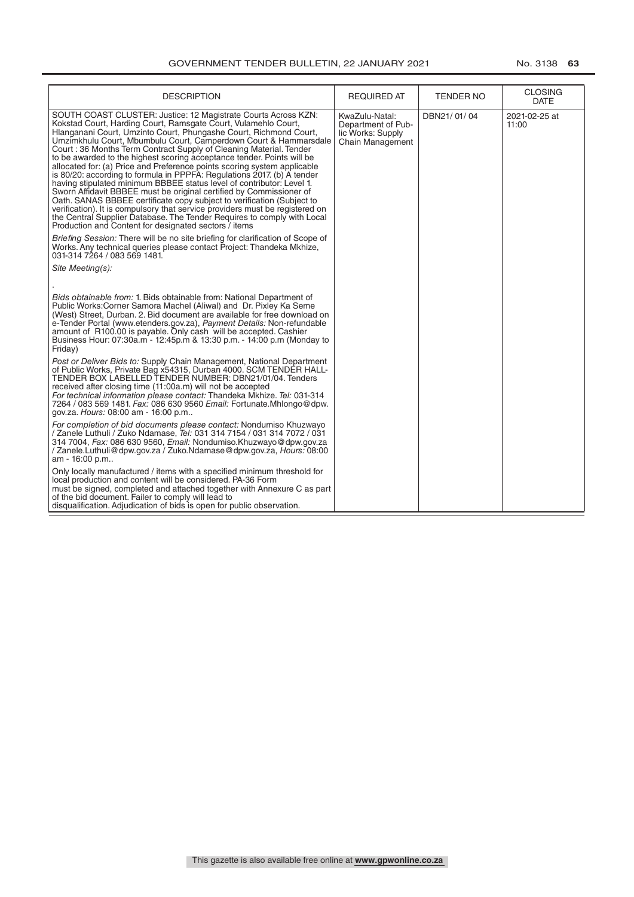| DESCRIPTION | REQUIRED AT | TENDER NO | CLOSING DATE |
|---|---|---|---|
| SOUTH COAST CLUSTER: Justice: 12 Magistrate Courts Across KZN: Kokstad Court, Harding Court, Ramsgate Court, Vulamehlo Court, Hlanganani Court, Umzinto Court, Phungashe Court, Richmond Court, Umzimkhulu Court, Mbumbulu Court, Camperdown Court & Hammarsdale Court : 36 Months Term Contract Supply of Cleaning Material. Tender to be awarded to the highest scoring acceptance tender. Points will be allocated for: (a) Price and Preference points scoring system applicable is 80/20: according to formula in PPPFA: Regulations 2017. (b) A tender having stipulated minimum BBBEE status level of contributor: Level 1. Sworn Affidavit BBBEE must be original certified by Commissioner of Oath. SANAS BBBEE certificate copy subject to verification (Subject to verification). It is compulsory that service providers must be registered on the Central Supplier Database. The Tender Requires to comply with Local Production and Content for designated sectors / items<br><br>*Briefing Session:* There will be no site briefing for clarification of Scope of Works. Any technical queries please contact Project: Thandeka Mkhize, 031-314 7264 / 083 569 1481.<br><br>*Site Meeting(s):*<br><br>.<br><br>*Bids obtainable from:* 1. Bids obtainable from: National Department of Public Works:Corner Samora Machel (Aliwal) and Dr. Pixley Ka Seme (West) Street, Durban. 2. Bid document are available for free download on e-Tender Portal (www.etenders.gov.za), *Payment Details:* Non-refundable amount of R100.00 is payable. Only cash will be accepted. Cashier Business Hour: 07:30a.m - 12:45p.m & 13:30 p.m. - 14:00 p.m (Monday to Friday)<br><br>*Post or Deliver Bids to:* Supply Chain Management, National Department of Public Works, Private Bag x54315, Durban 4000. SCM TENDER HALL-TENDER BOX LABELLED TENDER NUMBER: DBN21/01/04. Tenders received after closing time (11:00a.m) will not be accepted<br>*For technical information please contact:* Thandeka Mkhize. *Tel:* 031-314 7264 / 083 569 1481. *Fax:* 086 630 9560 *Email:* Fortunate.Mhlongo@dpw.gov.za. *Hours:* 08:00 am - 16:00 p.m..<br><br>*For completion of bid documents please contact:* Nondumiso Khuzwayo / Zanele Luthuli / Zuko Ndamase, *Tel:* 031 314 7154 / 031 314 7072 / 031 314 7004, *Fax:* 086 630 9560, *Email:* Nondumiso.Khuzwayo@dpw.gov.za / Zanele.Luthuli@dpw.gov.za / Zuko.Ndamase@dpw.gov.za, *Hours:* 08:00 am - 16:00 p.m..<br><br>Only locally manufactured / items with a specified minimum threshold for local production and content will be considered. PA-36 Form must be signed, completed and attached together with Annexure C as part of the bid document. Failer to comply will lead to disqualification. Adjudication of bids is open for public observation. | KwaZulu-Natal: Department of Public Works: Supply Chain Management | DBN21/ 01/ 04 | 2021-02-25 at 11:00 |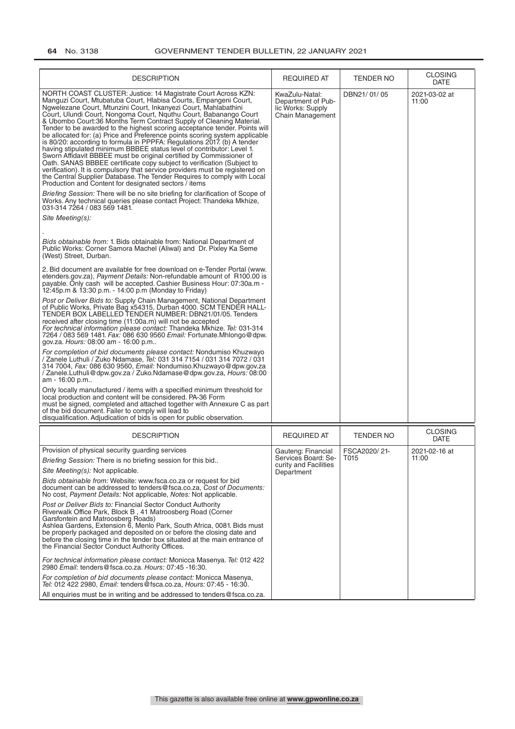| DESCRIPTION | REQUIRED AT | TENDER NO | CLOSING DATE |
|---|---|---|---|
| NORTH COAST CLUSTER: Justice: 14 Magistrate Court Across KZN: Manguzi Court, Mtubatuba Court, Hlabisa Courts, Empangeni Court, Ngwelezane Court, Mtunzini Court, Inkanyezi Court, Mahlabathini Court, Ulundi Court, Nongoma Court, Nquthu Court, Babanango Court & Ubombo Court:36 Months Term Contract Supply of Cleaning Material. Tender to be awarded to the highest scoring acceptance tender. Points will be allocated for: (a) Price and Preference points scoring system applicable is 80/20: according to formula in PPPFA: Regulations 2017. (b) A tender having stipulated minimum BBBEE status level of contributor: Level 1. Sworn Affidavit BBBEE must be original certified by Commissioner of Oath. SANAS BBBEE certificate copy subject to verification (Subject to verification). It is compulsory that service providers must be registered on the Central Supplier Database. The Tender Requires to comply with Local Production and Content for designated sectors / items<br><br>*Briefing Session:* There will be no site briefing for clarification of Scope of Works. Any technical queries please contact Project: Thandeka Mkhize, 031-314 7264 / 083 569 1481.<br><br>*Site Meeting(s):*<br><br>.<br><br>*Bids obtainable from:* 1. Bids obtainable from: National Department of Public Works: Corner Samora Machel (Aliwal) and Dr. Pixley Ka Seme (West) Street, Durban.<br><br>2. Bid document are available for free download on e-Tender Portal (www.etenders.gov.za), *Payment Details:* Non-refundable amount of R100.00 is payable. Only cash will be accepted. Cashier Business Hour: 07:30a.m - 12:45p.m & 13:30 p.m. - 14:00 p.m (Monday to Friday)<br><br>*Post or Deliver Bids to:* Supply Chain Management, National Department of Public Works, Private Bag x54315, Durban 4000. SCM TENDER HALL-TENDER BOX LABELLED TENDER NUMBER: DBN21/01/05. Tenders received after closing time (11:00a.m) will not be accepted<br>*For technical information please contact:* Thandeka Mkhize. *Tel:* 031-314 7264 / 083 569 1481. *Fax:* 086 630 9560 *Email:* Fortunate.Mhlongo@dpw.gov.za. *Hours:* 08:00 am - 16:00 p.m..<br><br>*For completion of bid documents please contact:* Nondumiso Khuzwayo / Zanele Luthuli / Zuko Ndamase, *Tel:* 031 314 7154 / 031 314 7072 / 031 314 7004, *Fax:* 086 630 9560, *Email:* Nondumiso.Khuzwayo@dpw.gov.za / Zanele.Luthuli@dpw.gov.za / Zuko.Ndamase@dpw.gov.za, *Hours:* 08:00 am - 16:00 p.m..<br><br>Only locally manufactured / items with a specified minimum threshold for local production and content will be considered. PA-36 Form must be signed, completed and attached together with Annexure C as part of the bid document. Failer to comply will lead to disqualification. Adjudication of bids is open for public observation. | KwaZulu-Natal: Department of Public Works: Supply Chain Management | DBN21/ 01/ 05 | 2021-03-02 at 11:00 |

| DESCRIPTION | REQUIRED AT | TENDER NO | CLOSING DATE |
|---|---|---|---|
| Provision of physical security guarding services<br><br>*Briefing Session:* There is no briefing session for this bid..<br><br>*Site Meeting(s):* Not applicable.<br><br>*Bids obtainable from:* Website: www.fsca.co.za or request for bid document can be addressed to tenders@fsca.co.za, *Cost of Documents:* No cost, *Payment Details:* Not applicable, *Notes:* Not applicable.<br><br>*Post or Deliver Bids to:* Financial Sector Conduct Authority Riverwalk Office Park, Block B , 41 Matroosberg Road (Corner Garsfontein and Matroosberg Roads) Ashlea Gardens, Extension 6, Menlo Park, South Africa, 0081. Bids must be properly packaged and deposited on or before the closing date and before the closing time in the tender box situated at the main entrance of the Financial Sector Conduct Authority Offices.<br><br>*For technical information please contact:* Monicca Masenya. *Tel:* 012 422 2980 *Email:* tenders@fsca.co.za. *Hours:* 07:45 -16:30.<br><br>*For completion of bid documents please contact:* Monicca Masenya, *Tel:* 012 422 2980, *Email:* tenders@fsca.co.za, *Hours:* 07:45 - 16:30.<br><br>All enquiries must be in writing and be addressed to tenders@fsca.co.za. | Gauteng: Financial Services Board: Security and Facilities Department | FSCA2020/ 21-T015 | 2021-02-16 at 11:00 |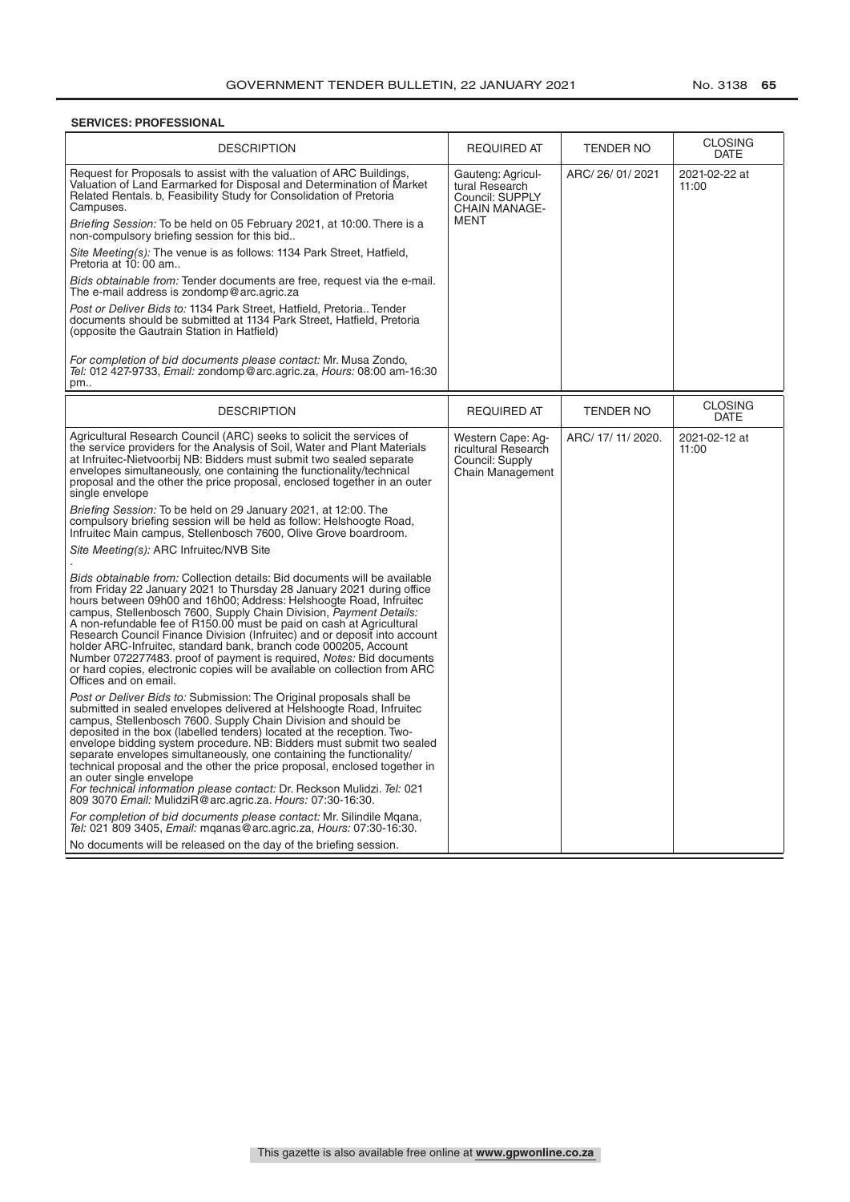**SERVICES: PROFESSIONAL**

| DESCRIPTION | REQUIRED AT | TENDER NO | CLOSING DATE |
|---|---|---|---|
| Request for Proposals to assist with the valuation of ARC Buildings, Valuation of Land Earmarked for Disposal and Determination of Market Related Rentals. b, Feasibility Study for Consolidation of Pretoria Campuses.<br><br>*Briefing Session:* To be held on 05 February 2021, at 10:00. There is a non-compulsory briefing session for this bid..<br><br>*Site Meeting(s):* The venue is as follows: 1134 Park Street, Hatfield, Pretoria at 10: 00 am..<br><br>*Bids obtainable from:* Tender documents are free, request via the e-mail. The e-mail address is zondomp@arc.agric.za<br><br>*Post or Deliver Bids to:* 1134 Park Street, Hatfield, Pretoria.. Tender documents should be submitted at 1134 Park Street, Hatfield, Pretoria (opposite the Gautrain Station in Hatfield)<br><br>*For completion of bid documents please contact:* Mr. Musa Zondo, *Tel:* 012 427-9733, *Email:* zondomp@arc.agric.za, *Hours:* 08:00 am-16:30 pm.. | Gauteng: Agricultural Research Council: SUPPLY CHAIN MANAGEMENT | ARC/ 26/ 01/ 2021 | 2021-02-22 at 11:00 |

| DESCRIPTION | REQUIRED AT | TENDER NO | CLOSING DATE |
|---|---|---|---|
| Agricultural Research Council (ARC) seeks to solicit the services of the service providers for the Analysis of Soil, Water and Plant Materials at Infruitec-Nietvoorbij NB: Bidders must submit two sealed separate envelopes simultaneously, one containing the functionality/technical proposal and the other the price proposal, enclosed together in an outer single envelope<br><br>*Briefing Session:* To be held on 29 January 2021, at 12:00. The compulsory briefing session will be held as follow: Helshoogte Road, Infruitec Main campus, Stellenbosch 7600, Olive Grove boardroom.<br><br>*Site Meeting(s):* ARC Infruitec/NVB Site<br>.<br><br>*Bids obtainable from:* Collection details: Bid documents will be available from Friday 22 January 2021 to Thursday 28 January 2021 during office hours between 09h00 and 16h00; Address: Helshoogte Road, Infruitec campus, Stellenbosch 7600, Supply Chain Division, *Payment Details:* A non-refundable fee of R150.00 must be paid on cash at Agricultural Research Council Finance Division (Infruitec) and or deposit into account holder ARC-Infruitec, standard bank, branch code 000205, Account Number 072277483. proof of payment is required, *Notes:* Bid documents or hard copies, electronic copies will be available on collection from ARC Offices and on email.<br><br>*Post or Deliver Bids to:* Submission: The Original proposals shall be submitted in sealed envelopes delivered at Helshoogte Road, Infruitec campus, Stellenbosch 7600. Supply Chain Division and should be deposited in the box (labelled tenders) located at the reception. Two-envelope bidding system procedure. NB: Bidders must submit two sealed separate envelopes simultaneously, one containing the functionality/ technical proposal and the other the price proposal, enclosed together in an outer single envelope<br>*For technical information please contact:* Dr. Reckson Mulidzi. *Tel:* 021 809 3070 *Email:* MulidziR@arc.agric.za. *Hours:* 07:30-16:30.<br><br>*For completion of bid documents please contact:* Mr. Silindile Mqana, *Tel:* 021 809 3405, *Email:* mqanas@arc.agric.za, *Hours:* 07:30-16:30.<br><br>No documents will be released on the day of the briefing session. | Western Cape: Agricultural Research Council: Supply Chain Management | ARC/ 17/ 11/ 2020. | 2021-02-12 at 11:00 |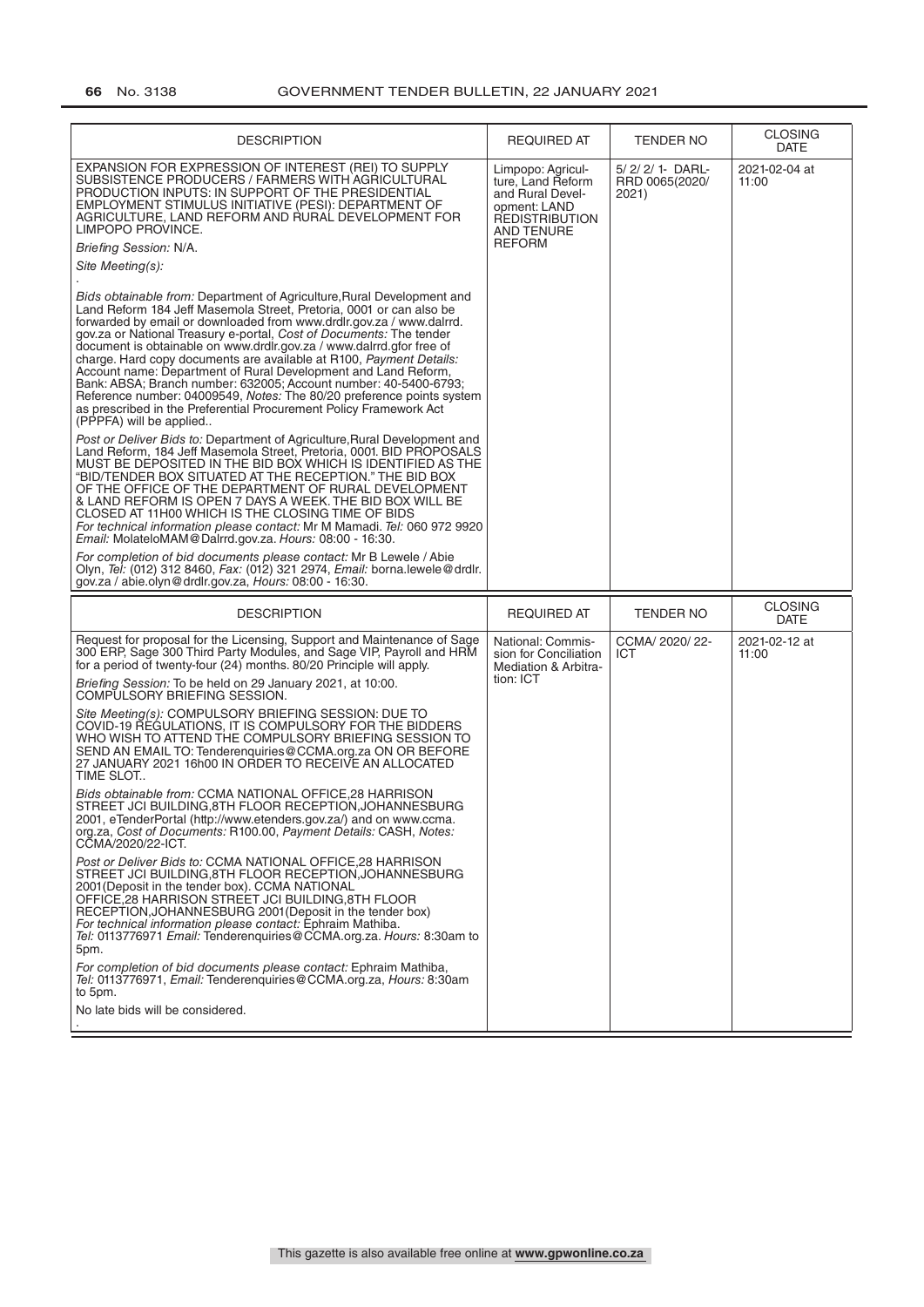| DESCRIPTION | REQUIRED AT | TENDER NO | CLOSING DATE |
|---|---|---|---|
| EXPANSION FOR EXPRESSION OF INTEREST (REI) TO SUPPLY SUBSISTENCE PRODUCERS / FARMERS WITH AGRICULTURAL PRODUCTION INPUTS: IN SUPPORT OF THE PRESIDENTIAL EMPLOYMENT STIMULUS INITIATIVE (PESI): DEPARTMENT OF AGRICULTURE, LAND REFORM AND RURAL DEVELOPMENT FOR LIMPOPO PROVINCE.<br>*Briefing Session:* N/A.<br>*Site Meeting(s):*<br>.<br>*Bids obtainable from:* Department of Agriculture,Rural Development and Land Reform 184 Jeff Masemola Street, Pretoria, 0001 or can also be forwarded by email or downloaded from www.drdlr.gov.za / www.dalrrd.gov.za or National Treasury e-portal, *Cost of Documents:* The tender document is obtainable on www.drdlr.gov.za / www.dalrrd.gfor free of charge. Hard copy documents are available at R100, *Payment Details:* Account name: Department of Rural Development and Land Reform, Bank: ABSA; Branch number: 632005; Account number: 40-5400-6793; Reference number: 04009549, *Notes:* The 80/20 preference points system as prescribed in the Preferential Procurement Policy Framework Act (PPPFA) will be applied..<br>*Post or Deliver Bids to:* Department of Agriculture,Rural Development and Land Reform, 184 Jeff Masemola Street, Pretoria, 0001. BID PROPOSALS MUST BE DEPOSITED IN THE BID BOX WHICH IS IDENTIFIED AS THE "BID/TENDER BOX SITUATED AT THE RECEPTION." THE BID BOX OF THE OFFICE OF THE DEPARTMENT OF RURAL DEVELOPMENT & LAND REFORM IS OPEN 7 DAYS A WEEK. THE BID BOX WILL BE CLOSED AT 11H00 WHICH IS THE CLOSING TIME OF BIDS<br>*For technical information please contact:* Mr M Mamadi. *Tel:* 060 972 9920 *Email:* MolateloMAM@Dalrrd.gov.za. *Hours:* 08:00 - 16:30.<br>*For completion of bid documents please contact:* Mr B Lewele / Abie Olyn, *Tel:* (012) 312 8460, *Fax:* (012) 321 2974, *Email:* borna.lewele@drdlr.gov.za / abie.olyn@drdlr.gov.za, *Hours:* 08:00 - 16:30. | Limpopo: Agriculture, Land Reform and Rural Development: LAND REDISTRIBUTION AND TENURE REFORM | 5/ 2/ 2/ 1- DARL-RRD 0065(2020/ 2021) | 2021-02-04 at 11:00 |

| DESCRIPTION | REQUIRED AT | TENDER NO | CLOSING DATE |
|---|---|---|---|
| Request for proposal for the Licensing, Support and Maintenance of Sage 300 ERP, Sage 300 Third Party Modules, and Sage VIP, Payroll and HRM for a period of twenty-four (24) months. 80/20 Principle will apply.<br>*Briefing Session:* To be held on 29 January 2021, at 10:00. COMPULSORY BRIEFING SESSION.<br>*Site Meeting(s):* COMPULSORY BRIEFING SESSION: DUE TO COVID-19 REGULATIONS, IT IS COMPULSORY FOR THE BIDDERS WHO WISH TO ATTEND THE COMPULSORY BRIEFING SESSION TO SEND AN EMAIL TO: Tenderenquiries@CCMA.org.za ON OR BEFORE 27 JANUARY 2021 16h00 IN ORDER TO RECEIVE AN ALLOCATED TIME SLOT..<br>*Bids obtainable from:* CCMA NATIONAL OFFICE,28 HARRISON STREET JCI BUILDING,8TH FLOOR RECEPTION,JOHANNESBURG 2001, eTenderPortal (http://www.etenders.gov.za/) and on www.ccma.org.za, *Cost of Documents:* R100.00, *Payment Details:* CASH, *Notes:* CCMA/2020/22-ICT.<br>*Post or Deliver Bids to:* CCMA NATIONAL OFFICE,28 HARRISON STREET JCI BUILDING,8TH FLOOR RECEPTION,JOHANNESBURG 2001(Deposit in the tender box). CCMA NATIONAL OFFICE,28 HARRISON STREET JCI BUILDING,8TH FLOOR RECEPTION,JOHANNESBURG 2001(Deposit in the tender box)<br>*For technical information please contact:* Ephraim Mathiba. *Tel:* 0113776971 *Email:* Tenderenquiries@CCMA.org.za. *Hours:* 8:30am to 5pm.<br>*For completion of bid documents please contact:* Ephraim Mathiba, *Tel:* 0113776971, *Email:* Tenderenquiries@CCMA.org.za, *Hours:* 8:30am to 5pm.<br>No late bids will be considered.<br>. | National: Commission for Conciliation Mediation & Arbitration: ICT | CCMA/ 2020/ 22-ICT | 2021-02-12 at 11:00 |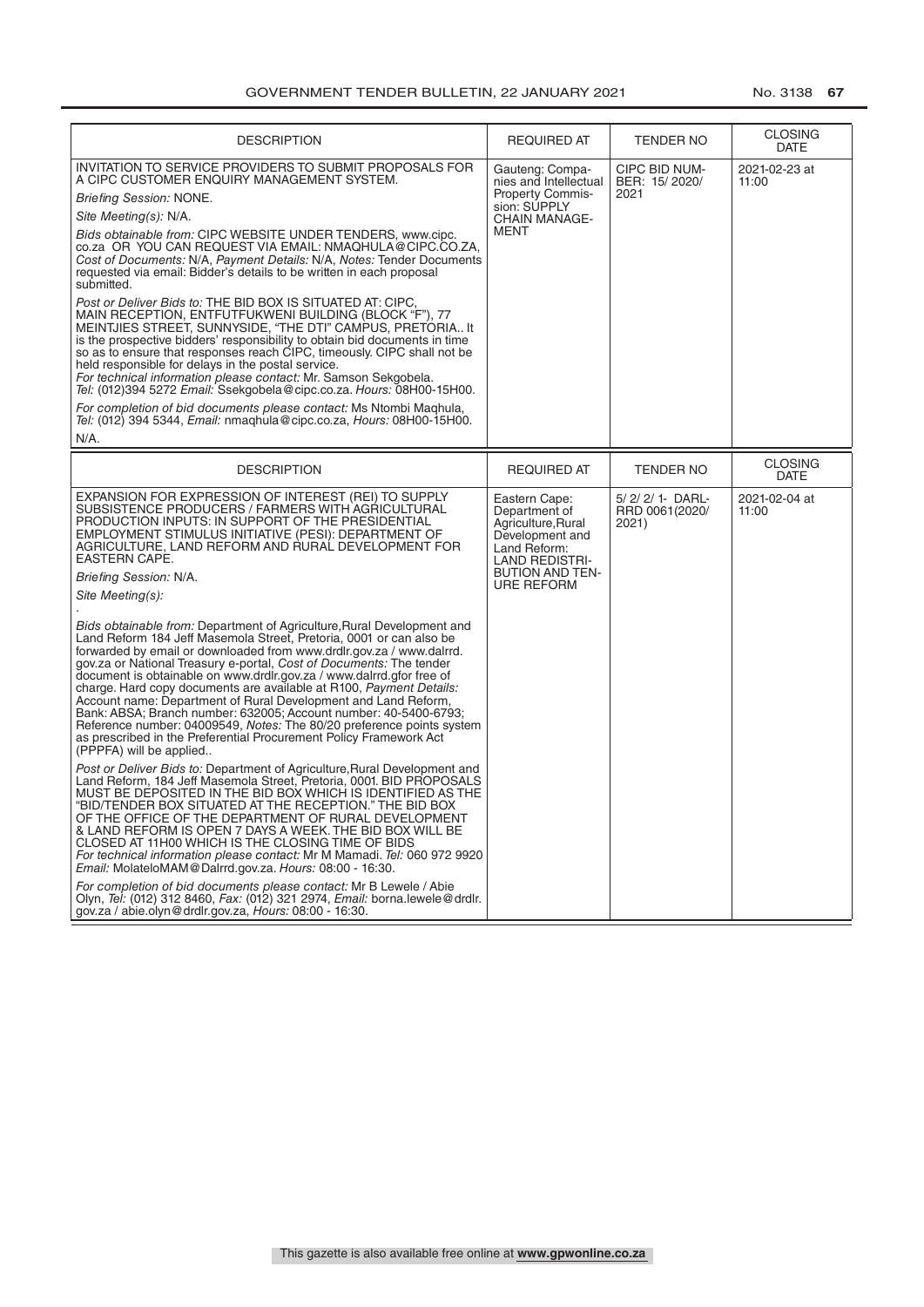| DESCRIPTION | REQUIRED AT | TENDER NO | CLOSING DATE |
|---|---|---|---|
| INVITATION TO SERVICE PROVIDERS TO SUBMIT PROPOSALS FOR A CIPC CUSTOMER ENQUIRY MANAGEMENT SYSTEM.<br>*Briefing Session:* NONE.<br>*Site Meeting(s):* N/A.<br>*Bids obtainable from:* CIPC WEBSITE UNDER TENDERS, www.cipc.co.za OR YOU CAN REQUEST VIA EMAIL: NMAQHULA@CIPC.CO.ZA, *Cost of Documents:* N/A, *Payment Details:* N/A, *Notes:* Tender Documents requested via email: Bidder's details to be written in each proposal submitted.<br>*Post or Deliver Bids to:* THE BID BOX IS SITUATED AT: CIPC, MAIN RECEPTION, ENTFUTFUKWENI BUILDING (BLOCK "F"), 77 MEINTJIES STREET, SUNNYSIDE, "THE DTI" CAMPUS, PRETORIA.. It is the prospective bidders' responsibility to obtain bid documents in time so as to ensure that responses reach CIPC, timeously. CIPC shall not be held responsible for delays in the postal service.<br>*For technical information please contact:* Mr. Samson Sekgobela. *Tel:* (012)394 5272 *Email:* Ssekgobela@cipc.co.za. *Hours:* 08H00-15H00.<br>*For completion of bid documents please contact:* Ms Ntombi Maqhula, *Tel:* (012) 394 5344, *Email:* nmaqhula@cipc.co.za, *Hours:* 08H00-15H00.<br>N/A. | Gauteng: Companies and Intellectual Property Commission: SUPPLY CHAIN MANAGEMENT | CIPC BID NUMBER: 15/ 2020/ 2021 | 2021-02-23 at 11:00 |

| DESCRIPTION | REQUIRED AT | TENDER NO | CLOSING DATE |
|---|---|---|---|
| EXPANSION FOR EXPRESSION OF INTEREST (REI) TO SUPPLY SUBSISTENCE PRODUCERS / FARMERS WITH AGRICULTURAL PRODUCTION INPUTS: IN SUPPORT OF THE PRESIDENTIAL EMPLOYMENT STIMULUS INITIATIVE (PESI): DEPARTMENT OF AGRICULTURE, LAND REFORM AND RURAL DEVELOPMENT FOR EASTERN CAPE.<br>*Briefing Session:* N/A.<br>*Site Meeting(s):*<br>.<br>*Bids obtainable from:* Department of Agriculture,Rural Development and Land Reform 184 Jeff Masemola Street, Pretoria, 0001 or can also be forwarded by email or downloaded from www.drdlr.gov.za / www.dalrrd.gov.za or National Treasury e-portal, *Cost of Documents:* The tender document is obtainable on www.drdlr.gov.za / www.dalrrd.gfor free of charge. Hard copy documents are available at R100, *Payment Details:* Account name: Department of Rural Development and Land Reform, Bank: ABSA; Branch number: 632005; Account number: 40-5400-6793; Reference number: 04009549, *Notes:* The 80/20 preference points system as prescribed in the Preferential Procurement Policy Framework Act (PPPFA) will be applied..<br>*Post or Deliver Bids to:* Department of Agriculture,Rural Development and Land Reform, 184 Jeff Masemola Street, Pretoria, 0001. BID PROPOSALS MUST BE DEPOSITED IN THE BID BOX WHICH IS IDENTIFIED AS THE "BID/TENDER BOX SITUATED AT THE RECEPTION." THE BID BOX OF THE OFFICE OF THE DEPARTMENT OF RURAL DEVELOPMENT & LAND REFORM IS OPEN 7 DAYS A WEEK. THE BID BOX WILL BE CLOSED AT 11H00 WHICH IS THE CLOSING TIME OF BIDS<br>*For technical information please contact:* Mr M Mamadi. *Tel:* 060 972 9920 *Email:* MolateloMAM@Dalrrd.gov.za. *Hours:* 08:00 - 16:30.<br>*For completion of bid documents please contact:* Mr B Lewele / Abie Olyn, *Tel:* (012) 312 8460, *Fax:* (012) 321 2974, *Email:* borna.lewele@drdlr.gov.za / abie.olyn@drdlr.gov.za, *Hours:* 08:00 - 16:30. | Eastern Cape: Department of Agriculture,Rural Development and Land Reform: LAND REDISTRIBUTION AND TENURE REFORM | 5/ 2/ 2/ 1- DARLRRD 0061(2020/ 2021) | 2021-02-04 at 11:00 |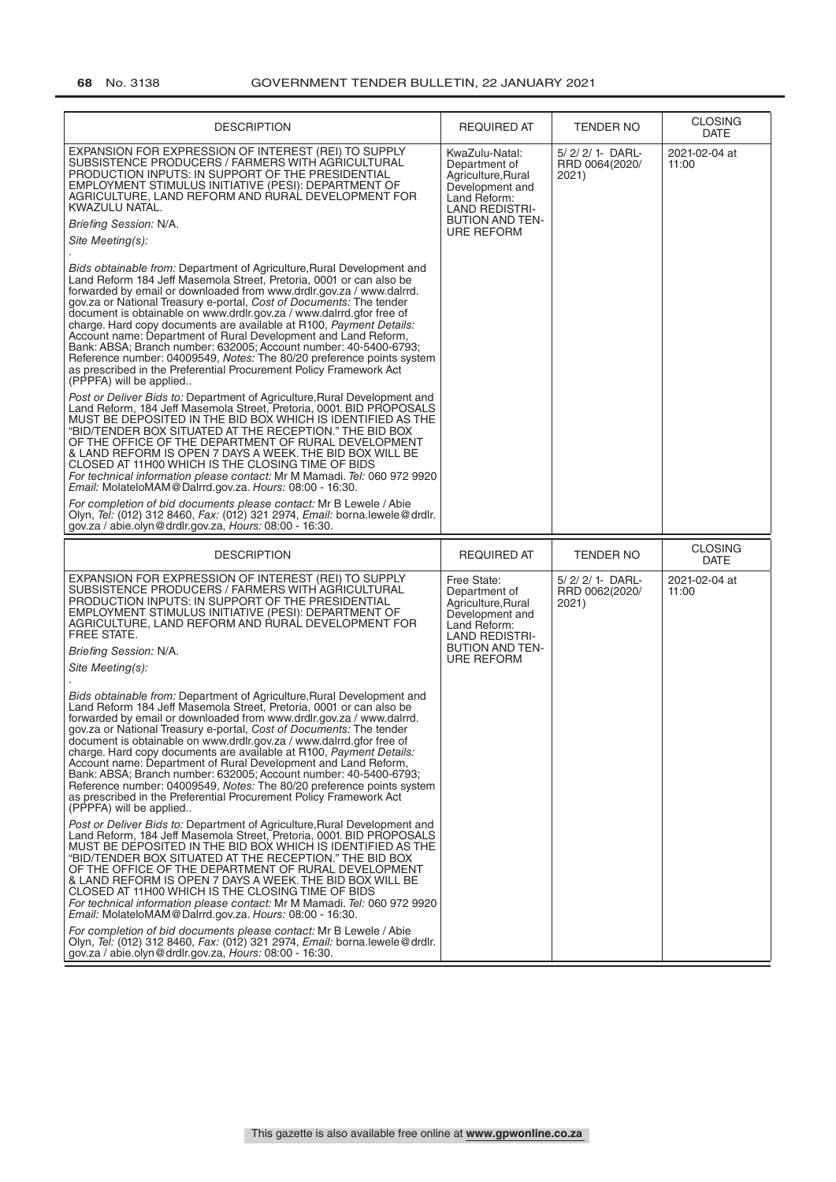| DESCRIPTION | REQUIRED AT | TENDER NO | CLOSING DATE |
|---|---|---|---|
| EXPANSION FOR EXPRESSION OF INTEREST (REI) TO SUPPLY SUBSISTENCE PRODUCERS / FARMERS WITH AGRICULTURAL PRODUCTION INPUTS: IN SUPPORT OF THE PRESIDENTIAL EMPLOYMENT STIMULUS INITIATIVE (PESI): DEPARTMENT OF AGRICULTURE, LAND REFORM AND RURAL DEVELOPMENT FOR KWAZULU NATAL.<br>*Briefing Session:* N/A.<br>*Site Meeting(s):*<br>.<br>*Bids obtainable from:* Department of Agriculture,Rural Development and Land Reform 184 Jeff Masemola Street, Pretoria, 0001 or can also be forwarded by email or downloaded from www.drdlr.gov.za / www.dalrrd.gov.za or National Treasury e-portal, *Cost of Documents:* The tender document is obtainable on www.drdlr.gov.za / www.dalrrd.gfor free of charge. Hard copy documents are available at R100, *Payment Details:* Account name: Department of Rural Development and Land Reform, Bank: ABSA; Branch number: 632005; Account number: 40-5400-6793; Reference number: 04009549, *Notes:* The 80/20 preference points system as prescribed in the Preferential Procurement Policy Framework Act (PPPFA) will be applied..<br>*Post or Deliver Bids to:* Department of Agriculture,Rural Development and Land Reform, 184 Jeff Masemola Street, Pretoria, 0001. BID PROPOSALS MUST BE DEPOSITED IN THE BID BOX WHICH IS IDENTIFIED AS THE "BID/TENDER BOX SITUATED AT THE RECEPTION." THE BID BOX OF THE OFFICE OF THE DEPARTMENT OF RURAL DEVELOPMENT & LAND REFORM IS OPEN 7 DAYS A WEEK. THE BID BOX WILL BE CLOSED AT 11H00 WHICH IS THE CLOSING TIME OF BIDS<br>*For technical information please contact:* Mr M Mamadi. *Tel:* 060 972 9920 *Email:* MolateloMAM@Dalrrd.gov.za. *Hours:* 08:00 - 16:30.<br>*For completion of bid documents please contact:* Mr B Lewele / Abie Olyn, *Tel:* (012) 312 8460, *Fax:* (012) 321 2974, *Email:* borna.lewele@drdlr.gov.za / abie.olyn@drdlr.gov.za, *Hours:* 08:00 - 16:30. | KwaZulu-Natal: Department of Agriculture,Rural Development and Land Reform: LAND REDISTRIBUTION AND TENURE REFORM | 5/ 2/ 2/ 1- DARL-RRD 0064(2020/ 2021) | 2021-02-04 at 11:00 |

| DESCRIPTION | REQUIRED AT | TENDER NO | CLOSING DATE |
|---|---|---|---|
| EXPANSION FOR EXPRESSION OF INTEREST (REI) TO SUPPLY SUBSISTENCE PRODUCERS / FARMERS WITH AGRICULTURAL PRODUCTION INPUTS: IN SUPPORT OF THE PRESIDENTIAL EMPLOYMENT STIMULUS INITIATIVE (PESI): DEPARTMENT OF AGRICULTURE, LAND REFORM AND RURAL DEVELOPMENT FOR FREE STATE.<br>*Briefing Session:* N/A.<br>*Site Meeting(s):*<br>.<br>*Bids obtainable from:* Department of Agriculture,Rural Development and Land Reform 184 Jeff Masemola Street, Pretoria, 0001 or can also be forwarded by email or downloaded from www.drdlr.gov.za / www.dalrrd.gov.za or National Treasury e-portal, *Cost of Documents:* The tender document is obtainable on www.drdlr.gov.za / www.dalrrd.gfor free of charge. Hard copy documents are available at R100, *Payment Details:* Account name: Department of Rural Development and Land Reform, Bank: ABSA; Branch number: 632005; Account number: 40-5400-6793; Reference number: 04009549, *Notes:* The 80/20 preference points system as prescribed in the Preferential Procurement Policy Framework Act (PPPFA) will be applied..<br>*Post or Deliver Bids to:* Department of Agriculture,Rural Development and Land Reform, 184 Jeff Masemola Street, Pretoria, 0001. BID PROPOSALS MUST BE DEPOSITED IN THE BID BOX WHICH IS IDENTIFIED AS THE "BID/TENDER BOX SITUATED AT THE RECEPTION." THE BID BOX OF THE OFFICE OF THE DEPARTMENT OF RURAL DEVELOPMENT & LAND REFORM IS OPEN 7 DAYS A WEEK. THE BID BOX WILL BE CLOSED AT 11H00 WHICH IS THE CLOSING TIME OF BIDS<br>*For technical information please contact:* Mr M Mamadi. *Tel:* 060 972 9920 *Email:* MolateloMAM@Dalrrd.gov.za. *Hours:* 08:00 - 16:30.<br>*For completion of bid documents please contact:* Mr B Lewele / Abie Olyn, *Tel:* (012) 312 8460, *Fax:* (012) 321 2974, *Email:* borna.lewele@drdlr.gov.za / abie.olyn@drdlr.gov.za, *Hours:* 08:00 - 16:30. | Free State: Department of Agriculture,Rural Development and Land Reform: LAND REDISTRIBUTION AND TENURE REFORM | 5/ 2/ 2/ 1- DARL-RRD 0062(2020/ 2021) | 2021-02-04 at 11:00 |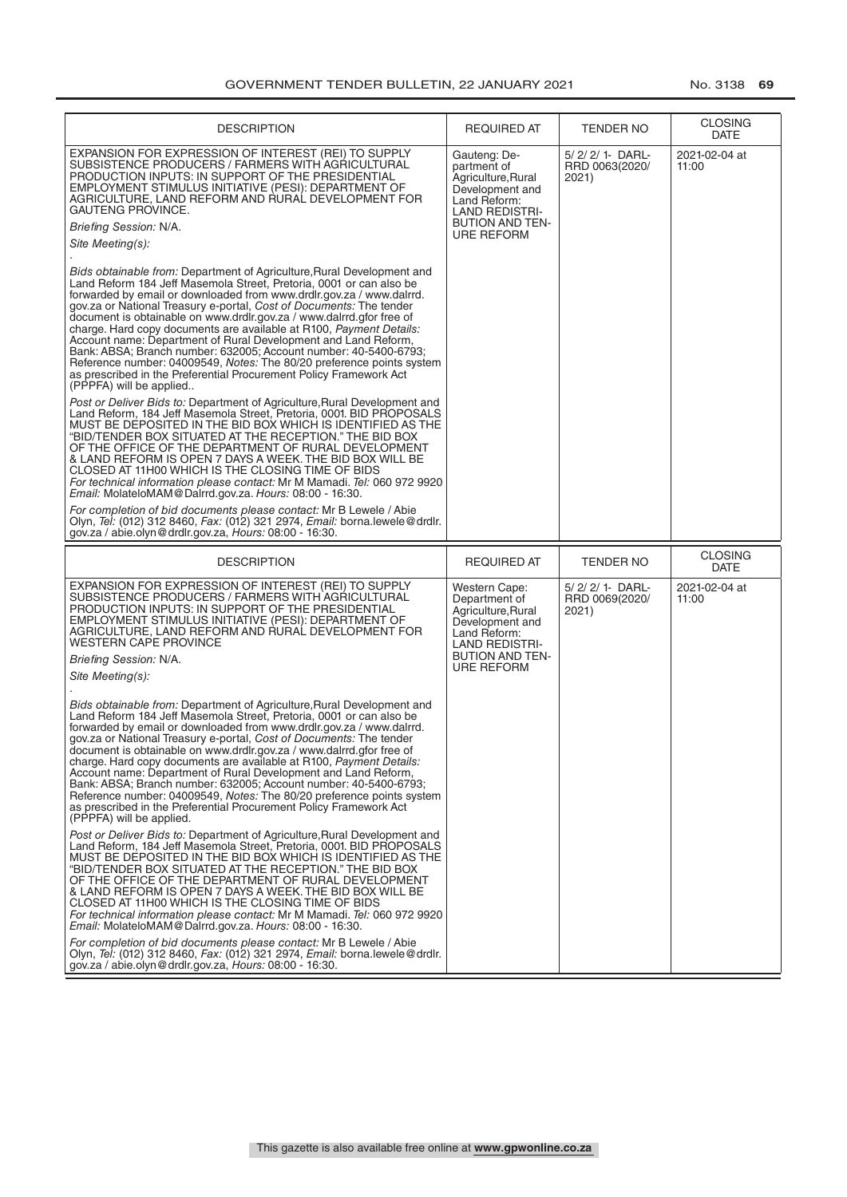| DESCRIPTION | REQUIRED AT | TENDER NO | CLOSING DATE |
|---|---|---|---|
| EXPANSION FOR EXPRESSION OF INTEREST (REI) TO SUPPLY SUBSISTENCE PRODUCERS / FARMERS WITH AGRICULTURAL PRODUCTION INPUTS: IN SUPPORT OF THE PRESIDENTIAL EMPLOYMENT STIMULUS INITIATIVE (PESI): DEPARTMENT OF AGRICULTURE, LAND REFORM AND RURAL DEVELOPMENT FOR GAUTENG PROVINCE.<br>*Briefing Session:* N/A.<br>*Site Meeting(s):*<br>.<br>*Bids obtainable from:* Department of Agriculture,Rural Development and Land Reform 184 Jeff Masemola Street, Pretoria, 0001 or can also be forwarded by email or downloaded from www.drdlr.gov.za / www.dalrrd.gov.za or National Treasury e-portal, *Cost of Documents:* The tender document is obtainable on www.drdlr.gov.za / www.dalrrd.gfor free of charge. Hard copy documents are available at R100, *Payment Details:* Account name: Department of Rural Development and Land Reform, Bank: ABSA; Branch number: 632005; Account number: 40-5400-6793; Reference number: 04009549, *Notes:* The 80/20 preference points system as prescribed in the Preferential Procurement Policy Framework Act (PPPFA) will be applied..<br>*Post or Deliver Bids to:* Department of Agriculture,Rural Development and Land Reform, 184 Jeff Masemola Street, Pretoria, 0001. BID PROPOSALS MUST BE DEPOSITED IN THE BID BOX WHICH IS IDENTIFIED AS THE "BID/TENDER BOX SITUATED AT THE RECEPTION." THE BID BOX OF THE OFFICE OF THE DEPARTMENT OF RURAL DEVELOPMENT & LAND REFORM IS OPEN 7 DAYS A WEEK. THE BID BOX WILL BE CLOSED AT 11H00 WHICH IS THE CLOSING TIME OF BIDS<br>*For technical information please contact:* Mr M Mamadi. *Tel:* 060 972 9920 *Email:* MolateloMAM@Dalrrd.gov.za. *Hours:* 08:00 - 16:30.<br>*For completion of bid documents please contact:* Mr B Lewele / Abie Olyn, *Tel:* (012) 312 8460, *Fax:* (012) 321 2974, *Email:* borna.lewele@drdlr.gov.za / abie.olyn@drdlr.gov.za, *Hours:* 08:00 - 16:30. | Gauteng: Department of Agriculture,Rural Development and Land Reform: LAND REDISTRIBUTION AND TENURE REFORM | 5/ 2/ 2/ 1- DARL-RRD 0063(2020/ 2021) | 2021-02-04 at 11:00 |

| DESCRIPTION | REQUIRED AT | TENDER NO | CLOSING DATE |
|---|---|---|---|
| EXPANSION FOR EXPRESSION OF INTEREST (REI) TO SUPPLY SUBSISTENCE PRODUCERS / FARMERS WITH AGRICULTURAL PRODUCTION INPUTS: IN SUPPORT OF THE PRESIDENTIAL EMPLOYMENT STIMULUS INITIATIVE (PESI): DEPARTMENT OF AGRICULTURE, LAND REFORM AND RURAL DEVELOPMENT FOR WESTERN CAPE PROVINCE<br>*Briefing Session:* N/A.<br>*Site Meeting(s):*<br>.<br>*Bids obtainable from:* Department of Agriculture,Rural Development and Land Reform 184 Jeff Masemola Street, Pretoria, 0001 or can also be forwarded by email or downloaded from www.drdlr.gov.za / www.dalrrd.gov.za or National Treasury e-portal, *Cost of Documents:* The tender document is obtainable on www.drdlr.gov.za / www.dalrrd.gfor free of charge. Hard copy documents are available at R100, *Payment Details:* Account name: Department of Rural Development and Land Reform, Bank: ABSA; Branch number: 632005; Account number: 40-5400-6793; Reference number: 04009549, *Notes:* The 80/20 preference points system as prescribed in the Preferential Procurement Policy Framework Act (PPPFA) will be applied.<br>*Post or Deliver Bids to:* Department of Agriculture,Rural Development and Land Reform, 184 Jeff Masemola Street, Pretoria, 0001. BID PROPOSALS MUST BE DEPOSITED IN THE BID BOX WHICH IS IDENTIFIED AS THE "BID/TENDER BOX SITUATED AT THE RECEPTION." THE BID BOX OF THE OFFICE OF THE DEPARTMENT OF RURAL DEVELOPMENT & LAND REFORM IS OPEN 7 DAYS A WEEK. THE BID BOX WILL BE CLOSED AT 11H00 WHICH IS THE CLOSING TIME OF BIDS<br>*For technical information please contact:* Mr M Mamadi. *Tel:* 060 972 9920 *Email:* MolateloMAM@Dalrrd.gov.za. *Hours:* 08:00 - 16:30.<br>*For completion of bid documents please contact:* Mr B Lewele / Abie Olyn, *Tel:* (012) 312 8460, *Fax:* (012) 321 2974, *Email:* borna.lewele@drdlr.gov.za / abie.olyn@drdlr.gov.za, *Hours:* 08:00 - 16:30. | Western Cape: Department of Agriculture,Rural Development and Land Reform: LAND REDISTRIBUTION AND TENURE REFORM | 5/ 2/ 2/ 1- DARL-RRD 0069(2020/ 2021) | 2021-02-04 at 11:00 |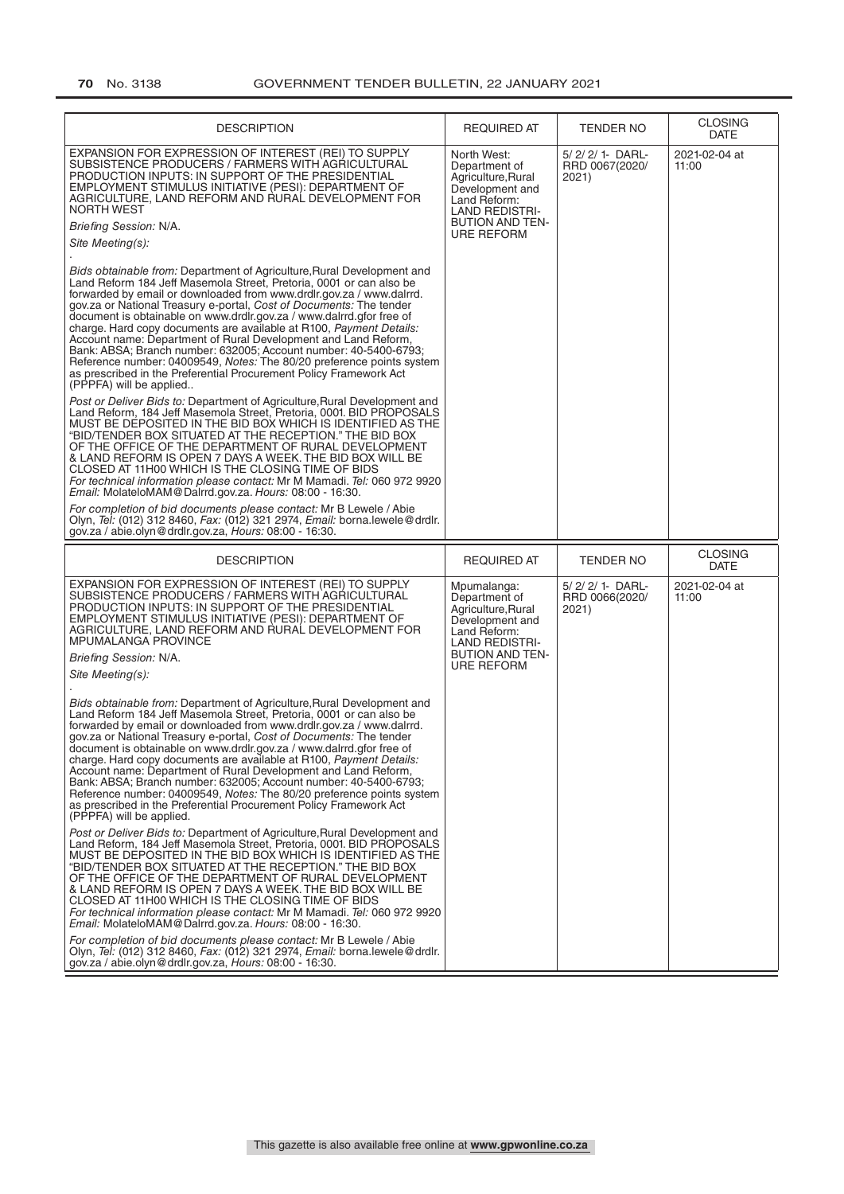| DESCRIPTION | REQUIRED AT | TENDER NO | CLOSING DATE |
|---|---|---|---|
| EXPANSION FOR EXPRESSION OF INTEREST (REI) TO SUPPLY SUBSISTENCE PRODUCERS / FARMERS WITH AGRICULTURAL PRODUCTION INPUTS: IN SUPPORT OF THE PRESIDENTIAL EMPLOYMENT STIMULUS INITIATIVE (PESI): DEPARTMENT OF AGRICULTURE, LAND REFORM AND RURAL DEVELOPMENT FOR NORTH WEST<br>*Briefing Session:* N/A.<br>*Site Meeting(s):*<br>.<br>*Bids obtainable from:* Department of Agriculture,Rural Development and Land Reform 184 Jeff Masemola Street, Pretoria, 0001 or can also be forwarded by email or downloaded from www.drdlr.gov.za / www.dalrrd.gov.za or National Treasury e-portal, *Cost of Documents:* The tender document is obtainable on www.drdlr.gov.za / www.dalrrd.gfor free of charge. Hard copy documents are available at R100, *Payment Details:* Account name: Department of Rural Development and Land Reform, Bank: ABSA; Branch number: 632005; Account number: 40-5400-6793; Reference number: 04009549, *Notes:* The 80/20 preference points system as prescribed in the Preferential Procurement Policy Framework Act (PPPFA) will be applied..<br>*Post or Deliver Bids to:* Department of Agriculture,Rural Development and Land Reform, 184 Jeff Masemola Street, Pretoria, 0001. BID PROPOSALS MUST BE DEPOSITED IN THE BID BOX WHICH IS IDENTIFIED AS THE "BID/TENDER BOX SITUATED AT THE RECEPTION." THE BID BOX OF THE OFFICE OF THE DEPARTMENT OF RURAL DEVELOPMENT & LAND REFORM IS OPEN 7 DAYS A WEEK. THE BID BOX WILL BE CLOSED AT 11H00 WHICH IS THE CLOSING TIME OF BIDS<br>*For technical information please contact:* Mr M Mamadi. *Tel:* 060 972 9920 *Email:* MolateloMAM@Dalrrd.gov.za. *Hours:* 08:00 - 16:30.<br>*For completion of bid documents please contact:* Mr B Lewele / Abie Olyn, *Tel:* (012) 312 8460, *Fax:* (012) 321 2974, *Email:* borna.lewele@drdlr.gov.za / abie.olyn@drdlr.gov.za, *Hours:* 08:00 - 16:30. | North West: Department of Agriculture,Rural Development and Land Reform: LAND REDISTRIBUTION AND TENURE REFORM | 5/ 2/ 2/ 1- DARLRRD 0067(2020/ 2021) | 2021-02-04 at 11:00 |

| DESCRIPTION | REQUIRED AT | TENDER NO | CLOSING DATE |
|---|---|---|---|
| EXPANSION FOR EXPRESSION OF INTEREST (REI) TO SUPPLY SUBSISTENCE PRODUCERS / FARMERS WITH AGRICULTURAL PRODUCTION INPUTS: IN SUPPORT OF THE PRESIDENTIAL EMPLOYMENT STIMULUS INITIATIVE (PESI): DEPARTMENT OF AGRICULTURE, LAND REFORM AND RURAL DEVELOPMENT FOR MPUMALANGA PROVINCE<br>*Briefing Session:* N/A.<br>*Site Meeting(s):*<br>.<br>*Bids obtainable from:* Department of Agriculture,Rural Development and Land Reform 184 Jeff Masemola Street, Pretoria, 0001 or can also be forwarded by email or downloaded from www.drdlr.gov.za / www.dalrrd.gov.za or National Treasury e-portal, *Cost of Documents:* The tender document is obtainable on www.drdlr.gov.za / www.dalrrd.gfor free of charge. Hard copy documents are available at R100, *Payment Details:* Account name: Department of Rural Development and Land Reform, Bank: ABSA; Branch number: 632005; Account number: 40-5400-6793; Reference number: 04009549, *Notes:* The 80/20 preference points system as prescribed in the Preferential Procurement Policy Framework Act (PPPFA) will be applied.<br>*Post or Deliver Bids to:* Department of Agriculture,Rural Development and Land Reform, 184 Jeff Masemola Street, Pretoria, 0001. BID PROPOSALS MUST BE DEPOSITED IN THE BID BOX WHICH IS IDENTIFIED AS THE "BID/TENDER BOX SITUATED AT THE RECEPTION." THE BID BOX OF THE OFFICE OF THE DEPARTMENT OF RURAL DEVELOPMENT & LAND REFORM IS OPEN 7 DAYS A WEEK. THE BID BOX WILL BE CLOSED AT 11H00 WHICH IS THE CLOSING TIME OF BIDS<br>*For technical information please contact:* Mr M Mamadi. *Tel:* 060 972 9920 *Email:* MolateloMAM@Dalrrd.gov.za. *Hours:* 08:00 - 16:30.<br>*For completion of bid documents please contact:* Mr B Lewele / Abie Olyn, *Tel:* (012) 312 8460, *Fax:* (012) 321 2974, *Email:* borna.lewele@drdlr.gov.za / abie.olyn@drdlr.gov.za, *Hours:* 08:00 - 16:30. | Mpumalanga: Department of Agriculture,Rural Development and Land Reform: LAND REDISTRIBUTION AND TENURE REFORM | 5/ 2/ 2/ 1- DARLRRD 0066(2020/ 2021) | 2021-02-04 at 11:00 |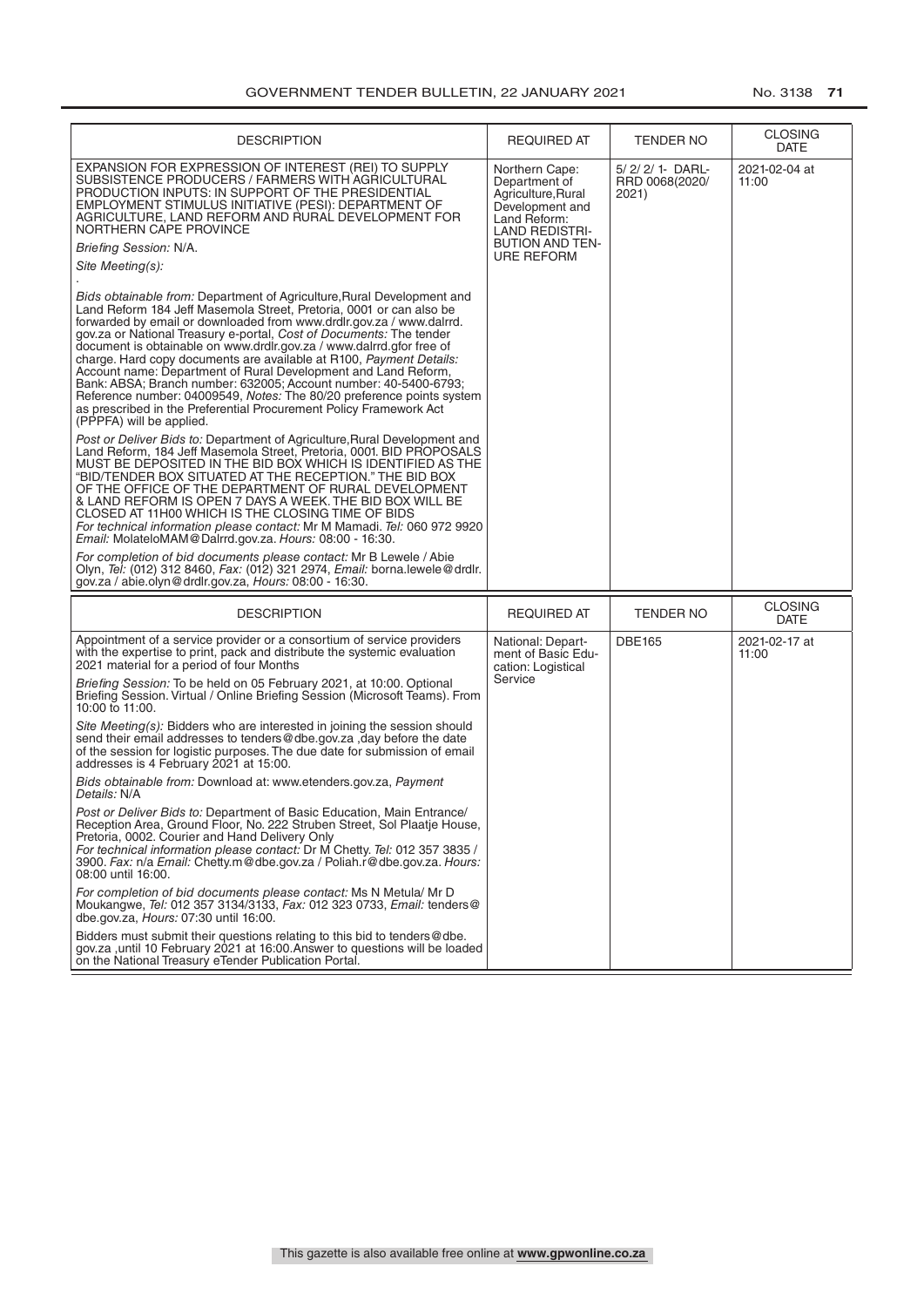| DESCRIPTION | REQUIRED AT | TENDER NO | CLOSING DATE |
|---|---|---|---|
| EXPANSION FOR EXPRESSION OF INTEREST (REI) TO SUPPLY SUBSISTENCE PRODUCERS / FARMERS WITH AGRICULTURAL PRODUCTION INPUTS: IN SUPPORT OF THE PRESIDENTIAL EMPLOYMENT STIMULUS INITIATIVE (PESI): DEPARTMENT OF AGRICULTURE, LAND REFORM AND RURAL DEVELOPMENT FOR NORTHERN CAPE PROVINCE<br>*Briefing Session:* N/A.<br>*Site Meeting(s):*<br>.<br>*Bids obtainable from:* Department of Agriculture,Rural Development and Land Reform 184 Jeff Masemola Street, Pretoria, 0001 or can also be forwarded by email or downloaded from www.drdlr.gov.za / www.dalrrd.gov.za or National Treasury e-portal, *Cost of Documents:* The tender document is obtainable on www.drdlr.gov.za / www.dalrrd.gfor free of charge. Hard copy documents are available at R100, *Payment Details:* Account name: Department of Rural Development and Land Reform, Bank: ABSA; Branch number: 632005; Account number: 40-5400-6793; Reference number: 04009549, *Notes:* The 80/20 preference points system as prescribed in the Preferential Procurement Policy Framework Act (PPPFA) will be applied.<br>*Post or Deliver Bids to:* Department of Agriculture,Rural Development and Land Reform, 184 Jeff Masemola Street, Pretoria, 0001. BID PROPOSALS MUST BE DEPOSITED IN THE BID BOX WHICH IS IDENTIFIED AS THE "BID/TENDER BOX SITUATED AT THE RECEPTION." THE BID BOX OF THE OFFICE OF THE DEPARTMENT OF RURAL DEVELOPMENT & LAND REFORM IS OPEN 7 DAYS A WEEK. THE BID BOX WILL BE CLOSED AT 11H00 WHICH IS THE CLOSING TIME OF BIDS<br>*For technical information please contact:* Mr M Mamadi. *Tel:* 060 972 9920 *Email:* MolateloMAM@Dalrrd.gov.za. *Hours:* 08:00 - 16:30.<br>*For completion of bid documents please contact:* Mr B Lewele / Abie Olyn, *Tel:* (012) 312 8460, *Fax:* (012) 321 2974, *Email:* borna.lewele@drdlr.gov.za / abie.olyn@drdlr.gov.za, *Hours:* 08:00 - 16:30. | Northern Cape: Department of Agriculture,Rural Development and Land Reform: LAND REDISTRIBUTION AND TENURE REFORM | 5/ 2/ 2/ 1- DARLRRD 0068(2020/ 2021) | 2021-02-04 at 11:00 |

| DESCRIPTION | REQUIRED AT | TENDER NO | CLOSING DATE |
|---|---|---|---|
| Appointment of a service provider or a consortium of service providers with the expertise to print, pack and distribute the systemic evaluation 2021 material for a period of four Months<br>*Briefing Session:* To be held on 05 February 2021, at 10:00. Optional Briefing Session. Virtual / Online Briefing Session (Microsoft Teams). From 10:00 to 11:00.<br>*Site Meeting(s):* Bidders who are interested in joining the session should send their email addresses to tenders@dbe.gov.za ,day before the date of the session for logistic purposes. The due date for submission of email addresses is 4 February 2021 at 15:00.<br>*Bids obtainable from:* Download at: www.etenders.gov.za, *Payment Details:* N/A<br>*Post or Deliver Bids to:* Department of Basic Education, Main Entrance/ Reception Area, Ground Floor, No. 222 Struben Street, Sol Plaatje House, Pretoria, 0002. Courier and Hand Delivery Only<br>*For technical information please contact:* Dr M Chetty. *Tel:* 012 357 3835 / 3900. *Fax:* n/a *Email:* Chetty.m@dbe.gov.za / Poliah.r@dbe.gov.za. *Hours:* 08:00 until 16:00.<br>*For completion of bid documents please contact:* Ms N Metula/ Mr D Moukangwe, *Tel:* 012 357 3134/3133, *Fax:* 012 323 0733, *Email:* tenders@dbe.gov.za, *Hours:* 07:30 until 16:00.<br>Bidders must submit their questions relating to this bid to tenders@dbe.gov.za ,until 10 February 2021 at 16:00.Answer to questions will be loaded on the National Treasury eTender Publication Portal. | National: Department of Basic Education: Logistical Service | DBE165 | 2021-02-17 at 11:00 |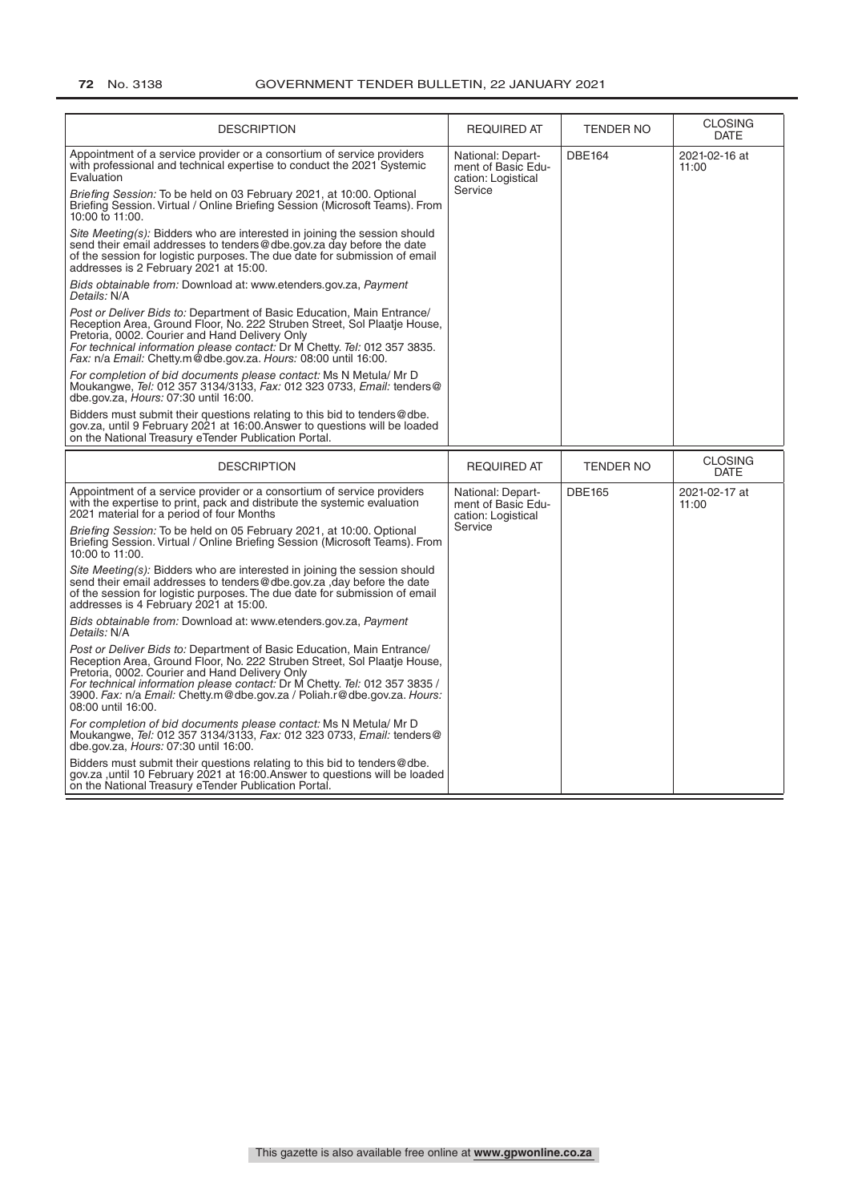| DESCRIPTION | REQUIRED AT | TENDER NO | CLOSING DATE |
|---|---|---|---|
| Appointment of a service provider or a consortium of service providers with professional and technical expertise to conduct the 2021 Systemic Evaluation<br><br>*Briefing Session:* To be held on 03 February 2021, at 10:00. Optional Briefing Session. Virtual / Online Briefing Session (Microsoft Teams). From 10:00 to 11:00.<br><br>*Site Meeting(s):* Bidders who are interested in joining the session should send their email addresses to tenders@dbe.gov.za day before the date of the session for logistic purposes. The due date for submission of email addresses is 2 February 2021 at 15:00.<br><br>*Bids obtainable from:* Download at: www.etenders.gov.za, *Payment Details:* N/A<br><br>*Post or Deliver Bids to:* Department of Basic Education, Main Entrance/ Reception Area, Ground Floor, No. 222 Struben Street, Sol Plaatje House, Pretoria, 0002. Courier and Hand Delivery Only<br>*For technical information please contact:* Dr M Chetty. *Tel:* 012 357 3835. *Fax:* n/a *Email:* Chetty.m@dbe.gov.za. *Hours:* 08:00 until 16:00.<br><br>*For completion of bid documents please contact:* Ms N Metula/ Mr D Moukangwe, *Tel:* 012 357 3134/3133, *Fax:* 012 323 0733, *Email:* tenders@dbe.gov.za, *Hours:* 07:30 until 16:00.<br><br>Bidders must submit their questions relating to this bid to tenders@dbe.gov.za, until 9 February 2021 at 16:00.Answer to questions will be loaded on the National Treasury eTender Publication Portal. | National: Department of Basic Education: Logistical Service | DBE164 | 2021-02-16 at 11:00 |

| DESCRIPTION | REQUIRED AT | TENDER NO | CLOSING DATE |
|---|---|---|---|
| Appointment of a service provider or a consortium of service providers with the expertise to print, pack and distribute the systemic evaluation 2021 material for a period of four Months<br><br>*Briefing Session:* To be held on 05 February 2021, at 10:00. Optional Briefing Session. Virtual / Online Briefing Session (Microsoft Teams). From 10:00 to 11:00.<br><br>*Site Meeting(s):* Bidders who are interested in joining the session should send their email addresses to tenders@dbe.gov.za ,day before the date of the session for logistic purposes. The due date for submission of email addresses is 4 February 2021 at 15:00.<br><br>*Bids obtainable from:* Download at: www.etenders.gov.za, *Payment Details:* N/A<br><br>*Post or Deliver Bids to:* Department of Basic Education, Main Entrance/ Reception Area, Ground Floor, No. 222 Struben Street, Sol Plaatje House, Pretoria, 0002. Courier and Hand Delivery Only<br>*For technical information please contact:* Dr M Chetty. *Tel:* 012 357 3835 / 3900. *Fax:* n/a *Email:* Chetty.m@dbe.gov.za / Poliah.r@dbe.gov.za. *Hours:* 08:00 until 16:00.<br><br>*For completion of bid documents please contact:* Ms N Metula/ Mr D Moukangwe, *Tel:* 012 357 3134/3133, *Fax:* 012 323 0733, *Email:* tenders@dbe.gov.za, *Hours:* 07:30 until 16:00.<br><br>Bidders must submit their questions relating to this bid to tenders@dbe.gov.za ,until 10 February 2021 at 16:00.Answer to questions will be loaded on the National Treasury eTender Publication Portal. | National: Department of Basic Education: Logistical Service | DBE165 | 2021-02-17 at 11:00 |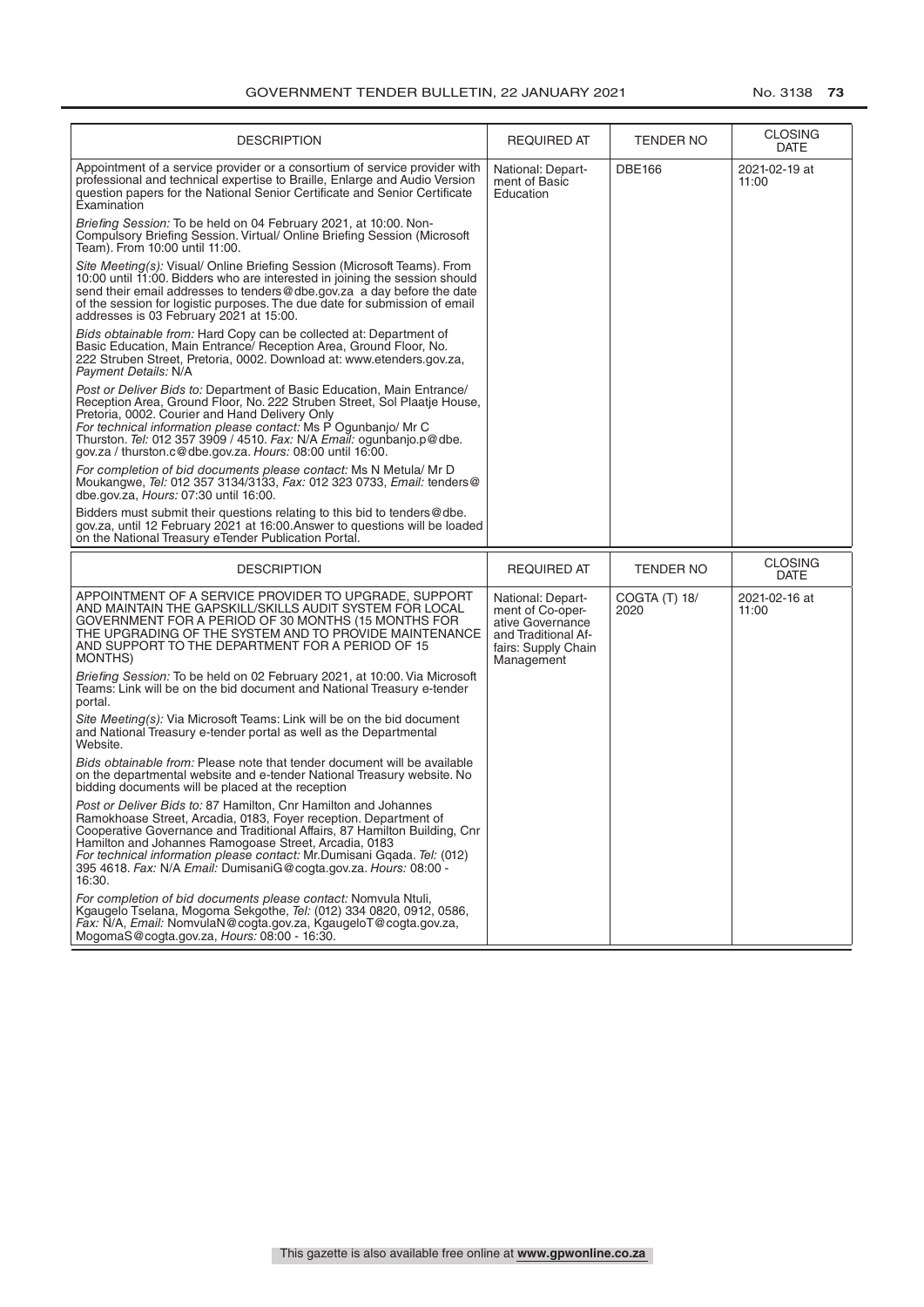| DESCRIPTION | REQUIRED AT | TENDER NO | CLOSING DATE |
|---|---|---|---|
| Appointment of a service provider or a consortium of service provider with professional and technical expertise to Braille, Enlarge and Audio Version question papers for the National Senior Certificate and Senior Certificate Examination<br><br>*Briefing Session:* To be held on 04 February 2021, at 10:00. Non-Compulsory Briefing Session. Virtual/ Online Briefing Session (Microsoft Team). From 10:00 until 11:00.<br><br>*Site Meeting(s):* Visual/ Online Briefing Session (Microsoft Teams). From 10:00 until 11:00. Bidders who are interested in joining the session should send their email addresses to tenders@dbe.gov.za a day before the date of the session for logistic purposes. The due date for submission of email addresses is 03 February 2021 at 15:00.<br><br>*Bids obtainable from:* Hard Copy can be collected at: Department of Basic Education, Main Entrance/ Reception Area, Ground Floor, No. 222 Struben Street, Pretoria, 0002. Download at: www.etenders.gov.za, *Payment Details:* N/A<br><br>*Post or Deliver Bids to:* Department of Basic Education, Main Entrance/ Reception Area, Ground Floor, No. 222 Struben Street, Sol Plaatje House, Pretoria, 0002. Courier and Hand Delivery Only<br>*For technical information please contact:* Ms P Ogunbanjo/ Mr C Thurston. *Tel:* 012 357 3909 / 4510. *Fax:* N/A *Email:* ogunbanjo.p@dbe.gov.za / thurston.c@dbe.gov.za. *Hours:* 08:00 until 16:00.<br><br>*For completion of bid documents please contact:* Ms N Metula/ Mr D Moukangwe, *Tel:* 012 357 3134/3133, *Fax:* 012 323 0733, *Email:* tenders@dbe.gov.za, *Hours:* 07:30 until 16:00.<br><br>Bidders must submit their questions relating to this bid to tenders@dbe.gov.za, until 12 February 2021 at 16:00.Answer to questions will be loaded on the National Treasury eTender Publication Portal. | National: Department of Basic Education | DBE166 | 2021-02-19 at 11:00 |

| DESCRIPTION | REQUIRED AT | TENDER NO | CLOSING DATE |
|---|---|---|---|
| APPOINTMENT OF A SERVICE PROVIDER TO UPGRADE, SUPPORT AND MAINTAIN THE GAPSKILL/SKILLS AUDIT SYSTEM FOR LOCAL GOVERNMENT FOR A PERIOD OF 30 MONTHS (15 MONTHS FOR THE UPGRADING OF THE SYSTEM AND TO PROVIDE MAINTENANCE AND SUPPORT TO THE DEPARTMENT FOR A PERIOD OF 15 MONTHS)<br><br>*Briefing Session:* To be held on 02 February 2021, at 10:00. Via Microsoft Teams: Link will be on the bid document and National Treasury e-tender portal.<br><br>*Site Meeting(s):* Via Microsoft Teams: Link will be on the bid document and National Treasury e-tender portal as well as the Departmental Website.<br><br>*Bids obtainable from:* Please note that tender document will be available on the departmental website and e-tender National Treasury website. No bidding documents will be placed at the reception<br><br>*Post or Deliver Bids to:* 87 Hamilton, Cnr Hamilton and Johannes Ramokhoase Street, Arcadia, 0183, Foyer reception. Department of Cooperative Governance and Traditional Affairs, 87 Hamilton Building, Cnr Hamilton and Johannes Ramogoase Street, Arcadia, 0183<br>*For technical information please contact:* Mr.Dumisani Gqada. *Tel:* (012) 395 4618. *Fax:* N/A *Email:* DumisaniG@cogta.gov.za. *Hours:* 08:00 - 16:30.<br><br>*For completion of bid documents please contact:* Nomvula Ntuli, Kgaugelo Tselana, Mogoma Sekgothe, *Tel:* (012) 334 0820, 0912, 0586, *Fax:* N/A, *Email:* NomvulaN@cogta.gov.za, KgaugeloT@cogta.gov.za, MogomaS@cogta.gov.za, *Hours:* 08:00 - 16:30. | National: Department of Co-operative Governance and Traditional Affairs: Supply Chain Management | COGTA (T) 18/ 2020 | 2021-02-16 at 11:00 |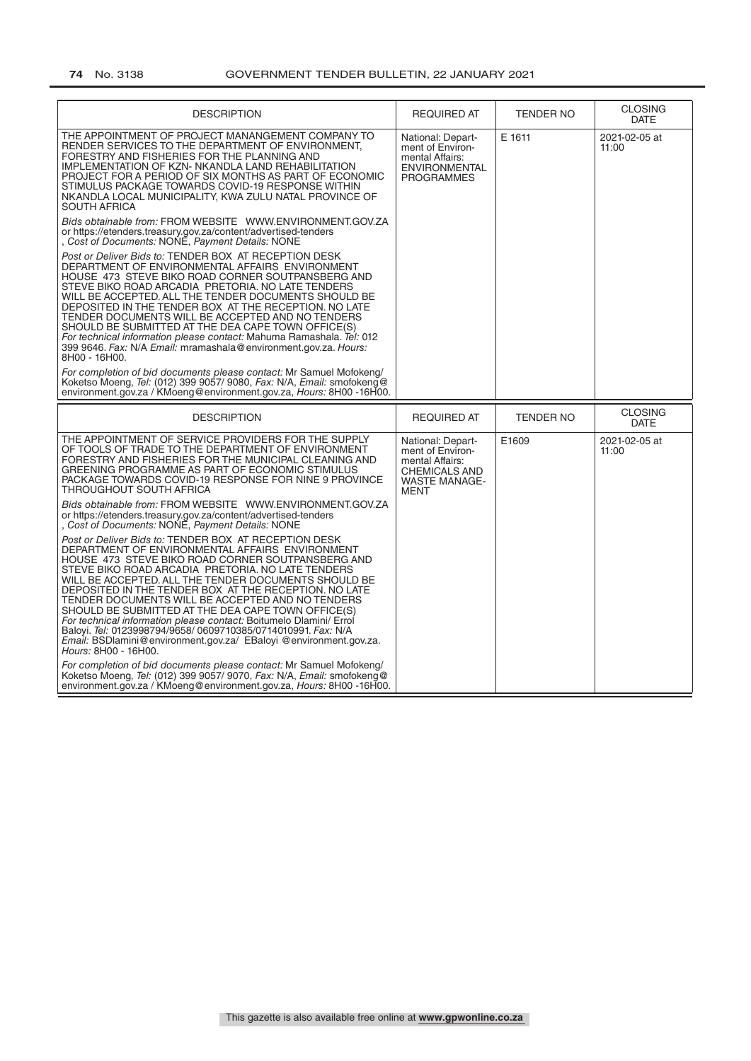| DESCRIPTION | REQUIRED AT | TENDER NO | CLOSING DATE |
|---|---|---|---|
| THE APPOINTMENT OF PROJECT MANANGEMENT COMPANY TO RENDER SERVICES TO THE DEPARTMENT OF ENVIRONMENT, FORESTRY AND FISHERIES FOR THE PLANNING AND IMPLEMENTATION OF KZN- NKANDLA LAND REHABILITATION PROJECT FOR A PERIOD OF SIX MONTHS AS PART OF ECONOMIC STIMULUS PACKAGE TOWARDS COVID-19 RESPONSE WITHIN NKANDLA LOCAL MUNICIPALITY, KWA ZULU NATAL PROVINCE OF SOUTH AFRICA<br><br>*Bids obtainable from:* FROM WEBSITE WWW.ENVIRONMENT.GOV.ZA or https://etenders.treasury.gov.za/content/advertised-tenders , *Cost of Documents:* NONE, *Payment Details:* NONE<br><br>*Post or Deliver Bids to:* TENDER BOX AT RECEPTION DESK DEPARTMENT OF ENVIRONMENTAL AFFAIRS ENVIRONMENT HOUSE 473 STEVE BIKO ROAD CORNER SOUTPANSBERG AND STEVE BIKO ROAD ARCADIA PRETORIA. NO LATE TENDERS WILL BE ACCEPTED. ALL THE TENDER DOCUMENTS SHOULD BE DEPOSITED IN THE TENDER BOX AT THE RECEPTION. NO LATE TENDER DOCUMENTS WILL BE ACCEPTED AND NO TENDERS SHOULD BE SUBMITTED AT THE DEA CAPE TOWN OFFICE(S) *For technical information please contact:* Mahuma Ramashala. *Tel:* 012 399 9646. *Fax:* N/A *Email:* mramashala@environment.gov.za. *Hours:* 8H00 - 16H00.<br><br>*For completion of bid documents please contact:* Mr Samuel Mofokeng/ Koketso Moeng, *Tel:* (012) 399 9057/ 9080, *Fax:* N/A, *Email:* smofokeng@ environment.gov.za / KMoeng@environment.gov.za, *Hours:* 8H00 -16H00. | National: Department of Environmental Affairs: ENVIRONMENTAL PROGRAMMES | E 1611 | 2021-02-05 at 11:00 |

| DESCRIPTION | REQUIRED AT | TENDER NO | CLOSING DATE |
|---|---|---|---|
| THE APPOINTMENT OF SERVICE PROVIDERS FOR THE SUPPLY OF TOOLS OF TRADE TO THE DEPARTMENT OF ENVIRONMENT FORESTRY AND FISHERIES FOR THE MUNICIPAL CLEANING AND GREENING PROGRAMME AS PART OF ECONOMIC STIMULUS PACKAGE TOWARDS COVID-19 RESPONSE FOR NINE 9 PROVINCE THROUGHOUT SOUTH AFRICA<br><br>*Bids obtainable from:* FROM WEBSITE WWW.ENVIRONMENT.GOV.ZA or https://etenders.treasury.gov.za/content/advertised-tenders , *Cost of Documents:* NONE, *Payment Details:* NONE<br><br>*Post or Deliver Bids to:* TENDER BOX AT RECEPTION DESK DEPARTMENT OF ENVIRONMENTAL AFFAIRS ENVIRONMENT HOUSE 473 STEVE BIKO ROAD CORNER SOUTPANSBERG AND STEVE BIKO ROAD ARCADIA PRETORIA. NO LATE TENDERS WILL BE ACCEPTED. ALL THE TENDER DOCUMENTS SHOULD BE DEPOSITED IN THE TENDER BOX AT THE RECEPTION. NO LATE TENDER DOCUMENTS WILL BE ACCEPTED AND NO TENDERS SHOULD BE SUBMITTED AT THE DEA CAPE TOWN OFFICE(S) *For technical information please contact:* Boitumelo Dlamini/ Errol Baloyi. *Tel:* 0123998794/9658/ 0609710385/0714010991. *Fax:* N/A *Email:* BSDlamini@environment.gov.za/ EBaloyi @environment.gov.za. *Hours:* 8H00 - 16H00.<br><br>*For completion of bid documents please contact:* Mr Samuel Mofokeng/ Koketso Moeng, *Tel:* (012) 399 9057/ 9070, *Fax:* N/A, *Email:* smofokeng@ environment.gov.za / KMoeng@environment.gov.za, *Hours:* 8H00 -16H00. | National: Department of Environmental Affairs: CHEMICALS AND WASTE MANAGEMENT | E1609 | 2021-02-05 at 11:00 |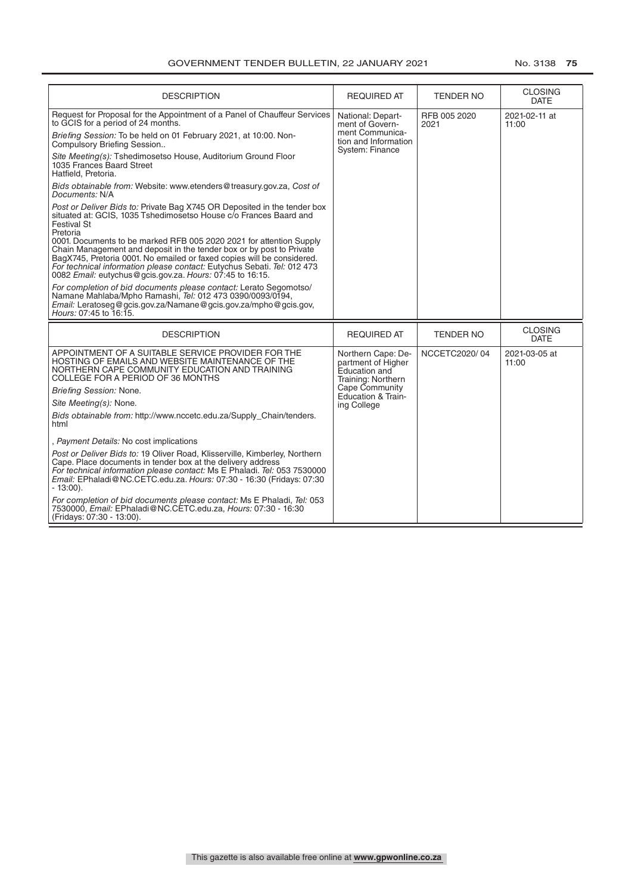| DESCRIPTION | REQUIRED AT | TENDER NO | CLOSING DATE |
|---|---|---|---|
| Request for Proposal for the Appointment of a Panel of Chauffeur Services to GCIS for a period of 24 months.<br>*Briefing Session:* To be held on 01 February 2021, at 10:00. Non-Compulsory Briefing Session..<br>*Site Meeting(s):* Tshedimosetso House, Auditorium Ground Floor 1035 Frances Baard Street Hatfield, Pretoria.<br>*Bids obtainable from:* Website: www.etenders@treasury.gov.za, *Cost of Documents:* N/A<br>*Post or Deliver Bids to:* Private Bag X745 OR Deposited in the tender box situated at: GCIS, 1035 Tshedimosetso House c/o Frances Baard and Festival St Pretoria 0001. Documents to be marked RFB 005 2020 2021 for attention Supply Chain Management and deposit in the tender box or by post to Private BagX745, Pretoria 0001. No emailed or faxed copies will be considered. *For technical information please contact:* Eutychus Sebati. *Tel:* 012 473 0082 *Email:* eutychus@gcis.gov.za. *Hours:* 07:45 to 16:15.<br>*For completion of bid documents please contact:* Lerato Segomotso/ Namane Mahlaba/Mpho Ramashi, *Tel:* 012 473 0390/0093/0194, *Email:* Leratoseg@gcis.gov.za/Namane@gcis.gov.za/mpho@gcis.gov, *Hours:* 07:45 to 16:15. | National: Department of Government Communication and Information System: Finance | RFB 005 2020 2021 | 2021-02-11 at 11:00 |

| DESCRIPTION | REQUIRED AT | TENDER NO | CLOSING DATE |
|---|---|---|---|
| APPOINTMENT OF A SUITABLE SERVICE PROVIDER FOR THE HOSTING OF EMAILS AND WEBSITE MAINTENANCE OF THE NORTHERN CAPE COMMUNITY EDUCATION AND TRAINING COLLEGE FOR A PERIOD OF 36 MONTHS<br>*Briefing Session:* None.<br>*Site Meeting(s):* None.<br>*Bids obtainable from:* http://www.nccetc.edu.za/Supply_Chain/tenders.html<br>, *Payment Details:* No cost implications<br>*Post or Deliver Bids to:* 19 Oliver Road, Klisserville, Kimberley, Northern Cape. Place documents in tender box at the delivery address *For technical information please contact:* Ms E Phaladi. *Tel:* 053 7530000 *Email:* EPhaladi@NC.CETC.edu.za. *Hours:* 07:30 - 16:30 (Fridays: 07:30 - 13:00).<br>*For completion of bid documents please contact:* Ms E Phaladi, *Tel:* 053 7530000, *Email:* EPhaladi@NC.CETC.edu.za, *Hours:* 07:30 - 16:30 (Fridays: 07:30 - 13:00). | Northern Cape: Department of Higher Education and Training: Northern Cape Community Education & Training College | NCCETC2020/ 04 | 2021-03-05 at 11:00 |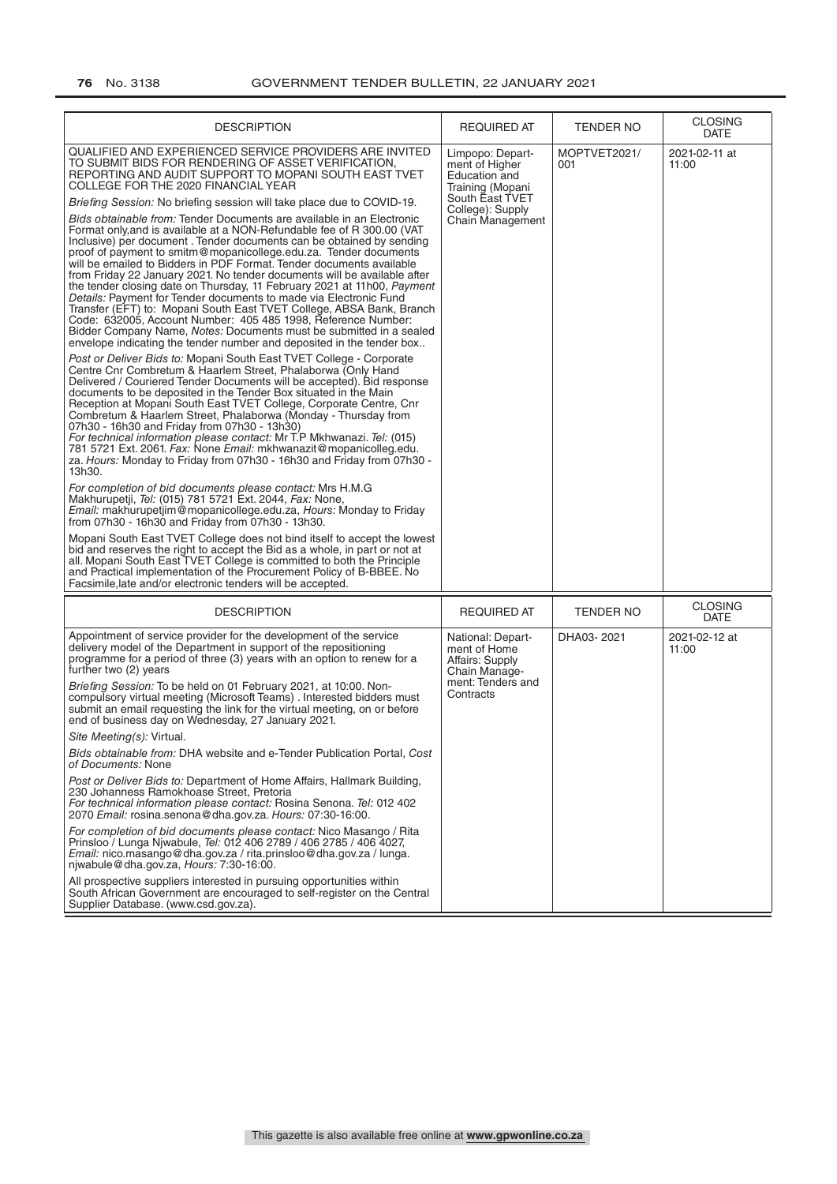| DESCRIPTION | REQUIRED AT | TENDER NO | CLOSING DATE |
|---|---|---|---|
| QUALIFIED AND EXPERIENCED SERVICE PROVIDERS ARE INVITED TO SUBMIT BIDS FOR RENDERING OF ASSET VERIFICATION, REPORTING AND AUDIT SUPPORT TO MOPANI SOUTH EAST TVET COLLEGE FOR THE 2020 FINANCIAL YEAR<br><br>*Briefing Session:* No briefing session will take place due to COVID-19.<br><br>*Bids obtainable from:* Tender Documents are available in an Electronic Format only,and is available at a NON-Refundable fee of R 300.00 (VAT Inclusive) per document . Tender documents can be obtained by sending proof of payment to smitm@mopanicollege.edu.za. Tender documents will be emailed to Bidders in PDF Format. Tender documents available from Friday 22 January 2021. No tender documents will be available after the tender closing date on Thursday, 11 February 2021 at 11h00, *Payment Details:* Payment for Tender documents to made via Electronic Fund Transfer (EFT) to: Mopani South East TVET College, ABSA Bank, Branch Code: 632005, Account Number: 405 485 1998, Reference Number: Bidder Company Name, *Notes:* Documents must be submitted in a sealed envelope indicating the tender number and deposited in the tender box..<br><br>*Post or Deliver Bids to:* Mopani South East TVET College - Corporate Centre Cnr Combretum & Haarlem Street, Phalaborwa (Only Hand Delivered / Couriered Tender Documents will be accepted). Bid response documents to be deposited in the Tender Box situated in the Main Reception at Mopani South East TVET College, Corporate Centre, Cnr Combretum & Haarlem Street, Phalaborwa (Monday - Thursday from 07h30 - 16h30 and Friday from 07h30 - 13h30)<br>*For technical information please contact:* Mr T.P Mkhwanazi. *Tel:* (015) 781 5721 Ext. 2061. *Fax:* None *Email:* mkhwanazit@mopanicolleg.edu.za. *Hours:* Monday to Friday from 07h30 - 16h30 and Friday from 07h30 - 13h30.<br><br>*For completion of bid documents please contact:* Mrs H.M.G Makhurupetji, *Tel:* (015) 781 5721 Ext. 2044, *Fax:* None, *Email:* makhurupetjim@mopanicollege.edu.za, *Hours:* Monday to Friday from 07h30 - 16h30 and Friday from 07h30 - 13h30.<br><br>Mopani South East TVET College does not bind itself to accept the lowest bid and reserves the right to accept the Bid as a whole, in part or not at all. Mopani South East TVET College is committed to both the Principle and Practical implementation of the Procurement Policy of B-BBEE. No Facsimile,late and/or electronic tenders will be accepted. | Limpopo: Department of Higher Education and Training (Mopani South East TVET College): Supply Chain Management | MOPTVET2021/001 | 2021-02-11 at 11:00 |

| DESCRIPTION | REQUIRED AT | TENDER NO | CLOSING DATE |
|---|---|---|---|
| Appointment of service provider for the development of the service delivery model of the Department in support of the repositioning programme for a period of three (3) years with an option to renew for a further two (2) years<br><br>*Briefing Session:* To be held on 01 February 2021, at 10:00. Non-compulsory virtual meeting (Microsoft Teams) . Interested bidders must submit an email requesting the link for the virtual meeting, on or before end of business day on Wednesday, 27 January 2021.<br><br>*Site Meeting(s):* Virtual.<br><br>*Bids obtainable from:* DHA website and e-Tender Publication Portal, *Cost of Documents:* None<br><br>*Post or Deliver Bids to:* Department of Home Affairs, Hallmark Building, 230 Johanness Ramokhoase Street, Pretoria<br>*For technical information please contact:* Rosina Senona. *Tel:* 012 402 2070 *Email:* rosina.senona@dha.gov.za. *Hours:* 07:30-16:00.<br><br>*For completion of bid documents please contact:* Nico Masango / Rita Prinsloo / Lunga Njwabule, *Tel:* 012 406 2789 / 406 2785 / 406 4027, *Email:* nico.masango@dha.gov.za / rita.prinsloo@dha.gov.za / lunga.njwabule@dha.gov.za, *Hours:* 7:30-16:00.<br><br>All prospective suppliers interested in pursuing opportunities within South African Government are encouraged to self-register on the Central Supplier Database. (www.csd.gov.za). | National: Department of Home Affairs: Supply Chain Management: Tenders and Contracts | DHA03- 2021 | 2021-02-12 at 11:00 |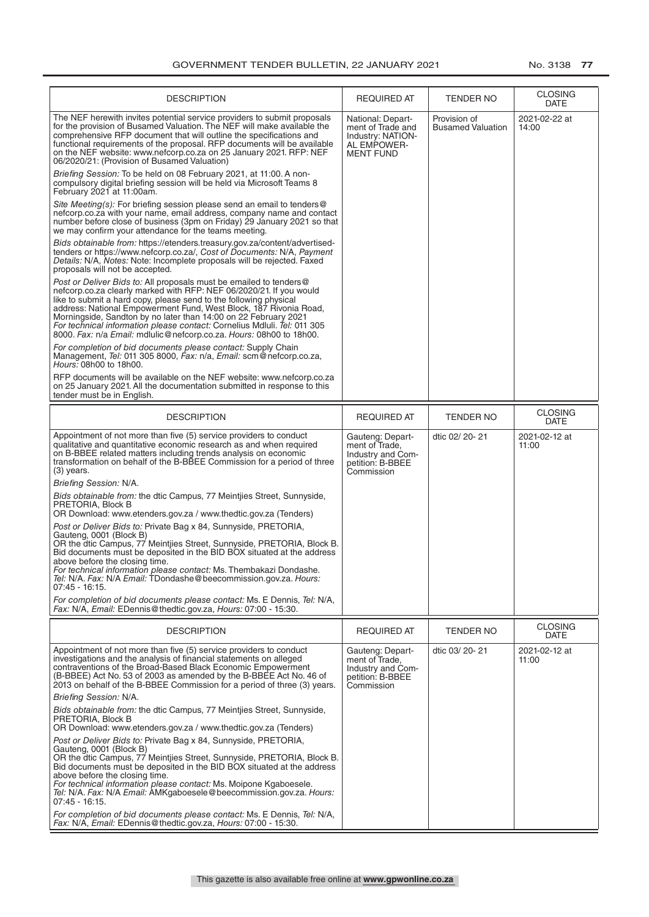| DESCRIPTION | REQUIRED AT | TENDER NO | CLOSING DATE |
|---|---|---|---|
| The NEF herewith invites potential service providers to submit proposals for the provision of Busamed Valuation. The NEF will make available the comprehensive RFP document that will outline the specifications and functional requirements of the proposal. RFP documents will be available on the NEF website: www.nefcorp.co.za on 25 January 2021. RFP: NEF 06/2020/21: (Provision of Busamed Valuation)<br>*Briefing Session:* To be held on 08 February 2021, at 11:00. A non-compulsory digital briefing session will be held via Microsoft Teams 8 February 2021 at 11:00am.<br>*Site Meeting(s):* For briefing session please send an email to tenders@nefcorp.co.za with your name, email address, company name and contact number before close of business (3pm on Friday) 29 January 2021 so that we may confirm your attendance for the teams meeting.<br>*Bids obtainable from:* https://etenders.treasury.gov.za/content/advertised-tenders or https://www.nefcorp.co.za/, *Cost of Documents:* N/A, *Payment Details:* N/A, *Notes:* Note: Incomplete proposals will be rejected. Faxed proposals will not be accepted.<br>*Post or Deliver Bids to:* All proposals must be emailed to tenders@nefcorp.co.za clearly marked with RFP: NEF 06/2020/21. If you would like to submit a hard copy, please send to the following physical address: National Empowerment Fund, West Block, 187 Rivonia Road, Morningside, Sandton by no later than 14:00 on 22 February 2021<br>*For technical information please contact:* Cornelius Mdluli. *Tel:* 011 305 8000. *Fax:* n/a *Email:* mdlulic@nefcorp.co.za. *Hours:* 08h00 to 18h00.<br>*For completion of bid documents please contact:* Supply Chain Management, *Tel:* 011 305 8000, *Fax:* n/a, *Email:* scm@nefcorp.co.za, *Hours:* 08h00 to 18h00.<br>RFP documents will be available on the NEF website: www.nefcorp.co.za on 25 January 2021. All the documentation submitted in response to this tender must be in English. | National: Department of Trade and Industry: NATIONAL EMPOWERMENT FUND | Provision of Busamed Valuation | 2021-02-22 at 14:00 |

| DESCRIPTION | REQUIRED AT | TENDER NO | CLOSING DATE |
|---|---|---|---|
| Appointment of not more than five (5) service providers to conduct qualitative and quantitative economic research as and when required on B-BBEE related matters including trends analysis on economic transformation on behalf of the B-BBEE Commission for a period of three (3) years.<br>*Briefing Session:* N/A.<br>*Bids obtainable from:* the dtic Campus, 77 Meintjies Street, Sunnyside, PRETORIA, Block B<br>OR Download: www.etenders.gov.za / www.thedtic.gov.za (Tenders)<br>*Post or Deliver Bids to:* Private Bag x 84, Sunnyside, PRETORIA, Gauteng, 0001 (Block B)<br>OR the dtic Campus, 77 Meintjies Street, Sunnyside, PRETORIA, Block B. Bid documents must be deposited in the BID BOX situated at the address above before the closing time.<br>*For technical information please contact:* Ms. Thembakazi Dondashe. *Tel:* N/A. *Fax:* N/A *Email:* TDondashe@beecommission.gov.za. *Hours:* 07:45 - 16:15.<br>*For completion of bid documents please contact:* Ms. E Dennis, *Tel:* N/A, *Fax:* N/A, *Email:* EDennis@thedtic.gov.za, *Hours:* 07:00 - 15:30. | Gauteng: Department of Trade, Industry and Competition: B-BBEE Commission | dtic 02/ 20- 21 | 2021-02-12 at 11:00 |

| DESCRIPTION | REQUIRED AT | TENDER NO | CLOSING DATE |
|---|---|---|---|
| Appointment of not more than five (5) service providers to conduct investigations and the analysis of financial statements on alleged contraventions of the Broad-Based Black Economic Empowerment (B-BBEE) Act No. 53 of 2003 as amended by the B-BBEE Act No. 46 of 2013 on behalf of the B-BBEE Commission for a period of three (3) years.<br>*Briefing Session:* N/A.<br>*Bids obtainable from:* the dtic Campus, 77 Meintjies Street, Sunnyside, PRETORIA, Block B<br>OR Download: www.etenders.gov.za / www.thedtic.gov.za (Tenders)<br>*Post or Deliver Bids to:* Private Bag x 84, Sunnyside, PRETORIA, Gauteng, 0001 (Block B)<br>OR the dtic Campus, 77 Meintjies Street, Sunnyside, PRETORIA, Block B. Bid documents must be deposited in the BID BOX situated at the address above before the closing time.<br>*For technical information please contact:* Ms. Moipone Kgaboesele. *Tel:* N/A. *Fax:* N/A *Email:* AMKgaboesele@beecommission.gov.za. *Hours:* 07:45 - 16:15.<br>*For completion of bid documents please contact:* Ms. E Dennis, *Tel:* N/A, *Fax:* N/A, *Email:* EDennis@thedtic.gov.za, *Hours:* 07:00 - 15:30. | Gauteng: Department of Trade, Industry and Competition: B-BBEE Commission | dtic 03/ 20- 21 | 2021-02-12 at 11:00 |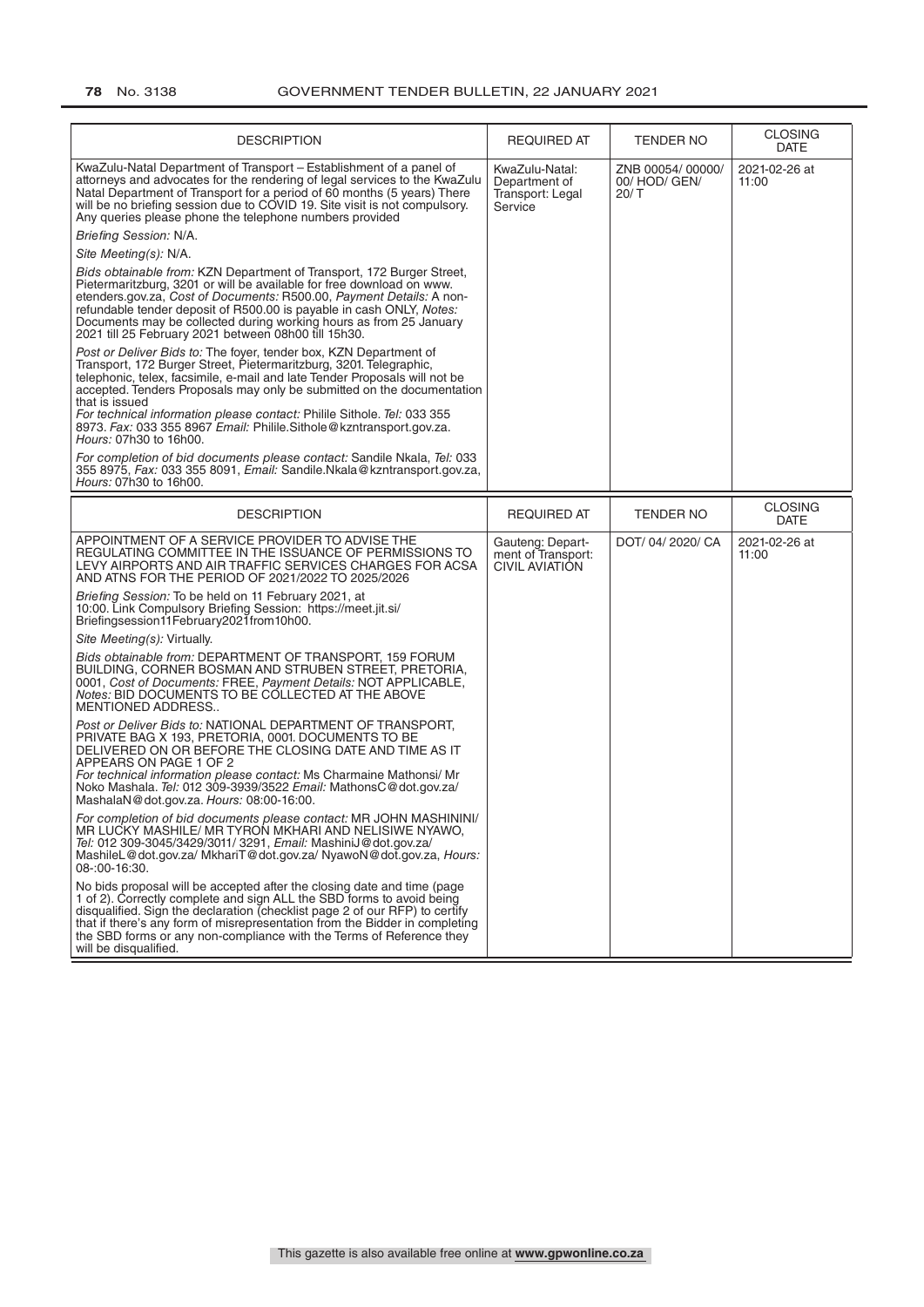| DESCRIPTION | REQUIRED AT | TENDER NO | CLOSING DATE |
|---|---|---|---|
| KwaZulu-Natal Department of Transport – Establishment of a panel of attorneys and advocates for the rendering of legal services to the KwaZulu Natal Department of Transport for a period of 60 months (5 years) There will be no briefing session due to COVID 19. Site visit is not compulsory. Any queries please phone the telephone numbers provided<br>*Briefing Session:* N/A.<br>*Site Meeting(s):* N/A.<br>*Bids obtainable from:* KZN Department of Transport, 172 Burger Street, Pietermaritzburg, 3201 or will be available for free download on www. etenders.gov.za, *Cost of Documents:* R500.00, *Payment Details:* A non-refundable tender deposit of R500.00 is payable in cash ONLY, *Notes:* Documents may be collected during working hours as from 25 January 2021 till 25 February 2021 between 08h00 till 15h30.<br>*Post or Deliver Bids to:* The foyer, tender box, KZN Department of Transport, 172 Burger Street, Pietermaritzburg, 3201. Telegraphic, telephonic, telex, facsimile, e-mail and late Tender Proposals will not be accepted. Tenders Proposals may only be submitted on the documentation that is issued<br>*For technical information please contact:* Philile Sithole. *Tel:* 033 355 8973. *Fax:* 033 355 8967 *Email:* Philile.Sithole@kzntransport.gov.za. *Hours:* 07h30 to 16h00.<br>*For completion of bid documents please contact:* Sandile Nkala, *Tel:* 033 355 8975, *Fax:* 033 355 8091, *Email:* Sandile.Nkala@kzntransport.gov.za, *Hours:* 07h30 to 16h00. | KwaZulu-Natal: Department of Transport: Legal Service | ZNB 00054/ 00000/ 00/ HOD/ GEN/ 20/ T | 2021-02-26 at 11:00 |

| DESCRIPTION | REQUIRED AT | TENDER NO | CLOSING DATE |
|---|---|---|---|
| APPOINTMENT OF A SERVICE PROVIDER TO ADVISE THE REGULATING COMMITTEE IN THE ISSUANCE OF PERMISSIONS TO LEVY AIRPORTS AND AIR TRAFFIC SERVICES CHARGES FOR ACSA AND ATNS FOR THE PERIOD OF 2021/2022 TO 2025/2026<br>*Briefing Session:* To be held on 11 February 2021, at 10:00. Link Compulsory Briefing Session: https://meet.jit.si/ Briefingsession11February2021from10h00.<br>*Site Meeting(s):* Virtually.<br>*Bids obtainable from:* DEPARTMENT OF TRANSPORT, 159 FORUM BUILDING, CORNER BOSMAN AND STRUBEN STREET, PRETORIA, 0001, *Cost of Documents:* FREE, *Payment Details:* NOT APPLICABLE, *Notes:* BID DOCUMENTS TO BE COLLECTED AT THE ABOVE MENTIONED ADDRESS..<br>*Post or Deliver Bids to:* NATIONAL DEPARTMENT OF TRANSPORT, PRIVATE BAG X 193, PRETORIA, 0001. DOCUMENTS TO BE DELIVERED ON OR BEFORE THE CLOSING DATE AND TIME AS IT APPEARS ON PAGE 1 OF 2<br>*For technical information please contact:* Ms Charmaine Mathonsi/ Mr Noko Mashala. *Tel:* 012 309-3939/3522 *Email:* MathonsC@dot.gov.za/ MashalaN@dot.gov.za. *Hours:* 08:00-16:00.<br>*For completion of bid documents please contact:* MR JOHN MASHININI/ MR LUCKY MASHILE/ MR TYRON MKHARI AND NELISIWE NYAWO, *Tel:* 012 309-3045/3429/3011/ 3291, *Email:* MashiniJ@dot.gov.za/ MashileL@dot.gov.za/ MkhariT@dot.gov.za/ NyawoN@dot.gov.za, *Hours:* 08-:00-16:30.<br>No bids proposal will be accepted after the closing date and time (page 1 of 2). Correctly complete and sign ALL the SBD forms to avoid being disqualified. Sign the declaration (checklist page 2 of our RFP) to certify that if there's any form of misrepresentation from the Bidder in completing the SBD forms or any non-compliance with the Terms of Reference they will be disqualified. | Gauteng: Department of Transport: CIVIL AVIATION | DOT/ 04/ 2020/ CA | 2021-02-26 at 11:00 |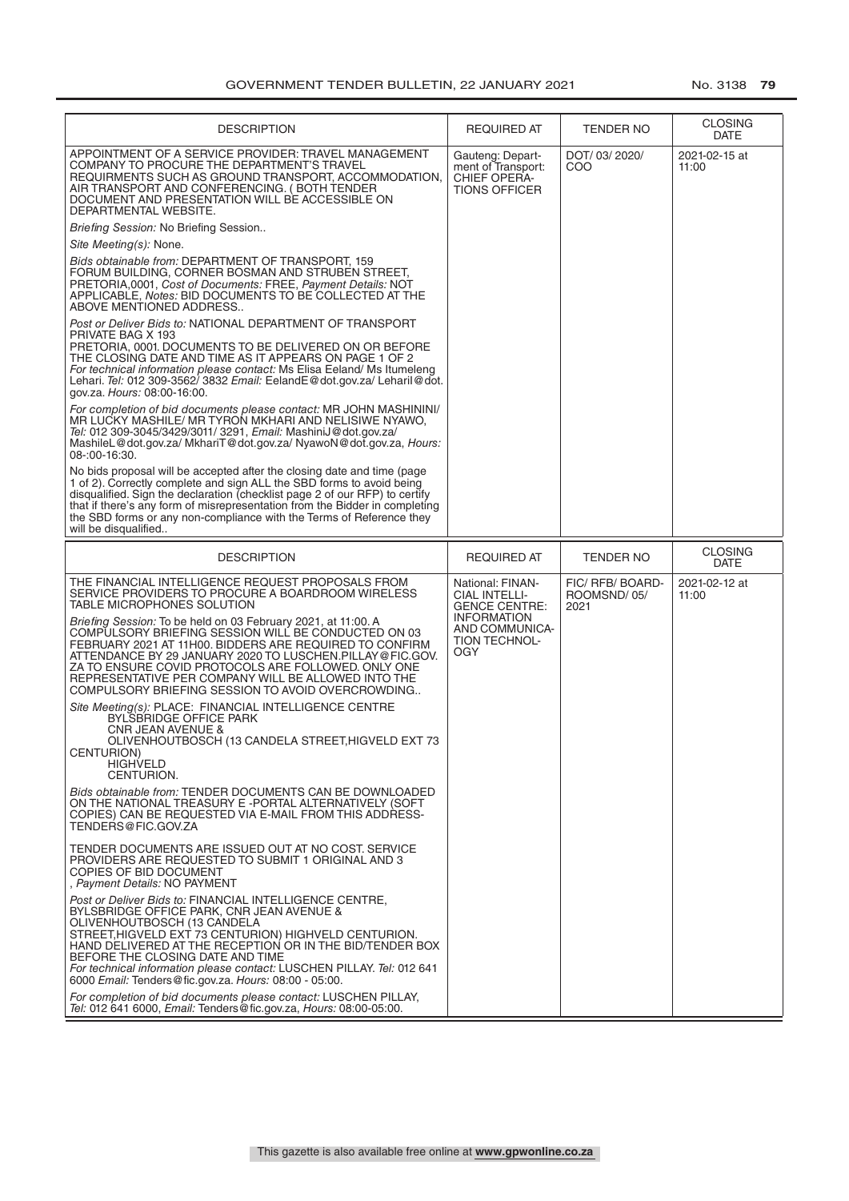| DESCRIPTION | REQUIRED AT | TENDER NO | CLOSING DATE |
|---|---|---|---|
| APPOINTMENT OF A SERVICE PROVIDER: TRAVEL MANAGEMENT COMPANY TO PROCURE THE DEPARTMENT'S TRAVEL REQUIRMENTS SUCH AS GROUND TRANSPORT, ACCOMMODATION, AIR TRANSPORT AND CONFERENCING. ( BOTH TENDER DOCUMENT AND PRESENTATION WILL BE ACCESSIBLE ON DEPARTMENTAL WEBSITE.<br>*Briefing Session:* No Briefing Session..<br>*Site Meeting(s):* None.<br>*Bids obtainable from:* DEPARTMENT OF TRANSPORT, 159 FORUM BUILDING, CORNER BOSMAN AND STRUBEN STREET, PRETORIA,0001, *Cost of Documents:* FREE, *Payment Details:* NOT APPLICABLE, *Notes:* BID DOCUMENTS TO BE COLLECTED AT THE ABOVE MENTIONED ADDRESS..<br>*Post or Deliver Bids to:* NATIONAL DEPARTMENT OF TRANSPORT PRIVATE BAG X 193 PRETORIA, 0001. DOCUMENTS TO BE DELIVERED ON OR BEFORE THE CLOSING DATE AND TIME AS IT APPEARS ON PAGE 1 OF 2<br>*For technical information please contact:* Ms Elisa Eeland/ Ms Itumeleng Lehari. *Tel:* 012 309-3562/ 3832 *Email:* EelandE@dot.gov.za/ Leharil@dot.gov.za. *Hours:* 08:00-16:00.<br>*For completion of bid documents please contact:* MR JOHN MASHININI/ MR LUCKY MASHILE/ MR TYRON MKHARI AND NELISIWE NYAWO, *Tel:* 012 309-3045/3429/3011/ 3291, *Email:* MashiniJ@dot.gov.za/ MashileL@dot.gov.za/ MkhariT@dot.gov.za/ NyawoN@dot.gov.za, *Hours:* 08-:00-16:30.<br>No bids proposal will be accepted after the closing date and time (page 1 of 2). Correctly complete and sign ALL the SBD forms to avoid being disqualified. Sign the declaration (checklist page 2 of our RFP) to certify that if there's any form of misrepresentation from the Bidder in completing the SBD forms or any non-compliance with the Terms of Reference they will be disqualified.. | Gauteng: Department of Transport: CHIEF OPERATIONS OFFICER | DOT/ 03/ 2020/ COO | 2021-02-15 at 11:00 |

| DESCRIPTION | REQUIRED AT | TENDER NO | CLOSING DATE |
|---|---|---|---|
| THE FINANCIAL INTELLIGENCE REQUEST PROPOSALS FROM SERVICE PROVIDERS TO PROCURE A BOARDROOM WIRELESS TABLE MICROPHONES SOLUTION<br>*Briefing Session:* To be held on 03 February 2021, at 11:00. A COMPULSORY BRIEFING SESSION WILL BE CONDUCTED ON 03 FEBRUARY 2021 AT 11H00. BIDDERS ARE REQUIRED TO CONFIRM ATTENDANCE BY 29 JANUARY 2020 TO LUSCHEN.PILLAY@FIC.GOV.ZA TO ENSURE COVID PROTOCOLS ARE FOLLOWED. ONLY ONE REPRESENTATIVE PER COMPANY WILL BE ALLOWED INTO THE COMPULSORY BRIEFING SESSION TO AVOID OVERCROWDING..<br>*Site Meeting(s):* PLACE: FINANCIAL INTELLIGENCE CENTRE BYLSBRIDGE OFFICE PARK CNR JEAN AVENUE & OLIVENHOUTBOSCH (13 CANDELA STREET,HIGVELD EXT 73 CENTURION) HIGHVELD CENTURION.<br>*Bids obtainable from:* TENDER DOCUMENTS CAN BE DOWNLOADED ON THE NATIONAL TREASURY E -PORTAL ALTERNATIVELY (SOFT COPIES) CAN BE REQUESTED VIA E-MAIL FROM THIS ADDRESS-TENDERS@FIC.GOV.ZA<br>TENDER DOCUMENTS ARE ISSUED OUT AT NO COST. SERVICE PROVIDERS ARE REQUESTED TO SUBMIT 1 ORIGINAL AND 3 COPIES OF BID DOCUMENT<br>, *Payment Details:* NO PAYMENT<br>*Post or Deliver Bids to:* FINANCIAL INTELLIGENCE CENTRE, BYLSBRIDGE OFFICE PARK, CNR JEAN AVENUE & OLIVENHOUTBOSCH (13 CANDELA STREET,HIGVELD EXT 73 CENTURION) HIGHVELD CENTURION. HAND DELIVERED AT THE RECEPTION OR IN THE BID/TENDER BOX BEFORE THE CLOSING DATE AND TIME<br>*For technical information please contact:* LUSCHEN PILLAY. *Tel:* 012 641 6000 *Email:* Tenders@fic.gov.za. *Hours:* 08:00 - 05:00.<br>*For completion of bid documents please contact:* LUSCHEN PILLAY, *Tel:* 012 641 6000, *Email:* Tenders@fic.gov.za, *Hours:* 08:00-05:00. | National: FINANCIAL INTELLIGENCE CENTRE: INFORMATION AND COMMUNICATION TECHNOLOGY | FIC/ RFB/ BOARDROOMSND/ 05/ 2021 | 2021-02-12 at 11:00 |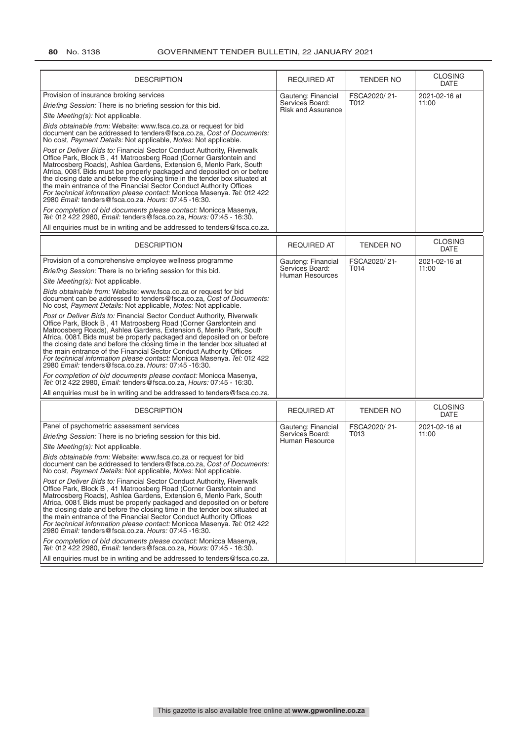| DESCRIPTION | REQUIRED AT | TENDER NO | CLOSING DATE |
|---|---|---|---|
| Provision of insurance broking services<br>*Briefing Session:* There is no briefing session for this bid.<br>*Site Meeting(s):* Not applicable.<br>*Bids obtainable from:* Website: www.fsca.co.za or request for bid document can be addressed to tenders@fsca.co.za, *Cost of Documents:* No cost, *Payment Details:* Not applicable, *Notes:* Not applicable.<br>*Post or Deliver Bids to:* Financial Sector Conduct Authority, Riverwalk Office Park, Block B , 41 Matroosberg Road (Corner Garsfontein and Matroosberg Roads), Ashlea Gardens, Extension 6, Menlo Park, South Africa, 0081. Bids must be properly packaged and deposited on or before the closing date and before the closing time in the tender box situated at the main entrance of the Financial Sector Conduct Authority Offices *For technical information please contact:* Monicca Masenya. *Tel:* 012 422 2980 *Email:* tenders@fsca.co.za. *Hours:* 07:45 -16:30.<br>*For completion of bid documents please contact:* Monicca Masenya, *Tel:* 012 422 2980, *Email:* tenders@fsca.co.za, *Hours:* 07:45 - 16:30.<br>All enquiries must be in writing and be addressed to tenders@fsca.co.za. | Gauteng: Financial Services Board: Risk and Assurance | FSCA2020/ 21-T012 | 2021-02-16 at 11:00 |

| DESCRIPTION | REQUIRED AT | TENDER NO | CLOSING DATE |
|---|---|---|---|
| Provision of a comprehensive employee wellness programme<br>*Briefing Session:* There is no briefing session for this bid.<br>*Site Meeting(s):* Not applicable.<br>*Bids obtainable from:* Website: www.fsca.co.za or request for bid document can be addressed to tenders@fsca.co.za, *Cost of Documents:* No cost, *Payment Details:* Not applicable, *Notes:* Not applicable.<br>*Post or Deliver Bids to:* Financial Sector Conduct Authority, Riverwalk Office Park, Block B , 41 Matroosberg Road (Corner Garsfontein and Matroosberg Roads), Ashlea Gardens, Extension 6, Menlo Park, South Africa, 0081. Bids must be properly packaged and deposited on or before the closing date and before the closing time in the tender box situated at the main entrance of the Financial Sector Conduct Authority Offices *For technical information please contact:* Monicca Masenya. *Tel:* 012 422 2980 *Email:* tenders@fsca.co.za. *Hours:* 07:45 -16:30.<br>*For completion of bid documents please contact:* Monicca Masenya, *Tel:* 012 422 2980, *Email:* tenders@fsca.co.za, *Hours:* 07:45 - 16:30.<br>All enquiries must be in writing and be addressed to tenders@fsca.co.za. | Gauteng: Financial Services Board: Human Resources | FSCA2020/ 21-T014 | 2021-02-16 at 11:00 |

| DESCRIPTION | REQUIRED AT | TENDER NO | CLOSING DATE |
|---|---|---|---|
| Panel of psychometric assessment services<br>*Briefing Session:* There is no briefing session for this bid.<br>*Site Meeting(s):* Not applicable.<br>*Bids obtainable from:* Website: www.fsca.co.za or request for bid document can be addressed to tenders@fsca.co.za, *Cost of Documents:* No cost, *Payment Details:* Not applicable, *Notes:* Not applicable.<br>*Post or Deliver Bids to:* Financial Sector Conduct Authority, Riverwalk Office Park, Block B , 41 Matroosberg Road (Corner Garsfontein and Matroosberg Roads), Ashlea Gardens, Extension 6, Menlo Park, South Africa, 0081. Bids must be properly packaged and deposited on or before the closing date and before the closing time in the tender box situated at the main entrance of the Financial Sector Conduct Authority Offices *For technical information please contact:* Monicca Masenya. *Tel:* 012 422 2980 *Email:* tenders@fsca.co.za. *Hours:* 07:45 -16:30.<br>*For completion of bid documents please contact:* Monicca Masenya, *Tel:* 012 422 2980, *Email:* tenders@fsca.co.za, *Hours:* 07:45 - 16:30.<br>All enquiries must be in writing and be addressed to tenders@fsca.co.za. | Gauteng: Financial Services Board: Human Resource | FSCA2020/ 21-T013 | 2021-02-16 at 11:00 |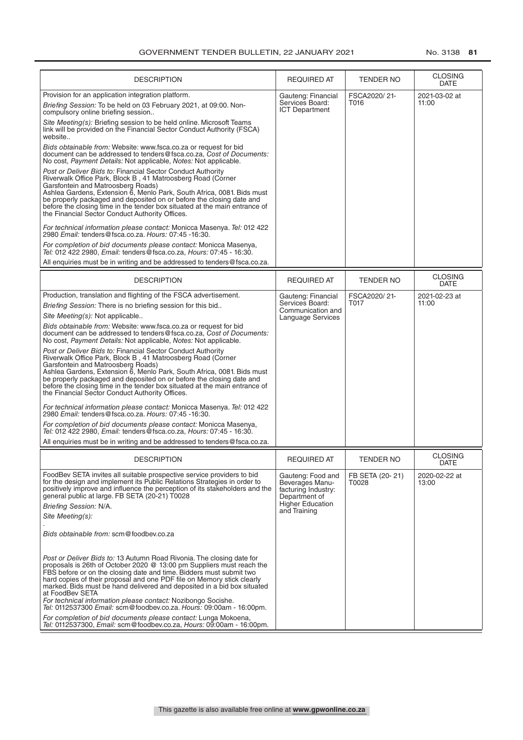| DESCRIPTION | REQUIRED AT | TENDER NO | CLOSING DATE |
|---|---|---|---|
| Provision for an application integration platform.<br>*Briefing Session:* To be held on 03 February 2021, at 09:00. Non-compulsory online briefing session..<br>*Site Meeting(s):* Briefing session to be held online. Microsoft Teams link will be provided on the Financial Sector Conduct Authority (FSCA) website..<br>*Bids obtainable from:* Website: www.fsca.co.za or request for bid document can be addressed to tenders@fsca.co.za, *Cost of Documents:* No cost, *Payment Details:* Not applicable, *Notes:* Not applicable.<br>*Post or Deliver Bids to:* Financial Sector Conduct Authority Riverwalk Office Park, Block B , 41 Matroosberg Road (Corner Garsfontein and Matroosberg Roads) Ashlea Gardens, Extension 6, Menlo Park, South Africa, 0081. Bids must be properly packaged and deposited on or before the closing date and before the closing time in the tender box situated at the main entrance of the Financial Sector Conduct Authority Offices.<br>*For technical information please contact:* Monicca Masenya. *Tel:* 012 422 2980 *Email:* tenders@fsca.co.za. *Hours:* 07:45 -16:30.<br>*For completion of bid documents please contact:* Monicca Masenya, *Tel:* 012 422 2980, *Email:* tenders@fsca.co.za, *Hours:* 07:45 - 16:30.<br>All enquiries must be in writing and be addressed to tenders@fsca.co.za. | Gauteng: Financial Services Board: ICT Department | FSCA2020/ 21-T016 | 2021-03-02 at 11:00 |

| DESCRIPTION | REQUIRED AT | TENDER NO | CLOSING DATE |
|---|---|---|---|
| Production, translation and flighting of the FSCA advertisement.<br>*Briefing Session:* There is no briefing session for this bid..<br>*Site Meeting(s):* Not applicable..<br>*Bids obtainable from:* Website: www.fsca.co.za or request for bid document can be addressed to tenders@fsca.co.za, *Cost of Documents:* No cost, *Payment Details:* Not applicable, *Notes:* Not applicable.<br>*Post or Deliver Bids to:* Financial Sector Conduct Authority Riverwalk Office Park, Block B , 41 Matroosberg Road (Corner Garsfontein and Matroosberg Roads) Ashlea Gardens, Extension 6, Menlo Park, South Africa, 0081. Bids must be properly packaged and deposited on or before the closing date and before the closing time in the tender box situated at the main entrance of the Financial Sector Conduct Authority Offices.<br>*For technical information please contact:* Monicca Masenya. *Tel:* 012 422 2980 *Email:* tenders@fsca.co.za. *Hours:* 07:45 -16:30.<br>*For completion of bid documents please contact:* Monicca Masenya, *Tel:* 012 422 2980, *Email:* tenders@fsca.co.za, *Hours:* 07:45 - 16:30.<br>All enquiries must be in writing and be addressed to tenders@fsca.co.za. | Gauteng: Financial Services Board: Communication and Language Services | FSCA2020/ 21-T017 | 2021-02-23 at 11:00 |

| DESCRIPTION | REQUIRED AT | TENDER NO | CLOSING DATE |
|---|---|---|---|
| FoodBev SETA invites all suitable prospective service providers to bid for the design and implement its Public Relations Strategies in order to positively improve and influence the perception of its stakeholders and the general public at large. FB SETA (20-21) T0028<br>*Briefing Session:* N/A.<br>*Site Meeting(s):*<br>.<br>*Bids obtainable from:* scm@foodbev.co.za<br><br>*Post or Deliver Bids to:* 13 Autumn Road Rivonia. The closing date for proposals is 26th of October 2020 @ 13:00 pm Suppliers must reach the FBS before or on the closing date and time. Bidders must submit two hard copies of their proposal and one PDF file on Memory stick clearly marked. Bids must be hand delivered and deposited in a bid box situated at FoodBev SETA<br>*For technical information please contact:* Nozibongo Socishe. *Tel:* 0112537300 *Email:* scm@foodbev.co.za. *Hours:* 09:00am - 16:00pm.<br>*For completion of bid documents please contact:* Lunga Mokoena, *Tel:* 0112537300, *Email:* scm@foodbev.co.za, *Hours:* 09:00am - 16:00pm. | Gauteng: Food and Beverages Manufacturing Industry: Department of Higher Education and Training | FB SETA (20- 21) T0028 | 2020-02-22 at 13:00 |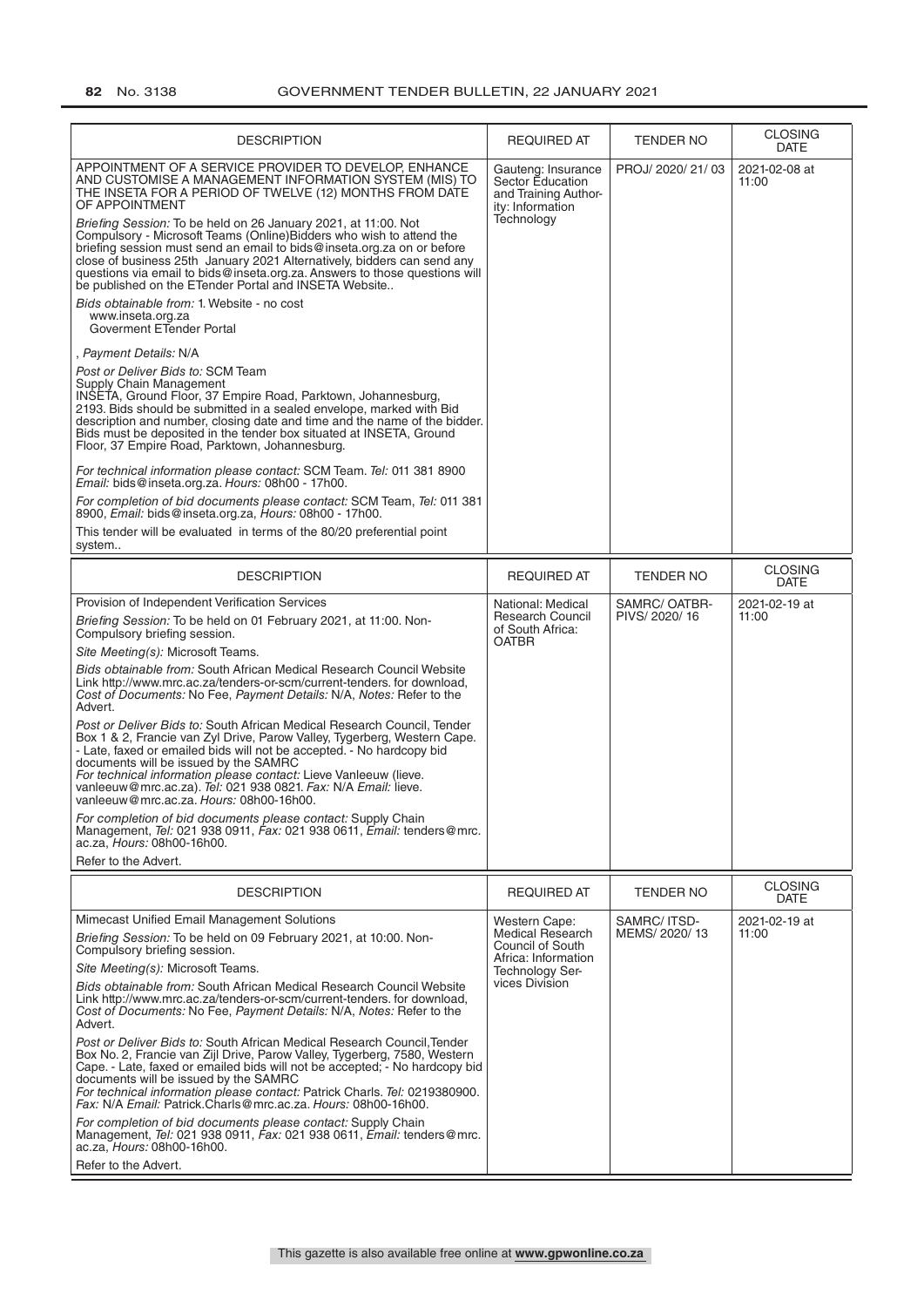| DESCRIPTION | REQUIRED AT | TENDER NO | CLOSING DATE |
|---|---|---|---|
| APPOINTMENT OF A SERVICE PROVIDER TO DEVELOP, ENHANCE AND CUSTOMISE A MANAGEMENT INFORMATION SYSTEM (MIS) TO THE INSETA FOR A PERIOD OF TWELVE (12) MONTHS FROM DATE OF APPOINTMENT<br>*Briefing Session:* To be held on 26 January 2021, at 11:00. Not Compulsory - Microsoft Teams (Online)Bidders who wish to attend the briefing session must send an email to bids@inseta.org.za on or before close of business 25th January 2021 Alternatively, bidders can send any questions via email to bids@inseta.org.za. Answers to those questions will be published on the ETender Portal and INSETA Website..<br>*Bids obtainable from:* 1. Website - no cost www.inseta.org.za Goverment ETender Portal<br>, *Payment Details:* N/A<br>*Post or Deliver Bids to:* SCM Team Supply Chain Management INSETA, Ground Floor, 37 Empire Road, Parktown, Johannesburg, 2193. Bids should be submitted in a sealed envelope, marked with Bid description and number, closing date and time and the name of the bidder. Bids must be deposited in the tender box situated at INSETA, Ground Floor, 37 Empire Road, Parktown, Johannesburg.<br>*For technical information please contact:* SCM Team. *Tel:* 011 381 8900 *Email:* bids@inseta.org.za. *Hours:* 08h00 - 17h00.<br>*For completion of bid documents please contact:* SCM Team, *Tel:* 011 381 8900, *Email:* bids@inseta.org.za, *Hours:* 08h00 - 17h00.<br>This tender will be evaluated in terms of the 80/20 preferential point system.. | Gauteng: Insurance Sector Education and Training Authority: Information Technology | PROJ/ 2020/ 21/ 03 | 2021-02-08 at 11:00 |

| DESCRIPTION | REQUIRED AT | TENDER NO | CLOSING DATE |
|---|---|---|---|
| Provision of Independent Verification Services<br>*Briefing Session:* To be held on 01 February 2021, at 11:00. Non-Compulsory briefing session.<br>*Site Meeting(s):* Microsoft Teams.<br>*Bids obtainable from:* South African Medical Research Council Website Link http://www.mrc.ac.za/tenders-or-scm/current-tenders. for download, *Cost of Documents:* No Fee, *Payment Details:* N/A, *Notes:* Refer to the Advert.<br>*Post or Deliver Bids to:* South African Medical Research Council, Tender Box 1 & 2, Francie van Zyl Drive, Parow Valley, Tygerberg, Western Cape. - Late, faxed or emailed bids will not be accepted. - No hardcopy bid documents will be issued by the SAMRC<br>*For technical information please contact:* Lieve Vanleeuw (lieve.vanleeuw@mrc.ac.za). *Tel:* 021 938 0821. *Fax:* N/A *Email:* lieve.vanleeuw@mrc.ac.za. *Hours:* 08h00-16h00.<br>*For completion of bid documents please contact:* Supply Chain Management, *Tel:* 021 938 0911, *Fax:* 021 938 0611, *Email:* tenders@mrc.ac.za, *Hours:* 08h00-16h00.<br>Refer to the Advert. | National: Medical Research Council of South Africa: OATBR | SAMRC/ OATBR-PIVS/ 2020/ 16 | 2021-02-19 at 11:00 |

| DESCRIPTION | REQUIRED AT | TENDER NO | CLOSING DATE |
|---|---|---|---|
| Mimecast Unified Email Management Solutions<br>*Briefing Session:* To be held on 09 February 2021, at 10:00. Non-Compulsory briefing session.<br>*Site Meeting(s):* Microsoft Teams.<br>*Bids obtainable from:* South African Medical Research Council Website Link http://www.mrc.ac.za/tenders-or-scm/current-tenders. for download, *Cost of Documents:* No Fee, *Payment Details:* N/A, *Notes:* Refer to the Advert.<br>*Post or Deliver Bids to:* South African Medical Research Council,Tender Box No. 2, Francie van Zijl Drive, Parow Valley, Tygerberg, 7580, Western Cape. - Late, faxed or emailed bids will not be accepted; - No hardcopy bid documents will be issued by the SAMRC<br>*For technical information please contact:* Patrick Charls. *Tel:* 0219380900. *Fax:* N/A *Email:* Patrick.Charls@mrc.ac.za. *Hours:* 08h00-16h00.<br>*For completion of bid documents please contact:* Supply Chain Management, *Tel:* 021 938 0911, *Fax:* 021 938 0611, *Email:* tenders@mrc.ac.za, *Hours:* 08h00-16h00.<br>Refer to the Advert. | Western Cape: Medical Research Council of South Africa: Information Technology Services Division | SAMRC/ ITSD-MEMS/ 2020/ 13 | 2021-02-19 at 11:00 |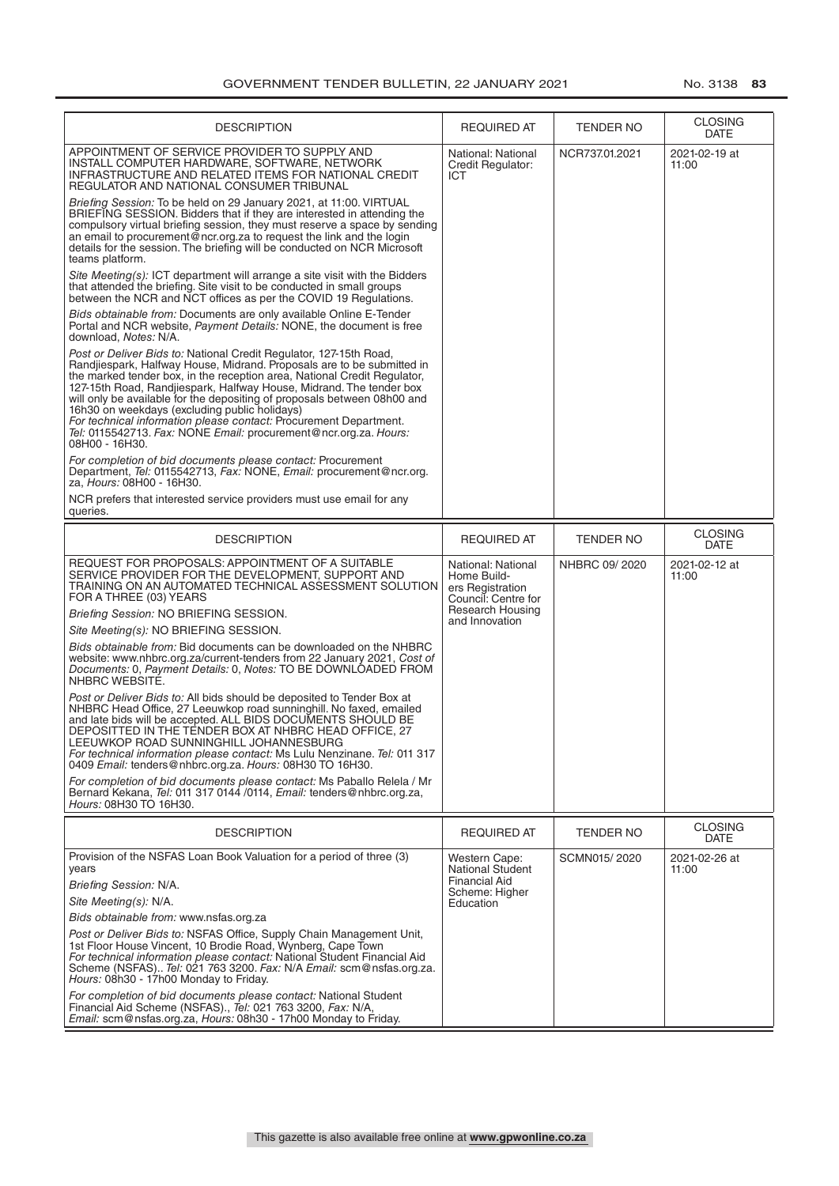| DESCRIPTION | REQUIRED AT | TENDER NO | CLOSING DATE |
|---|---|---|---|
| APPOINTMENT OF SERVICE PROVIDER TO SUPPLY AND INSTALL COMPUTER HARDWARE, SOFTWARE, NETWORK INFRASTRUCTURE AND RELATED ITEMS FOR NATIONAL CREDIT REGULATOR AND NATIONAL CONSUMER TRIBUNAL<br><br>*Briefing Session:* To be held on 29 January 2021, at 11:00. VIRTUAL BRIEFING SESSION. Bidders that if they are interested in attending the compulsory virtual briefing session, they must reserve a space by sending an email to procurement@ncr.org.za to request the link and the login details for the session. The briefing will be conducted on NCR Microsoft teams platform.<br><br>*Site Meeting(s):* ICT department will arrange a site visit with the Bidders that attended the briefing. Site visit to be conducted in small groups between the NCR and NCT offices as per the COVID 19 Regulations.<br><br>*Bids obtainable from:* Documents are only available Online E-Tender Portal and NCR website, *Payment Details:* NONE, the document is free download, *Notes:* N/A.<br><br>*Post or Deliver Bids to:* National Credit Regulator, 127-15th Road, Randjiespark, Halfway House, Midrand. Proposals are to be submitted in the marked tender box, in the reception area, National Credit Regulator, 127-15th Road, Randjiespark, Halfway House, Midrand. The tender box will only be available for the depositing of proposals between 08h00 and 16h30 on weekdays (excluding public holidays)<br>*For technical information please contact:* Procurement Department. *Tel:* 0115542713. *Fax:* NONE *Email:* procurement@ncr.org.za. *Hours:* 08H00 - 16H30.<br><br>*For completion of bid documents please contact:* Procurement Department, *Tel:* 0115542713, *Fax:* NONE, *Email:* procurement@ncr.org.za, *Hours:* 08H00 - 16H30.<br><br>NCR prefers that interested service providers must use email for any queries. | National: National Credit Regulator: ICT | NCR737.01.2021 | 2021-02-19 at 11:00 |

| DESCRIPTION | REQUIRED AT | TENDER NO | CLOSING DATE |
|---|---|---|---|
| REQUEST FOR PROPOSALS: APPOINTMENT OF A SUITABLE SERVICE PROVIDER FOR THE DEVELOPMENT, SUPPORT AND TRAINING ON AN AUTOMATED TECHNICAL ASSESSMENT SOLUTION FOR A THREE (03) YEARS<br><br>*Briefing Session:* NO BRIEFING SESSION.<br><br>*Site Meeting(s):* NO BRIEFING SESSION.<br><br>*Bids obtainable from:* Bid documents can be downloaded on the NHBRC website: www.nhbrc.org.za/current-tenders from 22 January 2021, *Cost of Documents:* 0, *Payment Details:* 0, *Notes:* TO BE DOWNLOADED FROM NHBRC WEBSITE.<br><br>*Post or Deliver Bids to:* All bids should be deposited to Tender Box at NHBRC Head Office, 27 Leeuwkop road sunninghill. No faxed, emailed and late bids will be accepted. ALL BIDS DOCUMENTS SHOULD BE DEPOSITTED IN THE TENDER BOX AT NHBRC HEAD OFFICE, 27 LEEUWKOP ROAD SUNNINGHILL JOHANNESBURG<br>*For technical information please contact:* Ms Lulu Nenzinane. *Tel:* 011 317 0409 *Email:* tenders@nhbrc.org.za. *Hours:* 08H30 TO 16H30.<br><br>*For completion of bid documents please contact:* Ms Paballo Relela / Mr Bernard Kekana, *Tel:* 011 317 0144 /0114, *Email:* tenders@nhbrc.org.za, *Hours:* 08H30 TO 16H30. | National: National Home Builders Registration Council: Centre for Research Housing and Innovation | NHBRC 09/ 2020 | 2021-02-12 at 11:00 |

| DESCRIPTION | REQUIRED AT | TENDER NO | CLOSING DATE |
|---|---|---|---|
| Provision of the NSFAS Loan Book Valuation for a period of three (3) years<br><br>*Briefing Session:* N/A.<br><br>*Site Meeting(s):* N/A.<br><br>*Bids obtainable from:* www.nsfas.org.za<br><br>*Post or Deliver Bids to:* NSFAS Office, Supply Chain Management Unit, 1st Floor House Vincent, 10 Brodie Road, Wynberg, Cape Town<br>*For technical information please contact:* National Student Financial Aid Scheme (NSFAS).. *Tel:* 021 763 3200. *Fax:* N/A *Email:* scm@nsfas.org.za. *Hours:* 08h30 - 17h00 Monday to Friday.<br><br>*For completion of bid documents please contact:* National Student Financial Aid Scheme (NSFAS)., *Tel:* 021 763 3200, *Fax:* N/A, *Email:* scm@nsfas.org.za, *Hours:* 08h30 - 17h00 Monday to Friday. | Western Cape: National Student Financial Aid Scheme: Higher Education | SCMN015/ 2020 | 2021-02-26 at 11:00 |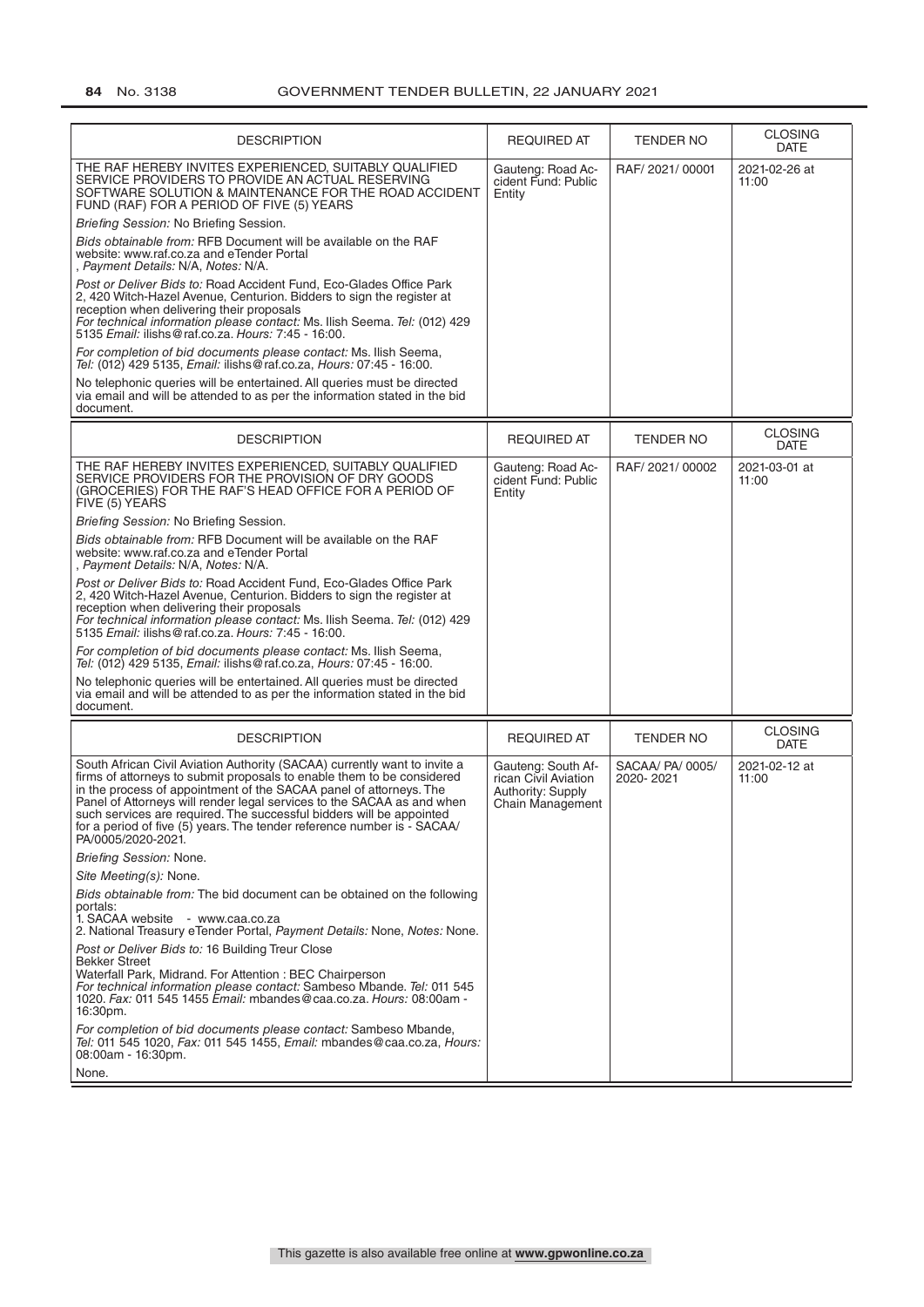| DESCRIPTION | REQUIRED AT | TENDER NO | CLOSING DATE |
|---|---|---|---|
| THE RAF HEREBY INVITES EXPERIENCED, SUITABLY QUALIFIED SERVICE PROVIDERS TO PROVIDE AN ACTUAL RESERVING SOFTWARE SOLUTION & MAINTENANCE FOR THE ROAD ACCIDENT FUND (RAF) FOR A PERIOD OF FIVE (5) YEARS<br>*Briefing Session:* No Briefing Session.<br>*Bids obtainable from:* RFB Document will be available on the RAF website: www.raf.co.za and eTender Portal , *Payment Details:* N/A, *Notes:* N/A.<br>*Post or Deliver Bids to:* Road Accident Fund, Eco-Glades Office Park 2, 420 Witch-Hazel Avenue, Centurion. Bidders to sign the register at reception when delivering their proposals *For technical information please contact:* Ms. Ilish Seema. *Tel:* (012) 429 5135 *Email:* ilishs@raf.co.za. *Hours:* 7:45 - 16:00.<br>*For completion of bid documents please contact:* Ms. Ilish Seema, *Tel:* (012) 429 5135, *Email:* ilishs@raf.co.za, *Hours:* 07:45 - 16:00.<br>No telephonic queries will be entertained. All queries must be directed via email and will be attended to as per the information stated in the bid document. | Gauteng: Road Accident Fund: Public Entity | RAF/ 2021/ 00001 | 2021-02-26 at 11:00 |

| DESCRIPTION | REQUIRED AT | TENDER NO | CLOSING DATE |
|---|---|---|---|
| THE RAF HEREBY INVITES EXPERIENCED, SUITABLY QUALIFIED SERVICE PROVIDERS FOR THE PROVISION OF DRY GOODS (GROCERIES) FOR THE RAF'S HEAD OFFICE FOR A PERIOD OF FIVE (5) YEARS<br>*Briefing Session:* No Briefing Session.<br>*Bids obtainable from:* RFB Document will be available on the RAF website: www.raf.co.za and eTender Portal , *Payment Details:* N/A, *Notes:* N/A.<br>*Post or Deliver Bids to:* Road Accident Fund, Eco-Glades Office Park 2, 420 Witch-Hazel Avenue, Centurion. Bidders to sign the register at reception when delivering their proposals *For technical information please contact:* Ms. Ilish Seema. *Tel:* (012) 429 5135 *Email:* ilishs@raf.co.za. *Hours:* 7:45 - 16:00.<br>*For completion of bid documents please contact:* Ms. Ilish Seema, *Tel:* (012) 429 5135, *Email:* ilishs@raf.co.za, *Hours:* 07:45 - 16:00.<br>No telephonic queries will be entertained. All queries must be directed via email and will be attended to as per the information stated in the bid document. | Gauteng: Road Accident Fund: Public Entity | RAF/ 2021/ 00002 | 2021-03-01 at 11:00 |

| DESCRIPTION | REQUIRED AT | TENDER NO | CLOSING DATE |
|---|---|---|---|
| South African Civil Aviation Authority (SACAA) currently want to invite a firms of attorneys to submit proposals to enable them to be considered in the process of appointment of the SACAA panel of attorneys. The Panel of Attorneys will render legal services to the SACAA as and when such services are required. The successful bidders will be appointed for a period of five (5) years. The tender reference number is - SACAA/ PA/0005/2020-2021.<br>*Briefing Session:* None.<br>*Site Meeting(s):* None.<br>*Bids obtainable from:* The bid document can be obtained on the following portals:<br>1. SACAA website - www.caa.co.za<br>2. National Treasury eTender Portal, *Payment Details:* None, *Notes:* None.<br>*Post or Deliver Bids to:* 16 Building Treur Close Bekker Street Waterfall Park, Midrand. For Attention : BEC Chairperson *For technical information please contact:* Sambeso Mbande. *Tel:* 011 545 1020. *Fax:* 011 545 1455 *Email:* mbandes@caa.co.za. *Hours:* 08:00am - 16:30pm.<br>*For completion of bid documents please contact:* Sambeso Mbande, *Tel:* 011 545 1020, *Fax:* 011 545 1455, *Email:* mbandes@caa.co.za, *Hours:* 08:00am - 16:30pm.<br>None. | Gauteng: South African Civil Aviation Authority: Supply Chain Management | SACAA/ PA/ 0005/ 2020- 2021 | 2021-02-12 at 11:00 |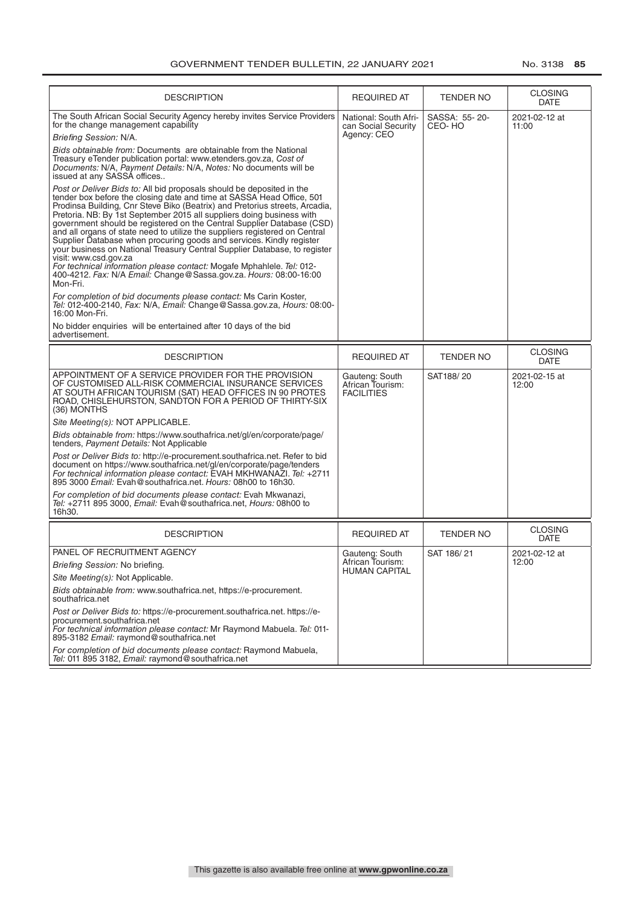| DESCRIPTION | REQUIRED AT | TENDER NO | CLOSING DATE |
|---|---|---|---|
| The South African Social Security Agency hereby invites Service Providers for the change management capability<br>*Briefing Session:* N/A.<br>*Bids obtainable from:* Documents are obtainable from the National Treasury eTender publication portal: www.etenders.gov.za, *Cost of Documents:* N/A, *Payment Details:* N/A, *Notes:* No documents will be issued at any SASSA offices..<br>*Post or Deliver Bids to:* All bid proposals should be deposited in the tender box before the closing date and time at SASSA Head Office, 501 Prodinsa Building, Cnr Steve Biko (Beatrix) and Pretorius streets, Arcadia, Pretoria. NB: By 1st September 2015 all suppliers doing business with government should be registered on the Central Supplier Database (CSD) and all organs of state need to utilize the suppliers registered on Central Supplier Database when procuring goods and services. Kindly register your business on National Treasury Central Supplier Database, to register visit: www.csd.gov.za<br>*For technical information please contact:* Mogafe Mphahlele. *Tel:* 012-400-4212. *Fax:* N/A *Email:* Change@Sassa.gov.za. *Hours:* 08:00-16:00 Mon-Fri.<br>*For completion of bid documents please contact:* Ms Carin Koster, *Tel:* 012-400-2140, *Fax:* N/A, *Email:* Change@Sassa.gov.za, *Hours:* 08:00-16:00 Mon-Fri.<br>No bidder enquiries will be entertained after 10 days of the bid advertisement. | National: South African Social Security Agency: CEO | SASSA: 55- 20- CEO- HO | 2021-02-12 at 11:00 |

| DESCRIPTION | REQUIRED AT | TENDER NO | CLOSING DATE |
|---|---|---|---|
| APPOINTMENT OF A SERVICE PROVIDER FOR THE PROVISION OF CUSTOMISED ALL-RISK COMMERCIAL INSURANCE SERVICES AT SOUTH AFRICAN TOURISM (SAT) HEAD OFFICES IN 90 PROTES ROAD, CHISLEHURSTON, SANDTON FOR A PERIOD OF THIRTY-SIX (36) MONTHS<br>*Site Meeting(s):* NOT APPLICABLE.<br>*Bids obtainable from:* https://www.southafrica.net/gl/en/corporate/page/tenders, *Payment Details:* Not Applicable<br>*Post or Deliver Bids to:* http://e-procurement.southafrica.net. Refer to bid document on https://www.southafrica.net/gl/en/corporate/page/tenders<br>*For technical information please contact:* EVAH MKHWANAZI. *Tel:* +2711 895 3000 *Email:* Evah@southafrica.net. *Hours:* 08h00 to 16h30.<br>*For completion of bid documents please contact:* Evah Mkwanazi, *Tel:* +2711 895 3000, *Email:* Evah@southafrica.net, *Hours:* 08h00 to 16h30. | Gauteng: South African Tourism: FACILITIES | SAT188/ 20 | 2021-02-15 at 12:00 |

| DESCRIPTION | REQUIRED AT | TENDER NO | CLOSING DATE |
|---|---|---|---|
| PANEL OF RECRUITMENT AGENCY<br>*Briefing Session:* No briefing.<br>*Site Meeting(s):* Not Applicable.<br>*Bids obtainable from:* www.southafrica.net, https://e-procurement.southafrica.net<br>*Post or Deliver Bids to:* https://e-procurement.southafrica.net. https://e-procurement.southafrica.net<br>*For technical information please contact:* Mr Raymond Mabuela. *Tel:* 011-895-3182 *Email:* raymond@southafrica.net<br>*For completion of bid documents please contact:* Raymond Mabuela, *Tel:* 011 895 3182, *Email:* raymond@southafrica.net | Gauteng: South African Tourism: HUMAN CAPITAL | SAT 186/ 21 | 2021-02-12 at 12:00 |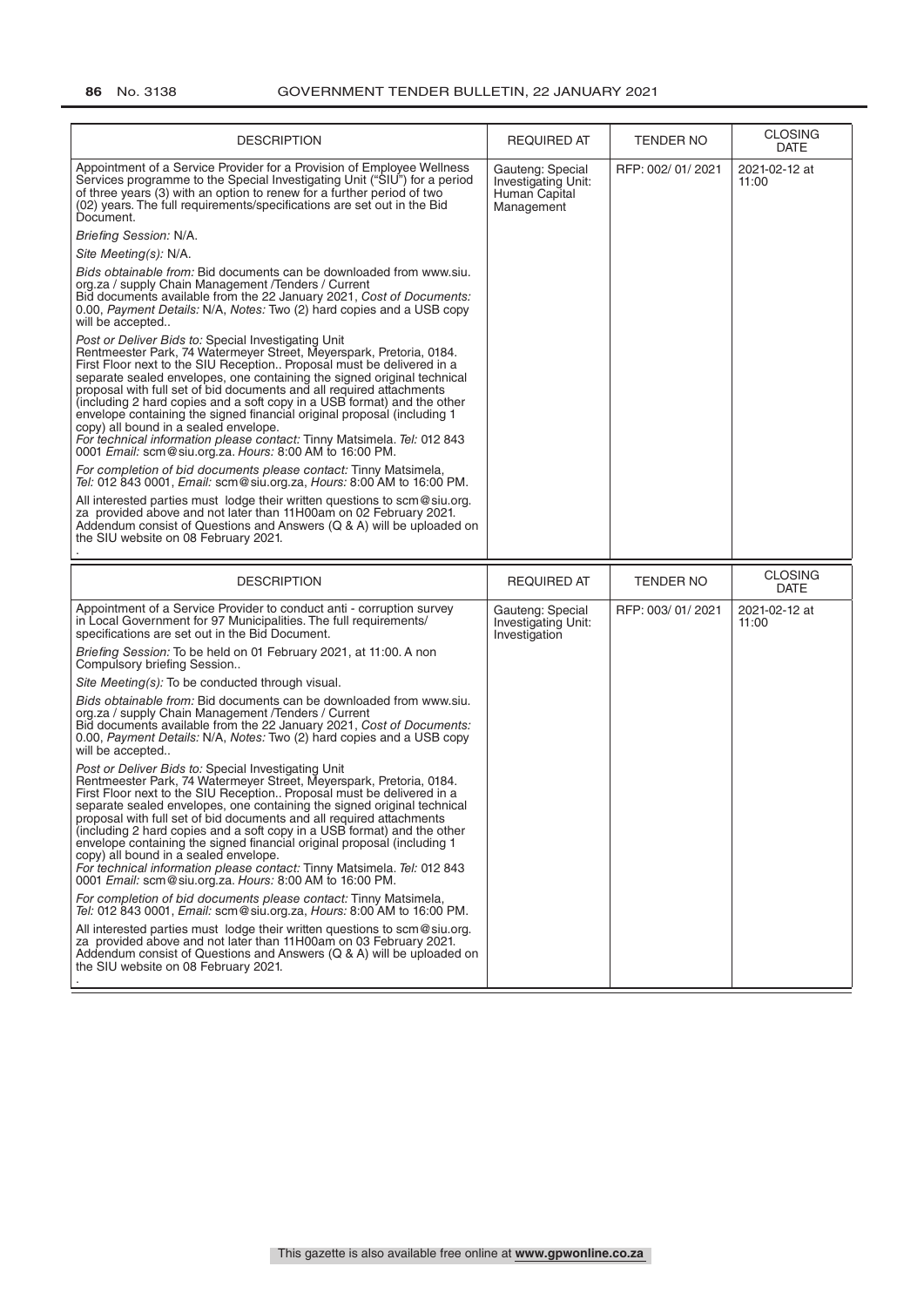| DESCRIPTION | REQUIRED AT | TENDER NO | CLOSING DATE |
|---|---|---|---|
| Appointment of a Service Provider for a Provision of Employee Wellness Services programme to the Special Investigating Unit ("SIU") for a period of three years (3) with an option to renew for a further period of two (02) years. The full requirements/specifications are set out in the Bid Document.<br>*Briefing Session:* N/A.<br>*Site Meeting(s):* N/A.<br>*Bids obtainable from:* Bid documents can be downloaded from www.siu.org.za / supply Chain Management /Tenders / Current<br>Bid documents available from the 22 January 2021, *Cost of Documents:* 0.00, *Payment Details:* N/A, *Notes:* Two (2) hard copies and a USB copy will be accepted..<br>*Post or Deliver Bids to:* Special Investigating Unit<br>Rentmeester Park, 74 Watermeyer Street, Meyerspark, Pretoria, 0184. First Floor next to the SIU Reception.. Proposal must be delivered in a separate sealed envelopes, one containing the signed original technical proposal with full set of bid documents and all required attachments (including 2 hard copies and a soft copy in a USB format) and the other envelope containing the signed financial original proposal (including 1 copy) all bound in a sealed envelope.<br>*For technical information please contact:* Tinny Matsimela. *Tel:* 012 843 0001 *Email:* scm@siu.org.za. *Hours:* 8:00 AM to 16:00 PM.<br>*For completion of bid documents please contact:* Tinny Matsimela, *Tel:* 012 843 0001, *Email:* scm@siu.org.za, *Hours:* 8:00 AM to 16:00 PM.<br>All interested parties must lodge their written questions to scm@siu.org.za provided above and not later than 11H00am on 02 February 2021. Addendum consist of Questions and Answers (Q & A) will be uploaded on the SIU website on 08 February 2021.<br>. | Gauteng: Special Investigating Unit: Human Capital Management | RFP: 002/ 01/ 2021 | 2021-02-12 at 11:00 |

| DESCRIPTION | REQUIRED AT | TENDER NO | CLOSING DATE |
|---|---|---|---|
| Appointment of a Service Provider to conduct anti - corruption survey in Local Government for 97 Municipalities. The full requirements/ specifications are set out in the Bid Document.<br>*Briefing Session:* To be held on 01 February 2021, at 11:00. A non Compulsory briefing Session..<br>*Site Meeting(s):* To be conducted through visual.<br>*Bids obtainable from:* Bid documents can be downloaded from www.siu.org.za / supply Chain Management /Tenders / Current<br>Bid documents available from the 22 January 2021, *Cost of Documents:* 0.00, *Payment Details:* N/A, *Notes:* Two (2) hard copies and a USB copy will be accepted..<br>*Post or Deliver Bids to:* Special Investigating Unit<br>Rentmeester Park, 74 Watermeyer Street, Meyerspark, Pretoria, 0184. First Floor next to the SIU Reception.. Proposal must be delivered in a separate sealed envelopes, one containing the signed original technical proposal with full set of bid documents and all required attachments (including 2 hard copies and a soft copy in a USB format) and the other envelope containing the signed financial original proposal (including 1 copy) all bound in a sealed envelope.<br>*For technical information please contact:* Tinny Matsimela. *Tel:* 012 843 0001 *Email:* scm@siu.org.za. *Hours:* 8:00 AM to 16:00 PM.<br>*For completion of bid documents please contact:* Tinny Matsimela, *Tel:* 012 843 0001, *Email:* scm@siu.org.za, *Hours:* 8:00 AM to 16:00 PM.<br>All interested parties must lodge their written questions to scm@siu.org.za provided above and not later than 11H00am on 03 February 2021. Addendum consist of Questions and Answers (Q & A) will be uploaded on the SIU website on 08 February 2021.<br>. | Gauteng: Special Investigating Unit: Investigation | RFP: 003/ 01/ 2021 | 2021-02-12 at 11:00 |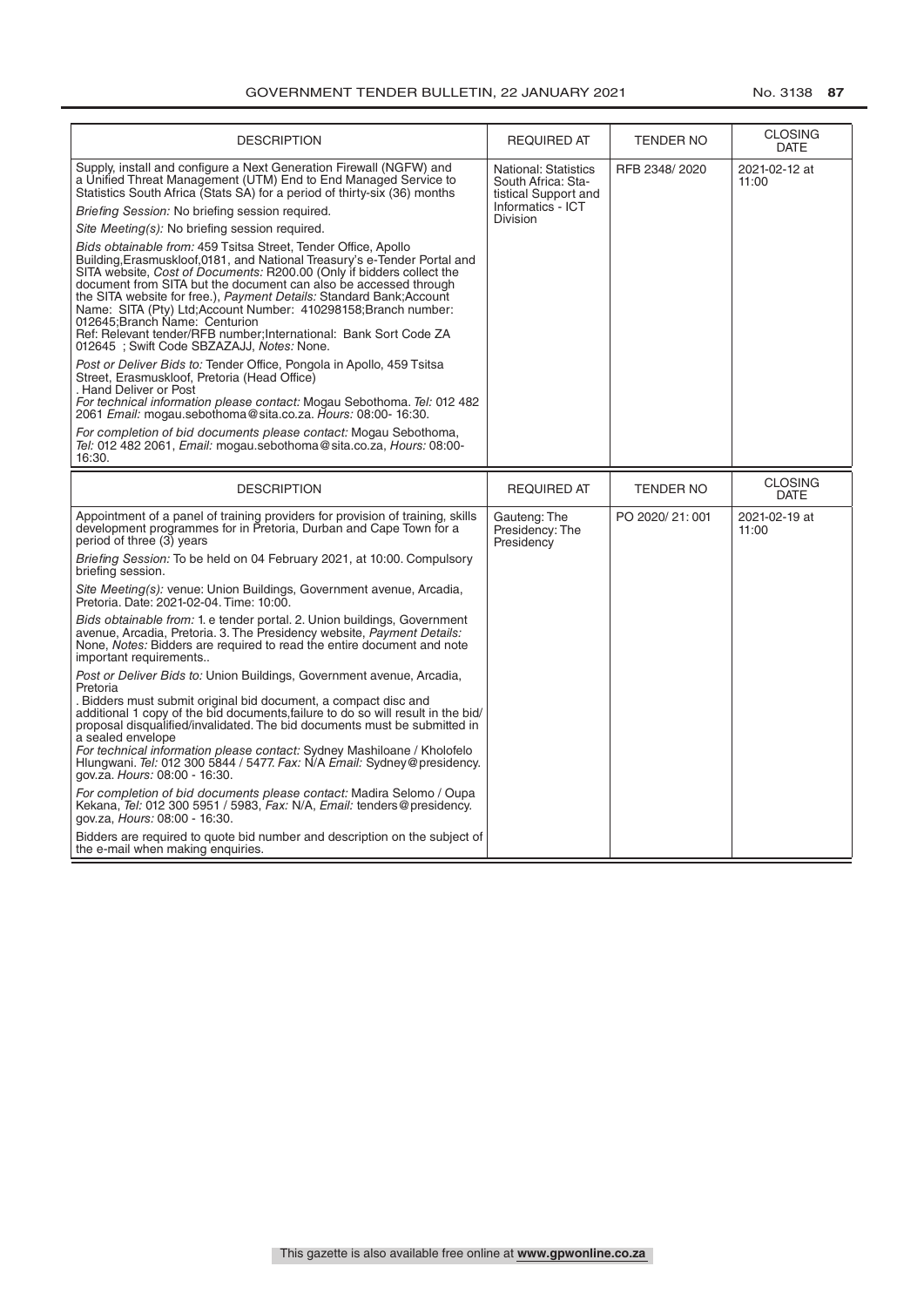| DESCRIPTION | REQUIRED AT | TENDER NO | CLOSING DATE |
|---|---|---|---|
| Supply, install and configure a Next Generation Firewall (NGFW) and a Unified Threat Management (UTM) End to End Managed Service to Statistics South Africa (Stats SA) for a period of thirty-six (36) months<br>*Briefing Session:* No briefing session required.<br>*Site Meeting(s):* No briefing session required.<br>*Bids obtainable from:* 459 Tsitsa Street, Tender Office, Apollo Building,Erasmuskloof,0181, and National Treasury's e-Tender Portal and SITA website, *Cost of Documents:* R200.00 (Only if bidders collect the document from SITA but the document can also be accessed through the SITA website for free.), *Payment Details:* Standard Bank;Account Name: SITA (Pty) Ltd;Account Number: 410298158;Branch number: 012645;Branch Name: Centurion Ref: Relevant tender/RFB number;International: Bank Sort Code ZA 012645 ; Swift Code SBZAZAJJ, *Notes:* None.<br>*Post or Deliver Bids to:* Tender Office, Pongola in Apollo, 459 Tsitsa Street, Erasmuskloof, Pretoria (Head Office) . Hand Deliver or Post<br>*For technical information please contact:* Mogau Sebothoma. *Tel:* 012 482 2061 *Email:* mogau.sebothoma@sita.co.za. *Hours:* 08:00- 16:30.<br>*For completion of bid documents please contact:* Mogau Sebothoma, *Tel:* 012 482 2061, *Email:* mogau.sebothoma@sita.co.za, *Hours:* 08:00- 16:30. | National: Statistics South Africa: Statistical Support and Informatics - ICT Division | RFB 2348/ 2020 | 2021-02-12 at 11:00 |

| DESCRIPTION | REQUIRED AT | TENDER NO | CLOSING DATE |
|---|---|---|---|
| Appointment of a panel of training providers for provision of training, skills development programmes for in Pretoria, Durban and Cape Town for a period of three (3) years<br>*Briefing Session:* To be held on 04 February 2021, at 10:00. Compulsory briefing session.<br>*Site Meeting(s):* venue: Union Buildings, Government avenue, Arcadia, Pretoria. Date: 2021-02-04. Time: 10:00.<br>*Bids obtainable from:* 1. e tender portal. 2. Union buildings, Government avenue, Arcadia, Pretoria. 3. The Presidency website, *Payment Details:* None, *Notes:* Bidders are required to read the entire document and note important requirements..<br>*Post or Deliver Bids to:* Union Buildings, Government avenue, Arcadia, Pretoria . Bidders must submit original bid document, a compact disc and additional 1 copy of the bid documents,failure to do so will result in the bid/ proposal disqualified/invalidated. The bid documents must be submitted in a sealed envelope<br>*For technical information please contact:* Sydney Mashiloane / Kholofelo Hlungwani. *Tel:* 012 300 5844 / 5477. *Fax:* N/A *Email:* Sydney@presidency.gov.za. *Hours:* 08:00 - 16:30.<br>*For completion of bid documents please contact:* Madira Selomo / Oupa Kekana, *Tel:* 012 300 5951 / 5983, *Fax:* N/A, *Email:* tenders@presidency.gov.za, *Hours:* 08:00 - 16:30.<br>Bidders are required to quote bid number and description on the subject of the e-mail when making enquiries. | Gauteng: The Presidency: The Presidency | PO 2020/ 21: 001 | 2021-02-19 at 11:00 |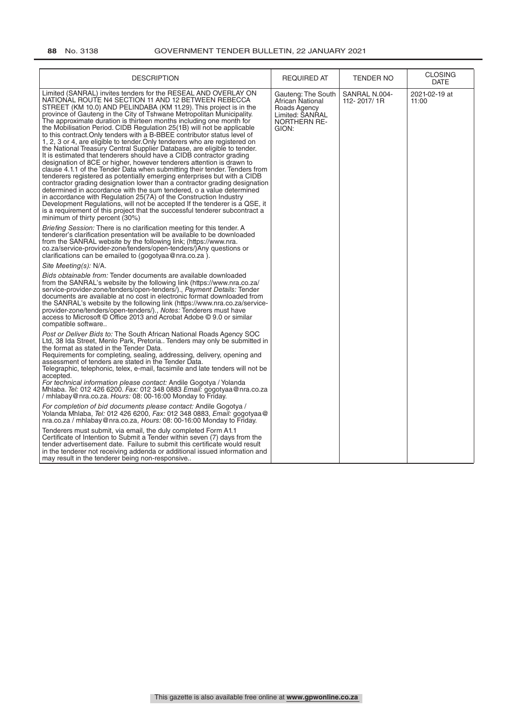| DESCRIPTION | REQUIRED AT | TENDER NO | CLOSING DATE |
|---|---|---|---|
| Limited (SANRAL) invites tenders for the RESEAL AND OVERLAY ON NATIONAL ROUTE N4 SECTION 11 AND 12 BETWEEN REBECCA STREET (KM 10.0) AND PELINDABA (KM 11.29). This project is in the province of Gauteng in the City of Tshwane Metropolitan Municipality. The approximate duration is thirteen months including one month for the Mobilisation Period. CIDB Regulation 25(1B) will not be applicable to this contract.Only tenders with a B-BBEE contributor status level of 1, 2, 3 or 4, are eligible to tender.Only tenderers who are registered on the National Treasury Central Supplier Database, are eligible to tender. It is estimated that tenderers should have a CIDB contractor grading designation of 8CE or higher, however tenderers attention is drawn to clause 4.1.1 of the Tender Data when submitting their tender. Tenders from tenderers registered as potentially emerging enterprises but with a CIDB contractor grading designation lower than a contractor grading designation determined in accordance with the sum tendered, o a value determined in accordance with Regulation 25(7A) of the Construction Industry Development Regulations, will not be accepted If the tenderer is a QSE, it is a requirement of this project that the successful tenderer subcontract a minimum of thirty percent (30%)<br><br>*Briefing Session:* There is no clarification meeting for this tender. A tenderer's clarification presentation will be available to be downloaded from the SANRAL website by the following link; (https://www.nra.co.za/service-provider-zone/tenders/open-tenders/)Any questions or clarifications can be emailed to (gogotyaa@nra.co.za ).<br><br>*Site Meeting(s):* N/A.<br><br>*Bids obtainable from:* Tender documents are available downloaded from the SANRAL's website by the following link (https://www.nra.co.za/service-provider-zone/tenders/open-tenders/)., *Payment Details:* Tender documents are available at no cost in electronic format downloaded from the SANRAL's website by the following link (https://www.nra.co.za/service-provider-zone/tenders/open-tenders/)., *Notes:* Tenderers must have access to Microsoft © Office 2013 and Acrobat Adobe © 9.0 or similar compatible software..<br><br>*Post or Deliver Bids to:* The South African National Roads Agency SOC Ltd, 38 Ida Street, Menlo Park, Pretoria.. Tenders may only be submitted in the format as stated in the Tender Data.<br>Requirements for completing, sealing, addressing, delivery, opening and assessment of tenders are stated in the Tender Data.<br>Telegraphic, telephonic, telex, e-mail, facsimile and late tenders will not be accepted.<br>*For technical information please contact:* Andile Gogotya / Yolanda Mhlaba. *Tel:* 012 426 6200. *Fax:* 012 348 0883 *Email:* gogotyaa@nra.co.za / mhlabay@nra.co.za. *Hours:* 08: 00-16:00 Monday to Friday.<br><br>*For completion of bid documents please contact:* Andile Gogotya / Yolanda Mhlaba, *Tel:* 012 426 6200, *Fax:* 012 348 0883, *Email:* gogotyaa@nra.co.za / mhlabay@nra.co.za, *Hours:* 08: 00-16:00 Monday to Friday.<br><br>Tenderers must submit, via email, the duly completed Form A1.1 Certificate of Intention to Submit a Tender within seven (7) days from the tender advertisement date. Failure to submit this certificate would result in the tenderer not receiving addenda or additional issued information and may result in the tenderer being non-responsive.. | Gauteng: The South African National Roads Agency Limited: SANRAL NORTHERN REGION: | SANRAL N.004-112- 2017/ 1R | 2021-02-19 at 11:00 |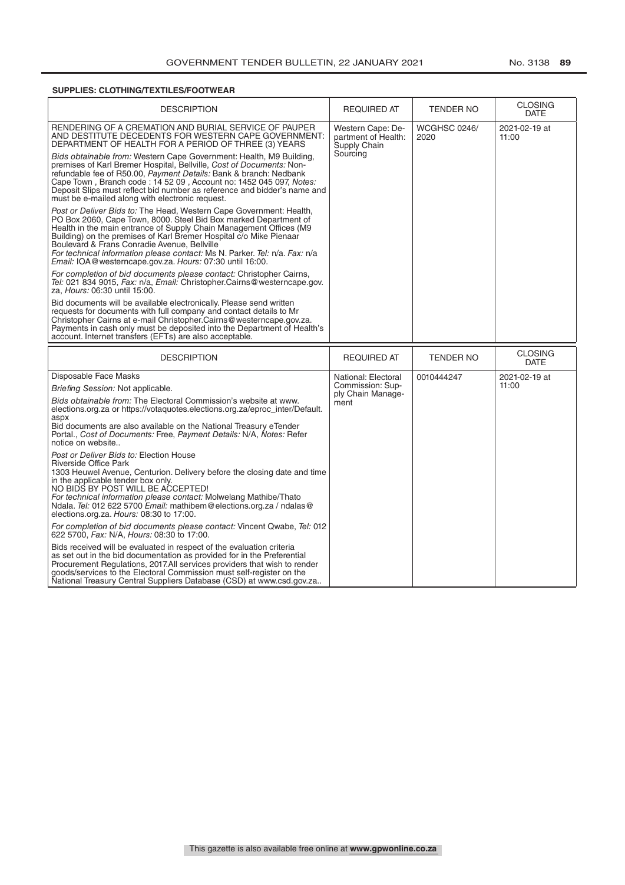**SUPPLIES: CLOTHING/TEXTILES/FOOTWEAR**

| DESCRIPTION | REQUIRED AT | TENDER NO | CLOSING DATE |
|---|---|---|---|
| RENDERING OF A CREMATION AND BURIAL SERVICE OF PAUPER AND DESTITUTE DECEDENTS FOR WESTERN CAPE GOVERNMENT: DEPARTMENT OF HEALTH FOR A PERIOD OF THREE (3) YEARS<br><br>*Bids obtainable from:* Western Cape Government: Health, M9 Building, premises of Karl Bremer Hospital, Bellville, *Cost of Documents:* Non-refundable fee of R50.00, *Payment Details:* Bank & branch: Nedbank Cape Town , Branch code : 14 52 09 , Account no: 1452 045 097, *Notes:* Deposit Slips must reflect bid number as reference and bidder's name and must be e-mailed along with electronic request.<br><br>*Post or Deliver Bids to:* The Head, Western Cape Government: Health, PO Box 2060, Cape Town, 8000. Steel Bid Box marked Department of Health in the main entrance of Supply Chain Management Offices (M9 Building) on the premises of Karl Bremer Hospital c/o Mike Pienaar Boulevard & Frans Conradie Avenue, Bellville<br>*For technical information please contact:* Ms N. Parker. *Tel:* n/a. *Fax:* n/a *Email:* IOA@westerncape.gov.za. *Hours:* 07:30 until 16:00.<br><br>*For completion of bid documents please contact:* Christopher Cairns, *Tel:* 021 834 9015, *Fax:* n/a, *Email:* Christopher.Cairns@westerncape.gov.za, *Hours:* 06:30 until 15:00.<br><br>Bid documents will be available electronically. Please send written requests for documents with full company and contact details to Mr Christopher Cairns at e-mail Christopher.Cairns@westerncape.gov.za. Payments in cash only must be deposited into the Department of Health's account. Internet transfers (EFTs) are also acceptable. | Western Cape: Department of Health: Supply Chain Sourcing | WCGHSC 0246/2020 | 2021-02-19 at 11:00 |

| DESCRIPTION | REQUIRED AT | TENDER NO | CLOSING DATE |
|---|---|---|---|
| Disposable Face Masks<br><br>*Briefing Session:* Not applicable.<br><br>*Bids obtainable from:* The Electoral Commission's website at www.elections.org.za or https://votaquotes.elections.org.za/eproc_inter/Default.aspx<br>Bid documents are also available on the National Treasury eTender Portal., *Cost of Documents:* Free, *Payment Details:* N/A, *Notes:* Refer notice on website..<br><br>*Post or Deliver Bids to:* Election House<br>Riverside Office Park<br>1303 Heuwel Avenue, Centurion. Delivery before the closing date and time in the applicable tender box only.<br>NO BIDS BY POST WILL BE ACCEPTED!<br>*For technical information please contact:* Molwelang Mathibe/Thato Ndala. *Tel:* 012 622 5700 *Email:* mathibem@elections.org.za / ndalas@elections.org.za. *Hours:* 08:30 to 17:00.<br><br>*For completion of bid documents please contact:* Vincent Qwabe, *Tel:* 012 622 5700, *Fax:* N/A, *Hours:* 08:30 to 17:00.<br><br>Bids received will be evaluated in respect of the evaluation criteria as set out in the bid documentation as provided for in the Preferential Procurement Regulations, 2017.All services providers that wish to render goods/services to the Electoral Commission must self-register on the National Treasury Central Suppliers Database (CSD) at www.csd.gov.za.. | National: Electoral Commission: Supply Chain Management | 0010444247 | 2021-02-19 at 11:00 |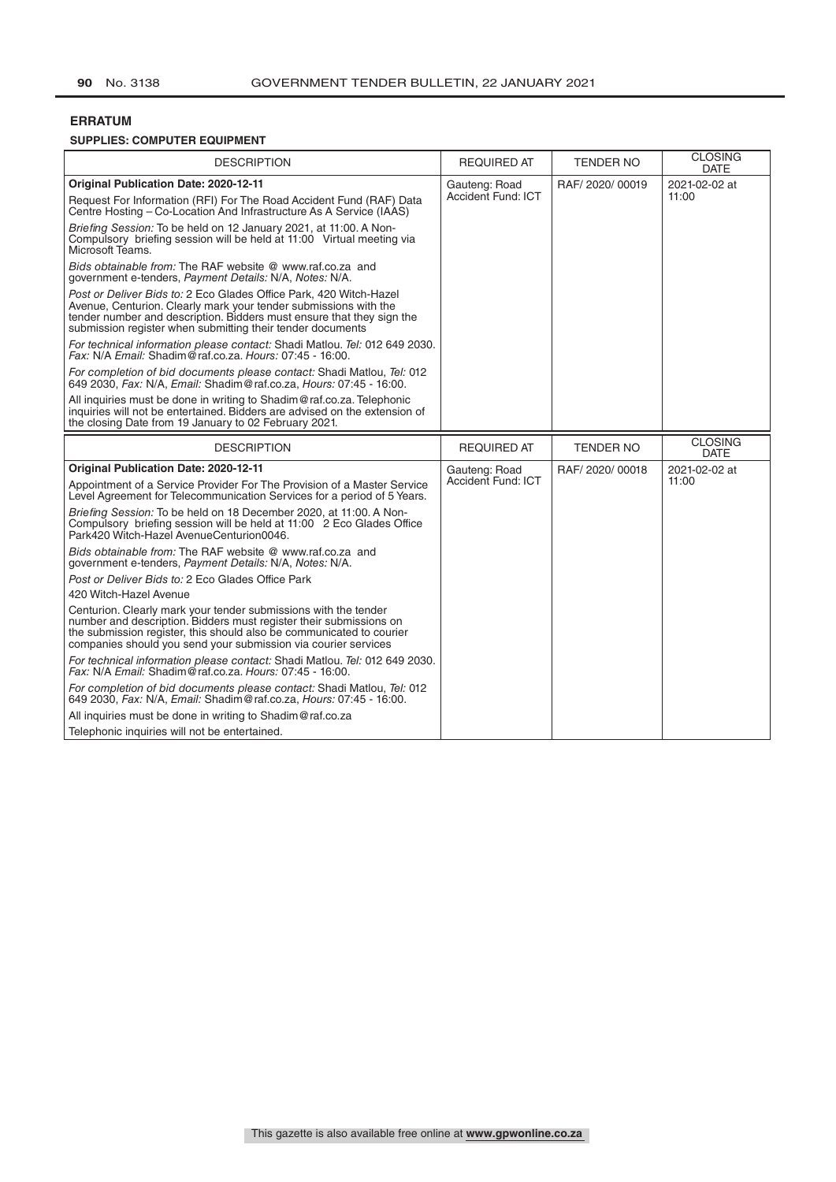**ERRATUM**

**SUPPLIES: COMPUTER EQUIPMENT**

| DESCRIPTION | REQUIRED AT | TENDER NO | CLOSING DATE |
|---|---|---|---|
| **Original Publication Date: 2020-12-11**<br>Request For Information (RFI) For The Road Accident Fund (RAF) Data Centre Hosting – Co-Location And Infrastructure As A Service (IAAS)<br>*Briefing Session:* To be held on 12 January 2021, at 11:00. A Non-Compulsory briefing session will be held at 11:00 Virtual meeting via Microsoft Teams.<br>*Bids obtainable from:* The RAF website @ www.raf.co.za and government e-tenders, *Payment Details:* N/A, *Notes:* N/A.<br>*Post or Deliver Bids to:* 2 Eco Glades Office Park, 420 Witch-Hazel Avenue, Centurion. Clearly mark your tender submissions with the tender number and description. Bidders must ensure that they sign the submission register when submitting their tender documents<br>*For technical information please contact:* Shadi Matlou. *Tel:* 012 649 2030. *Fax:* N/A *Email:* Shadim@raf.co.za. *Hours:* 07:45 - 16:00.<br>*For completion of bid documents please contact:* Shadi Matlou, *Tel:* 012 649 2030, *Fax:* N/A, *Email:* Shadim@raf.co.za, *Hours:* 07:45 - 16:00.<br>All inquiries must be done in writing to Shadim@raf.co.za. Telephonic inquiries will not be entertained. Bidders are advised on the extension of the closing Date from 19 January to 02 February 2021. | Gauteng: Road Accident Fund: ICT | RAF/ 2020/ 00019 | 2021-02-02 at 11:00 |

| DESCRIPTION | REQUIRED AT | TENDER NO | CLOSING DATE |
|---|---|---|---|
| **Original Publication Date: 2020-12-11**<br>Appointment of a Service Provider For The Provision of a Master Service Level Agreement for Telecommunication Services for a period of 5 Years.<br>*Briefing Session:* To be held on 18 December 2020, at 11:00. A Non-Compulsory briefing session will be held at 11:00 2 Eco Glades Office Park420 Witch-Hazel AvenueCenturion0046.<br>*Bids obtainable from:* The RAF website @ www.raf.co.za and government e-tenders, *Payment Details:* N/A, *Notes:* N/A.<br>*Post or Deliver Bids to:* 2 Eco Glades Office Park<br>420 Witch-Hazel Avenue<br>Centurion. Clearly mark your tender submissions with the tender number and description. Bidders must register their submissions on the submission register, this should also be communicated to courier companies should you send your submission via courier services<br>*For technical information please contact:* Shadi Matlou. *Tel:* 012 649 2030. *Fax:* N/A *Email:* Shadim@raf.co.za. *Hours:* 07:45 - 16:00.<br>*For completion of bid documents please contact:* Shadi Matlou, *Tel:* 012 649 2030, *Fax:* N/A, *Email:* Shadim@raf.co.za, *Hours:* 07:45 - 16:00.<br>All inquiries must be done in writing to Shadim@raf.co.za<br>Telephonic inquiries will not be entertained. | Gauteng: Road Accident Fund: ICT | RAF/ 2020/ 00018 | 2021-02-02 at 11:00 |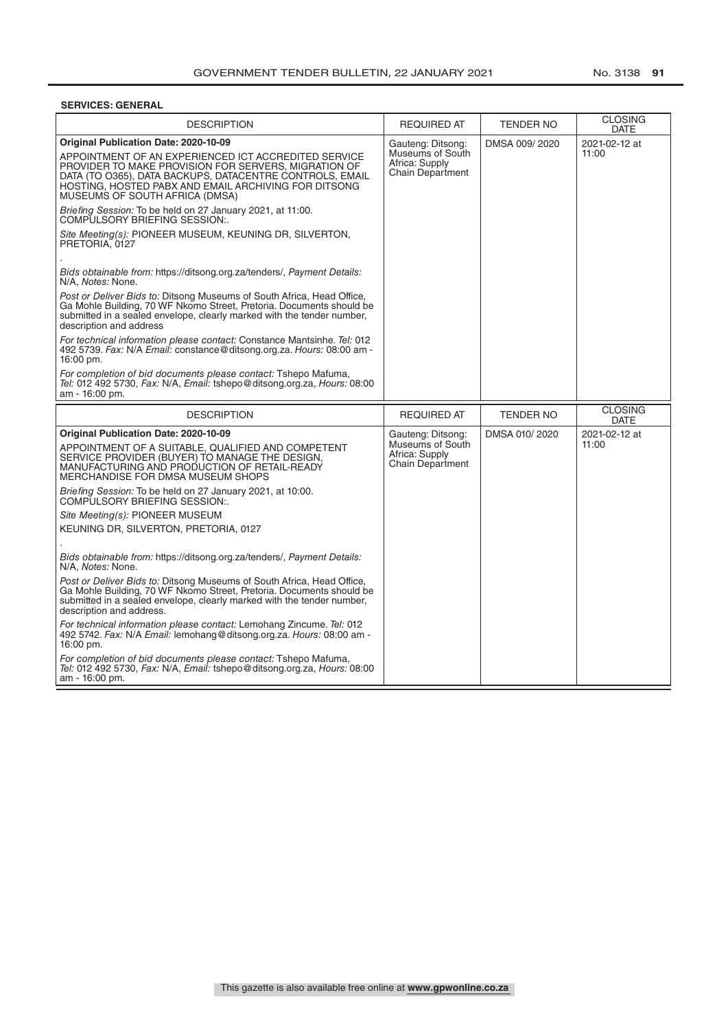**SERVICES: GENERAL**

| DESCRIPTION | REQUIRED AT | TENDER NO | CLOSING DATE |
|---|---|---|---|
| **Original Publication Date: 2020-10-09**<br><br>APPOINTMENT OF AN EXPERIENCED ICT ACCREDITED SERVICE PROVIDER TO MAKE PROVISION FOR SERVERS, MIGRATION OF DATA (TO O365), DATA BACKUPS, DATACENTRE CONTROLS, EMAIL HOSTING, HOSTED PABX AND EMAIL ARCHIVING FOR DITSONG MUSEUMS OF SOUTH AFRICA (DMSA)<br><br>*Briefing Session:* To be held on 27 January 2021, at 11:00. COMPULSORY BRIEFING SESSION:.<br><br>*Site Meeting(s):* PIONEER MUSEUM, KEUNING DR, SILVERTON, PRETORIA, 0127<br><br>.<br><br>*Bids obtainable from:* https://ditsong.org.za/tenders/, *Payment Details:* N/A, *Notes:* None.<br><br>*Post or Deliver Bids to:* Ditsong Museums of South Africa, Head Office, Ga Mohle Building, 70 WF Nkomo Street, Pretoria. Documents should be submitted in a sealed envelope, clearly marked with the tender number, description and address<br><br>*For technical information please contact:* Constance Mantsinhe. *Tel:* 012 492 5739. *Fax:* N/A *Email:* constance@ditsong.org.za. *Hours:* 08:00 am - 16:00 pm.<br><br>*For completion of bid documents please contact:* Tshepo Mafuma, *Tel:* 012 492 5730, *Fax:* N/A, *Email:* tshepo@ditsong.org.za, *Hours:* 08:00 am - 16:00 pm. | Gauteng: Ditsong: Museums of South Africa: Supply Chain Department | DMSA 009/ 2020 | 2021-02-12 at 11:00 |

| DESCRIPTION | REQUIRED AT | TENDER NO | CLOSING DATE |
|---|---|---|---|
| **Original Publication Date: 2020-10-09**<br><br>APPOINTMENT OF A SUITABLE, QUALIFIED AND COMPETENT SERVICE PROVIDER (BUYER) TO MANAGE THE DESIGN, MANUFACTURING AND PRODUCTION OF RETAIL-READY MERCHANDISE FOR DMSA MUSEUM SHOPS<br><br>*Briefing Session:* To be held on 27 January 2021, at 10:00. COMPULSORY BRIEFING SESSION:.<br><br>*Site Meeting(s):* PIONEER MUSEUM<br><br>KEUNING DR, SILVERTON, PRETORIA, 0127<br><br>.<br><br>*Bids obtainable from:* https://ditsong.org.za/tenders/, *Payment Details:* N/A, *Notes:* None.<br><br>*Post or Deliver Bids to:* Ditsong Museums of South Africa, Head Office, Ga Mohle Building, 70 WF Nkomo Street, Pretoria. Documents should be submitted in a sealed envelope, clearly marked with the tender number, description and address.<br><br>*For technical information please contact:* Lemohang Zincume. *Tel:* 012 492 5742. *Fax:* N/A *Email:* lemohang@ditsong.org.za. *Hours:* 08:00 am - 16:00 pm.<br><br>*For completion of bid documents please contact:* Tshepo Mafuma, *Tel:* 012 492 5730, *Fax:* N/A, *Email:* tshepo@ditsong.org.za, *Hours:* 08:00 am - 16:00 pm. | Gauteng: Ditsong: Museums of South Africa: Supply Chain Department | DMSA 010/ 2020 | 2021-02-12 at 11:00 |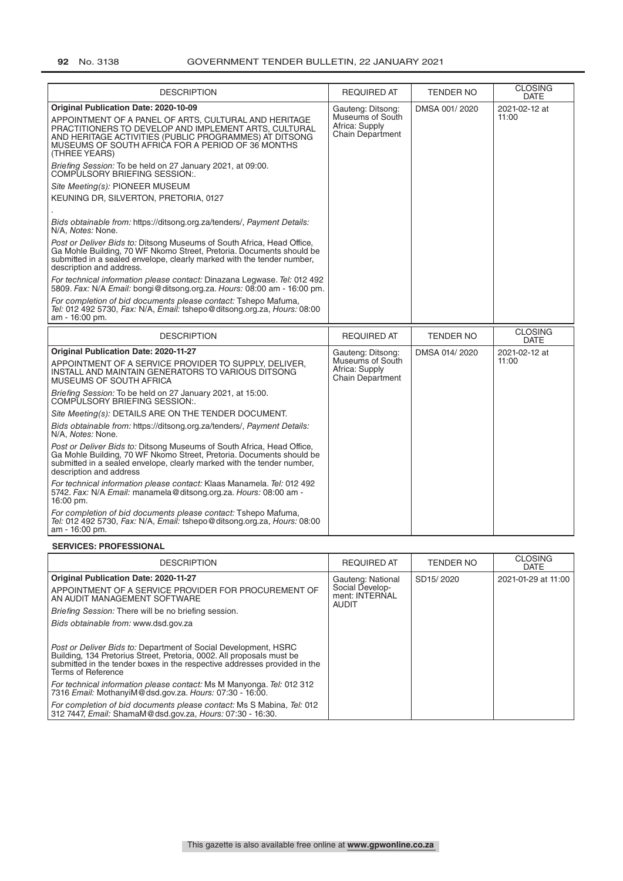| DESCRIPTION | REQUIRED AT | TENDER NO | CLOSING DATE |
|---|---|---|---|
| **Original Publication Date: 2020-10-09**<br>APPOINTMENT OF A PANEL OF ARTS, CULTURAL AND HERITAGE PRACTITIONERS TO DEVELOP AND IMPLEMENT ARTS, CULTURAL AND HERITAGE ACTIVITIES (PUBLIC PROGRAMMES) AT DITSONG MUSEUMS OF SOUTH AFRICA FOR A PERIOD OF 36 MONTHS (THREE YEARS)<br>*Briefing Session:* To be held on 27 January 2021, at 09:00. COMPULSORY BRIEFING SESSION:.<br>*Site Meeting(s):* PIONEER MUSEUM<br>KEUNING DR, SILVERTON, PRETORIA, 0127<br>.<br>*Bids obtainable from:* https://ditsong.org.za/tenders/, *Payment Details:* N/A, *Notes:* None.<br>*Post or Deliver Bids to:* Ditsong Museums of South Africa, Head Office, Ga Mohle Building, 70 WF Nkomo Street, Pretoria. Documents should be submitted in a sealed envelope, clearly marked with the tender number, description and address.<br>*For technical information please contact:* Dinazana Legwase. *Tel:* 012 492 5809. *Fax:* N/A *Email:* bongi@ditsong.org.za. *Hours:* 08:00 am - 16:00 pm.<br>*For completion of bid documents please contact:* Tshepo Mafuma, *Tel:* 012 492 5730, *Fax:* N/A, *Email:* tshepo@ditsong.org.za, *Hours:* 08:00 am - 16:00 pm. | Gauteng: Ditsong: Museums of South Africa: Supply Chain Department | DMSA 001/ 2020 | 2021-02-12 at 11:00 |

| DESCRIPTION | REQUIRED AT | TENDER NO | CLOSING DATE |
|---|---|---|---|
| **Original Publication Date: 2020-11-27**<br>APPOINTMENT OF A SERVICE PROVIDER TO SUPPLY, DELIVER, INSTALL AND MAINTAIN GENERATORS TO VARIOUS DITSONG MUSEUMS OF SOUTH AFRICA<br>*Briefing Session:* To be held on 27 January 2021, at 15:00. COMPULSORY BRIEFING SESSION:.<br>*Site Meeting(s):* DETAILS ARE ON THE TENDER DOCUMENT.<br>*Bids obtainable from:* https://ditsong.org.za/tenders/, *Payment Details:* N/A, *Notes:* None.<br>*Post or Deliver Bids to:* Ditsong Museums of South Africa, Head Office, Ga Mohle Building, 70 WF Nkomo Street, Pretoria. Documents should be submitted in a sealed envelope, clearly marked with the tender number, description and address<br>*For technical information please contact:* Klaas Manamela. *Tel:* 012 492 5742. *Fax:* N/A *Email:* manamela@ditsong.org.za. *Hours:* 08:00 am - 16:00 pm.<br>*For completion of bid documents please contact:* Tshepo Mafuma, *Tel:* 012 492 5730, *Fax:* N/A, *Email:* tshepo@ditsong.org.za, *Hours:* 08:00 am - 16:00 pm. | Gauteng: Ditsong: Museums of South Africa: Supply Chain Department | DMSA 014/ 2020 | 2021-02-12 at 11:00 |

**SERVICES: PROFESSIONAL**

| DESCRIPTION | REQUIRED AT | TENDER NO | CLOSING DATE |
|---|---|---|---|
| **Original Publication Date: 2020-11-27**<br>APPOINTMENT OF A SERVICE PROVIDER FOR PROCUREMENT OF AN AUDIT MANAGEMENT SOFTWARE<br>*Briefing Session:* There will be no briefing session.<br>*Bids obtainable from:* www.dsd.gov.za<br>*Post or Deliver Bids to:* Department of Social Development, HSRC Building, 134 Pretorius Street, Pretoria, 0002. All proposals must be submitted in the tender boxes in the respective addresses provided in the Terms of Reference<br>*For technical information please contact:* Ms M Manyonga. *Tel:* 012 312 7316 *Email:* MothanyiM@dsd.gov.za. *Hours:* 07:30 - 16:00.<br>*For completion of bid documents please contact:* Ms S Mabina, *Tel:* 012 312 7447, *Email:* ShamaM@dsd.gov.za, *Hours:* 07:30 - 16:30. | Gauteng: National Social Development: INTERNAL AUDIT | SD15/ 2020 | 2021-01-29 at 11:00 |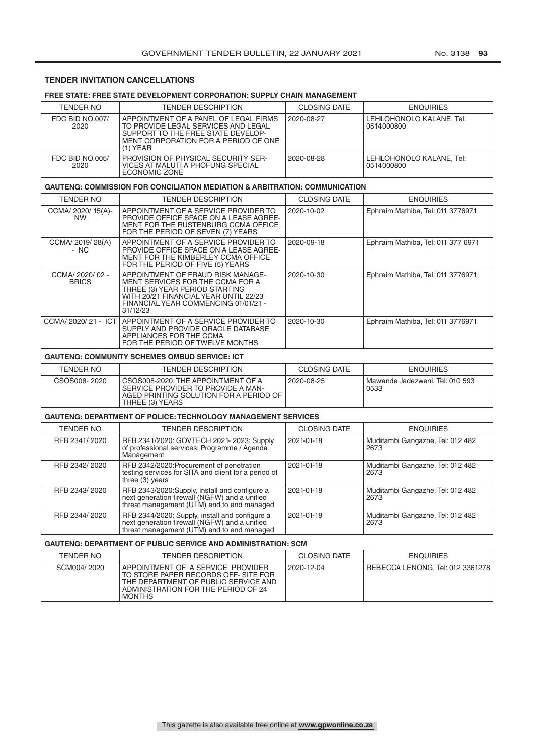## TENDER INVITATION CANCELLATIONS

### FREE STATE: FREE STATE DEVELOPMENT CORPORATION: SUPPLY CHAIN MANAGEMENT

| TENDER NO | TENDER DESCRIPTION | CLOSING DATE | ENQUIRIES |
|---|---|---|---|
| FDC BID NO.007/ 2020 | APPOINTMENT OF A PANEL OF LEGAL FIRMS TO PROVIDE LEGAL SERVICES AND LEGAL SUPPORT TO THE FREE STATE DEVELOP-MENT CORPORATION FOR A PERIOD OF ONE (1) YEAR | 2020-08-27 | LEHLOHONOLO KALANE, Tel: 0514000800 |
| FDC BID NO.005/ 2020 | PROVISION OF PHYSICAL SECURITY SER-VICES AT MALUTI A PHOFUNG SPECIAL ECONOMIC ZONE | 2020-08-28 | LEHLOHONOLO KALANE, Tel: 0514000800 |

### GAUTENG: COMMISSION FOR CONCILIATION MEDIATION & ARBITRATION: COMMUNICATION

| TENDER NO | TENDER DESCRIPTION | CLOSING DATE | ENQUIRIES |
|---|---|---|---|
| CCMA/ 2020/ 15(A)-NW | APPOINTMENT OF A SERVICE PROVIDER TO PROVIDE OFFICE SPACE ON A LEASE AGREE-MENT FOR THE RUSTENBURG CCMA OFFICE FOR THE PERIOD OF SEVEN (7) YEARS | 2020-10-02 | Ephraim Mathiba, Tel: 011 3776971 |
| CCMA/ 2019/ 28(A) - NC | APPOINTMENT OF A SERVICE PROVIDER TO PROVIDE OFFICE SPACE ON A LEASE AGREE-MENT FOR THE KIMBERLEY CCMA OFFICE FOR THE PERIOD OF FIVE (5) YEARS | 2020-09-18 | Ephraim Mathiba, Tel: 011 377 6971 |
| CCMA/ 2020/ 02 - BRICS | APPOINTMENT OF FRAUD RISK MANAGE-MENT SERVICES FOR THE CCMA FOR A THREE (3) YEAR PERIOD STARTING WITH 20/21 FINANCIAL YEAR UNTIL 22/23 FINANCIAL YEAR COMMENCING 01/01/21 - 31/12/23 | 2020-10-30 | Ephraim Mathiba, Tel: 011 3776971 |
| CCMA/ 2020/ 21 - ICT | APPOINTMENT OF A SERVICE PROVIDER TO SUPPLY AND PROVIDE ORACLE DATABASE APPLIANCES FOR THE CCMA FOR THE PERIOD OF TWELVE MONTHS | 2020-10-30 | Ephraim Mathiba, Tel: 011 3776971 |

### GAUTENG: COMMUNITY SCHEMES OMBUD SERVICE: ICT

| TENDER NO | TENDER DESCRIPTION | CLOSING DATE | ENQUIRIES |
|---|---|---|---|
| CSOS008- 2020 | CSOS008-2020: THE APPOINTMENT OF A SERVICE PROVIDER TO PROVIDE A MAN-AGED PRINTING SOLUTION FOR A PERIOD OF THREE (3) YEARS | 2020-08-25 | Mawande Jadezweni, Tel: 010 593 0533 |

### GAUTENG: DEPARTMENT OF POLICE: TECHNOLOGY MANAGEMENT SERVICES

| TENDER NO | TENDER DESCRIPTION | CLOSING DATE | ENQUIRIES |
|---|---|---|---|
| RFB 2341/ 2020 | RFB 2341/2020: GOVTECH 2021- 2023: Supply of professional services: Programme / Agenda Management | 2021-01-18 | Muditambi Gangazhe, Tel: 012 482 2673 |
| RFB 2342/ 2020 | RFB 2342/2020:Procurement of penetration testing services for SITA and client for a period of three (3) years | 2021-01-18 | Muditambi Gangazhe, Tel: 012 482 2673 |
| RFB 2343/ 2020 | RFB 2343/2020:Supply, install and configure a next generation firewall (NGFW) and a unified threat management (UTM) end to end managed | 2021-01-18 | Muditambi Gangazhe, Tel: 012 482 2673 |
| RFB 2344/ 2020 | RFB 2344/2020: Supply, install and configure a next generation firewall (NGFW) and a unified threat management (UTM) end to end managed | 2021-01-18 | Muditambi Gangazhe, Tel: 012 482 2673 |

### GAUTENG: DEPARTMENT OF PUBLIC SERVICE AND ADMINISTRATION: SCM

| TENDER NO | TENDER DESCRIPTION | CLOSING DATE | ENQUIRIES |
|---|---|---|---|
| SCM004/ 2020 | APPOINTMENT OF A SERVICE PROVIDER TO STORE PAPER RECORDS OFF- SITE FOR THE DEPARTMENT OF PUBLIC SERVICE AND ADMINISTRATION FOR THE PERIOD OF 24 MONTHS | 2020-12-04 | REBECCA LENONG, Tel: 012 3361278 |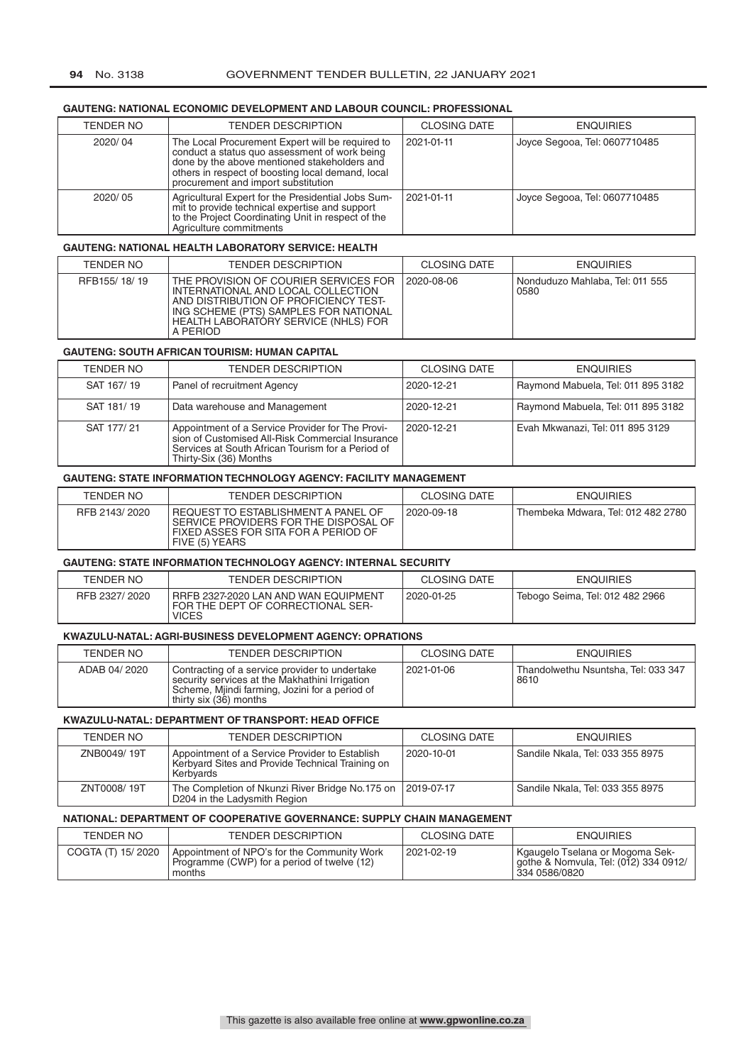### GAUTENG: NATIONAL ECONOMIC DEVELOPMENT AND LABOUR COUNCIL: PROFESSIONAL

| TENDER NO | TENDER DESCRIPTION | CLOSING DATE | ENQUIRIES |
|---|---|---|---|
| 2020/ 04 | The Local Procurement Expert will be required to conduct a status quo assessment of work being done by the above mentioned stakeholders and others in respect of boosting local demand, local procurement and import substitution | 2021-01-11 | Joyce Segooa, Tel: 0607710485 |
| 2020/ 05 | Agricultural Expert for the Presidential Jobs Summit to provide technical expertise and support to the Project Coordinating Unit in respect of the Agriculture commitments | 2021-01-11 | Joyce Segooa, Tel: 0607710485 |

### GAUTENG: NATIONAL HEALTH LABORATORY SERVICE: HEALTH

| TENDER NO | TENDER DESCRIPTION | CLOSING DATE | ENQUIRIES |
|---|---|---|---|
| RFB155/ 18/ 19 | THE PROVISION OF COURIER SERVICES FOR INTERNATIONAL AND LOCAL COLLECTION AND DISTRIBUTION OF PROFICIENCY TESTING SCHEME (PTS) SAMPLES FOR NATIONAL HEALTH LABORATORY SERVICE (NHLS) FOR A PERIOD | 2020-08-06 | Nonduduzo Mahlaba, Tel: 011 555 0580 |

### GAUTENG: SOUTH AFRICAN TOURISM: HUMAN CAPITAL

| TENDER NO | TENDER DESCRIPTION | CLOSING DATE | ENQUIRIES |
|---|---|---|---|
| SAT 167/ 19 | Panel of recruitment Agency | 2020-12-21 | Raymond Mabuela, Tel: 011 895 3182 |
| SAT 181/ 19 | Data warehouse and Management | 2020-12-21 | Raymond Mabuela, Tel: 011 895 3182 |
| SAT 177/ 21 | Appointment of a Service Provider for The Provision of Customised All-Risk Commercial Insurance Services at South African Tourism for a Period of Thirty-Six (36) Months | 2020-12-21 | Evah Mkwanazi, Tel: 011 895 3129 |

### GAUTENG: STATE INFORMATION TECHNOLOGY AGENCY: FACILITY MANAGEMENT

| TENDER NO | TENDER DESCRIPTION | CLOSING DATE | ENQUIRIES |
|---|---|---|---|
| RFB 2143/ 2020 | REQUEST TO ESTABLISHMENT A PANEL OF SERVICE PROVIDERS FOR THE DISPOSAL OF FIXED ASSES FOR SITA FOR A PERIOD OF FIVE (5) YEARS | 2020-09-18 | Thembeka Mdwara, Tel: 012 482 2780 |

### GAUTENG: STATE INFORMATION TECHNOLOGY AGENCY: INTERNAL SECURITY

| TENDER NO | TENDER DESCRIPTION | CLOSING DATE | ENQUIRIES |
|---|---|---|---|
| RFB 2327/ 2020 | RRFB 2327-2020 LAN AND WAN EQUIPMENT FOR THE DEPT OF CORRECTIONAL SERVICES | 2020-01-25 | Tebogo Seima, Tel: 012 482 2966 |

### KWAZULU-NATAL: AGRI-BUSINESS DEVELOPMENT AGENCY: OPRATIONS

| TENDER NO | TENDER DESCRIPTION | CLOSING DATE | ENQUIRIES |
|---|---|---|---|
| ADAB 04/ 2020 | Contracting of a service provider to undertake security services at the Makhathini Irrigation Scheme, Mjindi farming, Jozini for a period of thirty six (36) months | 2021-01-06 | Thandolwethu Nsuntsha, Tel: 033 347 8610 |

### KWAZULU-NATAL: DEPARTMENT OF TRANSPORT: HEAD OFFICE

| TENDER NO | TENDER DESCRIPTION | CLOSING DATE | ENQUIRIES |
|---|---|---|---|
| ZNB0049/ 19T | Appointment of a Service Provider to Establish Kerbyard Sites and Provide Technical Training on Kerbyards | 2020-10-01 | Sandile Nkala, Tel: 033 355 8975 |
| ZNT0008/ 19T | The Completion of Nkunzi River Bridge No.175 on D204 in the Ladysmith Region | 2019-07-17 | Sandile Nkala, Tel: 033 355 8975 |

### NATIONAL: DEPARTMENT OF COOPERATIVE GOVERNANCE: SUPPLY CHAIN MANAGEMENT

| TENDER NO | TENDER DESCRIPTION | CLOSING DATE | ENQUIRIES |
|---|---|---|---|
| COGTA (T) 15/ 2020 | Appointment of NPO's for the Community Work Programme (CWP) for a period of twelve (12) months | 2021-02-19 | Kgaugelo Tselana or Mogoma Sekgothe & Nomvula, Tel: (012) 334 0912/ 334 0586/0820 |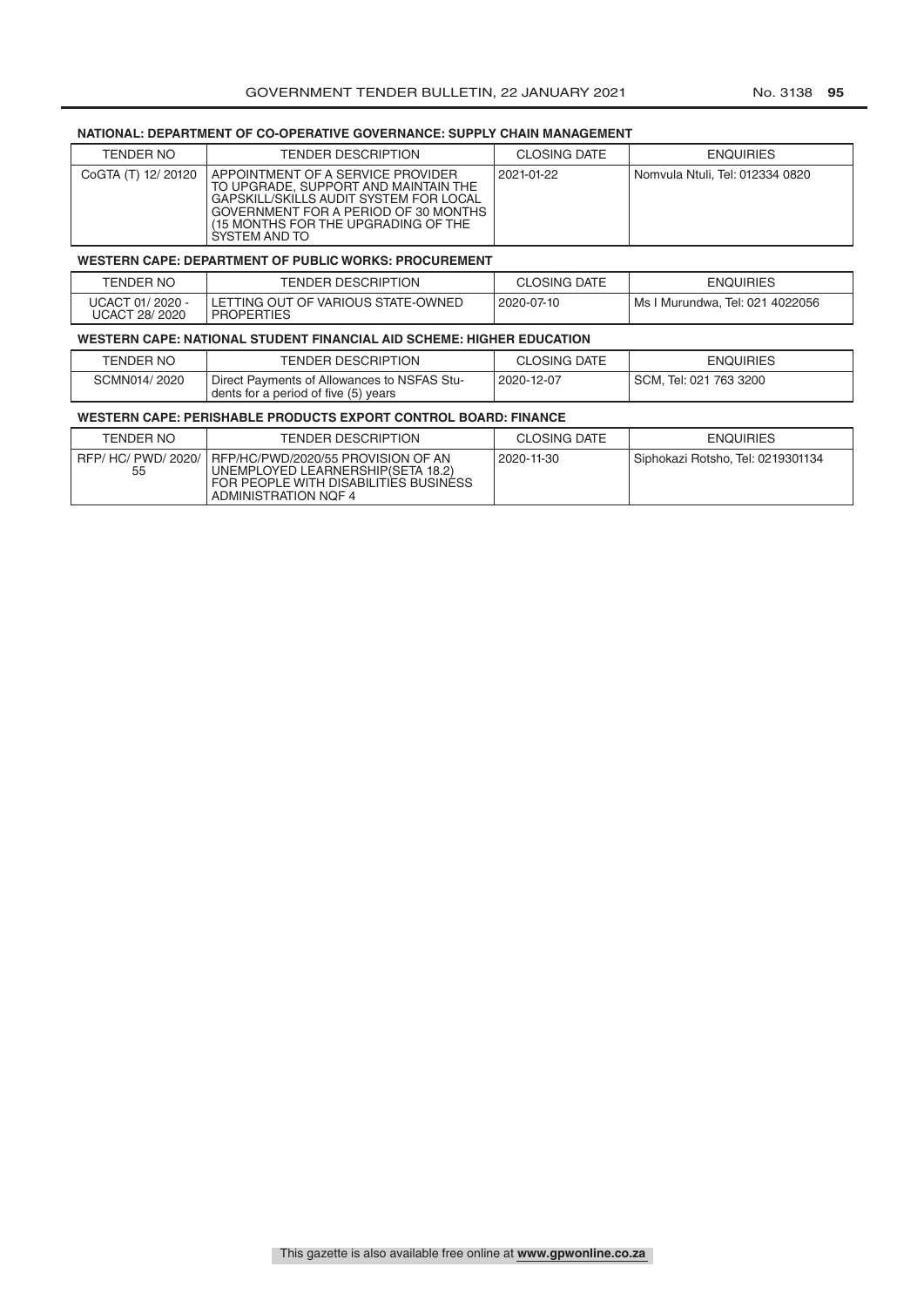**NATIONAL: DEPARTMENT OF CO-OPERATIVE GOVERNANCE: SUPPLY CHAIN MANAGEMENT**

| TENDER NO | TENDER DESCRIPTION | CLOSING DATE | ENQUIRIES |
|---|---|---|---|
| CoGTA (T) 12/ 20120 | APPOINTMENT OF A SERVICE PROVIDER TO UPGRADE, SUPPORT AND MAINTAIN THE GAPSKILL/SKILLS AUDIT SYSTEM FOR LOCAL GOVERNMENT FOR A PERIOD OF 30 MONTHS (15 MONTHS FOR THE UPGRADING OF THE SYSTEM AND TO | 2021-01-22 | Nomvula Ntuli, Tel: 012334 0820 |

**WESTERN CAPE: DEPARTMENT OF PUBLIC WORKS: PROCUREMENT**

| TENDER NO | TENDER DESCRIPTION | CLOSING DATE | ENQUIRIES |
|---|---|---|---|
| UCACT 01/ 2020 - UCACT 28/ 2020 | LETTING OUT OF VARIOUS STATE-OWNED PROPERTIES | 2020-07-10 | Ms I Murundwa, Tel: 021 4022056 |

**WESTERN CAPE: NATIONAL STUDENT FINANCIAL AID SCHEME: HIGHER EDUCATION**

| TENDER NO | TENDER DESCRIPTION | CLOSING DATE | ENQUIRIES |
|---|---|---|---|
| SCMN014/ 2020 | Direct Payments of Allowances to NSFAS Students for a period of five (5) years | 2020-12-07 | SCM, Tel: 021 763 3200 |

**WESTERN CAPE: PERISHABLE PRODUCTS EXPORT CONTROL BOARD: FINANCE**

| TENDER NO | TENDER DESCRIPTION | CLOSING DATE | ENQUIRIES |
|---|---|---|---|
| RFP/ HC/ PWD/ 2020/ 55 | RFP/HC/PWD/2020/55 PROVISION OF AN UNEMPLOYED LEARNERSHIP(SETA 18.2) FOR PEOPLE WITH DISABILITIES BUSINESS ADMINISTRATION NQF 4 | 2020-11-30 | Siphokazi Rotsho, Tel: 0219301134 |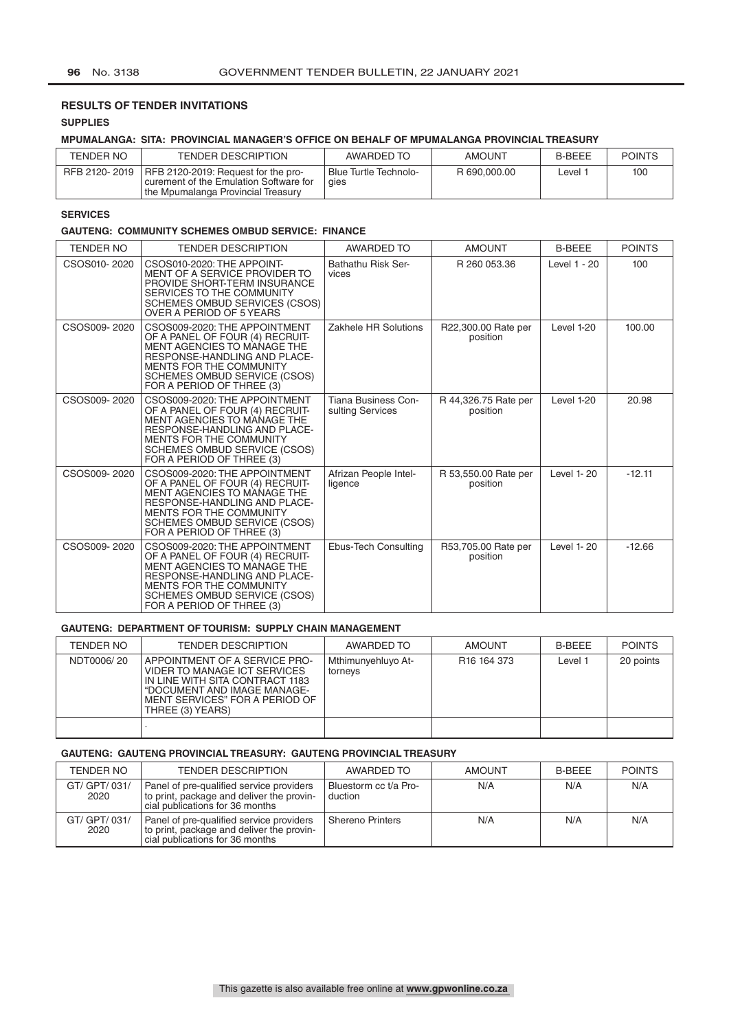## RESULTS OF TENDER INVITATIONS

### SUPPLIES

#### MPUMALANGA: SITA: PROVINCIAL MANAGER'S OFFICE ON BEHALF OF MPUMALANGA PROVINCIAL TREASURY

| TENDER NO | TENDER DESCRIPTION | AWARDED TO | AMOUNT | B-BEEE | POINTS |
|---|---|---|---|---|---|
| RFB 2120- 2019 | RFB 2120-2019: Request for the procurement of the Emulation Software for the Mpumalanga Provincial Treasury | Blue Turtle Technologies | R 690,000.00 | Level 1 | 100 |

### SERVICES

#### GAUTENG: COMMUNITY SCHEMES OMBUD SERVICE: FINANCE

| TENDER NO | TENDER DESCRIPTION | AWARDED TO | AMOUNT | B-BEEE | POINTS |
|---|---|---|---|---|---|
| CSOS010- 2020 | CSOS010-2020: THE APPOINTMENT OF A SERVICE PROVIDER TO PROVIDE SHORT-TERM INSURANCE SERVICES TO THE COMMUNITY SCHEMES OMBUD SERVICES (CSOS) OVER A PERIOD OF 5 YEARS | Bathathu Risk Services | R 260 053.36 | Level 1 - 20 | 100 |
| CSOS009- 2020 | CSOS009-2020: THE APPOINTMENT OF A PANEL OF FOUR (4) RECRUITMENT AGENCIES TO MANAGE THE RESPONSE-HANDLING AND PLACEMENTS FOR THE COMMUNITY SCHEMES OMBUD SERVICE (CSOS) FOR A PERIOD OF THREE (3) | Zakhele HR Solutions | R22,300.00 Rate per position | Level 1-20 | 100.00 |
| CSOS009- 2020 | CSOS009-2020: THE APPOINTMENT OF A PANEL OF FOUR (4) RECRUITMENT AGENCIES TO MANAGE THE RESPONSE-HANDLING AND PLACEMENTS FOR THE COMMUNITY SCHEMES OMBUD SERVICE (CSOS) FOR A PERIOD OF THREE (3) | Tiana Business Consulting Services | R 44,326.75 Rate per position | Level 1-20 | 20.98 |
| CSOS009- 2020 | CSOS009-2020: THE APPOINTMENT OF A PANEL OF FOUR (4) RECRUITMENT AGENCIES TO MANAGE THE RESPONSE-HANDLING AND PLACEMENTS FOR THE COMMUNITY SCHEMES OMBUD SERVICE (CSOS) FOR A PERIOD OF THREE (3) | Afrizan People Intelligence | R 53,550.00 Rate per position | Level 1- 20 | -12.11 |
| CSOS009- 2020 | CSOS009-2020: THE APPOINTMENT OF A PANEL OF FOUR (4) RECRUITMENT AGENCIES TO MANAGE THE RESPONSE-HANDLING AND PLACEMENTS FOR THE COMMUNITY SCHEMES OMBUD SERVICE (CSOS) FOR A PERIOD OF THREE (3) | Ebus-Tech Consulting | R53,705.00 Rate per position | Level 1- 20 | -12.66 |

#### GAUTENG: DEPARTMENT OF TOURISM: SUPPLY CHAIN MANAGEMENT

| TENDER NO | TENDER DESCRIPTION | AWARDED TO | AMOUNT | B-BEEE | POINTS |
|---|---|---|---|---|---|
| NDT0006/ 20 | APPOINTMENT OF A SERVICE PROVIDER TO MANAGE ICT SERVICES IN LINE WITH SITA CONTRACT 1183 "DOCUMENT AND IMAGE MANAGEMENT SERVICES" FOR A PERIOD OF THREE (3) YEARS) | Mthimunyehluyo Attorneys | R16 164 373 | Level 1 | 20 points |
| | . | | | | |

#### GAUTENG: GAUTENG PROVINCIAL TREASURY: GAUTENG PROVINCIAL TREASURY

| TENDER NO | TENDER DESCRIPTION | AWARDED TO | AMOUNT | B-BEEE | POINTS |
|---|---|---|---|---|---|
| GT/ GPT/ 031/ 2020 | Panel of pre-qualified service providers to print, package and deliver the provincial publications for 36 months | Bluestorm cc t/a Production | N/A | N/A | N/A |
| GT/ GPT/ 031/ 2020 | Panel of pre-qualified service providers to print, package and deliver the provincial publications for 36 months | Shereno Printers | N/A | N/A | N/A |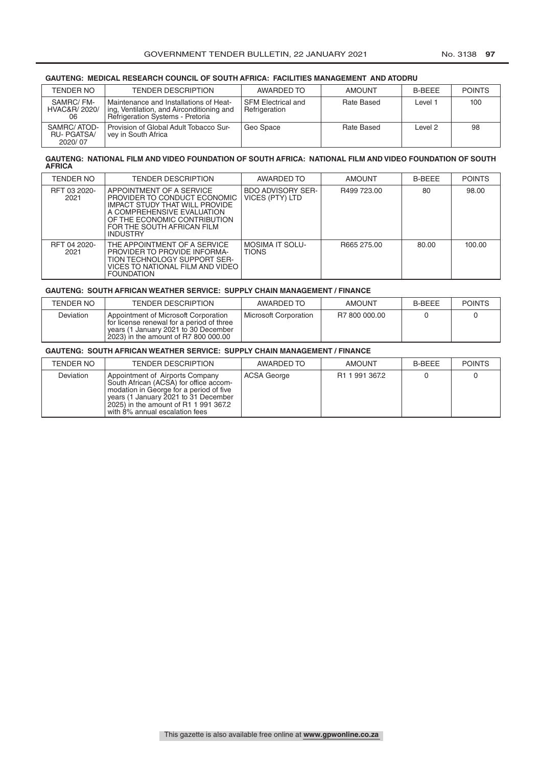**GAUTENG: MEDICAL RESEARCH COUNCIL OF SOUTH AFRICA: FACILITIES MANAGEMENT AND ATODRU**

| TENDER NO | TENDER DESCRIPTION | AWARDED TO | AMOUNT | B-BEEE | POINTS |
|---|---|---|---|---|---|
| SAMRC/ FM-HVAC&R/ 2020/ 06 | Maintenance and Installations of Heating, Ventilation, and Airconditioning and Refrigeration Systems - Pretoria | SFM Electrical and Refrigeration | Rate Based | Level 1 | 100 |
| SAMRC/ ATOD-RU- PGATSA/ 2020/ 07 | Provision of Global Adult Tobacco Survey in South Africa | Geo Space | Rate Based | Level 2 | 98 |

**GAUTENG: NATIONAL FILM AND VIDEO FOUNDATION OF SOUTH AFRICA: NATIONAL FILM AND VIDEO FOUNDATION OF SOUTH AFRICA**

| TENDER NO | TENDER DESCRIPTION | AWARDED TO | AMOUNT | B-BEEE | POINTS |
|---|---|---|---|---|---|
| RFT 03 2020-2021 | APPOINTMENT OF A SERVICE PROVIDER TO CONDUCT ECONOMIC IMPACT STUDY THAT WILL PROVIDE A COMPREHENSIVE EVALUATION OF THE ECONOMIC CONTRIBUTION FOR THE SOUTH AFRICAN FILM INDUSTRY | BDO ADVISORY SERVICES (PTY) LTD | R499 723.00 | 80 | 98.00 |
| RFT 04 2020-2021 | THE APPOINTMENT OF A SERVICE PROVIDER TO PROVIDE INFORMATION TECHNOLOGY SUPPORT SERVICES TO NATIONAL FILM AND VIDEO FOUNDATION | MOSIMA IT SOLUTIONS | R665 275.00 | 80.00 | 100.00 |

**GAUTENG: SOUTH AFRICAN WEATHER SERVICE: SUPPLY CHAIN MANAGEMENT / FINANCE**

| TENDER NO | TENDER DESCRIPTION | AWARDED TO | AMOUNT | B-BEEE | POINTS |
|---|---|---|---|---|---|
| Deviation | Appointment of Microsoft Corporation for license renewal for a period of three years (1 January 2021 to 30 December 2023) in the amount of R7 800 000.00 | Microsoft Corporation | R7 800 000.00 | 0 | 0 |

**GAUTENG: SOUTH AFRICAN WEATHER SERVICE: SUPPLY CHAIN MANAGEMENT / FINANCE**

| TENDER NO | TENDER DESCRIPTION | AWARDED TO | AMOUNT | B-BEEE | POINTS |
|---|---|---|---|---|---|
| Deviation | Appointment of Airports Company South African (ACSA) for office accommodation in George for a period of five years (1 January 2021 to 31 December 2025) in the amount of R1 1 991 367.2 with 8% annual escalation fees | ACSA George | R1 1 991 367.2 | 0 | 0 |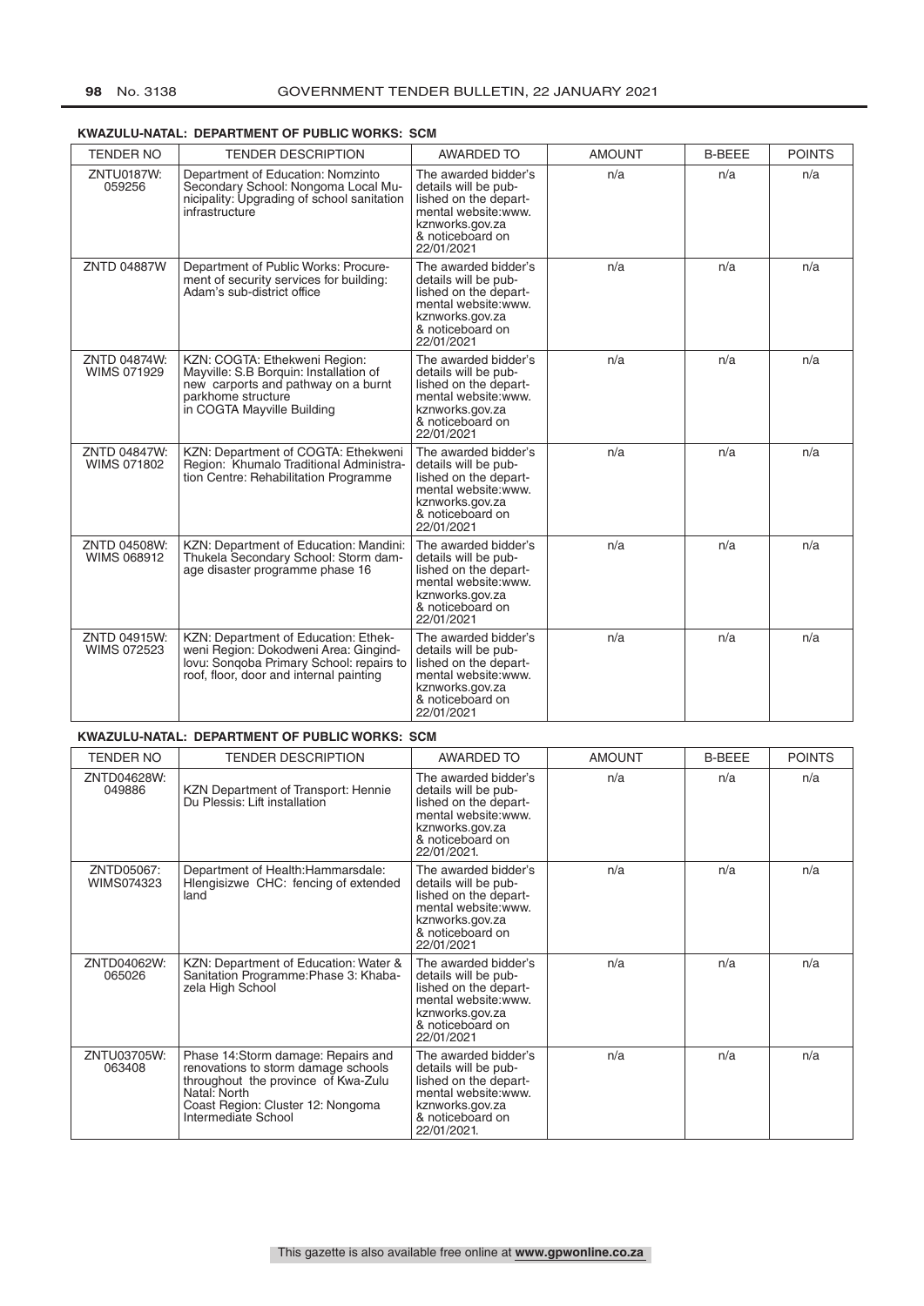**KWAZULU-NATAL: DEPARTMENT OF PUBLIC WORKS: SCM**

| TENDER NO | TENDER DESCRIPTION | AWARDED TO | AMOUNT | B-BEEE | POINTS |
|---|---|---|---|---|---|
| ZNTU0187W: 059256 | Department of Education: Nomzinto Secondary School: Nongoma Local Municipality: Upgrading of school sanitation infrastructure | The awarded bidder's details will be published on the departmental website:www.kznworks.gov.za & noticeboard on 22/01/2021 | n/a | n/a | n/a |
| ZNTD 04887W | Department of Public Works: Procurement of security services for building: Adam's sub-district office | The awarded bidder's details will be published on the departmental website:www.kznworks.gov.za & noticeboard on 22/01/2021 | n/a | n/a | n/a |
| ZNTD 04874W: WIMS 071929 | KZN: COGTA: Ethekweni Region: Mayville: S.B Borquin: Installation of new carports and pathway on a burnt parkhome structure in COGTA Mayville Building | The awarded bidder's details will be published on the departmental website:www.kznworks.gov.za & noticeboard on 22/01/2021 | n/a | n/a | n/a |
| ZNTD 04847W: WIMS 071802 | KZN: Department of COGTA: Ethekweni Region: Khumalo Traditional Administration Centre: Rehabilitation Programme | The awarded bidder's details will be published on the departmental website:www.kznworks.gov.za & noticeboard on 22/01/2021 | n/a | n/a | n/a |
| ZNTD 04508W: WIMS 068912 | KZN: Department of Education: Mandini: Thukela Secondary School: Storm damage disaster programme phase 16 | The awarded bidder's details will be published on the departmental website:www.kznworks.gov.za & noticeboard on 22/01/2021 | n/a | n/a | n/a |
| ZNTD 04915W: WIMS 072523 | KZN: Department of Education: Ethekweni Region: Dokodweni Area: Gingindlovu: Songoba Primary School: repairs to roof, floor, door and internal painting | The awarded bidder's details will be published on the departmental website:www.kznworks.gov.za & noticeboard on 22/01/2021 | n/a | n/a | n/a |

**KWAZULU-NATAL: DEPARTMENT OF PUBLIC WORKS: SCM**

| TENDER NO | TENDER DESCRIPTION | AWARDED TO | AMOUNT | B-BEEE | POINTS |
|---|---|---|---|---|---|
| ZNTD04628W: 049886 | KZN Department of Transport: Hennie Du Plessis: Lift installation | The awarded bidder's details will be published on the departmental website:www.kznworks.gov.za & noticeboard on 22/01/2021. | n/a | n/a | n/a |
| ZNTD05067: WIMS074323 | Department of Health:Hammarsdale: Hlengisizwe CHC: fencing of extended land | The awarded bidder's details will be published on the departmental website:www.kznworks.gov.za & noticeboard on 22/01/2021 | n/a | n/a | n/a |
| ZNTD04062W: 065026 | KZN: Department of Education: Water & Sanitation Programme:Phase 3: Khabazela High School | The awarded bidder's details will be published on the departmental website:www.kznworks.gov.za & noticeboard on 22/01/2021 | n/a | n/a | n/a |
| ZNTU03705W: 063408 | Phase 14:Storm damage: Repairs and renovations to storm damage schools throughout the province of Kwa-Zulu Natal: North Coast Region: Cluster 12: Nongoma Intermediate School | The awarded bidder's details will be published on the departmental website:www.kznworks.gov.za & noticeboard on 22/01/2021. | n/a | n/a | n/a |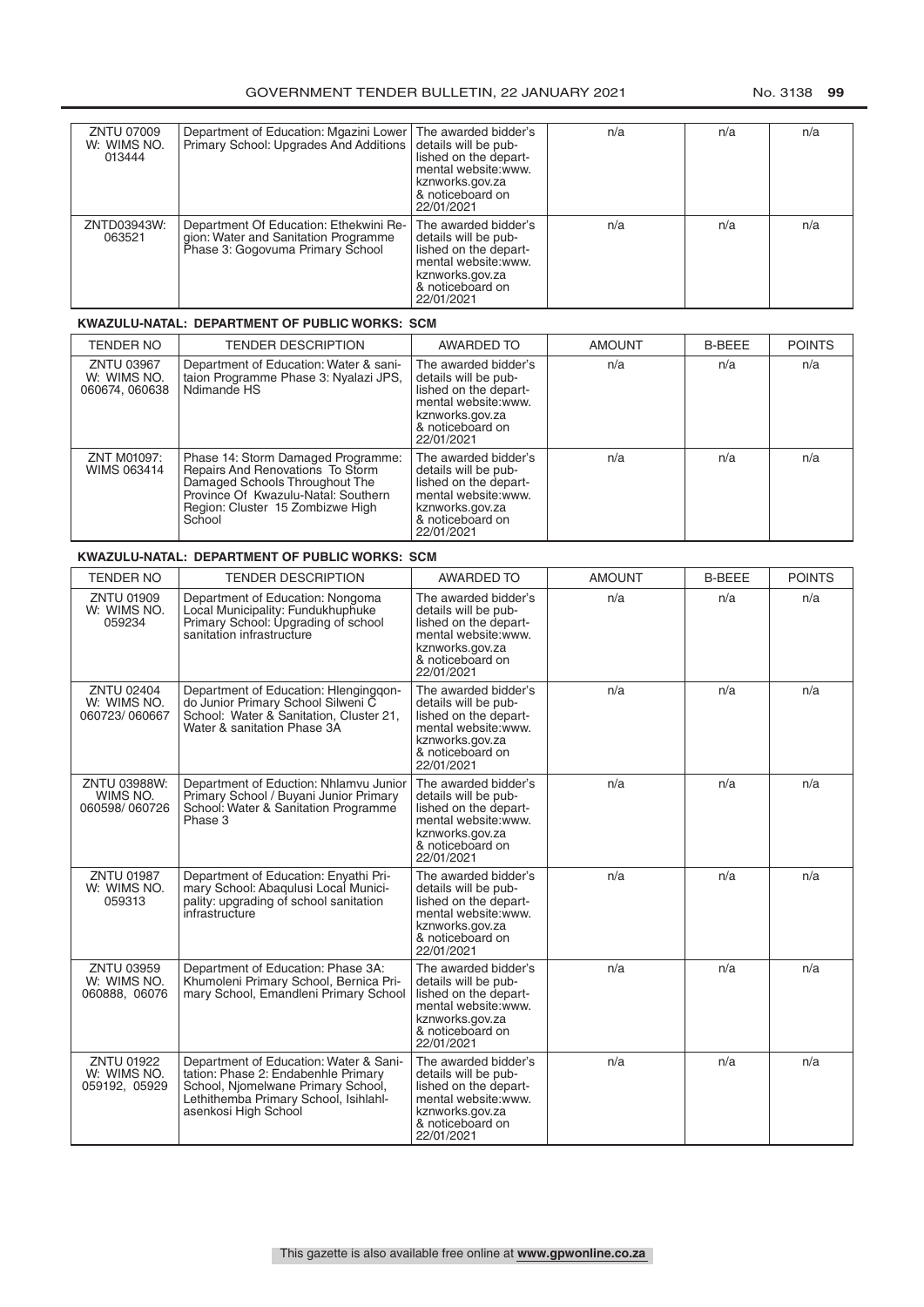| ZNTU 07009 W: WIMS NO. 013444 | Department of Education: Mgazini Lower Primary School: Upgrades And Additions | The awarded bidder's details will be published on the departmental website:www. kznworks.gov.za & noticeboard on 22/01/2021 | n/a | n/a | n/a |
|---|---|---|---|---|---|
| ZNTD03943W: 063521 | Department Of Education: Ethekwini Region: Water and Sanitation Programme Phase 3: Gogovuma Primary School | The awarded bidder's details will be published on the departmental website:www. kznworks.gov.za & noticeboard on 22/01/2021 | n/a | n/a | n/a |

**KWAZULU-NATAL: DEPARTMENT OF PUBLIC WORKS: SCM**

| TENDER NO | TENDER DESCRIPTION | AWARDED TO | AMOUNT | B-BEEE | POINTS |
|---|---|---|---|---|---|
| ZNTU 03967 W: WIMS NO. 060674, 060638 | Department of Education: Water & sanitaion Programme Phase 3: Nyalazi JPS, Ndimande HS | The awarded bidder's details will be published on the departmental website:www. kznworks.gov.za & noticeboard on 22/01/2021 | n/a | n/a | n/a |
| ZNT M01097: WIMS 063414 | Phase 14: Storm Damaged Programme: Repairs And Renovations To Storm Damaged Schools Throughout The Province Of Kwazulu-Natal: Southern Region: Cluster 15 Zombizwe High School | The awarded bidder's details will be published on the departmental website:www. kznworks.gov.za & noticeboard on 22/01/2021 | n/a | n/a | n/a |

**KWAZULU-NATAL: DEPARTMENT OF PUBLIC WORKS: SCM**

| TENDER NO | TENDER DESCRIPTION | AWARDED TO | AMOUNT | B-BEEE | POINTS |
|---|---|---|---|---|---|
| ZNTU 01909 W: WIMS NO. 059234 | Department of Education: Nongoma Local Municipality: Fundukhuphuke Primary School: Upgrading of school sanitation infrastructure | The awarded bidder's details will be published on the departmental website:www. kznworks.gov.za & noticeboard on 22/01/2021 | n/a | n/a | n/a |
| ZNTU 02404 W: WIMS NO. 060723/ 060667 | Department of Education: Hlengingqondo Junior Primary School Silweni C School: Water & Sanitation, Cluster 21, Water & sanitation Phase 3A | The awarded bidder's details will be published on the departmental website:www. kznworks.gov.za & noticeboard on 22/01/2021 | n/a | n/a | n/a |
| ZNTU 03988W: WIMS NO. 060598/ 060726 | Department of Eduction: Nhlamvu Junior Primary School / Buyani Junior Primary School: Water & Sanitation Programme Phase 3 | The awarded bidder's details will be published on the departmental website:www. kznworks.gov.za & noticeboard on 22/01/2021 | n/a | n/a | n/a |
| ZNTU 01987 W: WIMS NO. 059313 | Department of Education: Enyathi Primary School: Abaqulusi Local Municipality: upgrading of school sanitation infrastructure | The awarded bidder's details will be published on the departmental website:www. kznworks.gov.za & noticeboard on 22/01/2021 | n/a | n/a | n/a |
| ZNTU 03959 W: WIMS NO. 060888, 06076 | Department of Education: Phase 3A: Khumoleni Primary School, Bernica Primary School, Emandleni Primary School | The awarded bidder's details will be published on the departmental website:www. kznworks.gov.za & noticeboard on 22/01/2021 | n/a | n/a | n/a |
| ZNTU 01922 W: WIMS NO. 059192, 05929 | Department of Education: Water & Sanitation: Phase 2: Endabenhle Primary School, Njomelwane Primary School, Lethithemba Primary School, Isihlahlasenkosi High School | The awarded bidder's details will be published on the departmental website:www. kznworks.gov.za & noticeboard on 22/01/2021 | n/a | n/a | n/a |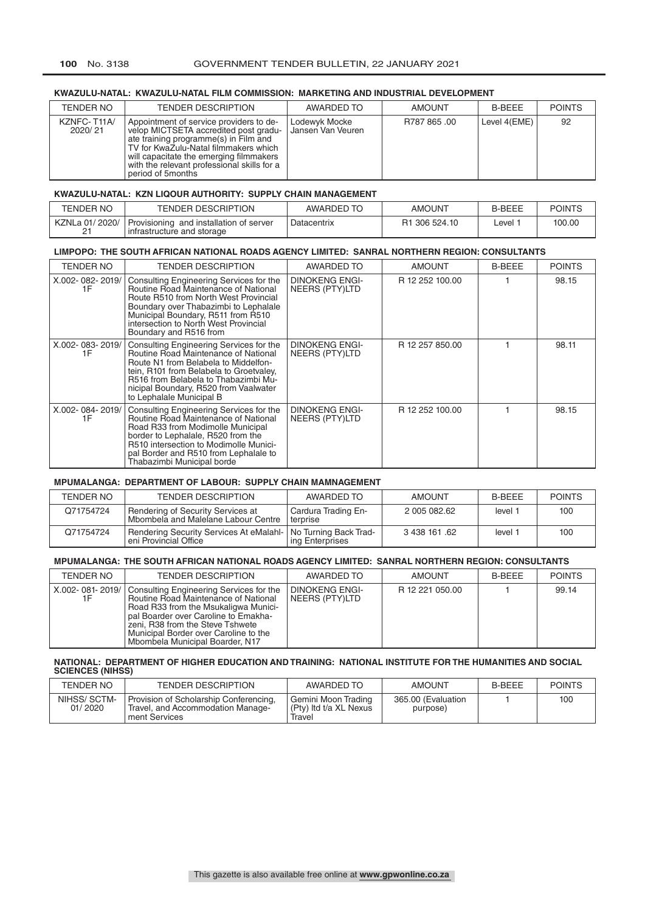### KWAZULU-NATAL: KWAZULU-NATAL FILM COMMISSION: MARKETING AND INDUSTRIAL DEVELOPMENT

| TENDER NO | TENDER DESCRIPTION | AWARDED TO | AMOUNT | B-BEEE | POINTS |
|---|---|---|---|---|---|
| KZNFC- T11A/ 2020/ 21 | Appointment of service providers to develop MICTSETA accredited post graduate training programme(s) in Film and TV for KwaZulu-Natal filmmakers which will capacitate the emerging filmmakers with the relevant professional skills for a period of 5months | Lodewyk Mocke Jansen Van Veuren | R787 865 .00 | Level 4(EME) | 92 |

### KWAZULU-NATAL: KZN LIQOUR AUTHORITY: SUPPLY CHAIN MANAGEMENT

| TENDER NO | TENDER DESCRIPTION | AWARDED TO | AMOUNT | B-BEEE | POINTS |
|---|---|---|---|---|---|
| KZNLa 01/ 2020/ 21 | Provisioning and installation of server infrastructure and storage | Datacentrix | R1 306 524.10 | Level 1 | 100.00 |

### LIMPOPO: THE SOUTH AFRICAN NATIONAL ROADS AGENCY LIMITED: SANRAL NORTHERN REGION: CONSULTANTS

| TENDER NO | TENDER DESCRIPTION | AWARDED TO | AMOUNT | B-BEEE | POINTS |
|---|---|---|---|---|---|
| X.002- 082- 2019/ 1F | Consulting Engineering Services for the Routine Road Maintenance of National Route R510 from North West Provincial Boundary over Thabazimbi to Lephalale Municipal Boundary, R511 from R510 intersection to North West Provincial Boundary and R516 from | DINOKENG ENGINEERS (PTY)LTD | R 12 252 100.00 | 1 | 98.15 |
| X.002- 083- 2019/ 1F | Consulting Engineering Services for the Routine Road Maintenance of National Route N1 from Belabela to Middelfontein, R101 from Belabela to Groetvaley, R516 from Belabela to Thabazimbi Municipal Boundary, R520 from Vaalwater to Lephalale Municipal B | DINOKENG ENGINEERS (PTY)LTD | R 12 257 850.00 | 1 | 98.11 |
| X.002- 084- 2019/ 1F | Consulting Engineering Services for the Routine Road Maintenance of National Road R33 from Modimolle Municipal border to Lephalale, R520 from the R510 intersection to Modimolle Municipal Border and R510 from Lephalale to Thabazimbi Municipal borde | DINOKENG ENGINEERS (PTY)LTD | R 12 252 100.00 | 1 | 98.15 |

### MPUMALANGA: DEPARTMENT OF LABOUR: SUPPLY CHAIN MAMNAGEMENT

| TENDER NO | TENDER DESCRIPTION | AWARDED TO | AMOUNT | B-BEEE | POINTS |
|---|---|---|---|---|---|
| Q71754724 | Rendering of Security Services at Mbombela and Malelane Labour Centre | Cardura Trading Enterprise | 2 005 082.62 | level 1 | 100 |
| Q71754724 | Rendering Security Services At eMalahleni Provincial Office | No Turning Back Trading Enterprises | 3 438 161 .62 | level 1 | 100 |

### MPUMALANGA: THE SOUTH AFRICAN NATIONAL ROADS AGENCY LIMITED: SANRAL NORTHERN REGION: CONSULTANTS

| TENDER NO | TENDER DESCRIPTION | AWARDED TO | AMOUNT | B-BEEE | POINTS |
|---|---|---|---|---|---|
| X.002- 081- 2019/ 1F | Consulting Engineering Services for the Routine Road Maintenance of National Road R33 from the Msukaligwa Municipal Boarder over Caroline to Emakhazeni, R38 from the Steve Tshwete Municipal Border over Caroline to the Mbombela Municipal Boarder, N17 | DINOKENG ENGINEERS (PTY)LTD | R 12 221 050.00 | 1 | 99.14 |

### NATIONAL: DEPARTMENT OF HIGHER EDUCATION AND TRAINING: NATIONAL INSTITUTE FOR THE HUMANITIES AND SOCIAL SCIENCES (NIHSS)

| TENDER NO | TENDER DESCRIPTION | AWARDED TO | AMOUNT | B-BEEE | POINTS |
|---|---|---|---|---|---|
| NIHSS/ SCTM-01/ 2020 | Provision of Scholarship Conferencing, Travel, and Accommodation Management Services | Gemini Moon Trading (Pty) ltd t/a XL Nexus Travel | 365.00 (Evaluation purpose) | 1 | 100 |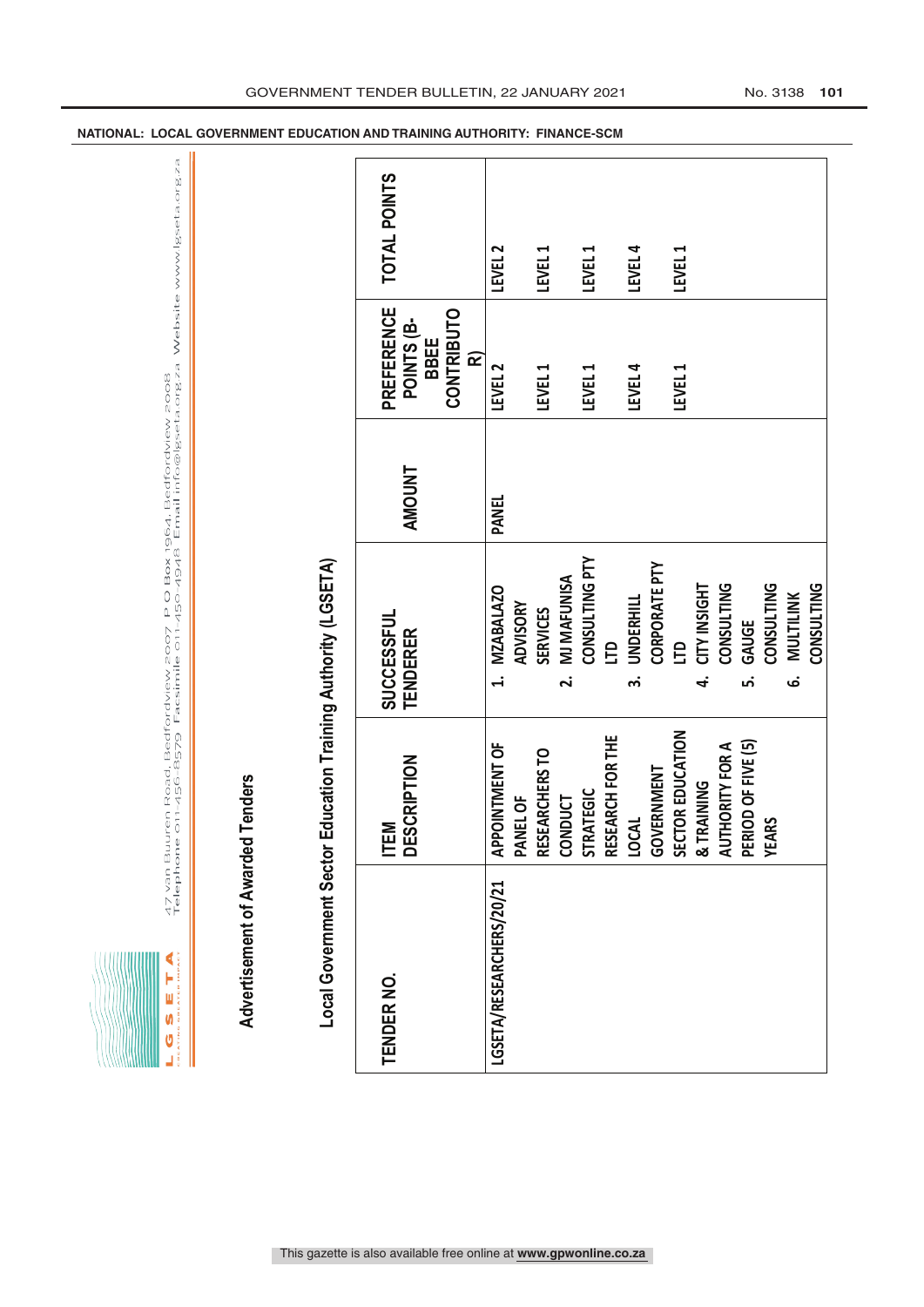NATIONAL: LOCAL GOVERNMENT EDUCATION AND TRAINING AUTHORITY: FINANCE-SCM

LGSETA

47 van Buuren Road, Bedfordview 2007 P O Box 1964, Bedfordview 2008
Telephone 011-456-8579 Facsimile 011-450-4948 Email info@lgseta.org.za Website www.lgseta.org.za

## Advertisement of Awarded Tenders

### Local Government Sector Education Training Authority (LGSETA)

| TENDER NO. | ITEM DESCRIPTION | SUCCESSFUL TENDERER | AMOUNT | PREFERENCE POINTS (B-BBEE CONTRIBUTOR) | TOTAL POINTS |
|---|---|---|---|---|---|
| LGSETA/RESEARCHERS/20/21 | APPOINTMENT OF PANEL OF RESEARCHERS TO CONDUCT STRATEGIC RESEARCH FOR THE LOCAL GOVERNMENT SECTOR EDUCATION & TRAINING AUTHORITY FOR A PERIOD OF FIVE (5) YEARS | 1. MZABALAZO ADVISORY SERVICES | PANEL | LEVEL 2 | LEVEL 2 |
| | | 2. MJ MAFUNISA CONSULTING PTY LTD | | LEVEL 1 | LEVEL 1 |
| | | 3. UNDERHILL CORPORATE PTY LTD | | LEVEL 1 | LEVEL 1 |
| | | 4. CITY INSIGHT CONSULTING | | LEVEL 4 | LEVEL 4 |
| | | 5. GAUGE CONSULTING | | LEVEL 1 | LEVEL 1 |
| | | 6. MULTILINK CONSULTING | | | |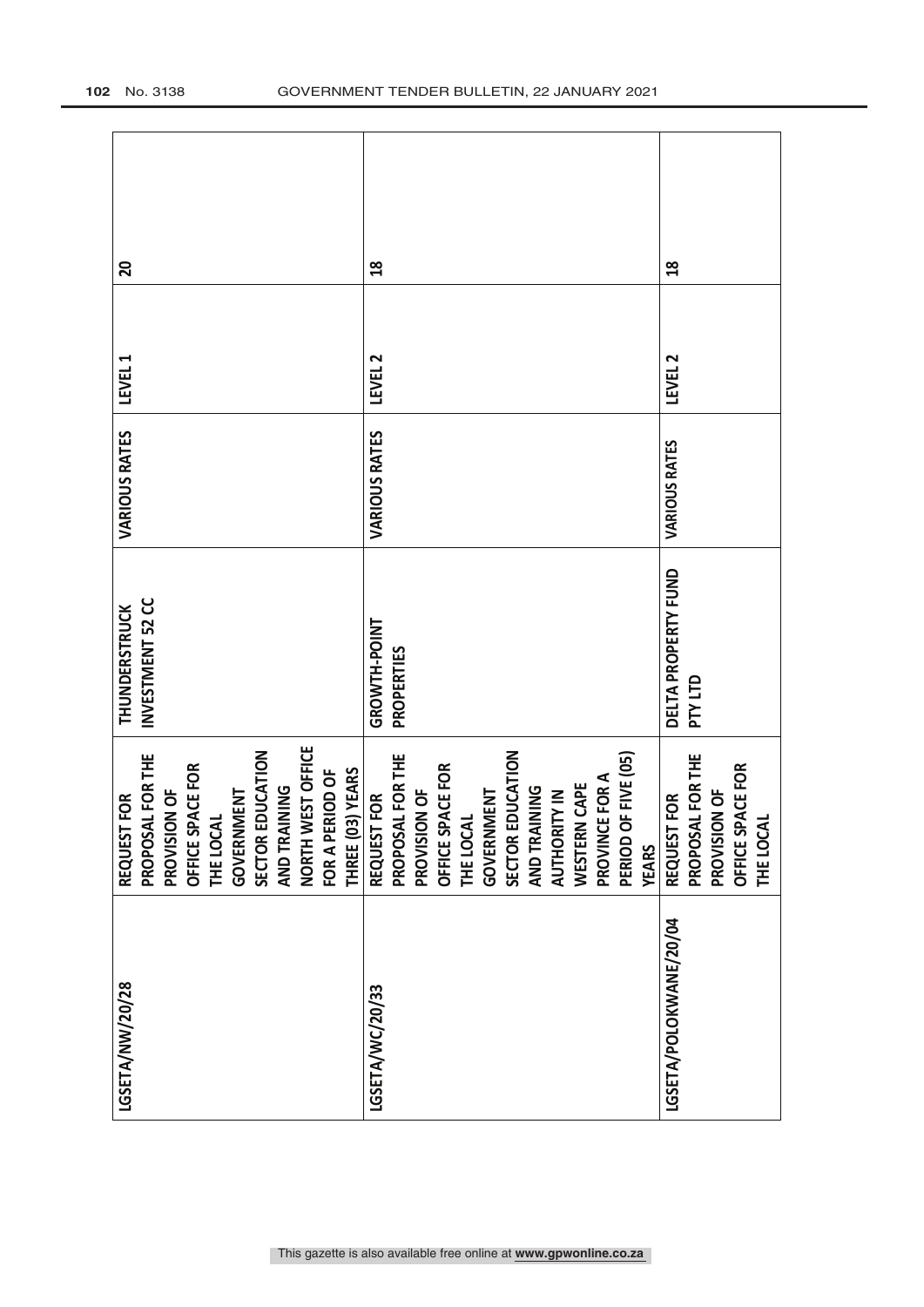| | | | | | |
|---|---|---|---|---|---|
| LGSETA/NW/20/28 | REQUEST FOR PROPOSAL FOR THE PROVISION OF OFFICE SPACE FOR THE LOCAL GOVERNMENT SECTOR EDUCATION AND TRAINING NORTH WEST OFFICE FOR A PERIOD OF THREE (03) YEARS | THUNDERSTRUCK INVESTMENT 52 CC | VARIOUS RATES | LEVEL 1 | 20 |
| LGSETA/WC/20/33 | REQUEST FOR PROPOSAL FOR THE PROVISION OF OFFICE SPACE FOR THE LOCAL GOVERNMENT SECTOR EDUCATION AND TRAINING AUTHORITY IN WESTERN CAPE PROVINCE FOR A PERIOD OF FIVE (05) YEARS | GROWTH-POINT PROPERTIES | VARIOUS RATES | LEVEL 2 | 18 |
| LGSETA/POLOKWANE/20/04 | REQUEST FOR PROPOSAL FOR THE PROVISION OF OFFICE SPACE FOR THE LOCAL | DELTA PROPERTY FUND PTY LTD | VARIOUS RATES | LEVEL 2 | 18 |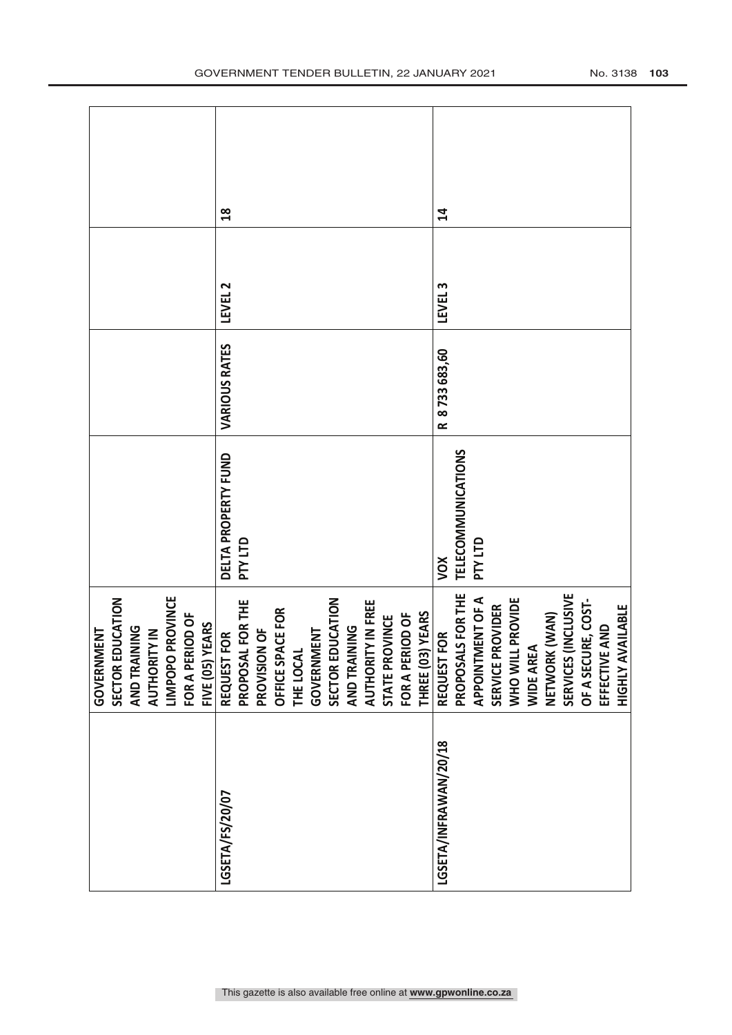|  | GOVERNMENT SECTOR EDUCATION AND TRAINING AUTHORITY IN LIMPOPO PROVINCE FOR A PERIOD OF FIVE (05) YEARS |  |  |  |  |
|---|---|---|---|---|---|
| LGSETA/FS/20/07 | REQUEST FOR PROPOSAL FOR THE PROVISION OF OFFICE SPACE FOR THE LOCAL GOVERNMENT SECTOR EDUCATION AND TRAINING AUTHORITY IN FREE STATE PROVINCE FOR A PERIOD OF THREE (03) YEARS | DELTA PROPERTY FUND PTY LTD | VARIOUS RATES | LEVEL 2 | 18 |
| LGSETA/INFRAWAN/20/18 | REQUEST FOR PROPOSALS FOR THE APPOINTMENT OF A SERVICE PROVIDER WHO WILL PROVIDE WIDE AREA NETWORK (WAN) SERVICES (INCLUSIVE OF A SECURE, COST-EFFECTIVE AND HIGHLY AVAILABLE | VOX TELECOMMUNICATIONS PTY LTD | R 8 733 683,60 | LEVEL 3 | 14 |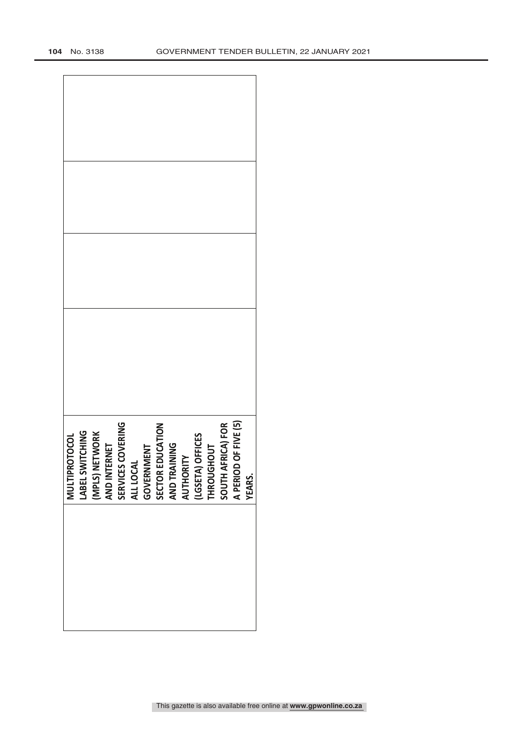|  |  |  |  |  |  |
|---|---|---|---|---|---|
|  |  |  |  | MULTIPROTOCOL LABEL SWITCHING (MPLS) NETWORK AND INTERNET SERVICES COVERING ALL LOCAL GOVERNMENT SECTOR EDUCATION AND TRAINING AUTHORITY (LGSETA) OFFICES THROUGHOUT SOUTH AFRICA) FOR A PERIOD OF FIVE (5) YEARS. |  |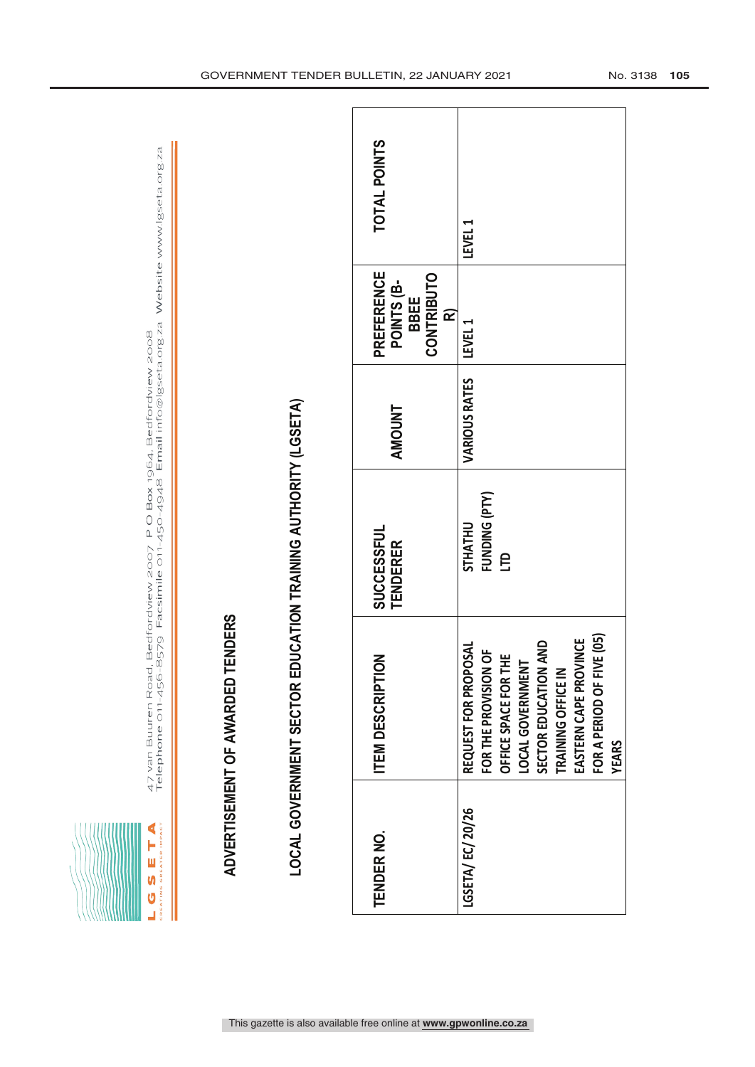**LGSETA**
CREATING GREATER IMPACT

47 van Buuren Road, Bedfordview 2007 P O Box 1964, Bedfordview 2008
Telephone 011-456-8579 Facsimile 011-450-4948 Email info@lgseta.org.za Website www.lgseta.org.za

## ADVERTISEMENT OF AWARDED TENDERS

## LOCAL GOVERNMENT SECTOR EDUCATION TRAINING AUTHORITY (LGSETA)

| TENDER NO. | ITEM DESCRIPTION | SUCCESSFUL TENDERER | AMOUNT | PREFERENCE POINTS (B-BBEE CONTRIBUTOR) | TOTAL POINTS |
|---|---|---|---|---|---|
| LGSETA/ EC/ 20/26 | REQUEST FOR PROPOSAL FOR THE PROVISION OF OFFICE SPACE FOR THE LOCAL GOVERNMENT SECTOR EDUCATION AND TRAINING OFFICE IN EASTERN CAPE PROVINCE FOR A PERIOD OF FIVE (05) YEARS | STHATHU FUNDING (PTY) LTD | VARIOUS RATES | LEVEL 1 | LEVEL 1 |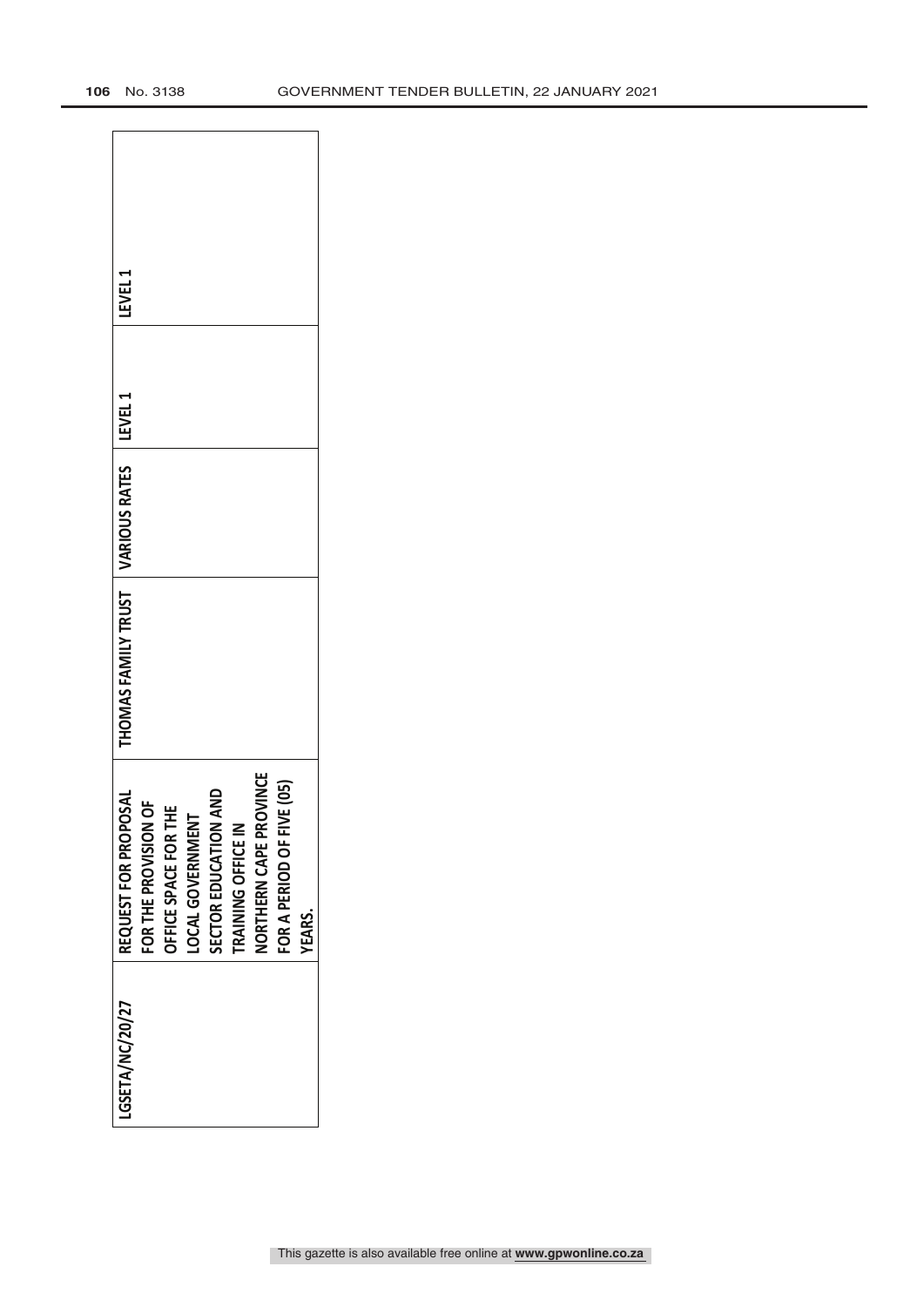| LGSETA/NC/20/27 | REQUEST FOR PROPOSAL FOR THE PROVISION OF OFFICE SPACE FOR THE LOCAL GOVERNMENT SECTOR EDUCATION AND TRAINING OFFICE IN NORTHERN CAPE PROVINCE FOR A PERIOD OF FIVE (05) YEARS. | THOMAS FAMILY TRUST | VARIOUS RATES | LEVEL 1 | LEVEL 1 |
|---|---|---|---|---|---|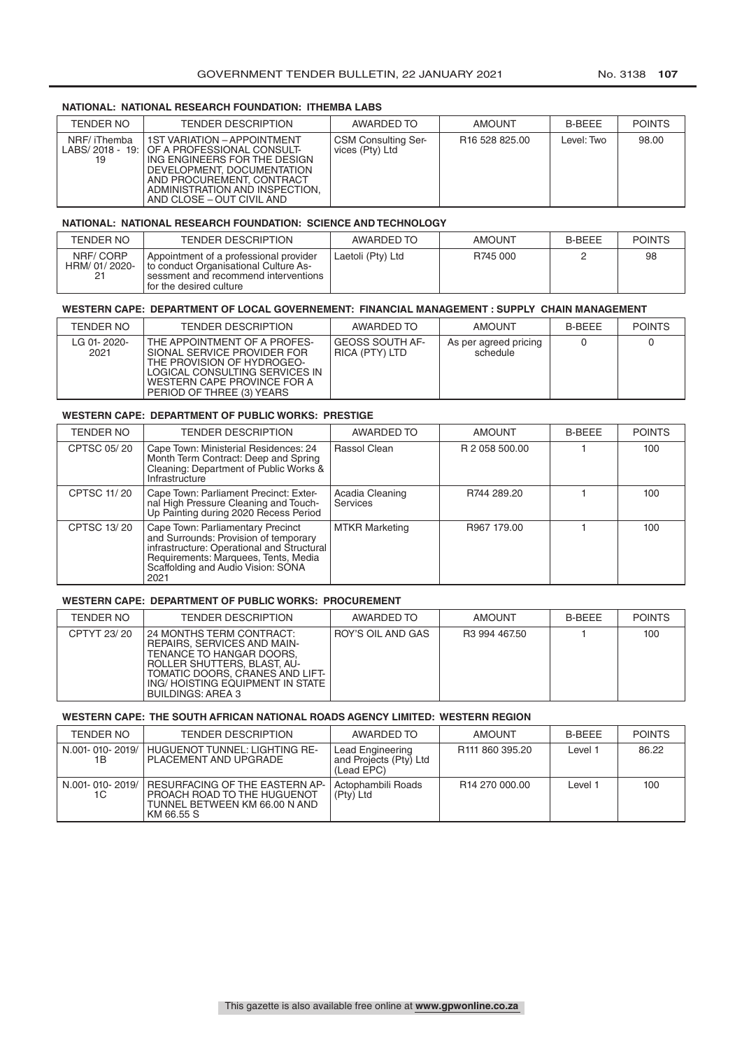**NATIONAL: NATIONAL RESEARCH FOUNDATION: ITHEMBA LABS**

| TENDER NO | TENDER DESCRIPTION | AWARDED TO | AMOUNT | B-BEEE | POINTS |
|---|---|---|---|---|---|
| NRF/ iThemba LABS/ 2018 - 19: 19 | 1ST VARIATION – APPOINTMENT OF A PROFESSIONAL CONSULTING ENGINEERS FOR THE DESIGN DEVELOPMENT, DOCUMENTATION AND PROCUREMENT, CONTRACT ADMINISTRATION AND INSPECTION, AND CLOSE – OUT CIVIL AND | CSM Consulting Services (Pty) Ltd | R16 528 825.00 | Level: Two | 98.00 |

**NATIONAL: NATIONAL RESEARCH FOUNDATION: SCIENCE AND TECHNOLOGY**

| TENDER NO | TENDER DESCRIPTION | AWARDED TO | AMOUNT | B-BEEE | POINTS |
|---|---|---|---|---|---|
| NRF/ CORP HRM/ 01/ 2020-21 | Appointment of a professional provider to conduct Organisational Culture Assessment and recommend interventions for the desired culture | Laetoli (Pty) Ltd | R745 000 | 2 | 98 |

**WESTERN CAPE: DEPARTMENT OF LOCAL GOVERNEMENT: FINANCIAL MANAGEMENT : SUPPLY CHAIN MANAGEMENT**

| TENDER NO | TENDER DESCRIPTION | AWARDED TO | AMOUNT | B-BEEE | POINTS |
|---|---|---|---|---|---|
| LG 01- 2020-2021 | THE APPOINTMENT OF A PROFESSIONAL SERVICE PROVIDER FOR THE PROVISION OF HYDROGEOLOGICAL CONSULTING SERVICES IN WESTERN CAPE PROVINCE FOR A PERIOD OF THREE (3) YEARS | GEOSS SOUTH AFRICA (PTY) LTD | As per agreed pricing schedule | 0 | 0 |

**WESTERN CAPE: DEPARTMENT OF PUBLIC WORKS: PRESTIGE**

| TENDER NO | TENDER DESCRIPTION | AWARDED TO | AMOUNT | B-BEEE | POINTS |
|---|---|---|---|---|---|
| CPTSC 05/ 20 | Cape Town: Ministerial Residences: 24 Month Term Contract: Deep and Spring Cleaning: Department of Public Works & Infrastructure | Rassol Clean | R 2 058 500.00 | 1 | 100 |
| CPTSC 11/ 20 | Cape Town: Parliament Precinct: External High Pressure Cleaning and Touch-Up Painting during 2020 Recess Period | Acadia Cleaning Services | R744 289.20 | 1 | 100 |
| CPTSC 13/ 20 | Cape Town: Parliamentary Precinct and Surrounds: Provision of temporary infrastructure: Operational and Structural Requirements: Marquees, Tents, Media Scaffolding and Audio Vision: SONA 2021 | MTKR Marketing | R967 179.00 | 1 | 100 |

**WESTERN CAPE: DEPARTMENT OF PUBLIC WORKS: PROCUREMENT**

| TENDER NO | TENDER DESCRIPTION | AWARDED TO | AMOUNT | B-BEEE | POINTS |
|---|---|---|---|---|---|
| CPTYT 23/ 20 | 24 MONTHS TERM CONTRACT: REPAIRS, SERVICES AND MAINTENANCE TO HANGAR DOORS, ROLLER SHUTTERS, BLAST, AUTOMATIC DOORS, CRANES AND LIFTING/ HOISTING EQUIPMENT IN STATE BUILDINGS: AREA 3 | ROY'S OIL AND GAS | R3 994 467.50 | 1 | 100 |

**WESTERN CAPE: THE SOUTH AFRICAN NATIONAL ROADS AGENCY LIMITED: WESTERN REGION**

| TENDER NO | TENDER DESCRIPTION | AWARDED TO | AMOUNT | B-BEEE | POINTS |
|---|---|---|---|---|---|
| N.001- 010- 2019/ 1B | HUGUENOT TUNNEL: LIGHTING REPLACEMENT AND UPGRADE | Lead Engineering and Projects (Pty) Ltd (Lead EPC) | R111 860 395.20 | Level 1 | 86.22 |
| N.001- 010- 2019/ 1C | RESURFACING OF THE EASTERN APPROACH ROAD TO THE HUGUENOT TUNNEL BETWEEN KM 66.00 N AND KM 66.55 S | Actophambili Roads (Pty) Ltd | R14 270 000.00 | Level 1 | 100 |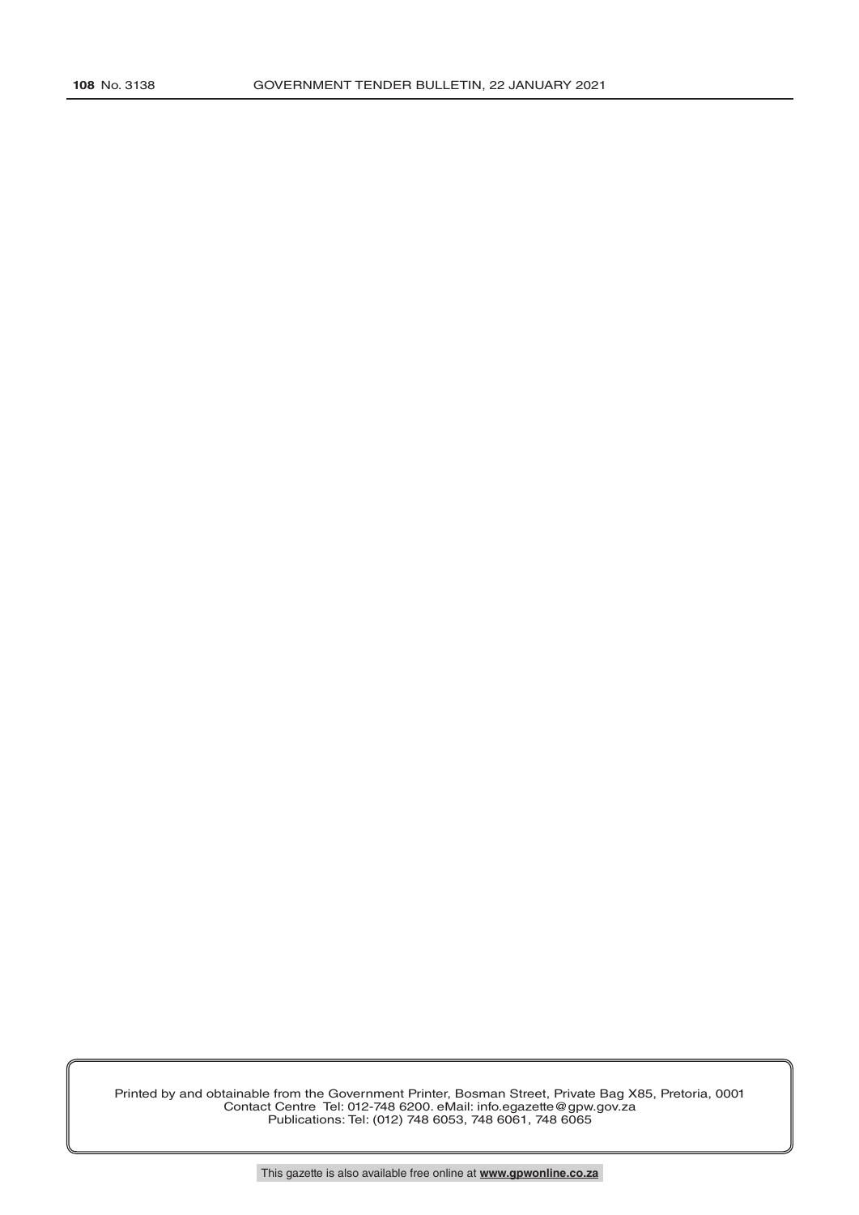Printed by and obtainable from the Government Printer, Bosman Street, Private Bag X85, Pretoria, 0001
Contact Centre Tel: 012-748 6200. eMail: info.egazette@gpw.gov.za
Publications: Tel: (012) 748 6053, 748 6061, 748 6065

This gazette is also available free online at **www.gpwonline.co.za**